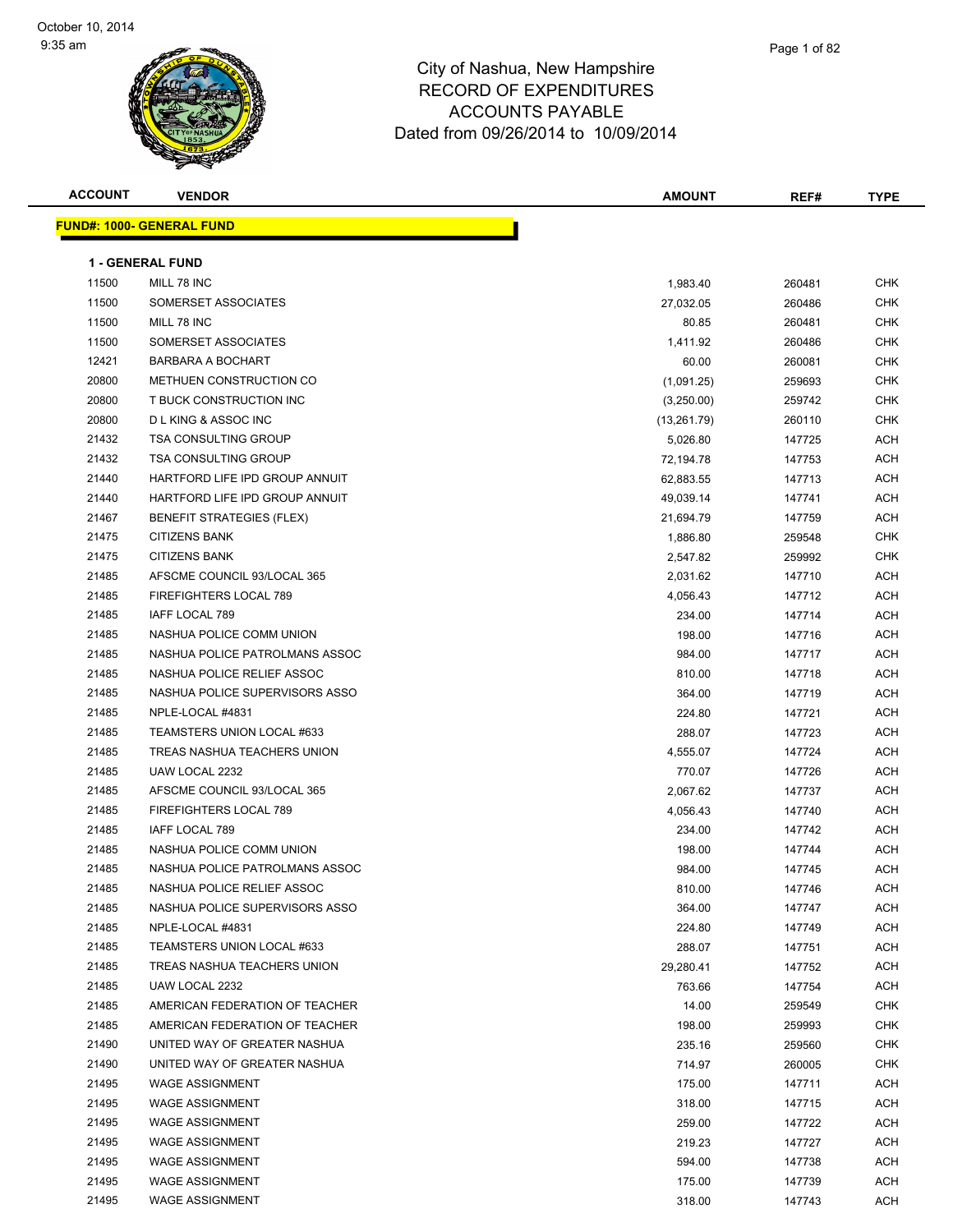# City of Nashua, New Hampshire
## RECORD OF EXPENDITURES
## ACCOUNTS PAYABLE
### Dated from 09/26/2014 to 10/09/2014

October 10, 2014
9:35 am

**FUND#: 1000- GENERAL FUND**

**1 - GENERAL FUND**

| ACCOUNT | VENDOR | AMOUNT | REF# | TYPE |
|---|---|---|---|---|
| 11500 | MILL 78 INC | 1,983.40 | 260481 | CHK |
| 11500 | SOMERSET ASSOCIATES | 27,032.05 | 260486 | CHK |
| 11500 | MILL 78 INC | 80.85 | 260481 | CHK |
| 11500 | SOMERSET ASSOCIATES | 1,411.92 | 260486 | CHK |
| 12421 | BARBARA A BOCHART | 60.00 | 260081 | CHK |
| 20800 | METHUEN CONSTRUCTION CO | (1,091.25) | 259693 | CHK |
| 20800 | T BUCK CONSTRUCTION INC | (3,250.00) | 259742 | CHK |
| 20800 | D L KING & ASSOC INC | (13,261.79) | 260110 | CHK |
| 21432 | TSA CONSULTING GROUP | 5,026.80 | 147725 | ACH |
| 21432 | TSA CONSULTING GROUP | 72,194.78 | 147753 | ACH |
| 21440 | HARTFORD LIFE IPD GROUP ANNUIT | 62,883.55 | 147713 | ACH |
| 21440 | HARTFORD LIFE IPD GROUP ANNUIT | 49,039.14 | 147741 | ACH |
| 21467 | BENEFIT STRATEGIES (FLEX) | 21,694.79 | 147759 | ACH |
| 21475 | CITIZENS BANK | 1,886.80 | 259548 | CHK |
| 21475 | CITIZENS BANK | 2,547.82 | 259992 | CHK |
| 21485 | AFSCME COUNCIL 93/LOCAL 365 | 2,031.62 | 147710 | ACH |
| 21485 | FIREFIGHTERS LOCAL 789 | 4,056.43 | 147712 | ACH |
| 21485 | IAFF LOCAL 789 | 234.00 | 147714 | ACH |
| 21485 | NASHUA POLICE COMM UNION | 198.00 | 147716 | ACH |
| 21485 | NASHUA POLICE PATROLMANS ASSOC | 984.00 | 147717 | ACH |
| 21485 | NASHUA POLICE RELIEF ASSOC | 810.00 | 147718 | ACH |
| 21485 | NASHUA POLICE SUPERVISORS ASSO | 364.00 | 147719 | ACH |
| 21485 | NPLE-LOCAL #4831 | 224.80 | 147721 | ACH |
| 21485 | TEAMSTERS UNION LOCAL #633 | 288.07 | 147723 | ACH |
| 21485 | TREAS NASHUA TEACHERS UNION | 4,555.07 | 147724 | ACH |
| 21485 | UAW LOCAL 2232 | 770.07 | 147726 | ACH |
| 21485 | AFSCME COUNCIL 93/LOCAL 365 | 2,067.62 | 147737 | ACH |
| 21485 | FIREFIGHTERS LOCAL 789 | 4,056.43 | 147740 | ACH |
| 21485 | IAFF LOCAL 789 | 234.00 | 147742 | ACH |
| 21485 | NASHUA POLICE COMM UNION | 198.00 | 147744 | ACH |
| 21485 | NASHUA POLICE PATROLMANS ASSOC | 984.00 | 147745 | ACH |
| 21485 | NASHUA POLICE RELIEF ASSOC | 810.00 | 147746 | ACH |
| 21485 | NASHUA POLICE SUPERVISORS ASSO | 364.00 | 147747 | ACH |
| 21485 | NPLE-LOCAL #4831 | 224.80 | 147749 | ACH |
| 21485 | TEAMSTERS UNION LOCAL #633 | 288.07 | 147751 | ACH |
| 21485 | TREAS NASHUA TEACHERS UNION | 29,280.41 | 147752 | ACH |
| 21485 | UAW LOCAL 2232 | 763.66 | 147754 | ACH |
| 21485 | AMERICAN FEDERATION OF TEACHER | 14.00 | 259549 | CHK |
| 21485 | AMERICAN FEDERATION OF TEACHER | 198.00 | 259993 | CHK |
| 21490 | UNITED WAY OF GREATER NASHUA | 235.16 | 259560 | CHK |
| 21490 | UNITED WAY OF GREATER NASHUA | 714.97 | 260005 | CHK |
| 21495 | WAGE ASSIGNMENT | 175.00 | 147711 | ACH |
| 21495 | WAGE ASSIGNMENT | 318.00 | 147715 | ACH |
| 21495 | WAGE ASSIGNMENT | 259.00 | 147722 | ACH |
| 21495 | WAGE ASSIGNMENT | 219.23 | 147727 | ACH |
| 21495 | WAGE ASSIGNMENT | 594.00 | 147738 | ACH |
| 21495 | WAGE ASSIGNMENT | 175.00 | 147739 | ACH |
| 21495 | WAGE ASSIGNMENT | 318.00 | 147743 | ACH |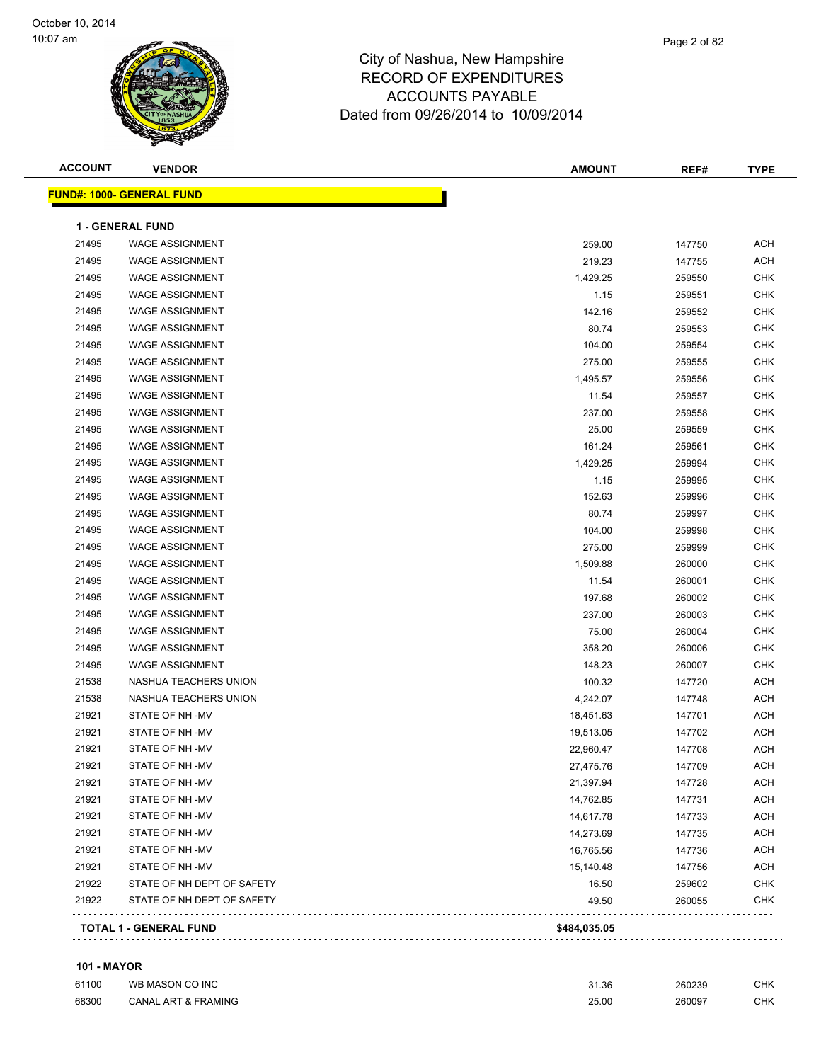City of Nashua, New Hampshire
RECORD OF EXPENDITURES
ACCOUNTS PAYABLE
Dated from 09/26/2014 to 10/09/2014

| ACCOUNT | VENDOR | AMOUNT | REF# | TYPE |
|---|---|---|---|---|
| **FUND#: 1000- GENERAL FUND** | | | | |
| **1 - GENERAL FUND** | | | | |
| 21495 | WAGE ASSIGNMENT | 259.00 | 147750 | ACH |
| 21495 | WAGE ASSIGNMENT | 219.23 | 147755 | ACH |
| 21495 | WAGE ASSIGNMENT | 1,429.25 | 259550 | CHK |
| 21495 | WAGE ASSIGNMENT | 1.15 | 259551 | CHK |
| 21495 | WAGE ASSIGNMENT | 142.16 | 259552 | CHK |
| 21495 | WAGE ASSIGNMENT | 80.74 | 259553 | CHK |
| 21495 | WAGE ASSIGNMENT | 104.00 | 259554 | CHK |
| 21495 | WAGE ASSIGNMENT | 275.00 | 259555 | CHK |
| 21495 | WAGE ASSIGNMENT | 1,495.57 | 259556 | CHK |
| 21495 | WAGE ASSIGNMENT | 11.54 | 259557 | CHK |
| 21495 | WAGE ASSIGNMENT | 237.00 | 259558 | CHK |
| 21495 | WAGE ASSIGNMENT | 25.00 | 259559 | CHK |
| 21495 | WAGE ASSIGNMENT | 161.24 | 259561 | CHK |
| 21495 | WAGE ASSIGNMENT | 1,429.25 | 259994 | CHK |
| 21495 | WAGE ASSIGNMENT | 1.15 | 259995 | CHK |
| 21495 | WAGE ASSIGNMENT | 152.63 | 259996 | CHK |
| 21495 | WAGE ASSIGNMENT | 80.74 | 259997 | CHK |
| 21495 | WAGE ASSIGNMENT | 104.00 | 259998 | CHK |
| 21495 | WAGE ASSIGNMENT | 275.00 | 259999 | CHK |
| 21495 | WAGE ASSIGNMENT | 1,509.88 | 260000 | CHK |
| 21495 | WAGE ASSIGNMENT | 11.54 | 260001 | CHK |
| 21495 | WAGE ASSIGNMENT | 197.68 | 260002 | CHK |
| 21495 | WAGE ASSIGNMENT | 237.00 | 260003 | CHK |
| 21495 | WAGE ASSIGNMENT | 75.00 | 260004 | CHK |
| 21495 | WAGE ASSIGNMENT | 358.20 | 260006 | CHK |
| 21495 | WAGE ASSIGNMENT | 148.23 | 260007 | CHK |
| 21538 | NASHUA TEACHERS UNION | 100.32 | 147720 | ACH |
| 21538 | NASHUA TEACHERS UNION | 4,242.07 | 147748 | ACH |
| 21921 | STATE OF NH -MV | 18,451.63 | 147701 | ACH |
| 21921 | STATE OF NH -MV | 19,513.05 | 147702 | ACH |
| 21921 | STATE OF NH -MV | 22,960.47 | 147708 | ACH |
| 21921 | STATE OF NH -MV | 27,475.76 | 147709 | ACH |
| 21921 | STATE OF NH -MV | 21,397.94 | 147728 | ACH |
| 21921 | STATE OF NH -MV | 14,762.85 | 147731 | ACH |
| 21921 | STATE OF NH -MV | 14,617.78 | 147733 | ACH |
| 21921 | STATE OF NH -MV | 14,273.69 | 147735 | ACH |
| 21921 | STATE OF NH -MV | 16,765.56 | 147736 | ACH |
| 21921 | STATE OF NH -MV | 15,140.48 | 147756 | ACH |
| 21922 | STATE OF NH DEPT OF SAFETY | 16.50 | 259602 | CHK |
| 21922 | STATE OF NH DEPT OF SAFETY | 49.50 | 260055 | CHK |
| **TOTAL 1 - GENERAL FUND** | | **$484,035.05** | | |
| **101 - MAYOR** | | | | |
| 61100 | WB MASON CO INC | 31.36 | 260239 | CHK |
| 68300 | CANAL ART & FRAMING | 25.00 | 260097 | CHK |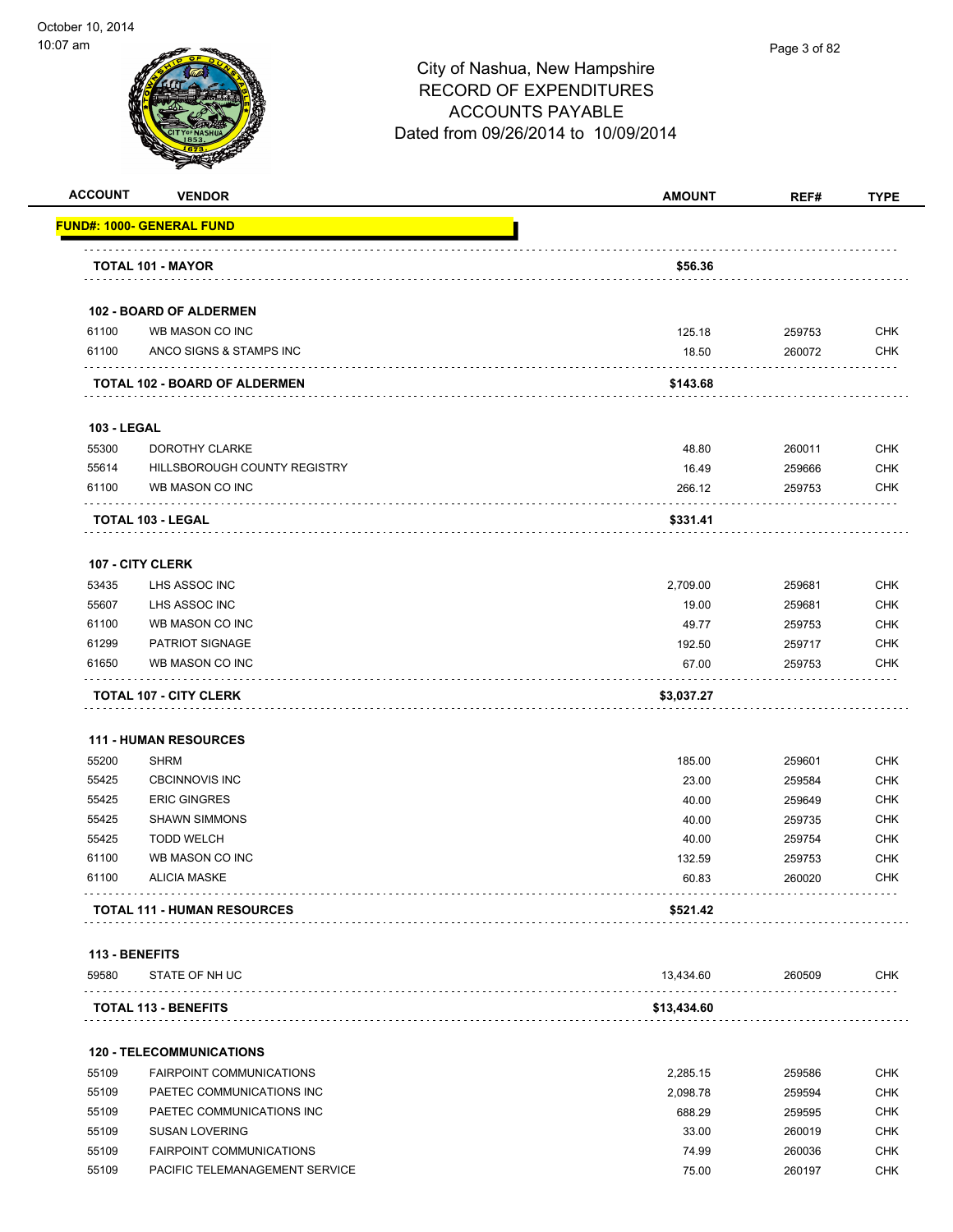# City of Nashua, New Hampshire
## RECORD OF EXPENDITURES
## ACCOUNTS PAYABLE
## Dated from 09/26/2014 to 10/09/2014

| ACCOUNT | VENDOR | AMOUNT | REF# | TYPE |
|---|---|---|---|---|
| **FUND#: 1000- GENERAL FUND** | | | | |
| | **TOTAL 101 - MAYOR** | **$56.36** | | |
| **102 - BOARD OF ALDERMEN** | | | | |
| 61100 | WB MASON CO INC | 125.18 | 259753 | CHK |
| 61100 | ANCO SIGNS & STAMPS INC | 18.50 | 260072 | CHK |
| | **TOTAL 102 - BOARD OF ALDERMEN** | **$143.68** | | |
| **103 - LEGAL** | | | | |
| 55300 | DOROTHY CLARKE | 48.80 | 260011 | CHK |
| 55614 | HILLSBOROUGH COUNTY REGISTRY | 16.49 | 259666 | CHK |
| 61100 | WB MASON CO INC | 266.12 | 259753 | CHK |
| | **TOTAL 103 - LEGAL** | **$331.41** | | |
| **107 - CITY CLERK** | | | | |
| 53435 | LHS ASSOC INC | 2,709.00 | 259681 | CHK |
| 55607 | LHS ASSOC INC | 19.00 | 259681 | CHK |
| 61100 | WB MASON CO INC | 49.77 | 259753 | CHK |
| 61299 | PATRIOT SIGNAGE | 192.50 | 259717 | CHK |
| 61650 | WB MASON CO INC | 67.00 | 259753 | CHK |
| | **TOTAL 107 - CITY CLERK** | **$3,037.27** | | |
| **111 - HUMAN RESOURCES** | | | | |
| 55200 | SHRM | 185.00 | 259601 | CHK |
| 55425 | CBCINNOVIS INC | 23.00 | 259584 | CHK |
| 55425 | ERIC GINGRES | 40.00 | 259649 | CHK |
| 55425 | SHAWN SIMMONS | 40.00 | 259735 | CHK |
| 55425 | TODD WELCH | 40.00 | 259754 | CHK |
| 61100 | WB MASON CO INC | 132.59 | 259753 | CHK |
| 61100 | ALICIA MASKE | 60.83 | 260020 | CHK |
| | **TOTAL 111 - HUMAN RESOURCES** | **$521.42** | | |
| **113 - BENEFITS** | | | | |
| 59580 | STATE OF NH UC | 13,434.60 | 260509 | CHK |
| | **TOTAL 113 - BENEFITS** | **$13,434.60** | | |
| **120 - TELECOMMUNICATIONS** | | | | |
| 55109 | FAIRPOINT COMMUNICATIONS | 2,285.15 | 259586 | CHK |
| 55109 | PAETEC COMMUNICATIONS INC | 2,098.78 | 259594 | CHK |
| 55109 | PAETEC COMMUNICATIONS INC | 688.29 | 259595 | CHK |
| 55109 | SUSAN LOVERING | 33.00 | 260019 | CHK |
| 55109 | FAIRPOINT COMMUNICATIONS | 74.99 | 260036 | CHK |
| 55109 | PACIFIC TELEMANAGEMENT SERVICE | 75.00 | 260197 | CHK |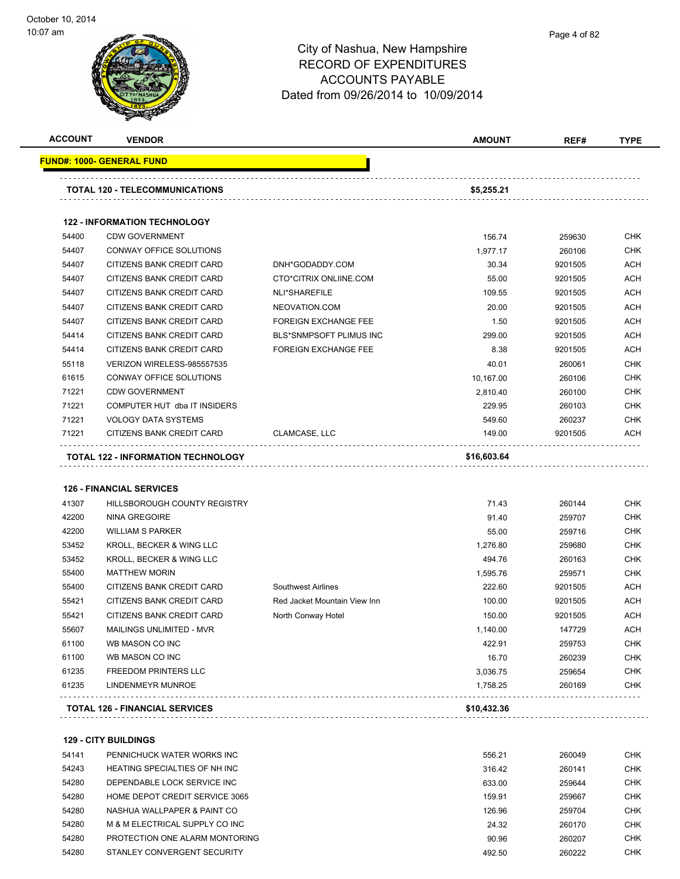# City of Nashua, New Hampshire
## RECORD OF EXPENDITURES
## ACCOUNTS PAYABLE
### Dated from 09/26/2014 to 10/09/2014

| ACCOUNT | VENDOR | | AMOUNT | REF# | TYPE |
|---|---|---|---|---|---|
| **FUND#: 1000- GENERAL FUND** | | | | | |
| **TOTAL 120 - TELECOMMUNICATIONS** | | | **$5,255.21** | | |
| **122 - INFORMATION TECHNOLOGY** | | | | | |
| 54400 | CDW GOVERNMENT | | 156.74 | 259630 | CHK |
| 54407 | CONWAY OFFICE SOLUTIONS | | 1,977.17 | 260106 | CHK |
| 54407 | CITIZENS BANK CREDIT CARD | DNH*GODADDY.COM | 30.34 | 9201505 | ACH |
| 54407 | CITIZENS BANK CREDIT CARD | CTO*CITRIX ONLIINE.COM | 55.00 | 9201505 | ACH |
| 54407 | CITIZENS BANK CREDIT CARD | NLI*SHAREFILE | 109.55 | 9201505 | ACH |
| 54407 | CITIZENS BANK CREDIT CARD | NEOVATION.COM | 20.00 | 9201505 | ACH |
| 54407 | CITIZENS BANK CREDIT CARD | FOREIGN EXCHANGE FEE | 1.50 | 9201505 | ACH |
| 54414 | CITIZENS BANK CREDIT CARD | BLS*SNMPSOFT PLIMUS INC | 299.00 | 9201505 | ACH |
| 54414 | CITIZENS BANK CREDIT CARD | FOREIGN EXCHANGE FEE | 8.38 | 9201505 | ACH |
| 55118 | VERIZON WIRELESS-985557535 | | 40.01 | 260061 | CHK |
| 61615 | CONWAY OFFICE SOLUTIONS | | 10,167.00 | 260106 | CHK |
| 71221 | CDW GOVERNMENT | | 2,810.40 | 260100 | CHK |
| 71221 | COMPUTER HUT dba IT INSIDERS | | 229.95 | 260103 | CHK |
| 71221 | VOLOGY DATA SYSTEMS | | 549.60 | 260237 | CHK |
| 71221 | CITIZENS BANK CREDIT CARD | CLAMCASE, LLC | 149.00 | 9201505 | ACH |
| **TOTAL 122 - INFORMATION TECHNOLOGY** | | | **$16,603.64** | | |
| **126 - FINANCIAL SERVICES** | | | | | |
| 41307 | HILLSBOROUGH COUNTY REGISTRY | | 71.43 | 260144 | CHK |
| 42200 | NINA GREGOIRE | | 91.40 | 259707 | CHK |
| 42200 | WILLIAM S PARKER | | 55.00 | 259716 | CHK |
| 53452 | KROLL, BECKER & WING LLC | | 1,276.80 | 259680 | CHK |
| 53452 | KROLL, BECKER & WING LLC | | 494.76 | 260163 | CHK |
| 55400 | MATTHEW MORIN | | 1,595.76 | 259571 | CHK |
| 55400 | CITIZENS BANK CREDIT CARD | Southwest Airlines | 222.60 | 9201505 | ACH |
| 55421 | CITIZENS BANK CREDIT CARD | Red Jacket Mountain View Inn | 100.00 | 9201505 | ACH |
| 55421 | CITIZENS BANK CREDIT CARD | North Conway Hotel | 150.00 | 9201505 | ACH |
| 55607 | MAILINGS UNLIMITED - MVR | | 1,140.00 | 147729 | ACH |
| 61100 | WB MASON CO INC | | 422.91 | 259753 | CHK |
| 61100 | WB MASON CO INC | | 16.70 | 260239 | CHK |
| 61235 | FREEDOM PRINTERS LLC | | 3,036.75 | 259654 | CHK |
| 61235 | LINDENMEYR MUNROE | | 1,758.25 | 260169 | CHK |
| **TOTAL 126 - FINANCIAL SERVICES** | | | **$10,432.36** | | |
| **129 - CITY BUILDINGS** | | | | | |
| 54141 | PENNICHUCK WATER WORKS INC | | 556.21 | 260049 | CHK |
| 54243 | HEATING SPECIALTIES OF NH INC | | 316.42 | 260141 | CHK |
| 54280 | DEPENDABLE LOCK SERVICE INC | | 633.00 | 259644 | CHK |
| 54280 | HOME DEPOT CREDIT SERVICE 3065 | | 159.91 | 259667 | CHK |
| 54280 | NASHUA WALLPAPER & PAINT CO | | 126.96 | 259704 | CHK |
| 54280 | M & M ELECTRICAL SUPPLY CO INC | | 24.32 | 260170 | CHK |
| 54280 | PROTECTION ONE ALARM MONTORING | | 90.96 | 260207 | CHK |
| 54280 | STANLEY CONVERGENT SECURITY | | 492.50 | 260222 | CHK |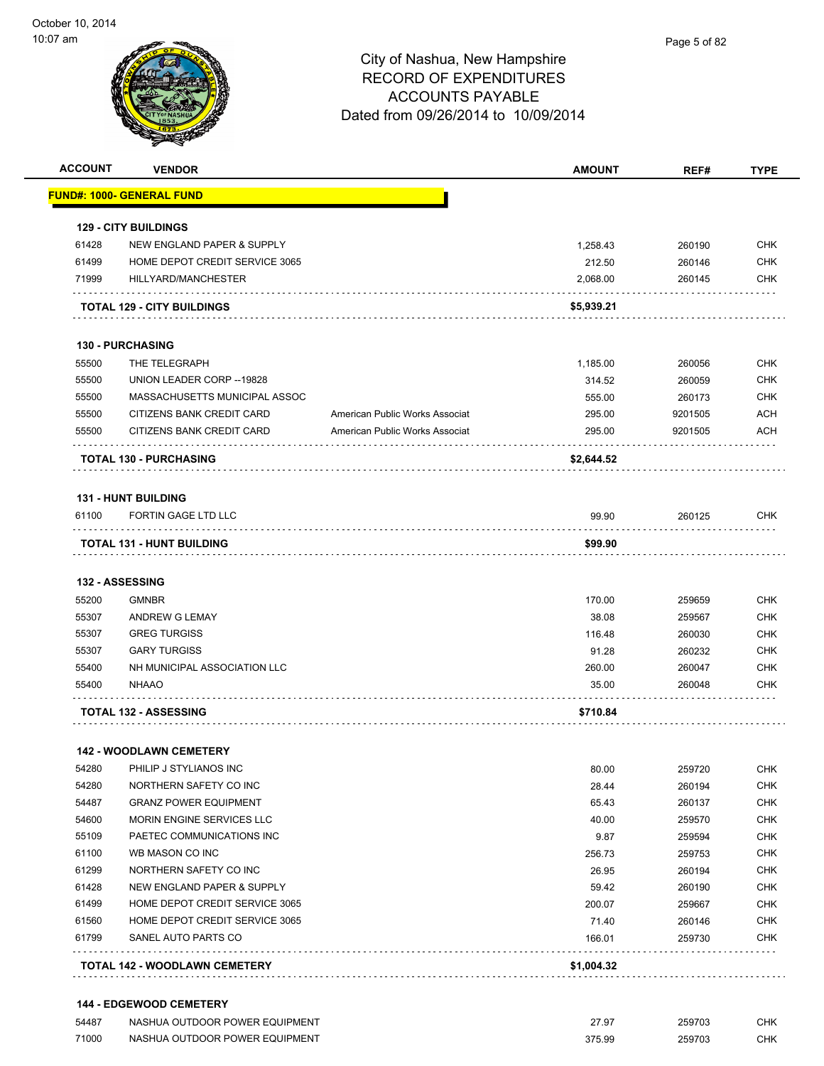City of Nashua, New Hampshire
RECORD OF EXPENDITURES
ACCOUNTS PAYABLE
Dated from 09/26/2014 to 10/09/2014

| ACCOUNT | VENDOR | | AMOUNT | REF# | TYPE |
|---|---|---|---|---|---|
| **FUND#: 1000- GENERAL FUND** | | | | | |
| **129 - CITY BUILDINGS** | | | | | |
| 61428 | NEW ENGLAND PAPER & SUPPLY | | 1,258.43 | 260190 | CHK |
| 61499 | HOME DEPOT CREDIT SERVICE 3065 | | 212.50 | 260146 | CHK |
| 71999 | HILLYARD/MANCHESTER | | 2,068.00 | 260145 | CHK |
| **TOTAL 129 - CITY BUILDINGS** | | | **$5,939.21** | | |
| **130 - PURCHASING** | | | | | |
| 55500 | THE TELEGRAPH | | 1,185.00 | 260056 | CHK |
| 55500 | UNION LEADER CORP --19828 | | 314.52 | 260059 | CHK |
| 55500 | MASSACHUSETTS MUNICIPAL ASSOC | | 555.00 | 260173 | CHK |
| 55500 | CITIZENS BANK CREDIT CARD | American Public Works Associat | 295.00 | 9201505 | ACH |
| 55500 | CITIZENS BANK CREDIT CARD | American Public Works Associat | 295.00 | 9201505 | ACH |
| **TOTAL 130 - PURCHASING** | | | **$2,644.52** | | |
| **131 - HUNT BUILDING** | | | | | |
| 61100 | FORTIN GAGE LTD LLC | | 99.90 | 260125 | CHK |
| **TOTAL 131 - HUNT BUILDING** | | | **$99.90** | | |
| **132 - ASSESSING** | | | | | |
| 55200 | GMNBR | | 170.00 | 259659 | CHK |
| 55307 | ANDREW G LEMAY | | 38.08 | 259567 | CHK |
| 55307 | GREG TURGISS | | 116.48 | 260030 | CHK |
| 55307 | GARY TURGISS | | 91.28 | 260232 | CHK |
| 55400 | NH MUNICIPAL ASSOCIATION LLC | | 260.00 | 260047 | CHK |
| 55400 | NHAAO | | 35.00 | 260048 | CHK |
| **TOTAL 132 - ASSESSING** | | | **$710.84** | | |
| **142 - WOODLAWN CEMETERY** | | | | | |
| 54280 | PHILIP J STYLIANOS INC | | 80.00 | 259720 | CHK |
| 54280 | NORTHERN SAFETY CO INC | | 28.44 | 260194 | CHK |
| 54487 | GRANZ POWER EQUIPMENT | | 65.43 | 260137 | CHK |
| 54600 | MORIN ENGINE SERVICES LLC | | 40.00 | 259570 | CHK |
| 55109 | PAETEC COMMUNICATIONS INC | | 9.87 | 259594 | CHK |
| 61100 | WB MASON CO INC | | 256.73 | 259753 | CHK |
| 61299 | NORTHERN SAFETY CO INC | | 26.95 | 260194 | CHK |
| 61428 | NEW ENGLAND PAPER & SUPPLY | | 59.42 | 260190 | CHK |
| 61499 | HOME DEPOT CREDIT SERVICE 3065 | | 200.07 | 259667 | CHK |
| 61560 | HOME DEPOT CREDIT SERVICE 3065 | | 71.40 | 260146 | CHK |
| 61799 | SANEL AUTO PARTS CO | | 166.01 | 259730 | CHK |
| **TOTAL 142 - WOODLAWN CEMETERY** | | | **$1,004.32** | | |
| **144 - EDGEWOOD CEMETERY** | | | | | |
| 54487 | NASHUA OUTDOOR POWER EQUIPMENT | | 27.97 | 259703 | CHK |
| 71000 | NASHUA OUTDOOR POWER EQUIPMENT | | 375.99 | 259703 | CHK |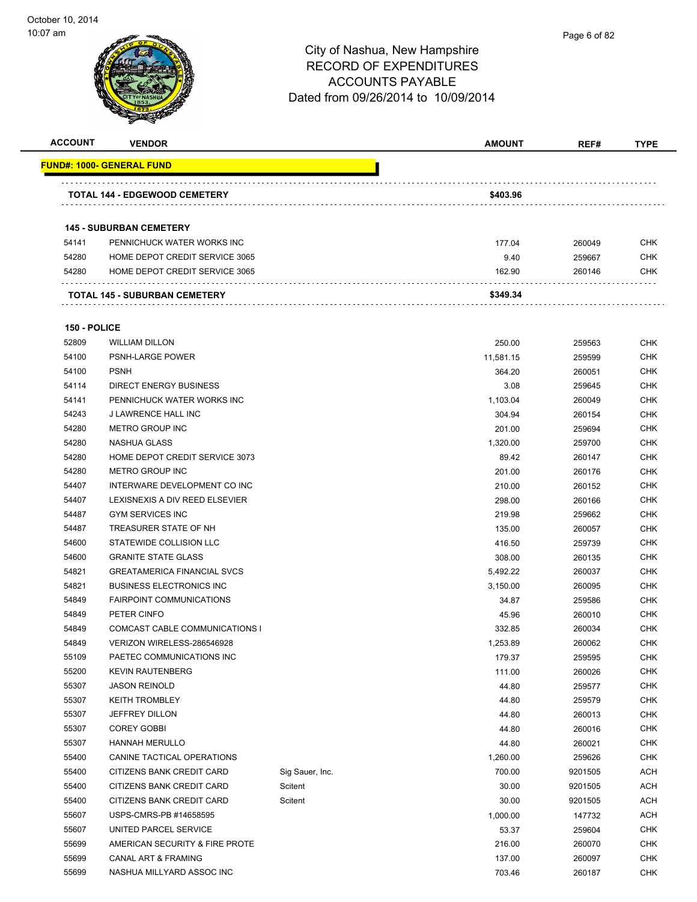# City of Nashua, New Hampshire
## RECORD OF EXPENDITURES
## ACCOUNTS PAYABLE
### Dated from 09/26/2014 to 10/09/2014

| ACCOUNT | VENDOR | | AMOUNT | REF# | TYPE |
|---|---|---|---|---|---|
| **FUND#: 1000- GENERAL FUND** | | | | | |
| | **TOTAL 144 - EDGEWOOD CEMETERY** | | **$403.96** | | |
| | **145 - SUBURBAN CEMETERY** | | | | |
| 54141 | PENNICHUCK WATER WORKS INC | | 177.04 | 260049 | CHK |
| 54280 | HOME DEPOT CREDIT SERVICE 3065 | | 9.40 | 259667 | CHK |
| 54280 | HOME DEPOT CREDIT SERVICE 3065 | | 162.90 | 260146 | CHK |
| | **TOTAL 145 - SUBURBAN CEMETERY** | | **$349.34** | | |
| **150 - POLICE** | | | | | |
| 52809 | WILLIAM DILLON | | 250.00 | 259563 | CHK |
| 54100 | PSNH-LARGE POWER | | 11,581.15 | 259599 | CHK |
| 54100 | PSNH | | 364.20 | 260051 | CHK |
| 54114 | DIRECT ENERGY BUSINESS | | 3.08 | 259645 | CHK |
| 54141 | PENNICHUCK WATER WORKS INC | | 1,103.04 | 260049 | CHK |
| 54243 | J LAWRENCE HALL INC | | 304.94 | 260154 | CHK |
| 54280 | METRO GROUP INC | | 201.00 | 259694 | CHK |
| 54280 | NASHUA GLASS | | 1,320.00 | 259700 | CHK |
| 54280 | HOME DEPOT CREDIT SERVICE 3073 | | 89.42 | 260147 | CHK |
| 54280 | METRO GROUP INC | | 201.00 | 260176 | CHK |
| 54407 | INTERWARE DEVELOPMENT CO INC | | 210.00 | 260152 | CHK |
| 54407 | LEXISNEXIS A DIV REED ELSEVIER | | 298.00 | 260166 | CHK |
| 54487 | GYM SERVICES INC | | 219.98 | 259662 | CHK |
| 54487 | TREASURER STATE OF NH | | 135.00 | 260057 | CHK |
| 54600 | STATEWIDE COLLISION LLC | | 416.50 | 259739 | CHK |
| 54600 | GRANITE STATE GLASS | | 308.00 | 260135 | CHK |
| 54821 | GREATAMERICA FINANCIAL SVCS | | 5,492.22 | 260037 | CHK |
| 54821 | BUSINESS ELECTRONICS INC | | 3,150.00 | 260095 | CHK |
| 54849 | FAIRPOINT COMMUNICATIONS | | 34.87 | 259586 | CHK |
| 54849 | PETER CINFO | | 45.96 | 260010 | CHK |
| 54849 | COMCAST CABLE COMMUNICATIONS I | | 332.85 | 260034 | CHK |
| 54849 | VERIZON WIRELESS-286546928 | | 1,253.89 | 260062 | CHK |
| 55109 | PAETEC COMMUNICATIONS INC | | 179.37 | 259595 | CHK |
| 55200 | KEVIN RAUTENBERG | | 111.00 | 260026 | CHK |
| 55307 | JASON REINOLD | | 44.80 | 259577 | CHK |
| 55307 | KEITH TROMBLEY | | 44.80 | 259579 | CHK |
| 55307 | JEFFREY DILLON | | 44.80 | 260013 | CHK |
| 55307 | COREY GOBBI | | 44.80 | 260016 | CHK |
| 55307 | HANNAH MERULLO | | 44.80 | 260021 | CHK |
| 55400 | CANINE TACTICAL OPERATIONS | | 1,260.00 | 259626 | CHK |
| 55400 | CITIZENS BANK CREDIT CARD | Sig Sauer, Inc. | 700.00 | 9201505 | ACH |
| 55400 | CITIZENS BANK CREDIT CARD | Scitent | 30.00 | 9201505 | ACH |
| 55400 | CITIZENS BANK CREDIT CARD | Scitent | 30.00 | 9201505 | ACH |
| 55607 | USPS-CMRS-PB #14658595 | | 1,000.00 | 147732 | ACH |
| 55607 | UNITED PARCEL SERVICE | | 53.37 | 259604 | CHK |
| 55699 | AMERICAN SECURITY & FIRE PROTE | | 216.00 | 260070 | CHK |
| 55699 | CANAL ART & FRAMING | | 137.00 | 260097 | CHK |
| 55699 | NASHUA MILLYARD ASSOC INC | | 703.46 | 260187 | CHK |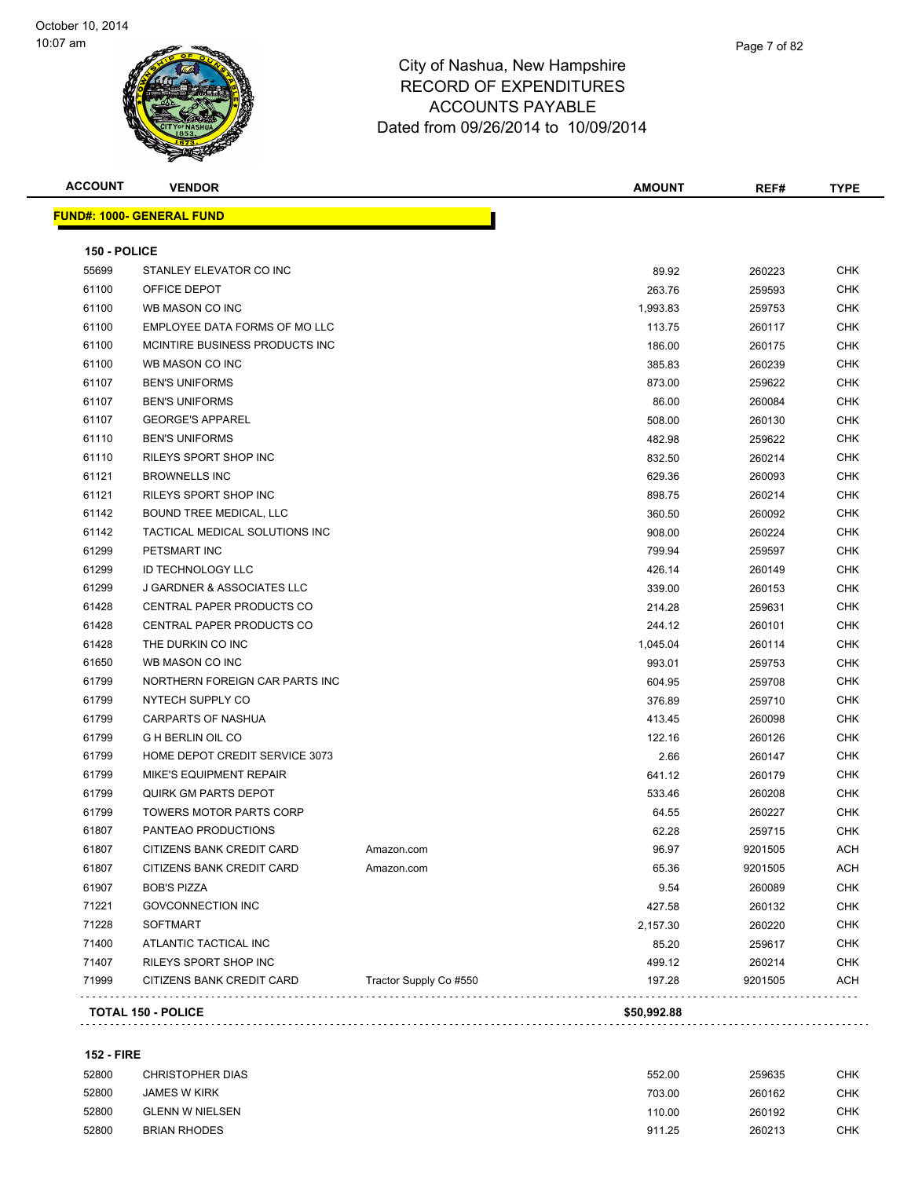# City of Nashua, New Hampshire
## RECORD OF EXPENDITURES
## ACCOUNTS PAYABLE
### Dated from 09/26/2014 to 10/09/2014

**FUND#: 1000- GENERAL FUND**

**150 - POLICE**

| ACCOUNT | VENDOR | | AMOUNT | REF# | TYPE |
|---|---|---|---|---|---|
| 55699 | STANLEY ELEVATOR CO INC | | 89.92 | 260223 | CHK |
| 61100 | OFFICE DEPOT | | 263.76 | 259593 | CHK |
| 61100 | WB MASON CO INC | | 1,993.83 | 259753 | CHK |
| 61100 | EMPLOYEE DATA FORMS OF MO LLC | | 113.75 | 260117 | CHK |
| 61100 | MCINTIRE BUSINESS PRODUCTS INC | | 186.00 | 260175 | CHK |
| 61100 | WB MASON CO INC | | 385.83 | 260239 | CHK |
| 61107 | BEN'S UNIFORMS | | 873.00 | 259622 | CHK |
| 61107 | BEN'S UNIFORMS | | 86.00 | 260084 | CHK |
| 61107 | GEORGE'S APPAREL | | 508.00 | 260130 | CHK |
| 61110 | BEN'S UNIFORMS | | 482.98 | 259622 | CHK |
| 61110 | RILEYS SPORT SHOP INC | | 832.50 | 260214 | CHK |
| 61121 | BROWNELLS INC | | 629.36 | 260093 | CHK |
| 61121 | RILEYS SPORT SHOP INC | | 898.75 | 260214 | CHK |
| 61142 | BOUND TREE MEDICAL, LLC | | 360.50 | 260092 | CHK |
| 61142 | TACTICAL MEDICAL SOLUTIONS INC | | 908.00 | 260224 | CHK |
| 61299 | PETSMART INC | | 799.94 | 259597 | CHK |
| 61299 | ID TECHNOLOGY LLC | | 426.14 | 260149 | CHK |
| 61299 | J GARDNER & ASSOCIATES LLC | | 339.00 | 260153 | CHK |
| 61428 | CENTRAL PAPER PRODUCTS CO | | 214.28 | 259631 | CHK |
| 61428 | CENTRAL PAPER PRODUCTS CO | | 244.12 | 260101 | CHK |
| 61428 | THE DURKIN CO INC | | 1,045.04 | 260114 | CHK |
| 61650 | WB MASON CO INC | | 993.01 | 259753 | CHK |
| 61799 | NORTHERN FOREIGN CAR PARTS INC | | 604.95 | 259708 | CHK |
| 61799 | NYTECH SUPPLY CO | | 376.89 | 259710 | CHK |
| 61799 | CARPARTS OF NASHUA | | 413.45 | 260098 | CHK |
| 61799 | G H BERLIN OIL CO | | 122.16 | 260126 | CHK |
| 61799 | HOME DEPOT CREDIT SERVICE 3073 | | 2.66 | 260147 | CHK |
| 61799 | MIKE'S EQUIPMENT REPAIR | | 641.12 | 260179 | CHK |
| 61799 | QUIRK GM PARTS DEPOT | | 533.46 | 260208 | CHK |
| 61799 | TOWERS MOTOR PARTS CORP | | 64.55 | 260227 | CHK |
| 61807 | PANTEAO PRODUCTIONS | | 62.28 | 259715 | CHK |
| 61807 | CITIZENS BANK CREDIT CARD | Amazon.com | 96.97 | 9201505 | ACH |
| 61807 | CITIZENS BANK CREDIT CARD | Amazon.com | 65.36 | 9201505 | ACH |
| 61907 | BOB'S PIZZA | | 9.54 | 260089 | CHK |
| 71221 | GOVCONNECTION INC | | 427.58 | 260132 | CHK |
| 71228 | SOFTMART | | 2,157.30 | 260220 | CHK |
| 71400 | ATLANTIC TACTICAL INC | | 85.20 | 259617 | CHK |
| 71407 | RILEYS SPORT SHOP INC | | 499.12 | 260214 | CHK |
| 71999 | CITIZENS BANK CREDIT CARD | Tractor Supply Co #550 | 197.28 | 9201505 | ACH |
| **TOTAL 150 - POLICE** | | | **$50,992.88** | | |

**152 - FIRE**

| ACCOUNT | VENDOR | | AMOUNT | REF# | TYPE |
|---|---|---|---|---|---|
| 52800 | CHRISTOPHER DIAS | | 552.00 | 259635 | CHK |
| 52800 | JAMES W KIRK | | 703.00 | 260162 | CHK |
| 52800 | GLENN W NIELSEN | | 110.00 | 260192 | CHK |
| 52800 | BRIAN RHODES | | 911.25 | 260213 | CHK |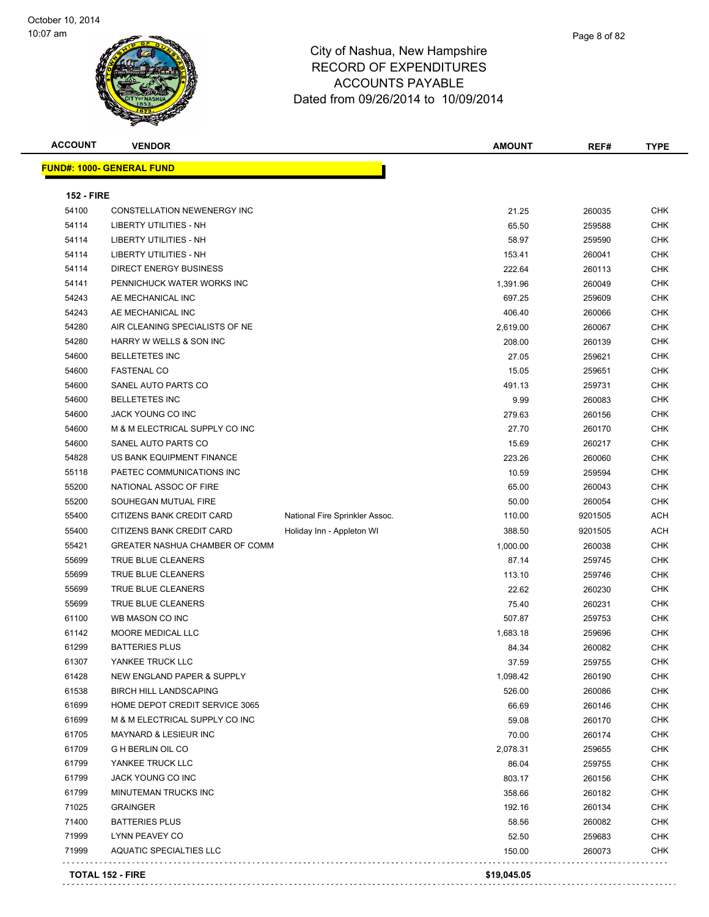# City of Nashua, New Hampshire
# RECORD OF EXPENDITURES
# ACCOUNTS PAYABLE
# Dated from 09/26/2014 to 10/09/2014

October 10, 2014
10:07 am

**FUND#: 1000- GENERAL FUND**

**152 - FIRE**

| ACCOUNT | VENDOR | | AMOUNT | REF# | TYPE |
|---|---|---|---|---|---|
| 54100 | CONSTELLATION NEWENERGY INC | | 21.25 | 260035 | CHK |
| 54114 | LIBERTY UTILITIES - NH | | 65.50 | 259588 | CHK |
| 54114 | LIBERTY UTILITIES - NH | | 58.97 | 259590 | CHK |
| 54114 | LIBERTY UTILITIES - NH | | 153.41 | 260041 | CHK |
| 54114 | DIRECT ENERGY BUSINESS | | 222.64 | 260113 | CHK |
| 54141 | PENNICHUCK WATER WORKS INC | | 1,391.96 | 260049 | CHK |
| 54243 | AE MECHANICAL INC | | 697.25 | 259609 | CHK |
| 54243 | AE MECHANICAL INC | | 406.40 | 260066 | CHK |
| 54280 | AIR CLEANING SPECIALISTS OF NE | | 2,619.00 | 260067 | CHK |
| 54280 | HARRY W WELLS & SON INC | | 208.00 | 260139 | CHK |
| 54600 | BELLETETES INC | | 27.05 | 259621 | CHK |
| 54600 | FASTENAL CO | | 15.05 | 259651 | CHK |
| 54600 | SANEL AUTO PARTS CO | | 491.13 | 259731 | CHK |
| 54600 | BELLETETES INC | | 9.99 | 260083 | CHK |
| 54600 | JACK YOUNG CO INC | | 279.63 | 260156 | CHK |
| 54600 | M & M ELECTRICAL SUPPLY CO INC | | 27.70 | 260170 | CHK |
| 54600 | SANEL AUTO PARTS CO | | 15.69 | 260217 | CHK |
| 54828 | US BANK EQUIPMENT FINANCE | | 223.26 | 260060 | CHK |
| 55118 | PAETEC COMMUNICATIONS INC | | 10.59 | 259594 | CHK |
| 55200 | NATIONAL ASSOC OF FIRE | | 65.00 | 260043 | CHK |
| 55200 | SOUHEGAN MUTUAL FIRE | | 50.00 | 260054 | CHK |
| 55400 | CITIZENS BANK CREDIT CARD | National Fire Sprinkler Assoc. | 110.00 | 9201505 | ACH |
| 55400 | CITIZENS BANK CREDIT CARD | Holiday Inn - Appleton WI | 388.50 | 9201505 | ACH |
| 55421 | GREATER NASHUA CHAMBER OF COMM | | 1,000.00 | 260038 | CHK |
| 55699 | TRUE BLUE CLEANERS | | 87.14 | 259745 | CHK |
| 55699 | TRUE BLUE CLEANERS | | 113.10 | 259746 | CHK |
| 55699 | TRUE BLUE CLEANERS | | 22.62 | 260230 | CHK |
| 55699 | TRUE BLUE CLEANERS | | 75.40 | 260231 | CHK |
| 61100 | WB MASON CO INC | | 507.87 | 259753 | CHK |
| 61142 | MOORE MEDICAL LLC | | 1,683.18 | 259696 | CHK |
| 61299 | BATTERIES PLUS | | 84.34 | 260082 | CHK |
| 61307 | YANKEE TRUCK LLC | | 37.59 | 259755 | CHK |
| 61428 | NEW ENGLAND PAPER & SUPPLY | | 1,098.42 | 260190 | CHK |
| 61538 | BIRCH HILL LANDSCAPING | | 526.00 | 260086 | CHK |
| 61699 | HOME DEPOT CREDIT SERVICE 3065 | | 66.69 | 260146 | CHK |
| 61699 | M & M ELECTRICAL SUPPLY CO INC | | 59.08 | 260170 | CHK |
| 61705 | MAYNARD & LESIEUR INC | | 70.00 | 260174 | CHK |
| 61709 | G H BERLIN OIL CO | | 2,078.31 | 259655 | CHK |
| 61799 | YANKEE TRUCK LLC | | 86.04 | 259755 | CHK |
| 61799 | JACK YOUNG CO INC | | 803.17 | 260156 | CHK |
| 61799 | MINUTEMAN TRUCKS INC | | 358.66 | 260182 | CHK |
| 71025 | GRAINGER | | 192.16 | 260134 | CHK |
| 71400 | BATTERIES PLUS | | 58.56 | 260082 | CHK |
| 71999 | LYNN PEAVEY CO | | 52.50 | 259683 | CHK |
| 71999 | AQUATIC SPECIALTIES LLC | | 150.00 | 260073 | CHK |
| **TOTAL 152 - FIRE** | | | **$19,045.05** | | |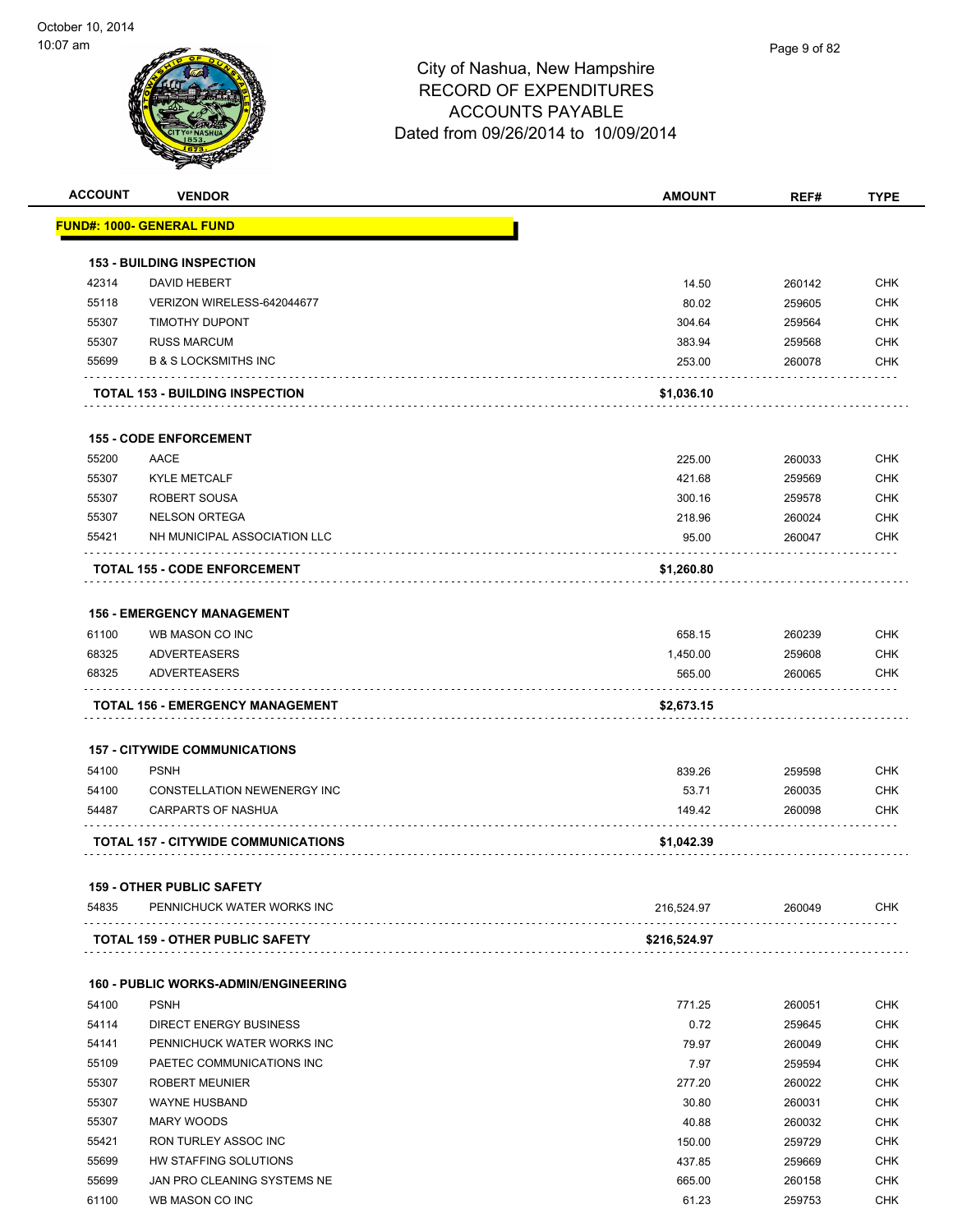# City of Nashua, New Hampshire
## RECORD OF EXPENDITURES
## ACCOUNTS PAYABLE
### Dated from 09/26/2014 to 10/09/2014

| ACCOUNT | VENDOR | AMOUNT | REF# | TYPE |
|---|---|---|---|---|
| **FUND#: 1000- GENERAL FUND** | | | | |
| **153 - BUILDING INSPECTION** | | | | |
| 42314 | DAVID HEBERT | 14.50 | 260142 | CHK |
| 55118 | VERIZON WIRELESS-642044677 | 80.02 | 259605 | CHK |
| 55307 | TIMOTHY DUPONT | 304.64 | 259564 | CHK |
| 55307 | RUSS MARCUM | 383.94 | 259568 | CHK |
| 55699 | B & S LOCKSMITHS INC | 253.00 | 260078 | CHK |
| **TOTAL 153 - BUILDING INSPECTION** | | **$1,036.10** | | |
| **155 - CODE ENFORCEMENT** | | | | |
| 55200 | AACE | 225.00 | 260033 | CHK |
| 55307 | KYLE METCALF | 421.68 | 259569 | CHK |
| 55307 | ROBERT SOUSA | 300.16 | 259578 | CHK |
| 55307 | NELSON ORTEGA | 218.96 | 260024 | CHK |
| 55421 | NH MUNICIPAL ASSOCIATION LLC | 95.00 | 260047 | CHK |
| **TOTAL 155 - CODE ENFORCEMENT** | | **$1,260.80** | | |
| **156 - EMERGENCY MANAGEMENT** | | | | |
| 61100 | WB MASON CO INC | 658.15 | 260239 | CHK |
| 68325 | ADVERTEASERS | 1,450.00 | 259608 | CHK |
| 68325 | ADVERTEASERS | 565.00 | 260065 | CHK |
| **TOTAL 156 - EMERGENCY MANAGEMENT** | | **$2,673.15** | | |
| **157 - CITYWIDE COMMUNICATIONS** | | | | |
| 54100 | PSNH | 839.26 | 259598 | CHK |
| 54100 | CONSTELLATION NEWENERGY INC | 53.71 | 260035 | CHK |
| 54487 | CARPARTS OF NASHUA | 149.42 | 260098 | CHK |
| **TOTAL 157 - CITYWIDE COMMUNICATIONS** | | **$1,042.39** | | |
| **159 - OTHER PUBLIC SAFETY** | | | | |
| 54835 | PENNICHUCK WATER WORKS INC | 216,524.97 | 260049 | CHK |
| **TOTAL 159 - OTHER PUBLIC SAFETY** | | **$216,524.97** | | |
| **160 - PUBLIC WORKS-ADMIN/ENGINEERING** | | | | |
| 54100 | PSNH | 771.25 | 260051 | CHK |
| 54114 | DIRECT ENERGY BUSINESS | 0.72 | 259645 | CHK |
| 54141 | PENNICHUCK WATER WORKS INC | 79.97 | 260049 | CHK |
| 55109 | PAETEC COMMUNICATIONS INC | 7.97 | 259594 | CHK |
| 55307 | ROBERT MEUNIER | 277.20 | 260022 | CHK |
| 55307 | WAYNE HUSBAND | 30.80 | 260031 | CHK |
| 55307 | MARY WOODS | 40.88 | 260032 | CHK |
| 55421 | RON TURLEY ASSOC INC | 150.00 | 259729 | CHK |
| 55699 | HW STAFFING SOLUTIONS | 437.85 | 259669 | CHK |
| 55699 | JAN PRO CLEANING SYSTEMS NE | 665.00 | 260158 | CHK |
| 61100 | WB MASON CO INC | 61.23 | 259753 | CHK |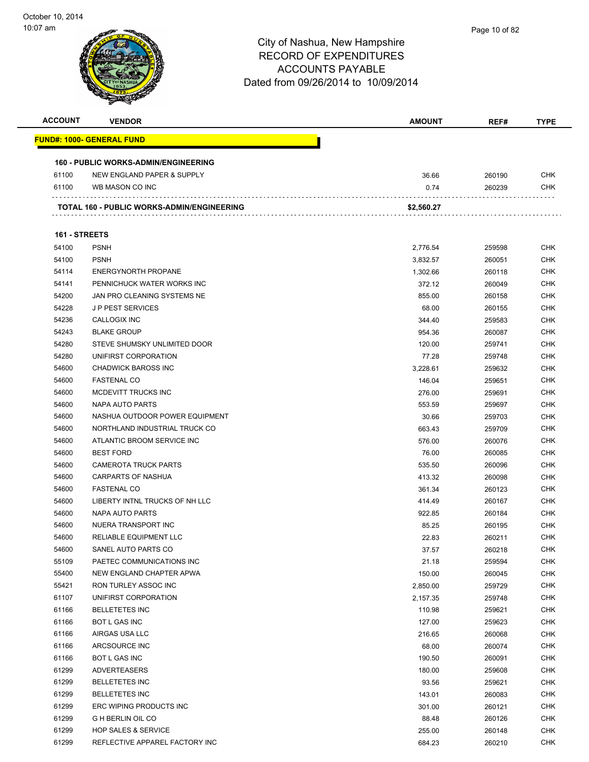City of Nashua, New Hampshire
RECORD OF EXPENDITURES
ACCOUNTS PAYABLE
Dated from 09/26/2014 to 10/09/2014

| ACCOUNT | VENDOR | AMOUNT | REF# | TYPE |
|---|---|---|---|---|
| **FUND#: 1000- GENERAL FUND** | | | | |
| **160 - PUBLIC WORKS-ADMIN/ENGINEERING** | | | | |
| 61100 | NEW ENGLAND PAPER & SUPPLY | 36.66 | 260190 | CHK |
| 61100 | WB MASON CO INC | 0.74 | 260239 | CHK |
| | **TOTAL 160 - PUBLIC WORKS-ADMIN/ENGINEERING** | **$2,560.27** | | |
| **161 - STREETS** | | | | |
| 54100 | PSNH | 2,776.54 | 259598 | CHK |
| 54100 | PSNH | 3,832.57 | 260051 | CHK |
| 54114 | ENERGYNORTH PROPANE | 1,302.66 | 260118 | CHK |
| 54141 | PENNICHUCK WATER WORKS INC | 372.12 | 260049 | CHK |
| 54200 | JAN PRO CLEANING SYSTEMS NE | 855.00 | 260158 | CHK |
| 54228 | J P PEST SERVICES | 68.00 | 260155 | CHK |
| 54236 | CALLOGIX INC | 344.40 | 259583 | CHK |
| 54243 | BLAKE GROUP | 954.36 | 260087 | CHK |
| 54280 | STEVE SHUMSKY UNLIMITED DOOR | 120.00 | 259741 | CHK |
| 54280 | UNIFIRST CORPORATION | 77.28 | 259748 | CHK |
| 54600 | CHADWICK BAROSS INC | 3,228.61 | 259632 | CHK |
| 54600 | FASTENAL CO | 146.04 | 259651 | CHK |
| 54600 | MCDEVITT TRUCKS INC | 276.00 | 259691 | CHK |
| 54600 | NAPA AUTO PARTS | 553.59 | 259697 | CHK |
| 54600 | NASHUA OUTDOOR POWER EQUIPMENT | 30.66 | 259703 | CHK |
| 54600 | NORTHLAND INDUSTRIAL TRUCK CO | 663.43 | 259709 | CHK |
| 54600 | ATLANTIC BROOM SERVICE INC | 576.00 | 260076 | CHK |
| 54600 | BEST FORD | 76.00 | 260085 | CHK |
| 54600 | CAMEROTA TRUCK PARTS | 535.50 | 260096 | CHK |
| 54600 | CARPARTS OF NASHUA | 413.32 | 260098 | CHK |
| 54600 | FASTENAL CO | 361.34 | 260123 | CHK |
| 54600 | LIBERTY INTNL TRUCKS OF NH LLC | 414.49 | 260167 | CHK |
| 54600 | NAPA AUTO PARTS | 922.85 | 260184 | CHK |
| 54600 | NUERA TRANSPORT INC | 85.25 | 260195 | CHK |
| 54600 | RELIABLE EQUIPMENT LLC | 22.83 | 260211 | CHK |
| 54600 | SANEL AUTO PARTS CO | 37.57 | 260218 | CHK |
| 55109 | PAETEC COMMUNICATIONS INC | 21.18 | 259594 | CHK |
| 55400 | NEW ENGLAND CHAPTER APWA | 150.00 | 260045 | CHK |
| 55421 | RON TURLEY ASSOC INC | 2,850.00 | 259729 | CHK |
| 61107 | UNIFIRST CORPORATION | 2,157.35 | 259748 | CHK |
| 61166 | BELLETETES INC | 110.98 | 259621 | CHK |
| 61166 | BOT L GAS INC | 127.00 | 259623 | CHK |
| 61166 | AIRGAS USA LLC | 216.65 | 260068 | CHK |
| 61166 | ARCSOURCE INC | 68.00 | 260074 | CHK |
| 61166 | BOT L GAS INC | 190.50 | 260091 | CHK |
| 61299 | ADVERTEASERS | 180.00 | 259608 | CHK |
| 61299 | BELLETETES INC | 93.56 | 259621 | CHK |
| 61299 | BELLETETES INC | 143.01 | 260083 | CHK |
| 61299 | ERC WIPING PRODUCTS INC | 301.00 | 260121 | CHK |
| 61299 | G H BERLIN OIL CO | 88.48 | 260126 | CHK |
| 61299 | HOP SALES & SERVICE | 255.00 | 260148 | CHK |
| 61299 | REFLECTIVE APPAREL FACTORY INC | 684.23 | 260210 | CHK |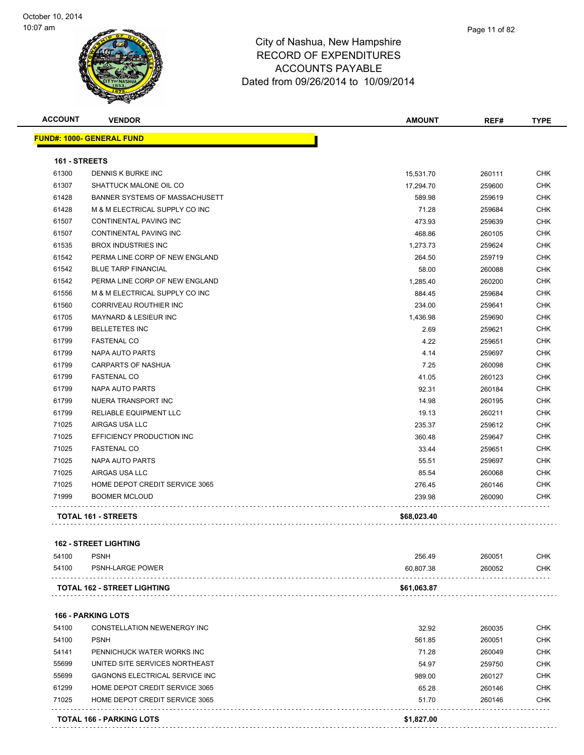City of Nashua, New Hampshire
RECORD OF EXPENDITURES
ACCOUNTS PAYABLE
Dated from 09/26/2014 to 10/09/2014

**FUND#: 1000- GENERAL FUND**

**161 - STREETS**

| ACCOUNT | VENDOR | AMOUNT | REF# | TYPE |
|---|---|---|---|---|
| 61300 | DENNIS K BURKE INC | 15,531.70 | 260111 | CHK |
| 61307 | SHATTUCK MALONE OIL CO | 17,294.70 | 259600 | CHK |
| 61428 | BANNER SYSTEMS OF MASSACHUSETT | 589.98 | 259619 | CHK |
| 61428 | M & M ELECTRICAL SUPPLY CO INC | 71.28 | 259684 | CHK |
| 61507 | CONTINENTAL PAVING INC | 473.93 | 259639 | CHK |
| 61507 | CONTINENTAL PAVING INC | 468.86 | 260105 | CHK |
| 61535 | BROX INDUSTRIES INC | 1,273.73 | 259624 | CHK |
| 61542 | PERMA LINE CORP OF NEW ENGLAND | 264.50 | 259719 | CHK |
| 61542 | BLUE TARP FINANCIAL | 58.00 | 260088 | CHK |
| 61542 | PERMA LINE CORP OF NEW ENGLAND | 1,285.40 | 260200 | CHK |
| 61556 | M & M ELECTRICAL SUPPLY CO INC | 884.45 | 259684 | CHK |
| 61560 | CORRIVEAU ROUTHIER INC | 234.00 | 259641 | CHK |
| 61705 | MAYNARD & LESIEUR INC | 1,436.98 | 259690 | CHK |
| 61799 | BELLETETES INC | 2.69 | 259621 | CHK |
| 61799 | FASTENAL CO | 4.22 | 259651 | CHK |
| 61799 | NAPA AUTO PARTS | 4.14 | 259697 | CHK |
| 61799 | CARPARTS OF NASHUA | 7.25 | 260098 | CHK |
| 61799 | FASTENAL CO | 41.05 | 260123 | CHK |
| 61799 | NAPA AUTO PARTS | 92.31 | 260184 | CHK |
| 61799 | NUERA TRANSPORT INC | 14.98 | 260195 | CHK |
| 61799 | RELIABLE EQUIPMENT LLC | 19.13 | 260211 | CHK |
| 71025 | AIRGAS USA LLC | 235.37 | 259612 | CHK |
| 71025 | EFFICIENCY PRODUCTION INC | 360.48 | 259647 | CHK |
| 71025 | FASTENAL CO | 33.44 | 259651 | CHK |
| 71025 | NAPA AUTO PARTS | 55.51 | 259697 | CHK |
| 71025 | AIRGAS USA LLC | 85.54 | 260068 | CHK |
| 71025 | HOME DEPOT CREDIT SERVICE 3065 | 276.45 | 260146 | CHK |
| 71999 | BOOMER MCLOUD | 239.98 | 260090 | CHK |
| | **TOTAL 161 - STREETS** | **$68,023.40** | | |

**162 - STREET LIGHTING**

| ACCOUNT | VENDOR | AMOUNT | REF# | TYPE |
|---|---|---|---|---|
| 54100 | PSNH | 256.49 | 260051 | CHK |
| 54100 | PSNH-LARGE POWER | 60,807.38 | 260052 | CHK |
| | **TOTAL 162 - STREET LIGHTING** | **$61,063.87** | | |

**166 - PARKING LOTS**

| ACCOUNT | VENDOR | AMOUNT | REF# | TYPE |
|---|---|---|---|---|
| 54100 | CONSTELLATION NEWENERGY INC | 32.92 | 260035 | CHK |
| 54100 | PSNH | 561.85 | 260051 | CHK |
| 54141 | PENNICHUCK WATER WORKS INC | 71.28 | 260049 | CHK |
| 55699 | UNITED SITE SERVICES NORTHEAST | 54.97 | 259750 | CHK |
| 55699 | GAGNONS ELECTRICAL SERVICE INC | 989.00 | 260127 | CHK |
| 61299 | HOME DEPOT CREDIT SERVICE 3065 | 65.28 | 260146 | CHK |
| 71025 | HOME DEPOT CREDIT SERVICE 3065 | 51.70 | 260146 | CHK |
| | **TOTAL 166 - PARKING LOTS** | **$1,827.00** | | |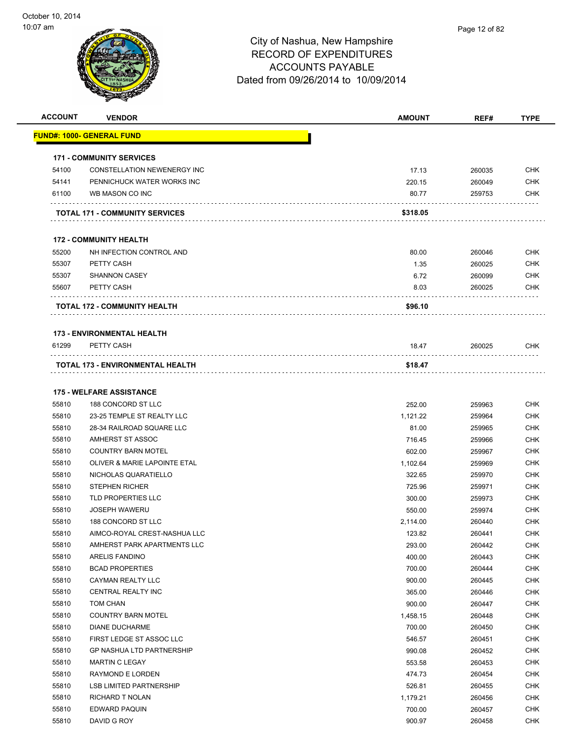City of Nashua, New Hampshire
RECORD OF EXPENDITURES
ACCOUNTS PAYABLE
Dated from 09/26/2014 to 10/09/2014

October 10, 2014
10:07 am

| ACCOUNT | VENDOR | AMOUNT | REF# | TYPE |
|---|---|---|---|---|
| **FUND#: 1000- GENERAL FUND** | | | | |
| **171 - COMMUNITY SERVICES** | | | | |
| 54100 | CONSTELLATION NEWENERGY INC | 17.13 | 260035 | CHK |
| 54141 | PENNICHUCK WATER WORKS INC | 220.15 | 260049 | CHK |
| 61100 | WB MASON CO INC | 80.77 | 259753 | CHK |
| **TOTAL 171 - COMMUNITY SERVICES** | | **$318.05** | | |
| **172 - COMMUNITY HEALTH** | | | | |
| 55200 | NH INFECTION CONTROL AND | 80.00 | 260046 | CHK |
| 55307 | PETTY CASH | 1.35 | 260025 | CHK |
| 55307 | SHANNON CASEY | 6.72 | 260099 | CHK |
| 55607 | PETTY CASH | 8.03 | 260025 | CHK |
| **TOTAL 172 - COMMUNITY HEALTH** | | **$96.10** | | |
| **173 - ENVIRONMENTAL HEALTH** | | | | |
| 61299 | PETTY CASH | 18.47 | 260025 | CHK |
| **TOTAL 173 - ENVIRONMENTAL HEALTH** | | **$18.47** | | |
| **175 - WELFARE ASSISTANCE** | | | | |
| 55810 | 188 CONCORD ST LLC | 252.00 | 259963 | CHK |
| 55810 | 23-25 TEMPLE ST REALTY LLC | 1,121.22 | 259964 | CHK |
| 55810 | 28-34 RAILROAD SQUARE LLC | 81.00 | 259965 | CHK |
| 55810 | AMHERST ST ASSOC | 716.45 | 259966 | CHK |
| 55810 | COUNTRY BARN MOTEL | 602.00 | 259967 | CHK |
| 55810 | OLIVER & MARIE LAPOINTE ETAL | 1,102.64 | 259969 | CHK |
| 55810 | NICHOLAS QUARATIELLO | 322.65 | 259970 | CHK |
| 55810 | STEPHEN RICHER | 725.96 | 259971 | CHK |
| 55810 | TLD PROPERTIES LLC | 300.00 | 259973 | CHK |
| 55810 | JOSEPH WAWERU | 550.00 | 259974 | CHK |
| 55810 | 188 CONCORD ST LLC | 2,114.00 | 260440 | CHK |
| 55810 | AIMCO-ROYAL CREST-NASHUA LLC | 123.82 | 260441 | CHK |
| 55810 | AMHERST PARK APARTMENTS LLC | 293.00 | 260442 | CHK |
| 55810 | ARELIS FANDINO | 400.00 | 260443 | CHK |
| 55810 | BCAD PROPERTIES | 700.00 | 260444 | CHK |
| 55810 | CAYMAN REALTY LLC | 900.00 | 260445 | CHK |
| 55810 | CENTRAL REALTY INC | 365.00 | 260446 | CHK |
| 55810 | TOM CHAN | 900.00 | 260447 | CHK |
| 55810 | COUNTRY BARN MOTEL | 1,458.15 | 260448 | CHK |
| 55810 | DIANE DUCHARME | 700.00 | 260450 | CHK |
| 55810 | FIRST LEDGE ST ASSOC LLC | 546.57 | 260451 | CHK |
| 55810 | GP NASHUA LTD PARTNERSHIP | 990.08 | 260452 | CHK |
| 55810 | MARTIN C LEGAY | 553.58 | 260453 | CHK |
| 55810 | RAYMOND E LORDEN | 474.73 | 260454 | CHK |
| 55810 | LSB LIMITED PARTNERSHIP | 526.81 | 260455 | CHK |
| 55810 | RICHARD T NOLAN | 1,179.21 | 260456 | CHK |
| 55810 | EDWARD PAQUIN | 700.00 | 260457 | CHK |
| 55810 | DAVID G ROY | 900.97 | 260458 | CHK |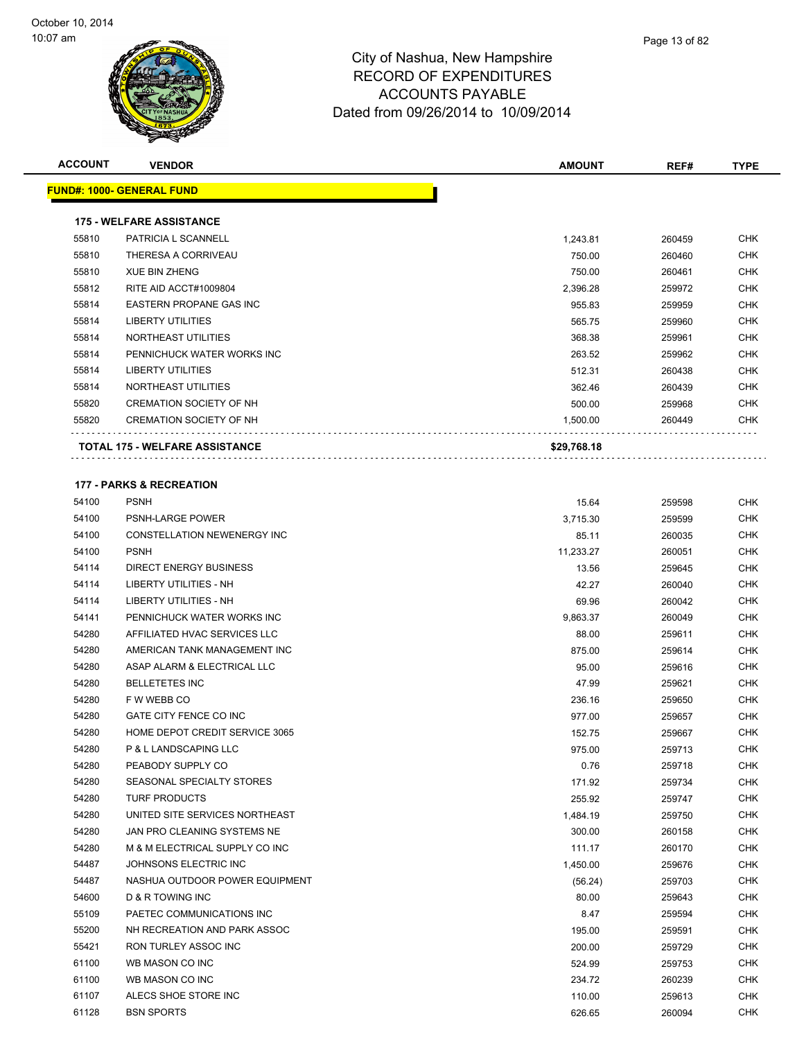City of Nashua, New Hampshire
RECORD OF EXPENDITURES
ACCOUNTS PAYABLE
Dated from 09/26/2014 to 10/09/2014

October 10, 2014
10:07 am

| ACCOUNT | VENDOR | AMOUNT | REF# | TYPE |
|---|---|---|---|---|
| **FUND#: 1000- GENERAL FUND** | | | | |
| **175 - WELFARE ASSISTANCE** | | | | |
| 55810 | PATRICIA L SCANNELL | 1,243.81 | 260459 | CHK |
| 55810 | THERESA A CORRIVEAU | 750.00 | 260460 | CHK |
| 55810 | XUE BIN ZHENG | 750.00 | 260461 | CHK |
| 55812 | RITE AID ACCT#1009804 | 2,396.28 | 259972 | CHK |
| 55814 | EASTERN PROPANE GAS INC | 955.83 | 259959 | CHK |
| 55814 | LIBERTY UTILITIES | 565.75 | 259960 | CHK |
| 55814 | NORTHEAST UTILITIES | 368.38 | 259961 | CHK |
| 55814 | PENNICHUCK WATER WORKS INC | 263.52 | 259962 | CHK |
| 55814 | LIBERTY UTILITIES | 512.31 | 260438 | CHK |
| 55814 | NORTHEAST UTILITIES | 362.46 | 260439 | CHK |
| 55820 | CREMATION SOCIETY OF NH | 500.00 | 259968 | CHK |
| 55820 | CREMATION SOCIETY OF NH | 1,500.00 | 260449 | CHK |
| **TOTAL 175 - WELFARE ASSISTANCE** | | **$29,768.18** | | |
| **177 - PARKS & RECREATION** | | | | |
| 54100 | PSNH | 15.64 | 259598 | CHK |
| 54100 | PSNH-LARGE POWER | 3,715.30 | 259599 | CHK |
| 54100 | CONSTELLATION NEWENERGY INC | 85.11 | 260035 | CHK |
| 54100 | PSNH | 11,233.27 | 260051 | CHK |
| 54114 | DIRECT ENERGY BUSINESS | 13.56 | 259645 | CHK |
| 54114 | LIBERTY UTILITIES - NH | 42.27 | 260040 | CHK |
| 54114 | LIBERTY UTILITIES - NH | 69.96 | 260042 | CHK |
| 54141 | PENNICHUCK WATER WORKS INC | 9,863.37 | 260049 | CHK |
| 54280 | AFFILIATED HVAC SERVICES LLC | 88.00 | 259611 | CHK |
| 54280 | AMERICAN TANK MANAGEMENT INC | 875.00 | 259614 | CHK |
| 54280 | ASAP ALARM & ELECTRICAL LLC | 95.00 | 259616 | CHK |
| 54280 | BELLETETES INC | 47.99 | 259621 | CHK |
| 54280 | F W WEBB CO | 236.16 | 259650 | CHK |
| 54280 | GATE CITY FENCE CO INC | 977.00 | 259657 | CHK |
| 54280 | HOME DEPOT CREDIT SERVICE 3065 | 152.75 | 259667 | CHK |
| 54280 | P & L LANDSCAPING LLC | 975.00 | 259713 | CHK |
| 54280 | PEABODY SUPPLY CO | 0.76 | 259718 | CHK |
| 54280 | SEASONAL SPECIALTY STORES | 171.92 | 259734 | CHK |
| 54280 | TURF PRODUCTS | 255.92 | 259747 | CHK |
| 54280 | UNITED SITE SERVICES NORTHEAST | 1,484.19 | 259750 | CHK |
| 54280 | JAN PRO CLEANING SYSTEMS NE | 300.00 | 260158 | CHK |
| 54280 | M & M ELECTRICAL SUPPLY CO INC | 111.17 | 260170 | CHK |
| 54487 | JOHNSONS ELECTRIC INC | 1,450.00 | 259676 | CHK |
| 54487 | NASHUA OUTDOOR POWER EQUIPMENT | (56.24) | 259703 | CHK |
| 54600 | D & R TOWING INC | 80.00 | 259643 | CHK |
| 55109 | PAETEC COMMUNICATIONS INC | 8.47 | 259594 | CHK |
| 55200 | NH RECREATION AND PARK ASSOC | 195.00 | 259591 | CHK |
| 55421 | RON TURLEY ASSOC INC | 200.00 | 259729 | CHK |
| 61100 | WB MASON CO INC | 524.99 | 259753 | CHK |
| 61100 | WB MASON CO INC | 234.72 | 260239 | CHK |
| 61107 | ALECS SHOE STORE INC | 110.00 | 259613 | CHK |
| 61128 | BSN SPORTS | 626.65 | 260094 | CHK |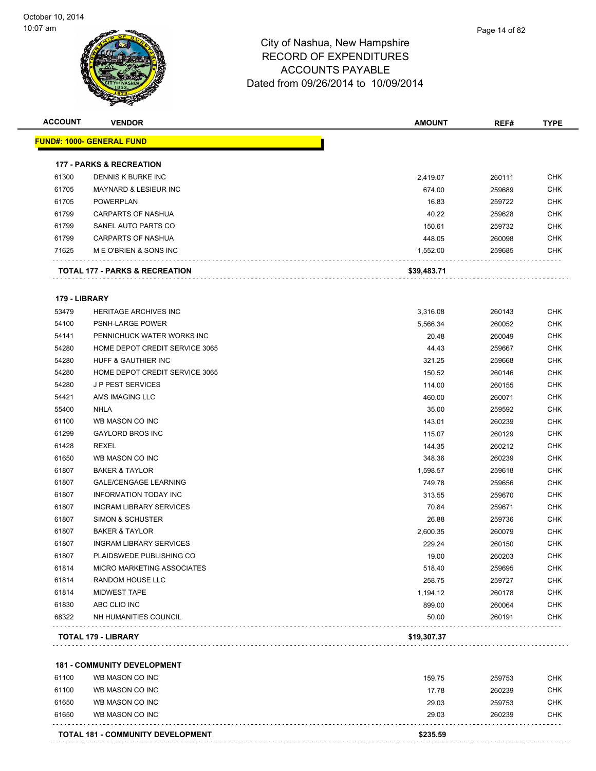City of Nashua, New Hampshire
RECORD OF EXPENDITURES
ACCOUNTS PAYABLE
Dated from 09/26/2014 to 10/09/2014

| ACCOUNT | VENDOR | AMOUNT | REF# | TYPE |
|---|---|---|---|---|
| **FUND#: 1000- GENERAL FUND** | | | | |
| **177 - PARKS & RECREATION** | | | | |
| 61300 | DENNIS K BURKE INC | 2,419.07 | 260111 | CHK |
| 61705 | MAYNARD & LESIEUR INC | 674.00 | 259689 | CHK |
| 61705 | POWERPLAN | 16.83 | 259722 | CHK |
| 61799 | CARPARTS OF NASHUA | 40.22 | 259628 | CHK |
| 61799 | SANEL AUTO PARTS CO | 150.61 | 259732 | CHK |
| 61799 | CARPARTS OF NASHUA | 448.05 | 260098 | CHK |
| 71625 | M E O'BRIEN & SONS INC | 1,552.00 | 259685 | CHK |
| **TOTAL 177 - PARKS & RECREATION** | | **$39,483.71** | | |
| **179 - LIBRARY** | | | | |
| 53479 | HERITAGE ARCHIVES INC | 3,316.08 | 260143 | CHK |
| 54100 | PSNH-LARGE POWER | 5,566.34 | 260052 | CHK |
| 54141 | PENNICHUCK WATER WORKS INC | 20.48 | 260049 | CHK |
| 54280 | HOME DEPOT CREDIT SERVICE 3065 | 44.43 | 259667 | CHK |
| 54280 | HUFF & GAUTHIER INC | 321.25 | 259668 | CHK |
| 54280 | HOME DEPOT CREDIT SERVICE 3065 | 150.52 | 260146 | CHK |
| 54280 | J P PEST SERVICES | 114.00 | 260155 | CHK |
| 54421 | AMS IMAGING LLC | 460.00 | 260071 | CHK |
| 55400 | NHLA | 35.00 | 259592 | CHK |
| 61100 | WB MASON CO INC | 143.01 | 260239 | CHK |
| 61299 | GAYLORD BROS INC | 115.07 | 260129 | CHK |
| 61428 | REXEL | 144.35 | 260212 | CHK |
| 61650 | WB MASON CO INC | 348.36 | 260239 | CHK |
| 61807 | BAKER & TAYLOR | 1,598.57 | 259618 | CHK |
| 61807 | GALE/CENGAGE LEARNING | 749.78 | 259656 | CHK |
| 61807 | INFORMATION TODAY INC | 313.55 | 259670 | CHK |
| 61807 | INGRAM LIBRARY SERVICES | 70.84 | 259671 | CHK |
| 61807 | SIMON & SCHUSTER | 26.88 | 259736 | CHK |
| 61807 | BAKER & TAYLOR | 2,600.35 | 260079 | CHK |
| 61807 | INGRAM LIBRARY SERVICES | 229.24 | 260150 | CHK |
| 61807 | PLAIDSWEDE PUBLISHING CO | 19.00 | 260203 | CHK |
| 61814 | MICRO MARKETING ASSOCIATES | 518.40 | 259695 | CHK |
| 61814 | RANDOM HOUSE LLC | 258.75 | 259727 | CHK |
| 61814 | MIDWEST TAPE | 1,194.12 | 260178 | CHK |
| 61830 | ABC CLIO INC | 899.00 | 260064 | CHK |
| 68322 | NH HUMANITIES COUNCIL | 50.00 | 260191 | CHK |
| **TOTAL 179 - LIBRARY** | | **$19,307.37** | | |
| **181 - COMMUNITY DEVELOPMENT** | | | | |
| 61100 | WB MASON CO INC | 159.75 | 259753 | CHK |
| 61100 | WB MASON CO INC | 17.78 | 260239 | CHK |
| 61650 | WB MASON CO INC | 29.03 | 259753 | CHK |
| 61650 | WB MASON CO INC | 29.03 | 260239 | CHK |
| **TOTAL 181 - COMMUNITY DEVELOPMENT** | | **$235.59** | | |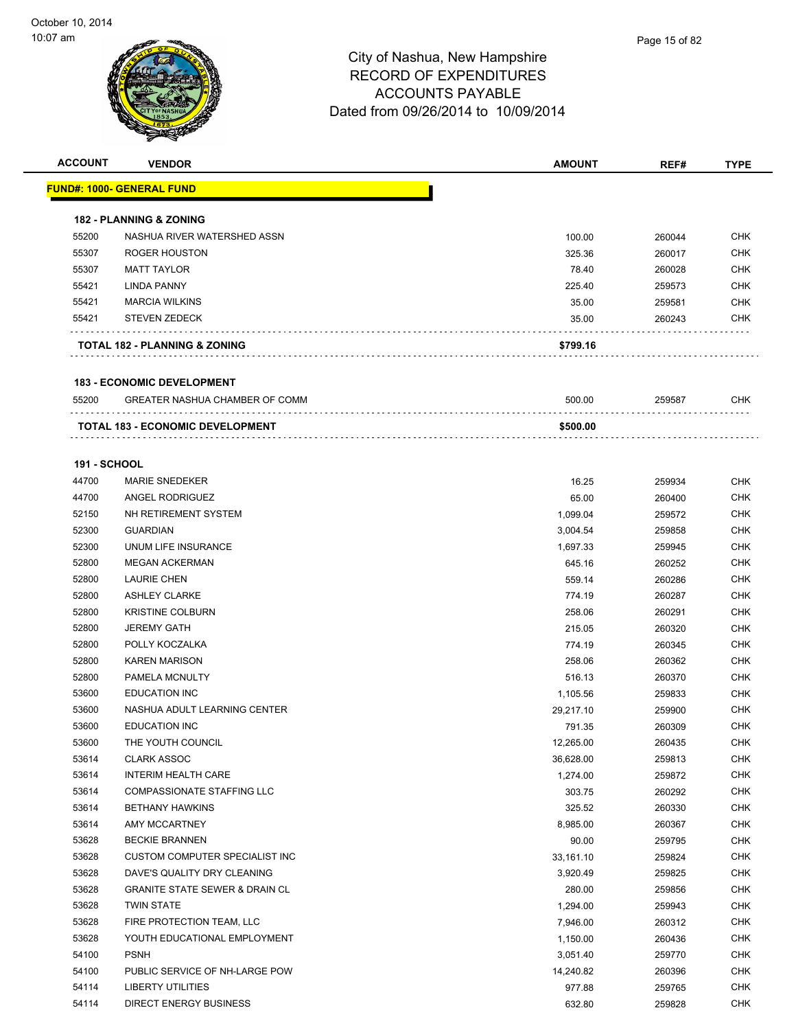# City of Nashua, New Hampshire
## RECORD OF EXPENDITURES
## ACCOUNTS PAYABLE
## Dated from 09/26/2014 to 10/09/2014

| ACCOUNT | VENDOR | AMOUNT | REF# | TYPE |
|---|---|---|---|---|
| **FUND#: 1000- GENERAL FUND** | | | | |
| **182 - PLANNING & ZONING** | | | | |
| 55200 | NASHUA RIVER WATERSHED ASSN | 100.00 | 260044 | CHK |
| 55307 | ROGER HOUSTON | 325.36 | 260017 | CHK |
| 55307 | MATT TAYLOR | 78.40 | 260028 | CHK |
| 55421 | LINDA PANNY | 225.40 | 259573 | CHK |
| 55421 | MARCIA WILKINS | 35.00 | 259581 | CHK |
| 55421 | STEVEN ZEDECK | 35.00 | 260243 | CHK |
| **TOTAL 182 - PLANNING & ZONING** | | **$799.16** | | |
| **183 - ECONOMIC DEVELOPMENT** | | | | |
| 55200 | GREATER NASHUA CHAMBER OF COMM | 500.00 | 259587 | CHK |
| **TOTAL 183 - ECONOMIC DEVELOPMENT** | | **$500.00** | | |
| **191 - SCHOOL** | | | | |
| 44700 | MARIE SNEDEKER | 16.25 | 259934 | CHK |
| 44700 | ANGEL RODRIGUEZ | 65.00 | 260400 | CHK |
| 52150 | NH RETIREMENT SYSTEM | 1,099.04 | 259572 | CHK |
| 52300 | GUARDIAN | 3,004.54 | 259858 | CHK |
| 52300 | UNUM LIFE INSURANCE | 1,697.33 | 259945 | CHK |
| 52800 | MEGAN ACKERMAN | 645.16 | 260252 | CHK |
| 52800 | LAURIE CHEN | 559.14 | 260286 | CHK |
| 52800 | ASHLEY CLARKE | 774.19 | 260287 | CHK |
| 52800 | KRISTINE COLBURN | 258.06 | 260291 | CHK |
| 52800 | JEREMY GATH | 215.05 | 260320 | CHK |
| 52800 | POLLY KOCZALKA | 774.19 | 260345 | CHK |
| 52800 | KAREN MARISON | 258.06 | 260362 | CHK |
| 52800 | PAMELA MCNULTY | 516.13 | 260370 | CHK |
| 53600 | EDUCATION INC | 1,105.56 | 259833 | CHK |
| 53600 | NASHUA ADULT LEARNING CENTER | 29,217.10 | 259900 | CHK |
| 53600 | EDUCATION INC | 791.35 | 260309 | CHK |
| 53600 | THE YOUTH COUNCIL | 12,265.00 | 260435 | CHK |
| 53614 | CLARK ASSOC | 36,628.00 | 259813 | CHK |
| 53614 | INTERIM HEALTH CARE | 1,274.00 | 259872 | CHK |
| 53614 | COMPASSIONATE STAFFING LLC | 303.75 | 260292 | CHK |
| 53614 | BETHANY HAWKINS | 325.52 | 260330 | CHK |
| 53614 | AMY MCCARTNEY | 8,985.00 | 260367 | CHK |
| 53628 | BECKIE BRANNEN | 90.00 | 259795 | CHK |
| 53628 | CUSTOM COMPUTER SPECIALIST INC | 33,161.10 | 259824 | CHK |
| 53628 | DAVE'S QUALITY DRY CLEANING | 3,920.49 | 259825 | CHK |
| 53628 | GRANITE STATE SEWER & DRAIN CL | 280.00 | 259856 | CHK |
| 53628 | TWIN STATE | 1,294.00 | 259943 | CHK |
| 53628 | FIRE PROTECTION TEAM, LLC | 7,946.00 | 260312 | CHK |
| 53628 | YOUTH EDUCATIONAL EMPLOYMENT | 1,150.00 | 260436 | CHK |
| 54100 | PSNH | 3,051.40 | 259770 | CHK |
| 54100 | PUBLIC SERVICE OF NH-LARGE POW | 14,240.82 | 260396 | CHK |
| 54114 | LIBERTY UTILITIES | 977.88 | 259765 | CHK |
| 54114 | DIRECT ENERGY BUSINESS | 632.80 | 259828 | CHK |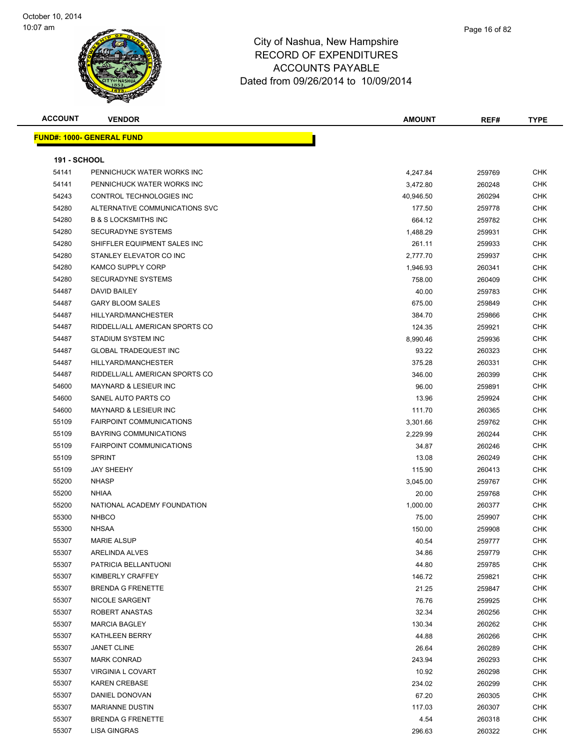# City of Nashua, New Hampshire
# RECORD OF EXPENDITURES
# ACCOUNTS PAYABLE
## Dated from 09/26/2014 to 10/09/2014

October 10, 2014
10:07 am

**FUND#: 1000- GENERAL FUND**

**191 - SCHOOL**

| ACCOUNT | VENDOR | AMOUNT | REF# | TYPE |
|---|---|---|---|---|
| 54141 | PENNICHUCK WATER WORKS INC | 4,247.84 | 259769 | CHK |
| 54141 | PENNICHUCK WATER WORKS INC | 3,472.80 | 260248 | CHK |
| 54243 | CONTROL TECHNOLOGIES INC | 40,946.50 | 260294 | CHK |
| 54280 | ALTERNATIVE COMMUNICATIONS SVC | 177.50 | 259778 | CHK |
| 54280 | B & S LOCKSMITHS INC | 664.12 | 259782 | CHK |
| 54280 | SECURADYNE SYSTEMS | 1,488.29 | 259931 | CHK |
| 54280 | SHIFFLER EQUIPMENT SALES INC | 261.11 | 259933 | CHK |
| 54280 | STANLEY ELEVATOR CO INC | 2,777.70 | 259937 | CHK |
| 54280 | KAMCO SUPPLY CORP | 1,946.93 | 260341 | CHK |
| 54280 | SECURADYNE SYSTEMS | 758.00 | 260409 | CHK |
| 54487 | DAVID BAILEY | 40.00 | 259783 | CHK |
| 54487 | GARY BLOOM SALES | 675.00 | 259849 | CHK |
| 54487 | HILLYARD/MANCHESTER | 384.70 | 259866 | CHK |
| 54487 | RIDDELL/ALL AMERICAN SPORTS CO | 124.35 | 259921 | CHK |
| 54487 | STADIUM SYSTEM INC | 8,990.46 | 259936 | CHK |
| 54487 | GLOBAL TRADEQUEST INC | 93.22 | 260323 | CHK |
| 54487 | HILLYARD/MANCHESTER | 375.28 | 260331 | CHK |
| 54487 | RIDDELL/ALL AMERICAN SPORTS CO | 346.00 | 260399 | CHK |
| 54600 | MAYNARD & LESIEUR INC | 96.00 | 259891 | CHK |
| 54600 | SANEL AUTO PARTS CO | 13.96 | 259924 | CHK |
| 54600 | MAYNARD & LESIEUR INC | 111.70 | 260365 | CHK |
| 55109 | FAIRPOINT COMMUNICATIONS | 3,301.66 | 259762 | CHK |
| 55109 | BAYRING COMMUNICATIONS | 2,229.99 | 260244 | CHK |
| 55109 | FAIRPOINT COMMUNICATIONS | 34.87 | 260246 | CHK |
| 55109 | SPRINT | 13.08 | 260249 | CHK |
| 55109 | JAY SHEEHY | 115.90 | 260413 | CHK |
| 55200 | NHASP | 3,045.00 | 259767 | CHK |
| 55200 | NHIAA | 20.00 | 259768 | CHK |
| 55200 | NATIONAL ACADEMY FOUNDATION | 1,000.00 | 260377 | CHK |
| 55300 | NHBCO | 75.00 | 259907 | CHK |
| 55300 | NHSAA | 150.00 | 259908 | CHK |
| 55307 | MARIE ALSUP | 40.54 | 259777 | CHK |
| 55307 | ARELINDA ALVES | 34.86 | 259779 | CHK |
| 55307 | PATRICIA BELLANTUONI | 44.80 | 259785 | CHK |
| 55307 | KIMBERLY CRAFFEY | 146.72 | 259821 | CHK |
| 55307 | BRENDA G FRENETTE | 21.25 | 259847 | CHK |
| 55307 | NICOLE SARGENT | 76.76 | 259925 | CHK |
| 55307 | ROBERT ANASTAS | 32.34 | 260256 | CHK |
| 55307 | MARCIA BAGLEY | 130.34 | 260262 | CHK |
| 55307 | KATHLEEN BERRY | 44.88 | 260266 | CHK |
| 55307 | JANET CLINE | 26.64 | 260289 | CHK |
| 55307 | MARK CONRAD | 243.94 | 260293 | CHK |
| 55307 | VIRGINIA L COVART | 10.92 | 260298 | CHK |
| 55307 | KAREN CREBASE | 234.02 | 260299 | CHK |
| 55307 | DANIEL DONOVAN | 67.20 | 260305 | CHK |
| 55307 | MARIANNE DUSTIN | 117.03 | 260307 | CHK |
| 55307 | BRENDA G FRENETTE | 4.54 | 260318 | CHK |
| 55307 | LISA GINGRAS | 296.63 | 260322 | CHK |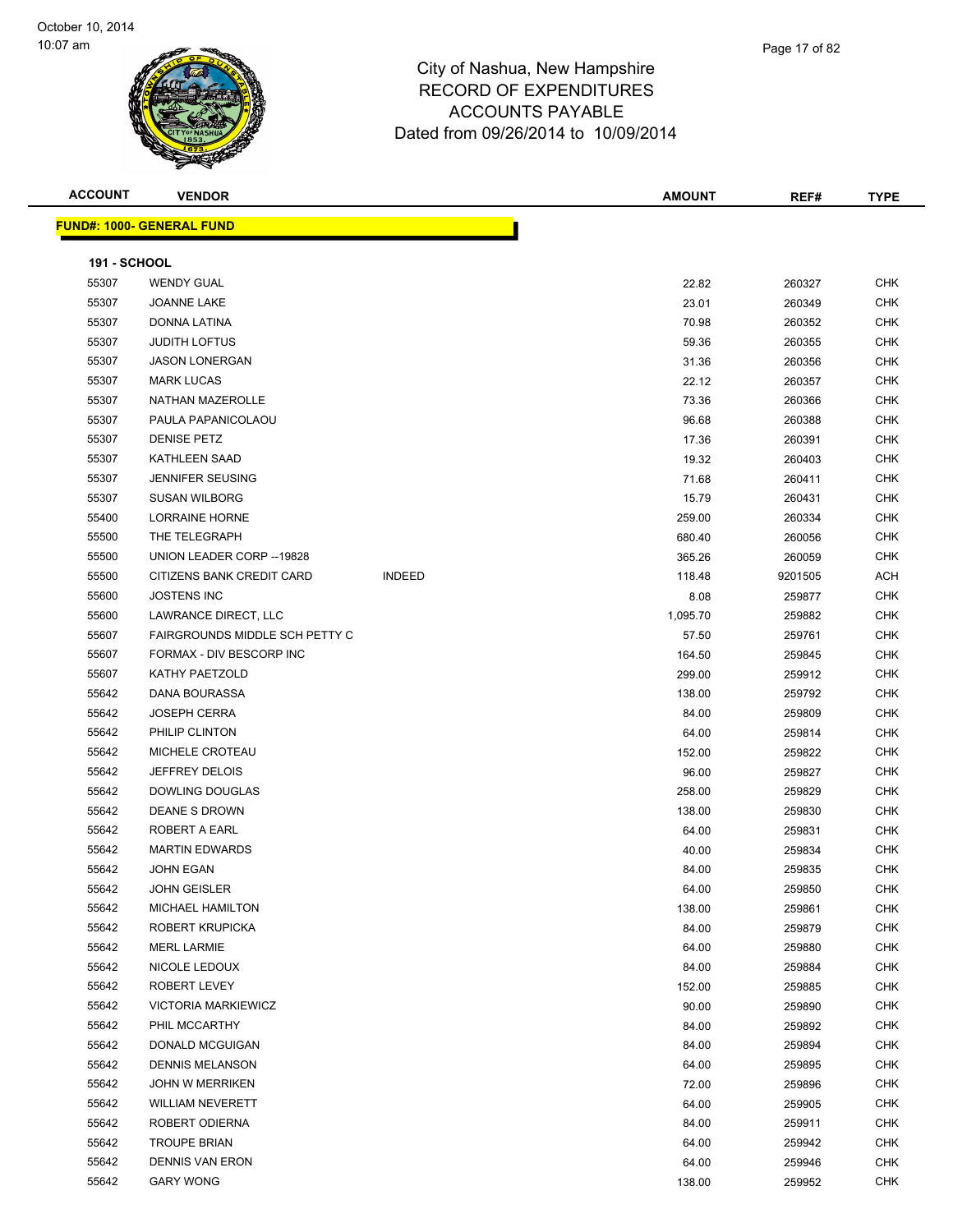City of Nashua, New Hampshire
RECORD OF EXPENDITURES
ACCOUNTS PAYABLE
Dated from 09/26/2014 to 10/09/2014

**FUND#: 1000- GENERAL FUND**

**191 - SCHOOL**

| ACCOUNT | VENDOR | | AMOUNT | REF# | TYPE |
|---|---|---|---|---|---|
| 55307 | WENDY GUAL | | 22.82 | 260327 | CHK |
| 55307 | JOANNE LAKE | | 23.01 | 260349 | CHK |
| 55307 | DONNA LATINA | | 70.98 | 260352 | CHK |
| 55307 | JUDITH LOFTUS | | 59.36 | 260355 | CHK |
| 55307 | JASON LONERGAN | | 31.36 | 260356 | CHK |
| 55307 | MARK LUCAS | | 22.12 | 260357 | CHK |
| 55307 | NATHAN MAZEROLLE | | 73.36 | 260366 | CHK |
| 55307 | PAULA PAPANICOLAOU | | 96.68 | 260388 | CHK |
| 55307 | DENISE PETZ | | 17.36 | 260391 | CHK |
| 55307 | KATHLEEN SAAD | | 19.32 | 260403 | CHK |
| 55307 | JENNIFER SEUSING | | 71.68 | 260411 | CHK |
| 55307 | SUSAN WILBORG | | 15.79 | 260431 | CHK |
| 55400 | LORRAINE HORNE | | 259.00 | 260334 | CHK |
| 55500 | THE TELEGRAPH | | 680.40 | 260056 | CHK |
| 55500 | UNION LEADER CORP --19828 | | 365.26 | 260059 | CHK |
| 55500 | CITIZENS BANK CREDIT CARD | INDEED | 118.48 | 9201505 | ACH |
| 55600 | JOSTENS INC | | 8.08 | 259877 | CHK |
| 55600 | LAWRANCE DIRECT, LLC | | 1,095.70 | 259882 | CHK |
| 55607 | FAIRGROUNDS MIDDLE SCH PETTY C | | 57.50 | 259761 | CHK |
| 55607 | FORMAX - DIV BESCORP INC | | 164.50 | 259845 | CHK |
| 55607 | KATHY PAETZOLD | | 299.00 | 259912 | CHK |
| 55642 | DANA BOURASSA | | 138.00 | 259792 | CHK |
| 55642 | JOSEPH CERRA | | 84.00 | 259809 | CHK |
| 55642 | PHILIP CLINTON | | 64.00 | 259814 | CHK |
| 55642 | MICHELE CROTEAU | | 152.00 | 259822 | CHK |
| 55642 | JEFFREY DELOIS | | 96.00 | 259827 | CHK |
| 55642 | DOWLING DOUGLAS | | 258.00 | 259829 | CHK |
| 55642 | DEANE S DROWN | | 138.00 | 259830 | CHK |
| 55642 | ROBERT A EARL | | 64.00 | 259831 | CHK |
| 55642 | MARTIN EDWARDS | | 40.00 | 259834 | CHK |
| 55642 | JOHN EGAN | | 84.00 | 259835 | CHK |
| 55642 | JOHN GEISLER | | 64.00 | 259850 | CHK |
| 55642 | MICHAEL HAMILTON | | 138.00 | 259861 | CHK |
| 55642 | ROBERT KRUPICKA | | 84.00 | 259879 | CHK |
| 55642 | MERL LARMIE | | 64.00 | 259880 | CHK |
| 55642 | NICOLE LEDOUX | | 84.00 | 259884 | CHK |
| 55642 | ROBERT LEVEY | | 152.00 | 259885 | CHK |
| 55642 | VICTORIA MARKIEWICZ | | 90.00 | 259890 | CHK |
| 55642 | PHIL MCCARTHY | | 84.00 | 259892 | CHK |
| 55642 | DONALD MCGUIGAN | | 84.00 | 259894 | CHK |
| 55642 | DENNIS MELANSON | | 64.00 | 259895 | CHK |
| 55642 | JOHN W MERRIKEN | | 72.00 | 259896 | CHK |
| 55642 | WILLIAM NEVERETT | | 64.00 | 259905 | CHK |
| 55642 | ROBERT ODIERNA | | 84.00 | 259911 | CHK |
| 55642 | TROUPE BRIAN | | 64.00 | 259942 | CHK |
| 55642 | DENNIS VAN ERON | | 64.00 | 259946 | CHK |
| 55642 | GARY WONG | | 138.00 | 259952 | CHK |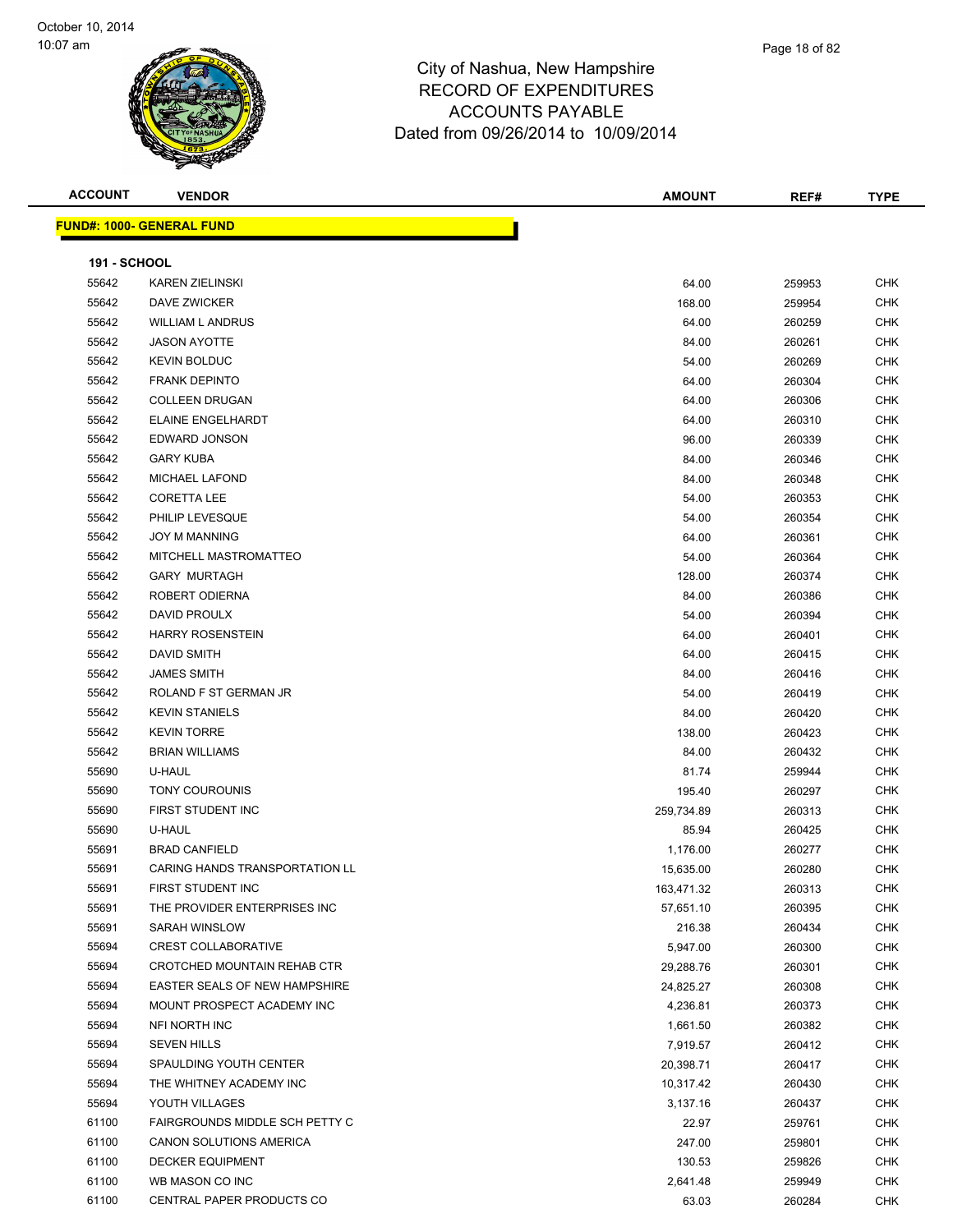# City of Nashua, New Hampshire
## RECORD OF EXPENDITURES
## ACCOUNTS PAYABLE
### Dated from 09/26/2014 to 10/09/2014

| ACCOUNT | VENDOR | AMOUNT | REF# | TYPE |
|---|---|---|---|---|

**FUND#: 1000- GENERAL FUND**

**191 - SCHOOL**

| ACCOUNT | VENDOR | AMOUNT | REF# | TYPE |
|---|---|---|---|---|
| 55642 | KAREN ZIELINSKI | 64.00 | 259953 | CHK |
| 55642 | DAVE ZWICKER | 168.00 | 259954 | CHK |
| 55642 | WILLIAM L ANDRUS | 64.00 | 260259 | CHK |
| 55642 | JASON AYOTTE | 84.00 | 260261 | CHK |
| 55642 | KEVIN BOLDUC | 54.00 | 260269 | CHK |
| 55642 | FRANK DEPINTO | 64.00 | 260304 | CHK |
| 55642 | COLLEEN DRUGAN | 64.00 | 260306 | CHK |
| 55642 | ELAINE ENGELHARDT | 64.00 | 260310 | CHK |
| 55642 | EDWARD JONSON | 96.00 | 260339 | CHK |
| 55642 | GARY KUBA | 84.00 | 260346 | CHK |
| 55642 | MICHAEL LAFOND | 84.00 | 260348 | CHK |
| 55642 | CORETTA LEE | 54.00 | 260353 | CHK |
| 55642 | PHILIP LEVESQUE | 54.00 | 260354 | CHK |
| 55642 | JOY M MANNING | 64.00 | 260361 | CHK |
| 55642 | MITCHELL MASTROMATTEO | 54.00 | 260364 | CHK |
| 55642 | GARY MURTAGH | 128.00 | 260374 | CHK |
| 55642 | ROBERT ODIERNA | 84.00 | 260386 | CHK |
| 55642 | DAVID PROULX | 54.00 | 260394 | CHK |
| 55642 | HARRY ROSENSTEIN | 64.00 | 260401 | CHK |
| 55642 | DAVID SMITH | 64.00 | 260415 | CHK |
| 55642 | JAMES SMITH | 84.00 | 260416 | CHK |
| 55642 | ROLAND F ST GERMAN JR | 54.00 | 260419 | CHK |
| 55642 | KEVIN STANIELS | 84.00 | 260420 | CHK |
| 55642 | KEVIN TORRE | 138.00 | 260423 | CHK |
| 55642 | BRIAN WILLIAMS | 84.00 | 260432 | CHK |
| 55690 | U-HAUL | 81.74 | 259944 | CHK |
| 55690 | TONY COUROUNIS | 195.40 | 260297 | CHK |
| 55690 | FIRST STUDENT INC | 259,734.89 | 260313 | CHK |
| 55690 | U-HAUL | 85.94 | 260425 | CHK |
| 55691 | BRAD CANFIELD | 1,176.00 | 260277 | CHK |
| 55691 | CARING HANDS TRANSPORTATION LL | 15,635.00 | 260280 | CHK |
| 55691 | FIRST STUDENT INC | 163,471.32 | 260313 | CHK |
| 55691 | THE PROVIDER ENTERPRISES INC | 57,651.10 | 260395 | CHK |
| 55691 | SARAH WINSLOW | 216.38 | 260434 | CHK |
| 55694 | CREST COLLABORATIVE | 5,947.00 | 260300 | CHK |
| 55694 | CROTCHED MOUNTAIN REHAB CTR | 29,288.76 | 260301 | CHK |
| 55694 | EASTER SEALS OF NEW HAMPSHIRE | 24,825.27 | 260308 | CHK |
| 55694 | MOUNT PROSPECT ACADEMY INC | 4,236.81 | 260373 | CHK |
| 55694 | NFI NORTH INC | 1,661.50 | 260382 | CHK |
| 55694 | SEVEN HILLS | 7,919.57 | 260412 | CHK |
| 55694 | SPAULDING YOUTH CENTER | 20,398.71 | 260417 | CHK |
| 55694 | THE WHITNEY ACADEMY INC | 10,317.42 | 260430 | CHK |
| 55694 | YOUTH VILLAGES | 3,137.16 | 260437 | CHK |
| 61100 | FAIRGROUNDS MIDDLE SCH PETTY C | 22.97 | 259761 | CHK |
| 61100 | CANON SOLUTIONS AMERICA | 247.00 | 259801 | CHK |
| 61100 | DECKER EQUIPMENT | 130.53 | 259826 | CHK |
| 61100 | WB MASON CO INC | 2,641.48 | 259949 | CHK |
| 61100 | CENTRAL PAPER PRODUCTS CO | 63.03 | 260284 | CHK |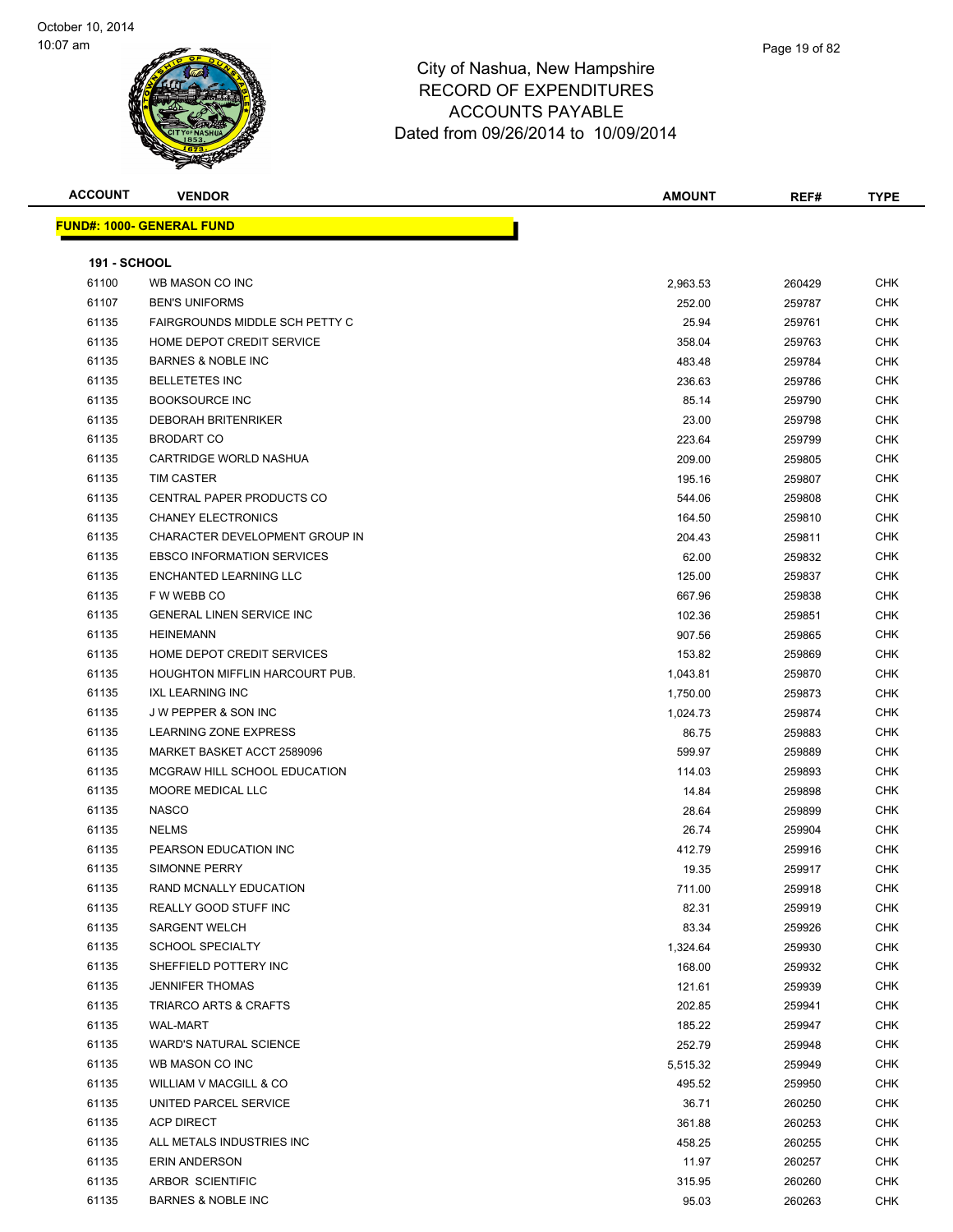# City of Nashua, New Hampshire
## RECORD OF EXPENDITURES
## ACCOUNTS PAYABLE
## Dated from 09/26/2014 to 10/09/2014

**FUND#: 1000- GENERAL FUND**

**191 - SCHOOL**

| ACCOUNT | VENDOR | AMOUNT | REF# | TYPE |
|---|---|---|---|---|
| 61100 | WB MASON CO INC | 2,963.53 | 260429 | CHK |
| 61107 | BEN'S UNIFORMS | 252.00 | 259787 | CHK |
| 61135 | FAIRGROUNDS MIDDLE SCH PETTY C | 25.94 | 259761 | CHK |
| 61135 | HOME DEPOT CREDIT SERVICE | 358.04 | 259763 | CHK |
| 61135 | BARNES & NOBLE INC | 483.48 | 259784 | CHK |
| 61135 | BELLETETES INC | 236.63 | 259786 | CHK |
| 61135 | BOOKSOURCE INC | 85.14 | 259790 | CHK |
| 61135 | DEBORAH BRITENRIKER | 23.00 | 259798 | CHK |
| 61135 | BRODART CO | 223.64 | 259799 | CHK |
| 61135 | CARTRIDGE WORLD NASHUA | 209.00 | 259805 | CHK |
| 61135 | TIM CASTER | 195.16 | 259807 | CHK |
| 61135 | CENTRAL PAPER PRODUCTS CO | 544.06 | 259808 | CHK |
| 61135 | CHANEY ELECTRONICS | 164.50 | 259810 | CHK |
| 61135 | CHARACTER DEVELOPMENT GROUP IN | 204.43 | 259811 | CHK |
| 61135 | EBSCO INFORMATION SERVICES | 62.00 | 259832 | CHK |
| 61135 | ENCHANTED LEARNING LLC | 125.00 | 259837 | CHK |
| 61135 | F W WEBB CO | 667.96 | 259838 | CHK |
| 61135 | GENERAL LINEN SERVICE INC | 102.36 | 259851 | CHK |
| 61135 | HEINEMANN | 907.56 | 259865 | CHK |
| 61135 | HOME DEPOT CREDIT SERVICES | 153.82 | 259869 | CHK |
| 61135 | HOUGHTON MIFFLIN HARCOURT PUB. | 1,043.81 | 259870 | CHK |
| 61135 | IXL LEARNING INC | 1,750.00 | 259873 | CHK |
| 61135 | J W PEPPER & SON INC | 1,024.73 | 259874 | CHK |
| 61135 | LEARNING ZONE EXPRESS | 86.75 | 259883 | CHK |
| 61135 | MARKET BASKET ACCT 2589096 | 599.97 | 259889 | CHK |
| 61135 | MCGRAW HILL SCHOOL EDUCATION | 114.03 | 259893 | CHK |
| 61135 | MOORE MEDICAL LLC | 14.84 | 259898 | CHK |
| 61135 | NASCO | 28.64 | 259899 | CHK |
| 61135 | NELMS | 26.74 | 259904 | CHK |
| 61135 | PEARSON EDUCATION INC | 412.79 | 259916 | CHK |
| 61135 | SIMONNE PERRY | 19.35 | 259917 | CHK |
| 61135 | RAND MCNALLY EDUCATION | 711.00 | 259918 | CHK |
| 61135 | REALLY GOOD STUFF INC | 82.31 | 259919 | CHK |
| 61135 | SARGENT WELCH | 83.34 | 259926 | CHK |
| 61135 | SCHOOL SPECIALTY | 1,324.64 | 259930 | CHK |
| 61135 | SHEFFIELD POTTERY INC | 168.00 | 259932 | CHK |
| 61135 | JENNIFER THOMAS | 121.61 | 259939 | CHK |
| 61135 | TRIARCO ARTS & CRAFTS | 202.85 | 259941 | CHK |
| 61135 | WAL-MART | 185.22 | 259947 | CHK |
| 61135 | WARD'S NATURAL SCIENCE | 252.79 | 259948 | CHK |
| 61135 | WB MASON CO INC | 5,515.32 | 259949 | CHK |
| 61135 | WILLIAM V MACGILL & CO | 495.52 | 259950 | CHK |
| 61135 | UNITED PARCEL SERVICE | 36.71 | 260250 | CHK |
| 61135 | ACP DIRECT | 361.88 | 260253 | CHK |
| 61135 | ALL METALS INDUSTRIES INC | 458.25 | 260255 | CHK |
| 61135 | ERIN ANDERSON | 11.97 | 260257 | CHK |
| 61135 | ARBOR SCIENTIFIC | 315.95 | 260260 | CHK |
| 61135 | BARNES & NOBLE INC | 95.03 | 260263 | CHK |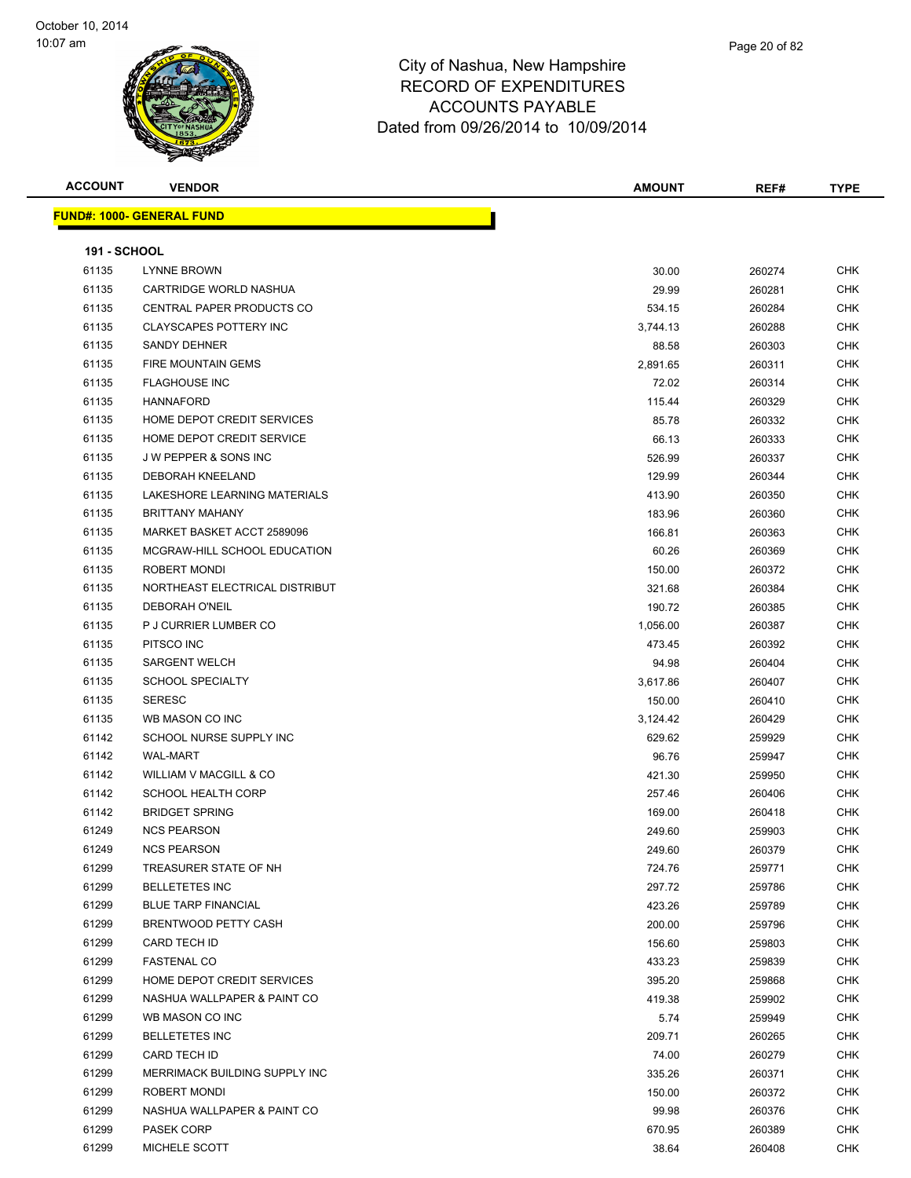# City of Nashua, New Hampshire
## RECORD OF EXPENDITURES
## ACCOUNTS PAYABLE
## Dated from 09/26/2014 to 10/09/2014

October 10, 2014
10:07 am

| ACCOUNT | VENDOR | AMOUNT | REF# | TYPE |
|---|---|---|---|---|
| **FUND#: 1000- GENERAL FUND** | | | | |
| **191 - SCHOOL** | | | | |
| 61135 | LYNNE BROWN | 30.00 | 260274 | CHK |
| 61135 | CARTRIDGE WORLD NASHUA | 29.99 | 260281 | CHK |
| 61135 | CENTRAL PAPER PRODUCTS CO | 534.15 | 260284 | CHK |
| 61135 | CLAYSCAPES POTTERY INC | 3,744.13 | 260288 | CHK |
| 61135 | SANDY DEHNER | 88.58 | 260303 | CHK |
| 61135 | FIRE MOUNTAIN GEMS | 2,891.65 | 260311 | CHK |
| 61135 | FLAGHOUSE INC | 72.02 | 260314 | CHK |
| 61135 | HANNAFORD | 115.44 | 260329 | CHK |
| 61135 | HOME DEPOT CREDIT SERVICES | 85.78 | 260332 | CHK |
| 61135 | HOME DEPOT CREDIT SERVICE | 66.13 | 260333 | CHK |
| 61135 | J W PEPPER & SONS INC | 526.99 | 260337 | CHK |
| 61135 | DEBORAH KNEELAND | 129.99 | 260344 | CHK |
| 61135 | LAKESHORE LEARNING MATERIALS | 413.90 | 260350 | CHK |
| 61135 | BRITTANY MAHANY | 183.96 | 260360 | CHK |
| 61135 | MARKET BASKET ACCT 2589096 | 166.81 | 260363 | CHK |
| 61135 | MCGRAW-HILL SCHOOL EDUCATION | 60.26 | 260369 | CHK |
| 61135 | ROBERT MONDI | 150.00 | 260372 | CHK |
| 61135 | NORTHEAST ELECTRICAL DISTRIBUT | 321.68 | 260384 | CHK |
| 61135 | DEBORAH O'NEIL | 190.72 | 260385 | CHK |
| 61135 | P J CURRIER LUMBER CO | 1,056.00 | 260387 | CHK |
| 61135 | PITSCO INC | 473.45 | 260392 | CHK |
| 61135 | SARGENT WELCH | 94.98 | 260404 | CHK |
| 61135 | SCHOOL SPECIALTY | 3,617.86 | 260407 | CHK |
| 61135 | SERESC | 150.00 | 260410 | CHK |
| 61135 | WB MASON CO INC | 3,124.42 | 260429 | CHK |
| 61142 | SCHOOL NURSE SUPPLY INC | 629.62 | 259929 | CHK |
| 61142 | WAL-MART | 96.76 | 259947 | CHK |
| 61142 | WILLIAM V MACGILL & CO | 421.30 | 259950 | CHK |
| 61142 | SCHOOL HEALTH CORP | 257.46 | 260406 | CHK |
| 61142 | BRIDGET SPRING | 169.00 | 260418 | CHK |
| 61249 | NCS PEARSON | 249.60 | 259903 | CHK |
| 61249 | NCS PEARSON | 249.60 | 260379 | CHK |
| 61299 | TREASURER STATE OF NH | 724.76 | 259771 | CHK |
| 61299 | BELLETETES INC | 297.72 | 259786 | CHK |
| 61299 | BLUE TARP FINANCIAL | 423.26 | 259789 | CHK |
| 61299 | BRENTWOOD PETTY CASH | 200.00 | 259796 | CHK |
| 61299 | CARD TECH ID | 156.60 | 259803 | CHK |
| 61299 | FASTENAL CO | 433.23 | 259839 | CHK |
| 61299 | HOME DEPOT CREDIT SERVICES | 395.20 | 259868 | CHK |
| 61299 | NASHUA WALLPAPER & PAINT CO | 419.38 | 259902 | CHK |
| 61299 | WB MASON CO INC | 5.74 | 259949 | CHK |
| 61299 | BELLETETES INC | 209.71 | 260265 | CHK |
| 61299 | CARD TECH ID | 74.00 | 260279 | CHK |
| 61299 | MERRIMACK BUILDING SUPPLY INC | 335.26 | 260371 | CHK |
| 61299 | ROBERT MONDI | 150.00 | 260372 | CHK |
| 61299 | NASHUA WALLPAPER & PAINT CO | 99.98 | 260376 | CHK |
| 61299 | PASEK CORP | 670.95 | 260389 | CHK |
| 61299 | MICHELE SCOTT | 38.64 | 260408 | CHK |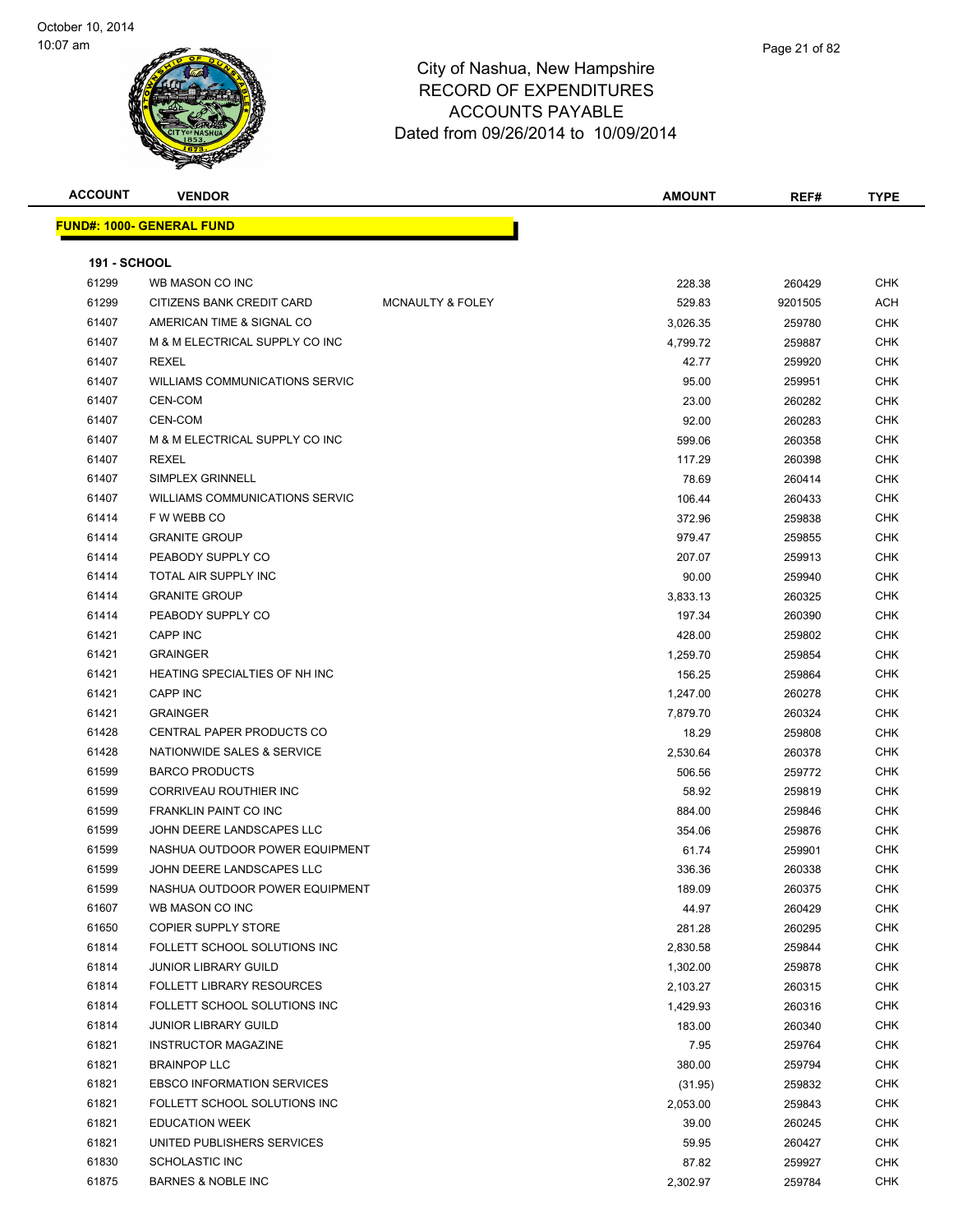City of Nashua, New Hampshire
RECORD OF EXPENDITURES
ACCOUNTS PAYABLE
Dated from 09/26/2014 to 10/09/2014

October 10, 2014
10:07 am

**FUND#: 1000- GENERAL FUND**

**191 - SCHOOL**

| ACCOUNT | VENDOR | | AMOUNT | REF# | TYPE |
|---|---|---|---|---|---|
| 61299 | WB MASON CO INC | | 228.38 | 260429 | CHK |
| 61299 | CITIZENS BANK CREDIT CARD | MCNAULTY & FOLEY | 529.83 | 9201505 | ACH |
| 61407 | AMERICAN TIME & SIGNAL CO | | 3,026.35 | 259780 | CHK |
| 61407 | M & M ELECTRICAL SUPPLY CO INC | | 4,799.72 | 259887 | CHK |
| 61407 | REXEL | | 42.77 | 259920 | CHK |
| 61407 | WILLIAMS COMMUNICATIONS SERVIC | | 95.00 | 259951 | CHK |
| 61407 | CEN-COM | | 23.00 | 260282 | CHK |
| 61407 | CEN-COM | | 92.00 | 260283 | CHK |
| 61407 | M & M ELECTRICAL SUPPLY CO INC | | 599.06 | 260358 | CHK |
| 61407 | REXEL | | 117.29 | 260398 | CHK |
| 61407 | SIMPLEX GRINNELL | | 78.69 | 260414 | CHK |
| 61407 | WILLIAMS COMMUNICATIONS SERVIC | | 106.44 | 260433 | CHK |
| 61414 | F W WEBB CO | | 372.96 | 259838 | CHK |
| 61414 | GRANITE GROUP | | 979.47 | 259855 | CHK |
| 61414 | PEABODY SUPPLY CO | | 207.07 | 259913 | CHK |
| 61414 | TOTAL AIR SUPPLY INC | | 90.00 | 259940 | CHK |
| 61414 | GRANITE GROUP | | 3,833.13 | 260325 | CHK |
| 61414 | PEABODY SUPPLY CO | | 197.34 | 260390 | CHK |
| 61421 | CAPP INC | | 428.00 | 259802 | CHK |
| 61421 | GRAINGER | | 1,259.70 | 259854 | CHK |
| 61421 | HEATING SPECIALTIES OF NH INC | | 156.25 | 259864 | CHK |
| 61421 | CAPP INC | | 1,247.00 | 260278 | CHK |
| 61421 | GRAINGER | | 7,879.70 | 260324 | CHK |
| 61428 | CENTRAL PAPER PRODUCTS CO | | 18.29 | 259808 | CHK |
| 61428 | NATIONWIDE SALES & SERVICE | | 2,530.64 | 260378 | CHK |
| 61599 | BARCO PRODUCTS | | 506.56 | 259772 | CHK |
| 61599 | CORRIVEAU ROUTHIER INC | | 58.92 | 259819 | CHK |
| 61599 | FRANKLIN PAINT CO INC | | 884.00 | 259846 | CHK |
| 61599 | JOHN DEERE LANDSCAPES LLC | | 354.06 | 259876 | CHK |
| 61599 | NASHUA OUTDOOR POWER EQUIPMENT | | 61.74 | 259901 | CHK |
| 61599 | JOHN DEERE LANDSCAPES LLC | | 336.36 | 260338 | CHK |
| 61599 | NASHUA OUTDOOR POWER EQUIPMENT | | 189.09 | 260375 | CHK |
| 61607 | WB MASON CO INC | | 44.97 | 260429 | CHK |
| 61650 | COPIER SUPPLY STORE | | 281.28 | 260295 | CHK |
| 61814 | FOLLETT SCHOOL SOLUTIONS INC | | 2,830.58 | 259844 | CHK |
| 61814 | JUNIOR LIBRARY GUILD | | 1,302.00 | 259878 | CHK |
| 61814 | FOLLETT LIBRARY RESOURCES | | 2,103.27 | 260315 | CHK |
| 61814 | FOLLETT SCHOOL SOLUTIONS INC | | 1,429.93 | 260316 | CHK |
| 61814 | JUNIOR LIBRARY GUILD | | 183.00 | 260340 | CHK |
| 61821 | INSTRUCTOR MAGAZINE | | 7.95 | 259764 | CHK |
| 61821 | BRAINPOP LLC | | 380.00 | 259794 | CHK |
| 61821 | EBSCO INFORMATION SERVICES | | (31.95) | 259832 | CHK |
| 61821 | FOLLETT SCHOOL SOLUTIONS INC | | 2,053.00 | 259843 | CHK |
| 61821 | EDUCATION WEEK | | 39.00 | 260245 | CHK |
| 61821 | UNITED PUBLISHERS SERVICES | | 59.95 | 260427 | CHK |
| 61830 | SCHOLASTIC INC | | 87.82 | 259927 | CHK |
| 61875 | BARNES & NOBLE INC | | 2,302.97 | 259784 | CHK |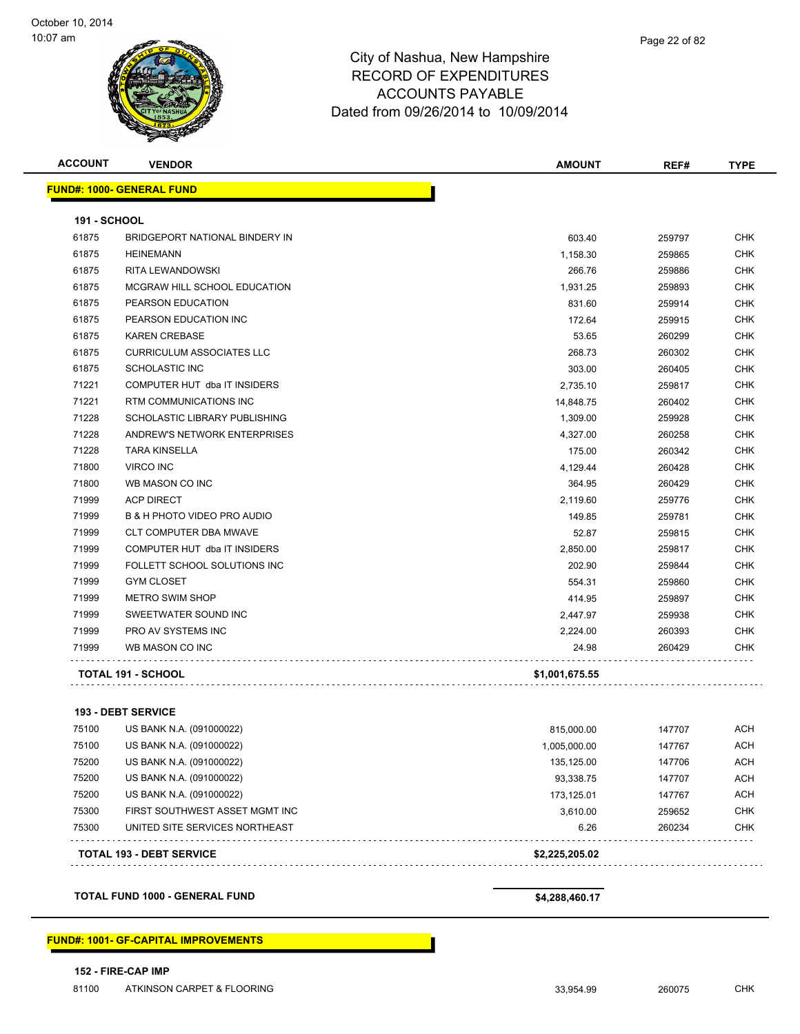# City of Nashua, New Hampshire
## RECORD OF EXPENDITURES
## ACCOUNTS PAYABLE
### Dated from 09/26/2014 to 10/09/2014

| ACCOUNT | VENDOR | AMOUNT | REF# | TYPE |
|---|---|---|---|---|
| **FUND#: 1000- GENERAL FUND** | | | | |
| **191 - SCHOOL** | | | | |
| 61875 | BRIDGEPORT NATIONAL BINDERY IN | 603.40 | 259797 | CHK |
| 61875 | HEINEMANN | 1,158.30 | 259865 | CHK |
| 61875 | RITA LEWANDOWSKI | 266.76 | 259886 | CHK |
| 61875 | MCGRAW HILL SCHOOL EDUCATION | 1,931.25 | 259893 | CHK |
| 61875 | PEARSON EDUCATION | 831.60 | 259914 | CHK |
| 61875 | PEARSON EDUCATION INC | 172.64 | 259915 | CHK |
| 61875 | KAREN CREBASE | 53.65 | 260299 | CHK |
| 61875 | CURRICULUM ASSOCIATES LLC | 268.73 | 260302 | CHK |
| 61875 | SCHOLASTIC INC | 303.00 | 260405 | CHK |
| 71221 | COMPUTER HUT dba IT INSIDERS | 2,735.10 | 259817 | CHK |
| 71221 | RTM COMMUNICATIONS INC | 14,848.75 | 260402 | CHK |
| 71228 | SCHOLASTIC LIBRARY PUBLISHING | 1,309.00 | 259928 | CHK |
| 71228 | ANDREW'S NETWORK ENTERPRISES | 4,327.00 | 260258 | CHK |
| 71228 | TARA KINSELLA | 175.00 | 260342 | CHK |
| 71800 | VIRCO INC | 4,129.44 | 260428 | CHK |
| 71800 | WB MASON CO INC | 364.95 | 260429 | CHK |
| 71999 | ACP DIRECT | 2,119.60 | 259776 | CHK |
| 71999 | B & H PHOTO VIDEO PRO AUDIO | 149.85 | 259781 | CHK |
| 71999 | CLT COMPUTER DBA MWAVE | 52.87 | 259815 | CHK |
| 71999 | COMPUTER HUT dba IT INSIDERS | 2,850.00 | 259817 | CHK |
| 71999 | FOLLETT SCHOOL SOLUTIONS INC | 202.90 | 259844 | CHK |
| 71999 | GYM CLOSET | 554.31 | 259860 | CHK |
| 71999 | METRO SWIM SHOP | 414.95 | 259897 | CHK |
| 71999 | SWEETWATER SOUND INC | 2,447.97 | 259938 | CHK |
| 71999 | PRO AV SYSTEMS INC | 2,224.00 | 260393 | CHK |
| 71999 | WB MASON CO INC | 24.98 | 260429 | CHK |
| **TOTAL 191 - SCHOOL** | | **$1,001,675.55** | | |
| **193 - DEBT SERVICE** | | | | |
| 75100 | US BANK N.A. (091000022) | 815,000.00 | 147707 | ACH |
| 75100 | US BANK N.A. (091000022) | 1,005,000.00 | 147767 | ACH |
| 75200 | US BANK N.A. (091000022) | 135,125.00 | 147706 | ACH |
| 75200 | US BANK N.A. (091000022) | 93,338.75 | 147707 | ACH |
| 75200 | US BANK N.A. (091000022) | 173,125.01 | 147767 | ACH |
| 75300 | FIRST SOUTHWEST ASSET MGMT INC | 3,610.00 | 259652 | CHK |
| 75300 | UNITED SITE SERVICES NORTHEAST | 6.26 | 260234 | CHK |
| **TOTAL 193 - DEBT SERVICE** | | **$2,225,205.02** | | |
| **TOTAL FUND 1000 - GENERAL FUND** | | **$4,288,460.17** | | |
| **FUND#: 1001- GF-CAPITAL IMPROVEMENTS** | | | | |
| **152 - FIRE-CAP IMP** | | | | |
| 81100 | ATKINSON CARPET & FLOORING | 33,954.99 | 260075 | CHK |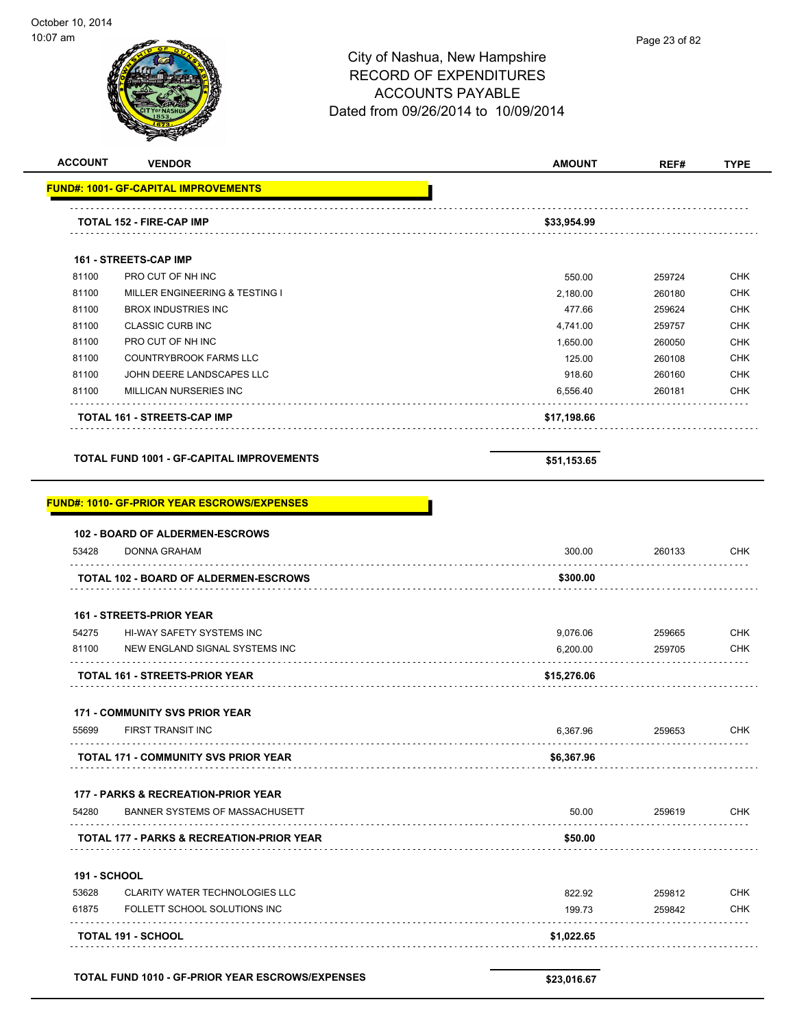# City of Nashua, New Hampshire
## RECORD OF EXPENDITURES
## ACCOUNTS PAYABLE
## Dated from 09/26/2014 to 10/09/2014

| ACCOUNT | VENDOR | AMOUNT | REF# | TYPE |
|---|---|---|---|---|
| **FUND#: 1001- GF-CAPITAL IMPROVEMENTS** | | | | |
| | **TOTAL 152 - FIRE-CAP IMP** | **$33,954.99** | | |
| | **161 - STREETS-CAP IMP** | | | |
| 81100 | PRO CUT OF NH INC | 550.00 | 259724 | CHK |
| 81100 | MILLER ENGINEERING & TESTING I | 2,180.00 | 260180 | CHK |
| 81100 | BROX INDUSTRIES INC | 477.66 | 259624 | CHK |
| 81100 | CLASSIC CURB INC | 4,741.00 | 259757 | CHK |
| 81100 | PRO CUT OF NH INC | 1,650.00 | 260050 | CHK |
| 81100 | COUNTRYBROOK FARMS LLC | 125.00 | 260108 | CHK |
| 81100 | JOHN DEERE LANDSCAPES LLC | 918.60 | 260160 | CHK |
| 81100 | MILLICAN NURSERIES INC | 6,556.40 | 260181 | CHK |
| | **TOTAL 161 - STREETS-CAP IMP** | **$17,198.66** | | |
| | **TOTAL FUND 1001 - GF-CAPITAL IMPROVEMENTS** | **$51,153.65** | | |
| **FUND#: 1010- GF-PRIOR YEAR ESCROWS/EXPENSES** | | | | |
| | **102 - BOARD OF ALDERMEN-ESCROWS** | | | |
| 53428 | DONNA GRAHAM | 300.00 | 260133 | CHK |
| | **TOTAL 102 - BOARD OF ALDERMEN-ESCROWS** | **$300.00** | | |
| | **161 - STREETS-PRIOR YEAR** | | | |
| 54275 | HI-WAY SAFETY SYSTEMS INC | 9,076.06 | 259665 | CHK |
| 81100 | NEW ENGLAND SIGNAL SYSTEMS INC | 6,200.00 | 259705 | CHK |
| | **TOTAL 161 - STREETS-PRIOR YEAR** | **$15,276.06** | | |
| | **171 - COMMUNITY SVS PRIOR YEAR** | | | |
| 55699 | FIRST TRANSIT INC | 6,367.96 | 259653 | CHK |
| | **TOTAL 171 - COMMUNITY SVS PRIOR YEAR** | **$6,367.96** | | |
| | **177 - PARKS & RECREATION-PRIOR YEAR** | | | |
| 54280 | BANNER SYSTEMS OF MASSACHUSETT | 50.00 | 259619 | CHK |
| | **TOTAL 177 - PARKS & RECREATION-PRIOR YEAR** | **$50.00** | | |
| | **191 - SCHOOL** | | | |
| 53628 | CLARITY WATER TECHNOLOGIES LLC | 822.92 | 259812 | CHK |
| 61875 | FOLLETT SCHOOL SOLUTIONS INC | 199.73 | 259842 | CHK |
| | **TOTAL 191 - SCHOOL** | **$1,022.65** | | |
| | **TOTAL FUND 1010 - GF-PRIOR YEAR ESCROWS/EXPENSES** | **$23,016.67** | | |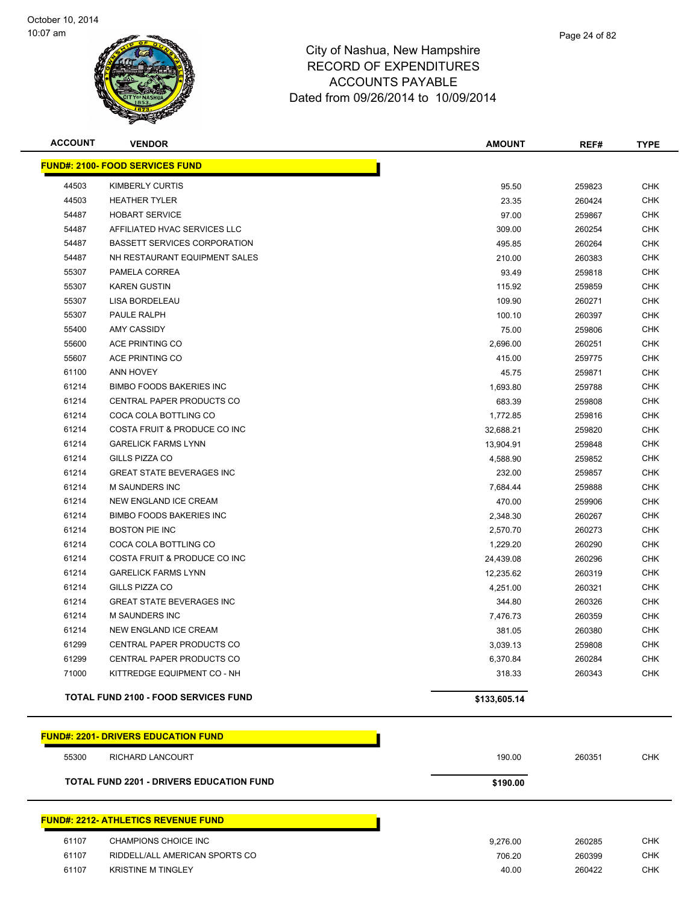City of Nashua, New Hampshire
RECORD OF EXPENDITURES
ACCOUNTS PAYABLE
Dated from 09/26/2014 to 10/09/2014

| ACCOUNT | VENDOR | AMOUNT | REF# | TYPE |
|---|---|---|---|---|
| **FUND#: 2100- FOOD SERVICES FUND** | | | | |
| 44503 | KIMBERLY CURTIS | 95.50 | 259823 | CHK |
| 44503 | HEATHER TYLER | 23.35 | 260424 | CHK |
| 54487 | HOBART SERVICE | 97.00 | 259867 | CHK |
| 54487 | AFFILIATED HVAC SERVICES LLC | 309.00 | 260254 | CHK |
| 54487 | BASSETT SERVICES CORPORATION | 495.85 | 260264 | CHK |
| 54487 | NH RESTAURANT EQUIPMENT SALES | 210.00 | 260383 | CHK |
| 55307 | PAMELA CORREA | 93.49 | 259818 | CHK |
| 55307 | KAREN GUSTIN | 115.92 | 259859 | CHK |
| 55307 | LISA BORDELEAU | 109.90 | 260271 | CHK |
| 55307 | PAULE RALPH | 100.10 | 260397 | CHK |
| 55400 | AMY CASSIDY | 75.00 | 259806 | CHK |
| 55600 | ACE PRINTING CO | 2,696.00 | 260251 | CHK |
| 55607 | ACE PRINTING CO | 415.00 | 259775 | CHK |
| 61100 | ANN HOVEY | 45.75 | 259871 | CHK |
| 61214 | BIMBO FOODS BAKERIES INC | 1,693.80 | 259788 | CHK |
| 61214 | CENTRAL PAPER PRODUCTS CO | 683.39 | 259808 | CHK |
| 61214 | COCA COLA BOTTLING CO | 1,772.85 | 259816 | CHK |
| 61214 | COSTA FRUIT & PRODUCE CO INC | 32,688.21 | 259820 | CHK |
| 61214 | GARELICK FARMS LYNN | 13,904.91 | 259848 | CHK |
| 61214 | GILLS PIZZA CO | 4,588.90 | 259852 | CHK |
| 61214 | GREAT STATE BEVERAGES INC | 232.00 | 259857 | CHK |
| 61214 | M SAUNDERS INC | 7,684.44 | 259888 | CHK |
| 61214 | NEW ENGLAND ICE CREAM | 470.00 | 259906 | CHK |
| 61214 | BIMBO FOODS BAKERIES INC | 2,348.30 | 260267 | CHK |
| 61214 | BOSTON PIE INC | 2,570.70 | 260273 | CHK |
| 61214 | COCA COLA BOTTLING CO | 1,229.20 | 260290 | CHK |
| 61214 | COSTA FRUIT & PRODUCE CO INC | 24,439.08 | 260296 | CHK |
| 61214 | GARELICK FARMS LYNN | 12,235.62 | 260319 | CHK |
| 61214 | GILLS PIZZA CO | 4,251.00 | 260321 | CHK |
| 61214 | GREAT STATE BEVERAGES INC | 344.80 | 260326 | CHK |
| 61214 | M SAUNDERS INC | 7,476.73 | 260359 | CHK |
| 61214 | NEW ENGLAND ICE CREAM | 381.05 | 260380 | CHK |
| 61299 | CENTRAL PAPER PRODUCTS CO | 3,039.13 | 259808 | CHK |
| 61299 | CENTRAL PAPER PRODUCTS CO | 6,370.84 | 260284 | CHK |
| 71000 | KITTREDGE EQUIPMENT CO - NH | 318.33 | 260343 | CHK |
| | **TOTAL FUND 2100 - FOOD SERVICES FUND** | **$133,605.14** | | |
| **FUND#: 2201- DRIVERS EDUCATION FUND** | | | | |
| 55300 | RICHARD LANCOURT | 190.00 | 260351 | CHK |
| | **TOTAL FUND 2201 - DRIVERS EDUCATION FUND** | **$190.00** | | |
| **FUND#: 2212- ATHLETICS REVENUE FUND** | | | | |
| 61107 | CHAMPIONS CHOICE INC | 9,276.00 | 260285 | CHK |
| 61107 | RIDDELL/ALL AMERICAN SPORTS CO | 706.20 | 260399 | CHK |
| 61107 | KRISTINE M TINGLEY | 40.00 | 260422 | CHK |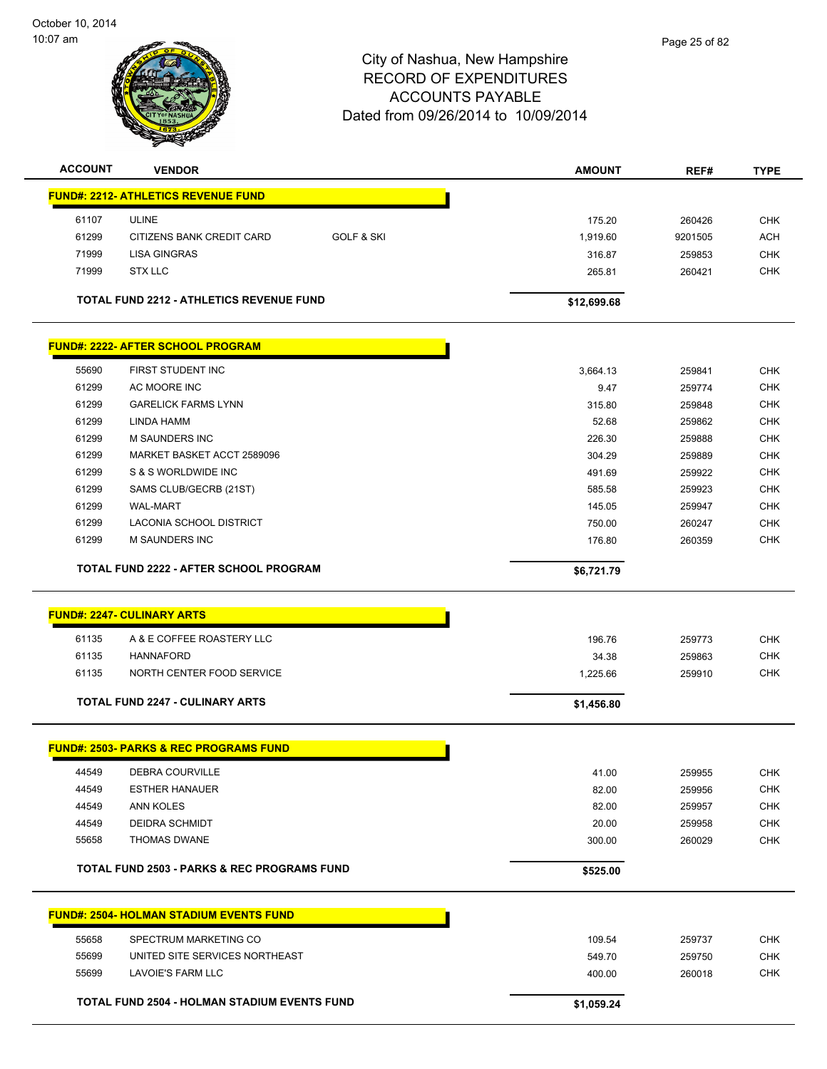City of Nashua, New Hampshire
RECORD OF EXPENDITURES
ACCOUNTS PAYABLE
Dated from 09/26/2014 to 10/09/2014

| ACCOUNT | VENDOR | | AMOUNT | REF# | TYPE |
|---|---|---|---|---|---|
| **FUND#: 2212- ATHLETICS REVENUE FUND** | | | | | |
| 61107 | ULINE | | 175.20 | 260426 | CHK |
| 61299 | CITIZENS BANK CREDIT CARD | GOLF & SKI | 1,919.60 | 9201505 | ACH |
| 71999 | LISA GINGRAS | | 316.87 | 259853 | CHK |
| 71999 | STX LLC | | 265.81 | 260421 | CHK |
| **TOTAL FUND 2212 - ATHLETICS REVENUE FUND** | | | **$12,699.68** | | |
| **FUND#: 2222- AFTER SCHOOL PROGRAM** | | | | | |
| 55690 | FIRST STUDENT INC | | 3,664.13 | 259841 | CHK |
| 61299 | AC MOORE INC | | 9.47 | 259774 | CHK |
| 61299 | GARELICK FARMS LYNN | | 315.80 | 259848 | CHK |
| 61299 | LINDA HAMM | | 52.68 | 259862 | CHK |
| 61299 | M SAUNDERS INC | | 226.30 | 259888 | CHK |
| 61299 | MARKET BASKET ACCT 2589096 | | 304.29 | 259889 | CHK |
| 61299 | S & S WORLDWIDE INC | | 491.69 | 259922 | CHK |
| 61299 | SAMS CLUB/GECRB (21ST) | | 585.58 | 259923 | CHK |
| 61299 | WAL-MART | | 145.05 | 259947 | CHK |
| 61299 | LACONIA SCHOOL DISTRICT | | 750.00 | 260247 | CHK |
| 61299 | M SAUNDERS INC | | 176.80 | 260359 | CHK |
| **TOTAL FUND 2222 - AFTER SCHOOL PROGRAM** | | | **$6,721.79** | | |
| **FUND#: 2247- CULINARY ARTS** | | | | | |
| 61135 | A & E COFFEE ROASTERY LLC | | 196.76 | 259773 | CHK |
| 61135 | HANNAFORD | | 34.38 | 259863 | CHK |
| 61135 | NORTH CENTER FOOD SERVICE | | 1,225.66 | 259910 | CHK |
| **TOTAL FUND 2247 - CULINARY ARTS** | | | **$1,456.80** | | |
| **FUND#: 2503- PARKS & REC PROGRAMS FUND** | | | | | |
| 44549 | DEBRA COURVILLE | | 41.00 | 259955 | CHK |
| 44549 | ESTHER HANAUER | | 82.00 | 259956 | CHK |
| 44549 | ANN KOLES | | 82.00 | 259957 | CHK |
| 44549 | DEIDRA SCHMIDT | | 20.00 | 259958 | CHK |
| 55658 | THOMAS DWANE | | 300.00 | 260029 | CHK |
| **TOTAL FUND 2503 - PARKS & REC PROGRAMS FUND** | | | **$525.00** | | |
| **FUND#: 2504- HOLMAN STADIUM EVENTS FUND** | | | | | |
| 55658 | SPECTRUM MARKETING CO | | 109.54 | 259737 | CHK |
| 55699 | UNITED SITE SERVICES NORTHEAST | | 549.70 | 259750 | CHK |
| 55699 | LAVOIE'S FARM LLC | | 400.00 | 260018 | CHK |
| **TOTAL FUND 2504 - HOLMAN STADIUM EVENTS FUND** | | | **$1,059.24** | | |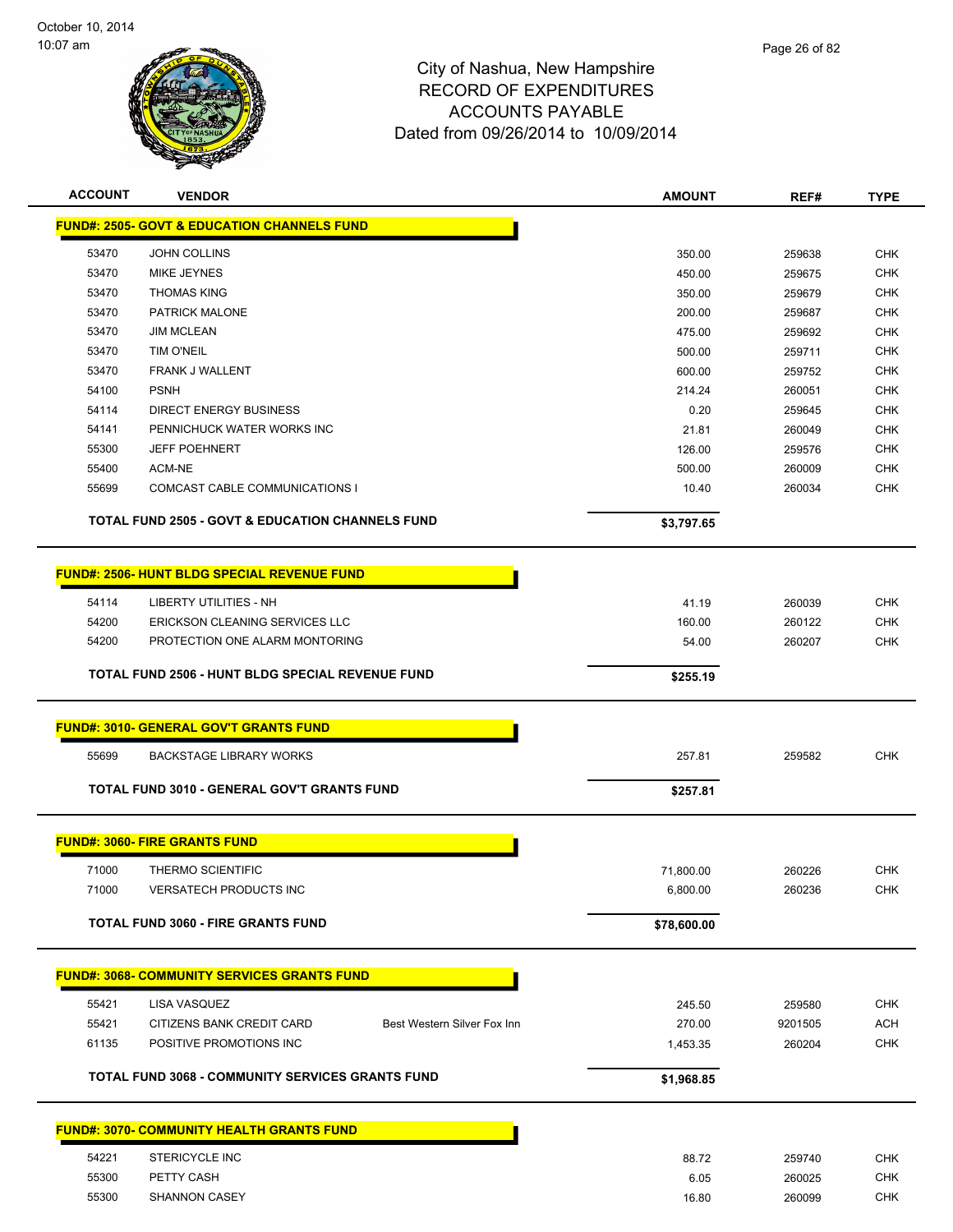# City of Nashua, New Hampshire
## RECORD OF EXPENDITURES
## ACCOUNTS PAYABLE
### Dated from 09/26/2014 to 10/09/2014

| ACCOUNT | VENDOR | | AMOUNT | REF# | TYPE |
|---|---|---|---|---|---|
| **FUND#: 2505- GOVT & EDUCATION CHANNELS FUND** | | | | | |
| 53470 | JOHN COLLINS | | 350.00 | 259638 | CHK |
| 53470 | MIKE JEYNES | | 450.00 | 259675 | CHK |
| 53470 | THOMAS KING | | 350.00 | 259679 | CHK |
| 53470 | PATRICK MALONE | | 200.00 | 259687 | CHK |
| 53470 | JIM MCLEAN | | 475.00 | 259692 | CHK |
| 53470 | TIM O'NEIL | | 500.00 | 259711 | CHK |
| 53470 | FRANK J WALLENT | | 600.00 | 259752 | CHK |
| 54100 | PSNH | | 214.24 | 260051 | CHK |
| 54114 | DIRECT ENERGY BUSINESS | | 0.20 | 259645 | CHK |
| 54141 | PENNICHUCK WATER WORKS INC | | 21.81 | 260049 | CHK |
| 55300 | JEFF POEHNERT | | 126.00 | 259576 | CHK |
| 55400 | ACM-NE | | 500.00 | 260009 | CHK |
| 55699 | COMCAST CABLE COMMUNICATIONS I | | 10.40 | 260034 | CHK |
| **TOTAL FUND 2505 - GOVT & EDUCATION CHANNELS FUND** | | | **$3,797.65** | | |
| **FUND#: 2506- HUNT BLDG SPECIAL REVENUE FUND** | | | | | |
| 54114 | LIBERTY UTILITIES - NH | | 41.19 | 260039 | CHK |
| 54200 | ERICKSON CLEANING SERVICES LLC | | 160.00 | 260122 | CHK |
| 54200 | PROTECTION ONE ALARM MONTORING | | 54.00 | 260207 | CHK |
| **TOTAL FUND 2506 - HUNT BLDG SPECIAL REVENUE FUND** | | | **$255.19** | | |
| **FUND#: 3010- GENERAL GOV'T GRANTS FUND** | | | | | |
| 55699 | BACKSTAGE LIBRARY WORKS | | 257.81 | 259582 | CHK |
| **TOTAL FUND 3010 - GENERAL GOV'T GRANTS FUND** | | | **$257.81** | | |
| **FUND#: 3060- FIRE GRANTS FUND** | | | | | |
| 71000 | THERMO SCIENTIFIC | | 71,800.00 | 260226 | CHK |
| 71000 | VERSATECH PRODUCTS INC | | 6,800.00 | 260236 | CHK |
| **TOTAL FUND 3060 - FIRE GRANTS FUND** | | | **$78,600.00** | | |
| **FUND#: 3068- COMMUNITY SERVICES GRANTS FUND** | | | | | |
| 55421 | LISA VASQUEZ | | 245.50 | 259580 | CHK |
| 55421 | CITIZENS BANK CREDIT CARD | Best Western Silver Fox Inn | 270.00 | 9201505 | ACH |
| 61135 | POSITIVE PROMOTIONS INC | | 1,453.35 | 260204 | CHK |
| **TOTAL FUND 3068 - COMMUNITY SERVICES GRANTS FUND** | | | **$1,968.85** | | |
| **FUND#: 3070- COMMUNITY HEALTH GRANTS FUND** | | | | | |
| 54221 | STERICYCLE INC | | 88.72 | 259740 | CHK |
| 55300 | PETTY CASH | | 6.05 | 260025 | CHK |
| 55300 | SHANNON CASEY | | 16.80 | 260099 | CHK |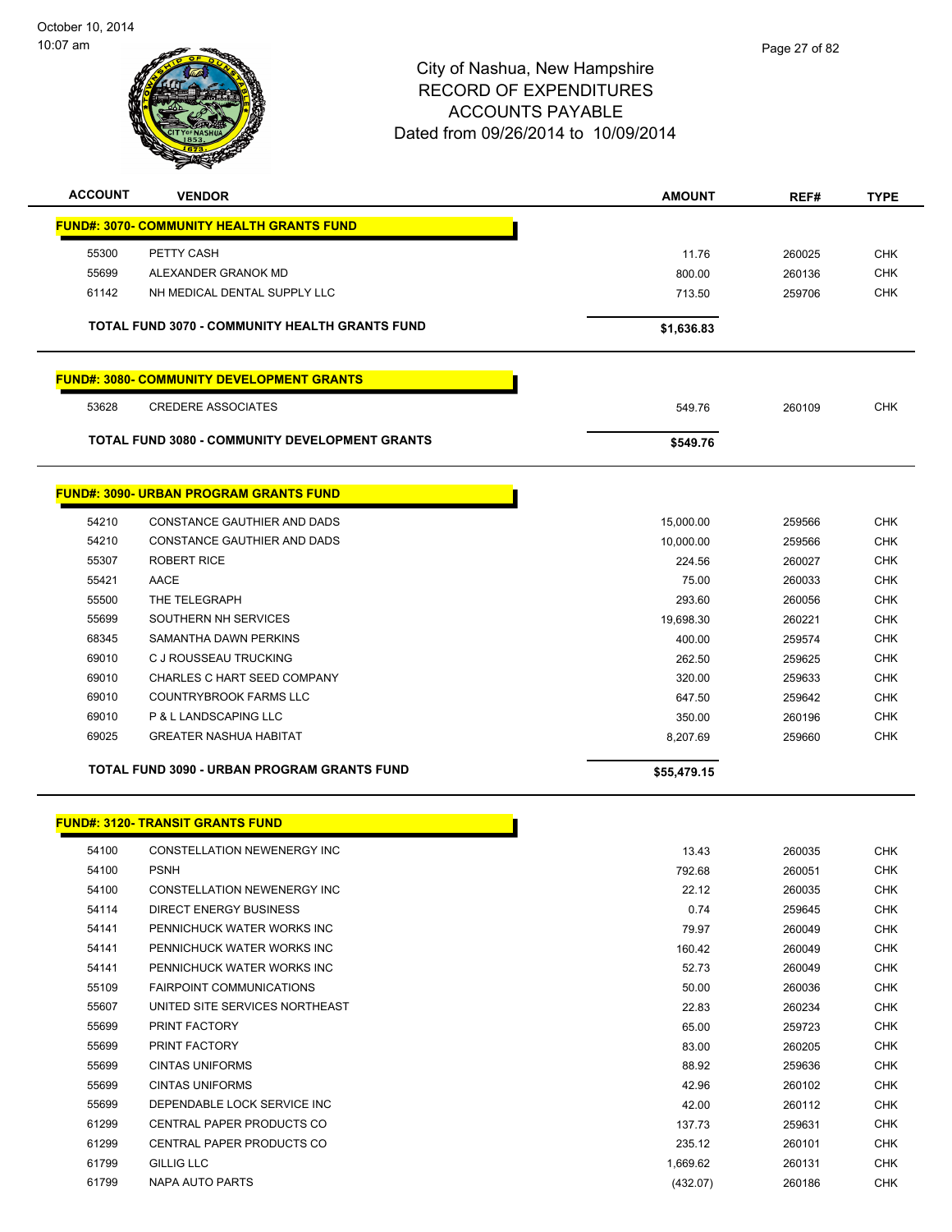# City of Nashua, New Hampshire
## RECORD OF EXPENDITURES
## ACCOUNTS PAYABLE
## Dated from 09/26/2014 to 10/09/2014

| ACCOUNT | VENDOR | AMOUNT | REF# | TYPE |
|---|---|---|---|---|
| **FUND#: 3070- COMMUNITY HEALTH GRANTS FUND** | | | | |
| 55300 | PETTY CASH | 11.76 | 260025 | CHK |
| 55699 | ALEXANDER GRANOK MD | 800.00 | 260136 | CHK |
| 61142 | NH MEDICAL DENTAL SUPPLY LLC | 713.50 | 259706 | CHK |
| | **TOTAL FUND 3070 - COMMUNITY HEALTH GRANTS FUND** | **$1,636.83** | | |
| **FUND#: 3080- COMMUNITY DEVELOPMENT GRANTS** | | | | |
| 53628 | CREDERE ASSOCIATES | 549.76 | 260109 | CHK |
| | **TOTAL FUND 3080 - COMMUNITY DEVELOPMENT GRANTS** | **$549.76** | | |
| **FUND#: 3090- URBAN PROGRAM GRANTS FUND** | | | | |
| 54210 | CONSTANCE GAUTHIER AND DADS | 15,000.00 | 259566 | CHK |
| 54210 | CONSTANCE GAUTHIER AND DADS | 10,000.00 | 259566 | CHK |
| 55307 | ROBERT RICE | 224.56 | 260027 | CHK |
| 55421 | AACE | 75.00 | 260033 | CHK |
| 55500 | THE TELEGRAPH | 293.60 | 260056 | CHK |
| 55699 | SOUTHERN NH SERVICES | 19,698.30 | 260221 | CHK |
| 68345 | SAMANTHA DAWN PERKINS | 400.00 | 259574 | CHK |
| 69010 | C J ROUSSEAU TRUCKING | 262.50 | 259625 | CHK |
| 69010 | CHARLES C HART SEED COMPANY | 320.00 | 259633 | CHK |
| 69010 | COUNTRYBROOK FARMS LLC | 647.50 | 259642 | CHK |
| 69010 | P & L LANDSCAPING LLC | 350.00 | 260196 | CHK |
| 69025 | GREATER NASHUA HABITAT | 8,207.69 | 259660 | CHK |
| | **TOTAL FUND 3090 - URBAN PROGRAM GRANTS FUND** | **$55,479.15** | | |
| **FUND#: 3120- TRANSIT GRANTS FUND** | | | | |
| 54100 | CONSTELLATION NEWENERGY INC | 13.43 | 260035 | CHK |
| 54100 | PSNH | 792.68 | 260051 | CHK |
| 54100 | CONSTELLATION NEWENERGY INC | 22.12 | 260035 | CHK |
| 54114 | DIRECT ENERGY BUSINESS | 0.74 | 259645 | CHK |
| 54141 | PENNICHUCK WATER WORKS INC | 79.97 | 260049 | CHK |
| 54141 | PENNICHUCK WATER WORKS INC | 160.42 | 260049 | CHK |
| 54141 | PENNICHUCK WATER WORKS INC | 52.73 | 260049 | CHK |
| 55109 | FAIRPOINT COMMUNICATIONS | 50.00 | 260036 | CHK |
| 55607 | UNITED SITE SERVICES NORTHEAST | 22.83 | 260234 | CHK |
| 55699 | PRINT FACTORY | 65.00 | 259723 | CHK |
| 55699 | PRINT FACTORY | 83.00 | 260205 | CHK |
| 55699 | CINTAS UNIFORMS | 88.92 | 259636 | CHK |
| 55699 | CINTAS UNIFORMS | 42.96 | 260102 | CHK |
| 55699 | DEPENDABLE LOCK SERVICE INC | 42.00 | 260112 | CHK |
| 61299 | CENTRAL PAPER PRODUCTS CO | 137.73 | 259631 | CHK |
| 61299 | CENTRAL PAPER PRODUCTS CO | 235.12 | 260101 | CHK |
| 61799 | GILLIG LLC | 1,669.62 | 260131 | CHK |
| 61799 | NAPA AUTO PARTS | (432.07) | 260186 | CHK |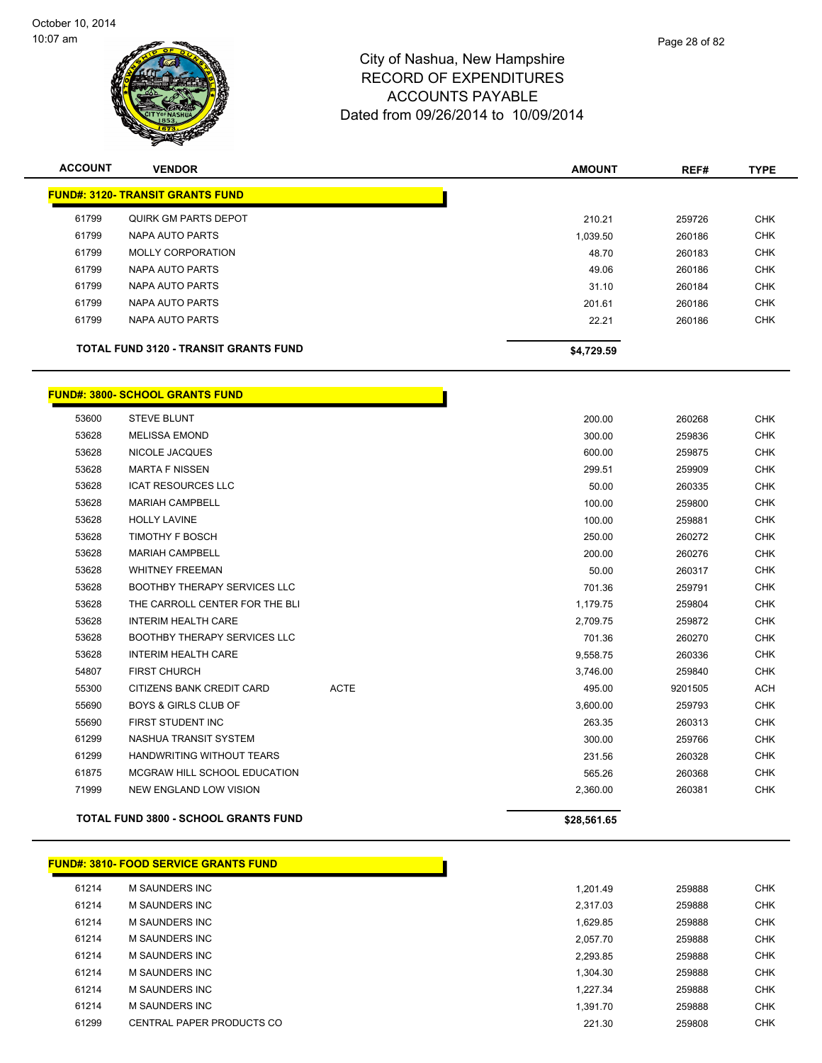City of Nashua, New Hampshire
RECORD OF EXPENDITURES
ACCOUNTS PAYABLE
Dated from 09/26/2014 to 10/09/2014

| ACCOUNT | VENDOR | | AMOUNT | REF# | TYPE |
|---|---|---|---|---|---|
| **FUND#: 3120- TRANSIT GRANTS FUND** | | | | | |
| 61799 | QUIRK GM PARTS DEPOT | | 210.21 | 259726 | CHK |
| 61799 | NAPA AUTO PARTS | | 1,039.50 | 260186 | CHK |
| 61799 | MOLLY CORPORATION | | 48.70 | 260183 | CHK |
| 61799 | NAPA AUTO PARTS | | 49.06 | 260186 | CHK |
| 61799 | NAPA AUTO PARTS | | 31.10 | 260184 | CHK |
| 61799 | NAPA AUTO PARTS | | 201.61 | 260186 | CHK |
| 61799 | NAPA AUTO PARTS | | 22.21 | 260186 | CHK |
| **TOTAL FUND 3120 - TRANSIT GRANTS FUND** | | | **$4,729.59** | | |
| **FUND#: 3800- SCHOOL GRANTS FUND** | | | | | |
| 53600 | STEVE BLUNT | | 200.00 | 260268 | CHK |
| 53628 | MELISSA EMOND | | 300.00 | 259836 | CHK |
| 53628 | NICOLE JACQUES | | 600.00 | 259875 | CHK |
| 53628 | MARTA F NISSEN | | 299.51 | 259909 | CHK |
| 53628 | ICAT RESOURCES LLC | | 50.00 | 260335 | CHK |
| 53628 | MARIAH CAMPBELL | | 100.00 | 259800 | CHK |
| 53628 | HOLLY LAVINE | | 100.00 | 259881 | CHK |
| 53628 | TIMOTHY F BOSCH | | 250.00 | 260272 | CHK |
| 53628 | MARIAH CAMPBELL | | 200.00 | 260276 | CHK |
| 53628 | WHITNEY FREEMAN | | 50.00 | 260317 | CHK |
| 53628 | BOOTHBY THERAPY SERVICES LLC | | 701.36 | 259791 | CHK |
| 53628 | THE CARROLL CENTER FOR THE BLI | | 1,179.75 | 259804 | CHK |
| 53628 | INTERIM HEALTH CARE | | 2,709.75 | 259872 | CHK |
| 53628 | BOOTHBY THERAPY SERVICES LLC | | 701.36 | 260270 | CHK |
| 53628 | INTERIM HEALTH CARE | | 9,558.75 | 260336 | CHK |
| 54807 | FIRST CHURCH | | 3,746.00 | 259840 | CHK |
| 55300 | CITIZENS BANK CREDIT CARD | ACTE | 495.00 | 9201505 | ACH |
| 55690 | BOYS & GIRLS CLUB OF | | 3,600.00 | 259793 | CHK |
| 55690 | FIRST STUDENT INC | | 263.35 | 260313 | CHK |
| 61299 | NASHUA TRANSIT SYSTEM | | 300.00 | 259766 | CHK |
| 61299 | HANDWRITING WITHOUT TEARS | | 231.56 | 260328 | CHK |
| 61875 | MCGRAW HILL SCHOOL EDUCATION | | 565.26 | 260368 | CHK |
| 71999 | NEW ENGLAND LOW VISION | | 2,360.00 | 260381 | CHK |
| **TOTAL FUND 3800 - SCHOOL GRANTS FUND** | | | **$28,561.65** | | |
| **FUND#: 3810- FOOD SERVICE GRANTS FUND** | | | | | |
| 61214 | M SAUNDERS INC | | 1,201.49 | 259888 | CHK |
| 61214 | M SAUNDERS INC | | 2,317.03 | 259888 | CHK |
| 61214 | M SAUNDERS INC | | 1,629.85 | 259888 | CHK |
| 61214 | M SAUNDERS INC | | 2,057.70 | 259888 | CHK |
| 61214 | M SAUNDERS INC | | 2,293.85 | 259888 | CHK |
| 61214 | M SAUNDERS INC | | 1,304.30 | 259888 | CHK |
| 61214 | M SAUNDERS INC | | 1,227.34 | 259888 | CHK |
| 61214 | M SAUNDERS INC | | 1,391.70 | 259888 | CHK |
| 61299 | CENTRAL PAPER PRODUCTS CO | | 221.30 | 259808 | CHK |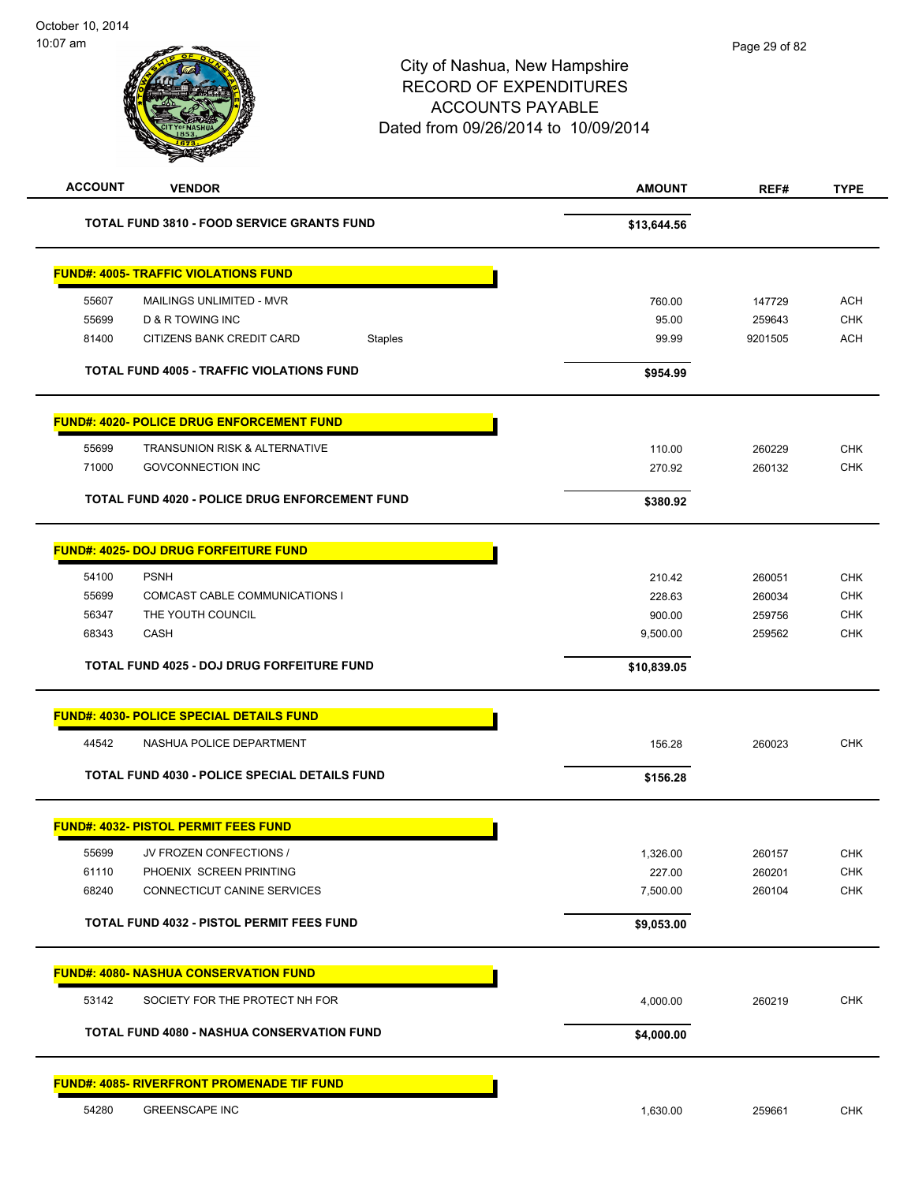# City of Nashua, New Hampshire
## RECORD OF EXPENDITURES
## ACCOUNTS PAYABLE
### Dated from 09/26/2014 to 10/09/2014

October 10, 2014
10:07 am

| ACCOUNT | VENDOR | | AMOUNT | REF# | TYPE |
|---|---|---|---|---|---|
| | **TOTAL FUND 3810 - FOOD SERVICE GRANTS FUND** | | **$13,644.56** | | |
| | **FUND#: 4005- TRAFFIC VIOLATIONS FUND** | | | | |
| 55607 | MAILINGS UNLIMITED - MVR | | 760.00 | 147729 | ACH |
| 55699 | D & R TOWING INC | | 95.00 | 259643 | CHK |
| 81400 | CITIZENS BANK CREDIT CARD | Staples | 99.99 | 9201505 | ACH |
| | **TOTAL FUND 4005 - TRAFFIC VIOLATIONS FUND** | | **$954.99** | | |
| | **FUND#: 4020- POLICE DRUG ENFORCEMENT FUND** | | | | |
| 55699 | TRANSUNION RISK & ALTERNATIVE | | 110.00 | 260229 | CHK |
| 71000 | GOVCONNECTION INC | | 270.92 | 260132 | CHK |
| | **TOTAL FUND 4020 - POLICE DRUG ENFORCEMENT FUND** | | **$380.92** | | |
| | **FUND#: 4025- DOJ DRUG FORFEITURE FUND** | | | | |
| 54100 | PSNH | | 210.42 | 260051 | CHK |
| 55699 | COMCAST CABLE COMMUNICATIONS I | | 228.63 | 260034 | CHK |
| 56347 | THE YOUTH COUNCIL | | 900.00 | 259756 | CHK |
| 68343 | CASH | | 9,500.00 | 259562 | CHK |
| | **TOTAL FUND 4025 - DOJ DRUG FORFEITURE FUND** | | **$10,839.05** | | |
| | **FUND#: 4030- POLICE SPECIAL DETAILS FUND** | | | | |
| 44542 | NASHUA POLICE DEPARTMENT | | 156.28 | 260023 | CHK |
| | **TOTAL FUND 4030 - POLICE SPECIAL DETAILS FUND** | | **$156.28** | | |
| | **FUND#: 4032- PISTOL PERMIT FEES FUND** | | | | |
| 55699 | JV FROZEN CONFECTIONS / | | 1,326.00 | 260157 | CHK |
| 61110 | PHOENIX SCREEN PRINTING | | 227.00 | 260201 | CHK |
| 68240 | CONNECTICUT CANINE SERVICES | | 7,500.00 | 260104 | CHK |
| | **TOTAL FUND 4032 - PISTOL PERMIT FEES FUND** | | **$9,053.00** | | |
| | **FUND#: 4080- NASHUA CONSERVATION FUND** | | | | |
| 53142 | SOCIETY FOR THE PROTECT NH FOR | | 4,000.00 | 260219 | CHK |
| | **TOTAL FUND 4080 - NASHUA CONSERVATION FUND** | | **$4,000.00** | | |
| | **FUND#: 4085- RIVERFRONT PROMENADE TIF FUND** | | | | |
| 54280 | GREENSCAPE INC | | 1,630.00 | 259661 | CHK |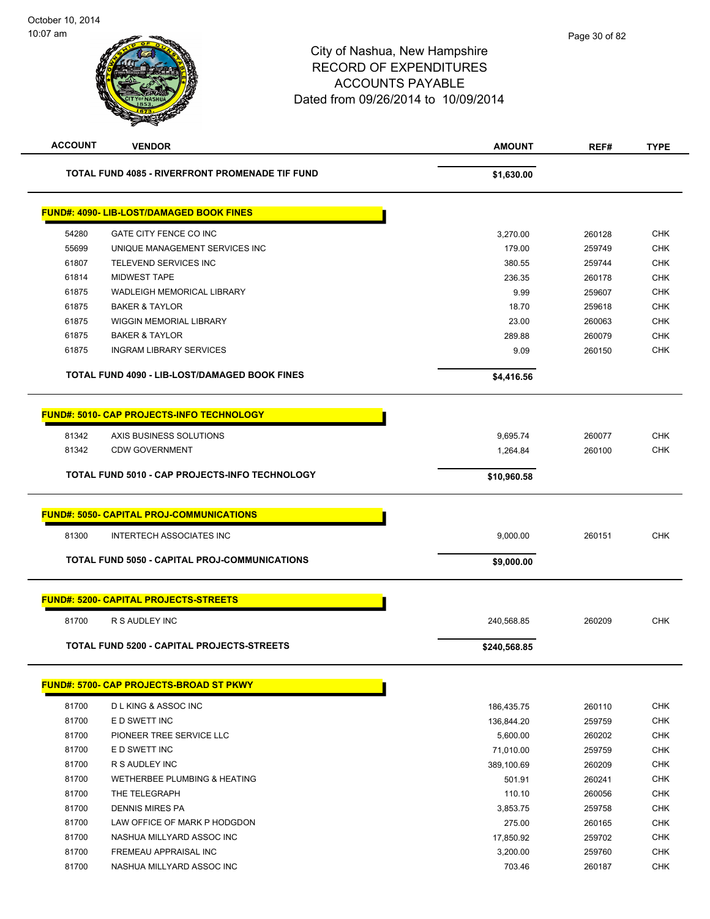# City of Nashua, New Hampshire
## RECORD OF EXPENDITURES
## ACCOUNTS PAYABLE
### Dated from 09/26/2014 to 10/09/2014

| ACCOUNT | VENDOR | AMOUNT | REF# | TYPE |
|---|---|---|---|---|
| | **TOTAL FUND 4085 - RIVERFRONT PROMENADE TIF FUND** | **$1,630.00** | | |
| | **FUND#: 4090- LIB-LOST/DAMAGED BOOK FINES** | | | |
| 54280 | GATE CITY FENCE CO INC | 3,270.00 | 260128 | CHK |
| 55699 | UNIQUE MANAGEMENT SERVICES INC | 179.00 | 259749 | CHK |
| 61807 | TELEVEND SERVICES INC | 380.55 | 259744 | CHK |
| 61814 | MIDWEST TAPE | 236.35 | 260178 | CHK |
| 61875 | WADLEIGH MEMORICAL LIBRARY | 9.99 | 259607 | CHK |
| 61875 | BAKER & TAYLOR | 18.70 | 259618 | CHK |
| 61875 | WIGGIN MEMORIAL LIBRARY | 23.00 | 260063 | CHK |
| 61875 | BAKER & TAYLOR | 289.88 | 260079 | CHK |
| 61875 | INGRAM LIBRARY SERVICES | 9.09 | 260150 | CHK |
| | **TOTAL FUND 4090 - LIB-LOST/DAMAGED BOOK FINES** | **$4,416.56** | | |
| | **FUND#: 5010- CAP PROJECTS-INFO TECHNOLOGY** | | | |
| 81342 | AXIS BUSINESS SOLUTIONS | 9,695.74 | 260077 | CHK |
| 81342 | CDW GOVERNMENT | 1,264.84 | 260100 | CHK |
| | **TOTAL FUND 5010 - CAP PROJECTS-INFO TECHNOLOGY** | **$10,960.58** | | |
| | **FUND#: 5050- CAPITAL PROJ-COMMUNICATIONS** | | | |
| 81300 | INTERTECH ASSOCIATES INC | 9,000.00 | 260151 | CHK |
| | **TOTAL FUND 5050 - CAPITAL PROJ-COMMUNICATIONS** | **$9,000.00** | | |
| | **FUND#: 5200- CAPITAL PROJECTS-STREETS** | | | |
| 81700 | R S AUDLEY INC | 240,568.85 | 260209 | CHK |
| | **TOTAL FUND 5200 - CAPITAL PROJECTS-STREETS** | **$240,568.85** | | |
| | **FUND#: 5700- CAP PROJECTS-BROAD ST PKWY** | | | |
| 81700 | D L KING & ASSOC INC | 186,435.75 | 260110 | CHK |
| 81700 | E D SWETT INC | 136,844.20 | 259759 | CHK |
| 81700 | PIONEER TREE SERVICE LLC | 5,600.00 | 260202 | CHK |
| 81700 | E D SWETT INC | 71,010.00 | 259759 | CHK |
| 81700 | R S AUDLEY INC | 389,100.69 | 260209 | CHK |
| 81700 | WETHERBEE PLUMBING & HEATING | 501.91 | 260241 | CHK |
| 81700 | THE TELEGRAPH | 110.10 | 260056 | CHK |
| 81700 | DENNIS MIRES PA | 3,853.75 | 259758 | CHK |
| 81700 | LAW OFFICE OF MARK P HODGDON | 275.00 | 260165 | CHK |
| 81700 | NASHUA MILLYARD ASSOC INC | 17,850.92 | 259702 | CHK |
| 81700 | FREMEAU APPRAISAL INC | 3,200.00 | 259760 | CHK |
| 81700 | NASHUA MILLYARD ASSOC INC | 703.46 | 260187 | CHK |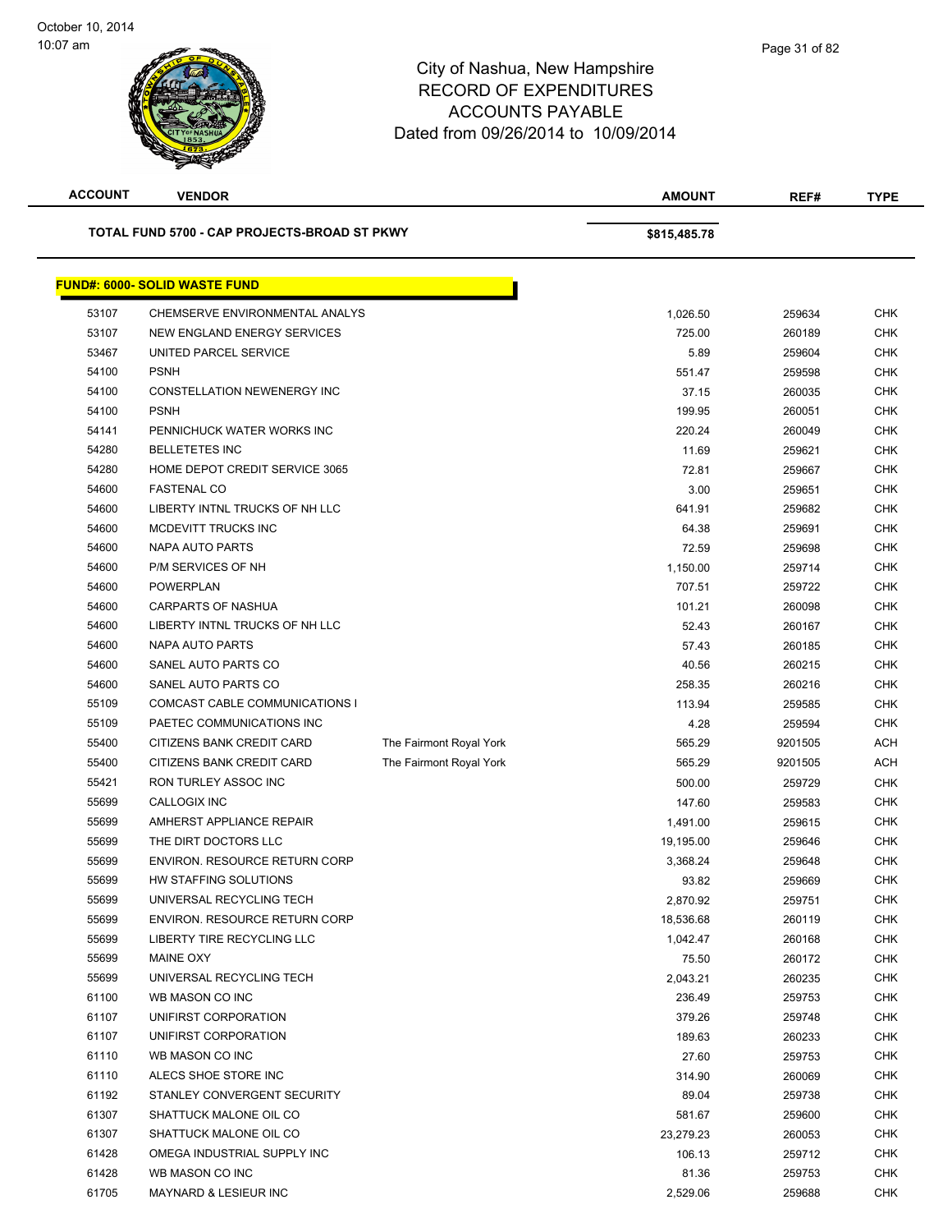# City of Nashua, New Hampshire
## RECORD OF EXPENDITURES
## ACCOUNTS PAYABLE
## Dated from 09/26/2014 to 10/09/2014

| ACCOUNT | VENDOR | | AMOUNT | REF# | TYPE |
|---|---|---|---|---|---|
| **TOTAL FUND 5700 - CAP PROJECTS-BROAD ST PKWY** | | | **\$815,485.78** | | |

**FUND#: 6000- SOLID WASTE FUND**

| ACCOUNT | VENDOR | | AMOUNT | REF# | TYPE |
|---|---|---|---|---|---|
| 53107 | CHEMSERVE ENVIRONMENTAL ANALYS | | 1,026.50 | 259634 | CHK |
| 53107 | NEW ENGLAND ENERGY SERVICES | | 725.00 | 260189 | CHK |
| 53467 | UNITED PARCEL SERVICE | | 5.89 | 259604 | CHK |
| 54100 | PSNH | | 551.47 | 259598 | CHK |
| 54100 | CONSTELLATION NEWENERGY INC | | 37.15 | 260035 | CHK |
| 54100 | PSNH | | 199.95 | 260051 | CHK |
| 54141 | PENNICHUCK WATER WORKS INC | | 220.24 | 260049 | CHK |
| 54280 | BELLETETES INC | | 11.69 | 259621 | CHK |
| 54280 | HOME DEPOT CREDIT SERVICE 3065 | | 72.81 | 259667 | CHK |
| 54600 | FASTENAL CO | | 3.00 | 259651 | CHK |
| 54600 | LIBERTY INTNL TRUCKS OF NH LLC | | 641.91 | 259682 | CHK |
| 54600 | MCDEVITT TRUCKS INC | | 64.38 | 259691 | CHK |
| 54600 | NAPA AUTO PARTS | | 72.59 | 259698 | CHK |
| 54600 | P/M SERVICES OF NH | | 1,150.00 | 259714 | CHK |
| 54600 | POWERPLAN | | 707.51 | 259722 | CHK |
| 54600 | CARPARTS OF NASHUA | | 101.21 | 260098 | CHK |
| 54600 | LIBERTY INTNL TRUCKS OF NH LLC | | 52.43 | 260167 | CHK |
| 54600 | NAPA AUTO PARTS | | 57.43 | 260185 | CHK |
| 54600 | SANEL AUTO PARTS CO | | 40.56 | 260215 | CHK |
| 54600 | SANEL AUTO PARTS CO | | 258.35 | 260216 | CHK |
| 55109 | COMCAST CABLE COMMUNICATIONS I | | 113.94 | 259585 | CHK |
| 55109 | PAETEC COMMUNICATIONS INC | | 4.28 | 259594 | CHK |
| 55400 | CITIZENS BANK CREDIT CARD | The Fairmont Royal York | 565.29 | 9201505 | ACH |
| 55400 | CITIZENS BANK CREDIT CARD | The Fairmont Royal York | 565.29 | 9201505 | ACH |
| 55421 | RON TURLEY ASSOC INC | | 500.00 | 259729 | CHK |
| 55699 | CALLOGIX INC | | 147.60 | 259583 | CHK |
| 55699 | AMHERST APPLIANCE REPAIR | | 1,491.00 | 259615 | CHK |
| 55699 | THE DIRT DOCTORS LLC | | 19,195.00 | 259646 | CHK |
| 55699 | ENVIRON. RESOURCE RETURN CORP | | 3,368.24 | 259648 | CHK |
| 55699 | HW STAFFING SOLUTIONS | | 93.82 | 259669 | CHK |
| 55699 | UNIVERSAL RECYCLING TECH | | 2,870.92 | 259751 | CHK |
| 55699 | ENVIRON. RESOURCE RETURN CORP | | 18,536.68 | 260119 | CHK |
| 55699 | LIBERTY TIRE RECYCLING LLC | | 1,042.47 | 260168 | CHK |
| 55699 | MAINE OXY | | 75.50 | 260172 | CHK |
| 55699 | UNIVERSAL RECYCLING TECH | | 2,043.21 | 260235 | CHK |
| 61100 | WB MASON CO INC | | 236.49 | 259753 | CHK |
| 61107 | UNIFIRST CORPORATION | | 379.26 | 259748 | CHK |
| 61107 | UNIFIRST CORPORATION | | 189.63 | 260233 | CHK |
| 61110 | WB MASON CO INC | | 27.60 | 259753 | CHK |
| 61110 | ALECS SHOE STORE INC | | 314.90 | 260069 | CHK |
| 61192 | STANLEY CONVERGENT SECURITY | | 89.04 | 259738 | CHK |
| 61307 | SHATTUCK MALONE OIL CO | | 581.67 | 259600 | CHK |
| 61307 | SHATTUCK MALONE OIL CO | | 23,279.23 | 260053 | CHK |
| 61428 | OMEGA INDUSTRIAL SUPPLY INC | | 106.13 | 259712 | CHK |
| 61428 | WB MASON CO INC | | 81.36 | 259753 | CHK |
| 61705 | MAYNARD & LESIEUR INC | | 2,529.06 | 259688 | CHK |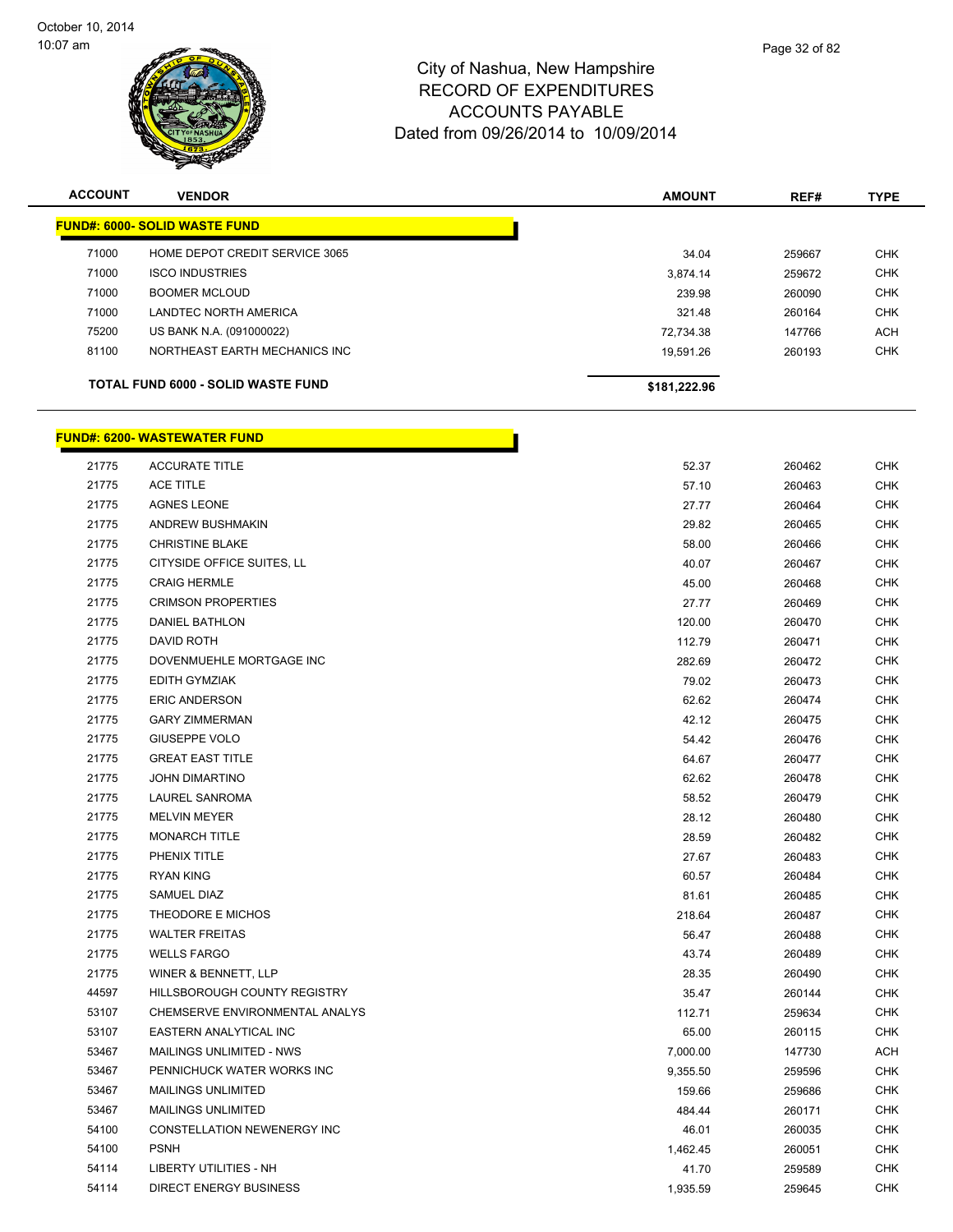City of Nashua, New Hampshire
RECORD OF EXPENDITURES
ACCOUNTS PAYABLE
Dated from 09/26/2014 to 10/09/2014

| ACCOUNT | VENDOR | AMOUNT | REF# | TYPE |
|---|---|---|---|---|
| **FUND#: 6000- SOLID WASTE FUND** | | | | |
| 71000 | HOME DEPOT CREDIT SERVICE 3065 | 34.04 | 259667 | CHK |
| 71000 | ISCO INDUSTRIES | 3,874.14 | 259672 | CHK |
| 71000 | BOOMER MCLOUD | 239.98 | 260090 | CHK |
| 71000 | LANDTEC NORTH AMERICA | 321.48 | 260164 | CHK |
| 75200 | US BANK N.A. (091000022) | 72,734.38 | 147766 | ACH |
| 81100 | NORTHEAST EARTH MECHANICS INC | 19,591.26 | 260193 | CHK |
| **TOTAL FUND 6000 - SOLID WASTE FUND** | | **$181,222.96** | | |

| ACCOUNT | VENDOR | AMOUNT | REF# | TYPE |
|---|---|---|---|---|
| **FUND#: 6200- WASTEWATER FUND** | | | | |
| 21775 | ACCURATE TITLE | 52.37 | 260462 | CHK |
| 21775 | ACE TITLE | 57.10 | 260463 | CHK |
| 21775 | AGNES LEONE | 27.77 | 260464 | CHK |
| 21775 | ANDREW BUSHMAKIN | 29.82 | 260465 | CHK |
| 21775 | CHRISTINE BLAKE | 58.00 | 260466 | CHK |
| 21775 | CITYSIDE OFFICE SUITES, LL | 40.07 | 260467 | CHK |
| 21775 | CRAIG HERMLE | 45.00 | 260468 | CHK |
| 21775 | CRIMSON PROPERTIES | 27.77 | 260469 | CHK |
| 21775 | DANIEL BATHLON | 120.00 | 260470 | CHK |
| 21775 | DAVID ROTH | 112.79 | 260471 | CHK |
| 21775 | DOVENMUEHLE MORTGAGE INC | 282.69 | 260472 | CHK |
| 21775 | EDITH GYMZIAK | 79.02 | 260473 | CHK |
| 21775 | ERIC ANDERSON | 62.62 | 260474 | CHK |
| 21775 | GARY ZIMMERMAN | 42.12 | 260475 | CHK |
| 21775 | GIUSEPPE VOLO | 54.42 | 260476 | CHK |
| 21775 | GREAT EAST TITLE | 64.67 | 260477 | CHK |
| 21775 | JOHN DIMARTINO | 62.62 | 260478 | CHK |
| 21775 | LAUREL SANROMA | 58.52 | 260479 | CHK |
| 21775 | MELVIN MEYER | 28.12 | 260480 | CHK |
| 21775 | MONARCH TITLE | 28.59 | 260482 | CHK |
| 21775 | PHENIX TITLE | 27.67 | 260483 | CHK |
| 21775 | RYAN KING | 60.57 | 260484 | CHK |
| 21775 | SAMUEL DIAZ | 81.61 | 260485 | CHK |
| 21775 | THEODORE E MICHOS | 218.64 | 260487 | CHK |
| 21775 | WALTER FREITAS | 56.47 | 260488 | CHK |
| 21775 | WELLS FARGO | 43.74 | 260489 | CHK |
| 21775 | WINER & BENNETT, LLP | 28.35 | 260490 | CHK |
| 44597 | HILLSBOROUGH COUNTY REGISTRY | 35.47 | 260144 | CHK |
| 53107 | CHEMSERVE ENVIRONMENTAL ANALYS | 112.71 | 259634 | CHK |
| 53107 | EASTERN ANALYTICAL INC | 65.00 | 260115 | CHK |
| 53467 | MAILINGS UNLIMITED - NWS | 7,000.00 | 147730 | ACH |
| 53467 | PENNICHUCK WATER WORKS INC | 9,355.50 | 259596 | CHK |
| 53467 | MAILINGS UNLIMITED | 159.66 | 259686 | CHK |
| 53467 | MAILINGS UNLIMITED | 484.44 | 260171 | CHK |
| 54100 | CONSTELLATION NEWENERGY INC | 46.01 | 260035 | CHK |
| 54100 | PSNH | 1,462.45 | 260051 | CHK |
| 54114 | LIBERTY UTILITIES - NH | 41.70 | 259589 | CHK |
| 54114 | DIRECT ENERGY BUSINESS | 1,935.59 | 259645 | CHK |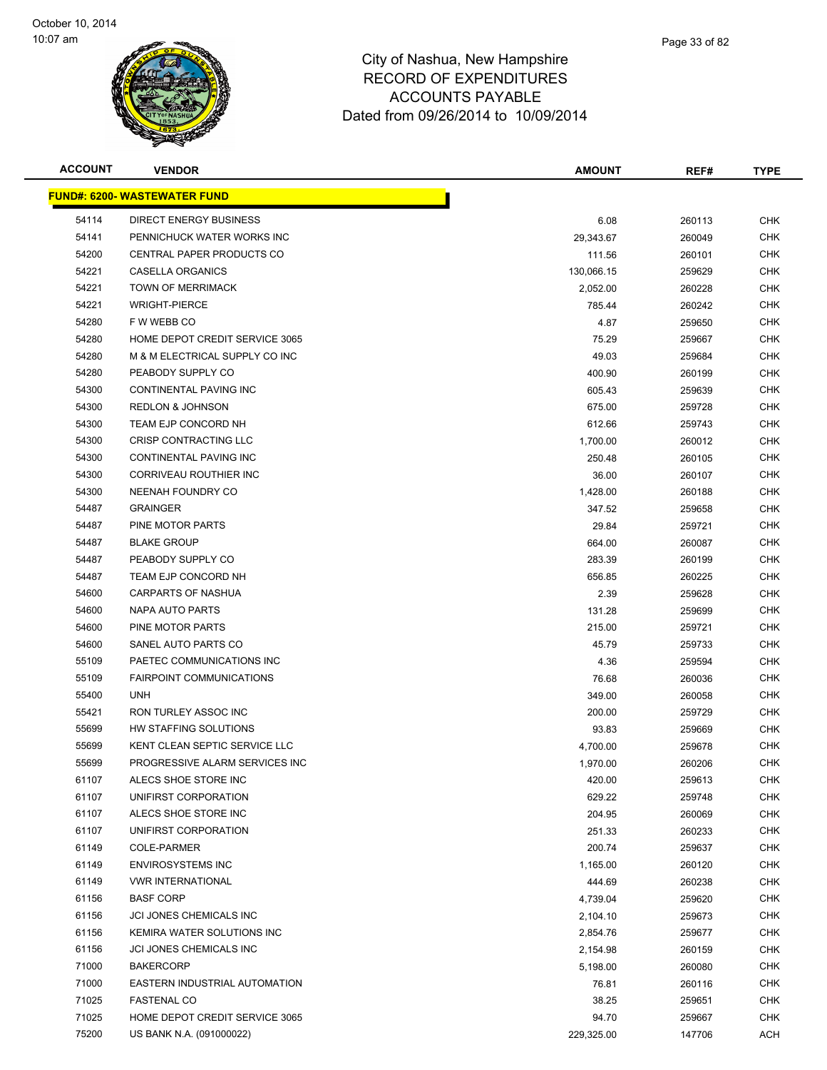# City of Nashua, New Hampshire
## RECORD OF EXPENDITURES
## ACCOUNTS PAYABLE
## Dated from 09/26/2014 to 10/09/2014

| ACCOUNT | VENDOR | AMOUNT | REF# | TYPE |
|---|---|---|---|---|
| **FUND#: 6200- WASTEWATER FUND** | | | | |
| 54114 | DIRECT ENERGY BUSINESS | 6.08 | 260113 | CHK |
| 54141 | PENNICHUCK WATER WORKS INC | 29,343.67 | 260049 | CHK |
| 54200 | CENTRAL PAPER PRODUCTS CO | 111.56 | 260101 | CHK |
| 54221 | CASELLA ORGANICS | 130,066.15 | 259629 | CHK |
| 54221 | TOWN OF MERRIMACK | 2,052.00 | 260228 | CHK |
| 54221 | WRIGHT-PIERCE | 785.44 | 260242 | CHK |
| 54280 | F W WEBB CO | 4.87 | 259650 | CHK |
| 54280 | HOME DEPOT CREDIT SERVICE 3065 | 75.29 | 259667 | CHK |
| 54280 | M & M ELECTRICAL SUPPLY CO INC | 49.03 | 259684 | CHK |
| 54280 | PEABODY SUPPLY CO | 400.90 | 260199 | CHK |
| 54300 | CONTINENTAL PAVING INC | 605.43 | 259639 | CHK |
| 54300 | REDLON & JOHNSON | 675.00 | 259728 | CHK |
| 54300 | TEAM EJP CONCORD NH | 612.66 | 259743 | CHK |
| 54300 | CRISP CONTRACTING LLC | 1,700.00 | 260012 | CHK |
| 54300 | CONTINENTAL PAVING INC | 250.48 | 260105 | CHK |
| 54300 | CORRIVEAU ROUTHIER INC | 36.00 | 260107 | CHK |
| 54300 | NEENAH FOUNDRY CO | 1,428.00 | 260188 | CHK |
| 54487 | GRAINGER | 347.52 | 259658 | CHK |
| 54487 | PINE MOTOR PARTS | 29.84 | 259721 | CHK |
| 54487 | BLAKE GROUP | 664.00 | 260087 | CHK |
| 54487 | PEABODY SUPPLY CO | 283.39 | 260199 | CHK |
| 54487 | TEAM EJP CONCORD NH | 656.85 | 260225 | CHK |
| 54600 | CARPARTS OF NASHUA | 2.39 | 259628 | CHK |
| 54600 | NAPA AUTO PARTS | 131.28 | 259699 | CHK |
| 54600 | PINE MOTOR PARTS | 215.00 | 259721 | CHK |
| 54600 | SANEL AUTO PARTS CO | 45.79 | 259733 | CHK |
| 55109 | PAETEC COMMUNICATIONS INC | 4.36 | 259594 | CHK |
| 55109 | FAIRPOINT COMMUNICATIONS | 76.68 | 260036 | CHK |
| 55400 | UNH | 349.00 | 260058 | CHK |
| 55421 | RON TURLEY ASSOC INC | 200.00 | 259729 | CHK |
| 55699 | HW STAFFING SOLUTIONS | 93.83 | 259669 | CHK |
| 55699 | KENT CLEAN SEPTIC SERVICE LLC | 4,700.00 | 259678 | CHK |
| 55699 | PROGRESSIVE ALARM SERVICES INC | 1,970.00 | 260206 | CHK |
| 61107 | ALECS SHOE STORE INC | 420.00 | 259613 | CHK |
| 61107 | UNIFIRST CORPORATION | 629.22 | 259748 | CHK |
| 61107 | ALECS SHOE STORE INC | 204.95 | 260069 | CHK |
| 61107 | UNIFIRST CORPORATION | 251.33 | 260233 | CHK |
| 61149 | COLE-PARMER | 200.74 | 259637 | CHK |
| 61149 | ENVIROSYSTEMS INC | 1,165.00 | 260120 | CHK |
| 61149 | VWR INTERNATIONAL | 444.69 | 260238 | CHK |
| 61156 | BASF CORP | 4,739.04 | 259620 | CHK |
| 61156 | JCI JONES CHEMICALS INC | 2,104.10 | 259673 | CHK |
| 61156 | KEMIRA WATER SOLUTIONS INC | 2,854.76 | 259677 | CHK |
| 61156 | JCI JONES CHEMICALS INC | 2,154.98 | 260159 | CHK |
| 71000 | BAKERCORP | 5,198.00 | 260080 | CHK |
| 71000 | EASTERN INDUSTRIAL AUTOMATION | 76.81 | 260116 | CHK |
| 71025 | FASTENAL CO | 38.25 | 259651 | CHK |
| 71025 | HOME DEPOT CREDIT SERVICE 3065 | 94.70 | 259667 | CHK |
| 75200 | US BANK N.A. (091000022) | 229,325.00 | 147706 | ACH |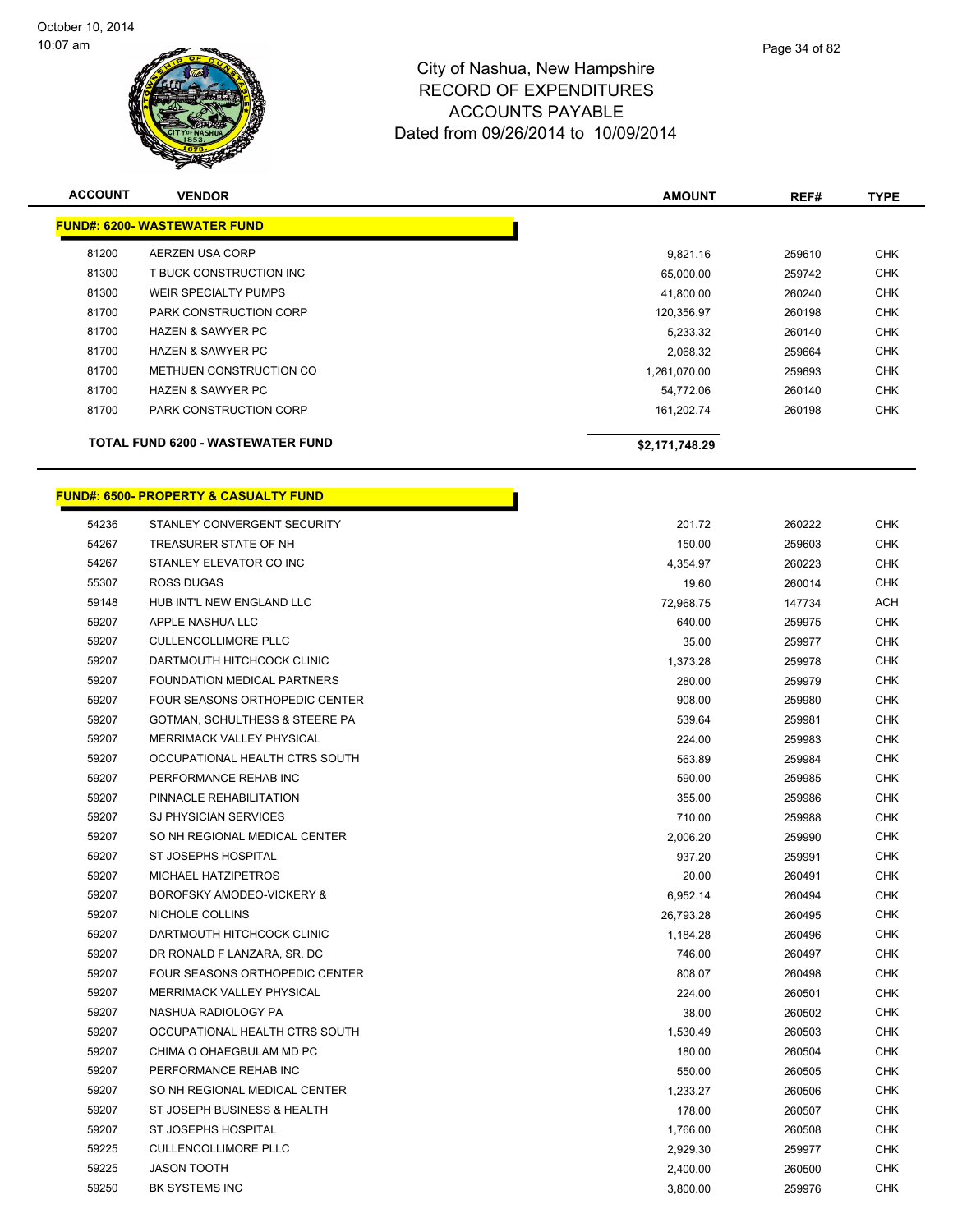# City of Nashua, New Hampshire
## RECORD OF EXPENDITURES
## ACCOUNTS PAYABLE
## Dated from 09/26/2014 to 10/09/2014

October 10, 2014
10:07 am

| ACCOUNT | VENDOR | AMOUNT | REF# | TYPE |
|---|---|---|---|---|
| **FUND#: 6200- WASTEWATER FUND** | | | | |
| 81200 | AERZEN USA CORP | 9,821.16 | 259610 | CHK |
| 81300 | T BUCK CONSTRUCTION INC | 65,000.00 | 259742 | CHK |
| 81300 | WEIR SPECIALTY PUMPS | 41,800.00 | 260240 | CHK |
| 81700 | PARK CONSTRUCTION CORP | 120,356.97 | 260198 | CHK |
| 81700 | HAZEN & SAWYER PC | 5,233.32 | 260140 | CHK |
| 81700 | HAZEN & SAWYER PC | 2,068.32 | 259664 | CHK |
| 81700 | METHUEN CONSTRUCTION CO | 1,261,070.00 | 259693 | CHK |
| 81700 | HAZEN & SAWYER PC | 54,772.06 | 260140 | CHK |
| 81700 | PARK CONSTRUCTION CORP | 161,202.74 | 260198 | CHK |
| | **TOTAL FUND 6200 - WASTEWATER FUND** | **$2,171,748.29** | | |

| ACCOUNT | VENDOR | AMOUNT | REF# | TYPE |
|---|---|---|---|---|
| **FUND#: 6500- PROPERTY & CASUALTY FUND** | | | | |
| 54236 | STANLEY CONVERGENT SECURITY | 201.72 | 260222 | CHK |
| 54267 | TREASURER STATE OF NH | 150.00 | 259603 | CHK |
| 54267 | STANLEY ELEVATOR CO INC | 4,354.97 | 260223 | CHK |
| 55307 | ROSS DUGAS | 19.60 | 260014 | CHK |
| 59148 | HUB INT'L NEW ENGLAND LLC | 72,968.75 | 147734 | ACH |
| 59207 | APPLE NASHUA LLC | 640.00 | 259975 | CHK |
| 59207 | CULLENCOLLIMORE PLLC | 35.00 | 259977 | CHK |
| 59207 | DARTMOUTH HITCHCOCK CLINIC | 1,373.28 | 259978 | CHK |
| 59207 | FOUNDATION MEDICAL PARTNERS | 280.00 | 259979 | CHK |
| 59207 | FOUR SEASONS ORTHOPEDIC CENTER | 908.00 | 259980 | CHK |
| 59207 | GOTMAN, SCHULTHESS & STEERE PA | 539.64 | 259981 | CHK |
| 59207 | MERRIMACK VALLEY PHYSICAL | 224.00 | 259983 | CHK |
| 59207 | OCCUPATIONAL HEALTH CTRS SOUTH | 563.89 | 259984 | CHK |
| 59207 | PERFORMANCE REHAB INC | 590.00 | 259985 | CHK |
| 59207 | PINNACLE REHABILITATION | 355.00 | 259986 | CHK |
| 59207 | SJ PHYSICIAN SERVICES | 710.00 | 259988 | CHK |
| 59207 | SO NH REGIONAL MEDICAL CENTER | 2,006.20 | 259990 | CHK |
| 59207 | ST JOSEPHS HOSPITAL | 937.20 | 259991 | CHK |
| 59207 | MICHAEL HATZIPETROS | 20.00 | 260491 | CHK |
| 59207 | BOROFSKY AMODEO-VICKERY & | 6,952.14 | 260494 | CHK |
| 59207 | NICHOLE COLLINS | 26,793.28 | 260495 | CHK |
| 59207 | DARTMOUTH HITCHCOCK CLINIC | 1,184.28 | 260496 | CHK |
| 59207 | DR RONALD F LANZARA, SR. DC | 746.00 | 260497 | CHK |
| 59207 | FOUR SEASONS ORTHOPEDIC CENTER | 808.07 | 260498 | CHK |
| 59207 | MERRIMACK VALLEY PHYSICAL | 224.00 | 260501 | CHK |
| 59207 | NASHUA RADIOLOGY PA | 38.00 | 260502 | CHK |
| 59207 | OCCUPATIONAL HEALTH CTRS SOUTH | 1,530.49 | 260503 | CHK |
| 59207 | CHIMA O OHAEGBULAM MD PC | 180.00 | 260504 | CHK |
| 59207 | PERFORMANCE REHAB INC | 550.00 | 260505 | CHK |
| 59207 | SO NH REGIONAL MEDICAL CENTER | 1,233.27 | 260506 | CHK |
| 59207 | ST JOSEPH BUSINESS & HEALTH | 178.00 | 260507 | CHK |
| 59207 | ST JOSEPHS HOSPITAL | 1,766.00 | 260508 | CHK |
| 59225 | CULLENCOLLIMORE PLLC | 2,929.30 | 259977 | CHK |
| 59225 | JASON TOOTH | 2,400.00 | 260500 | CHK |
| 59250 | BK SYSTEMS INC | 3,800.00 | 259976 | CHK |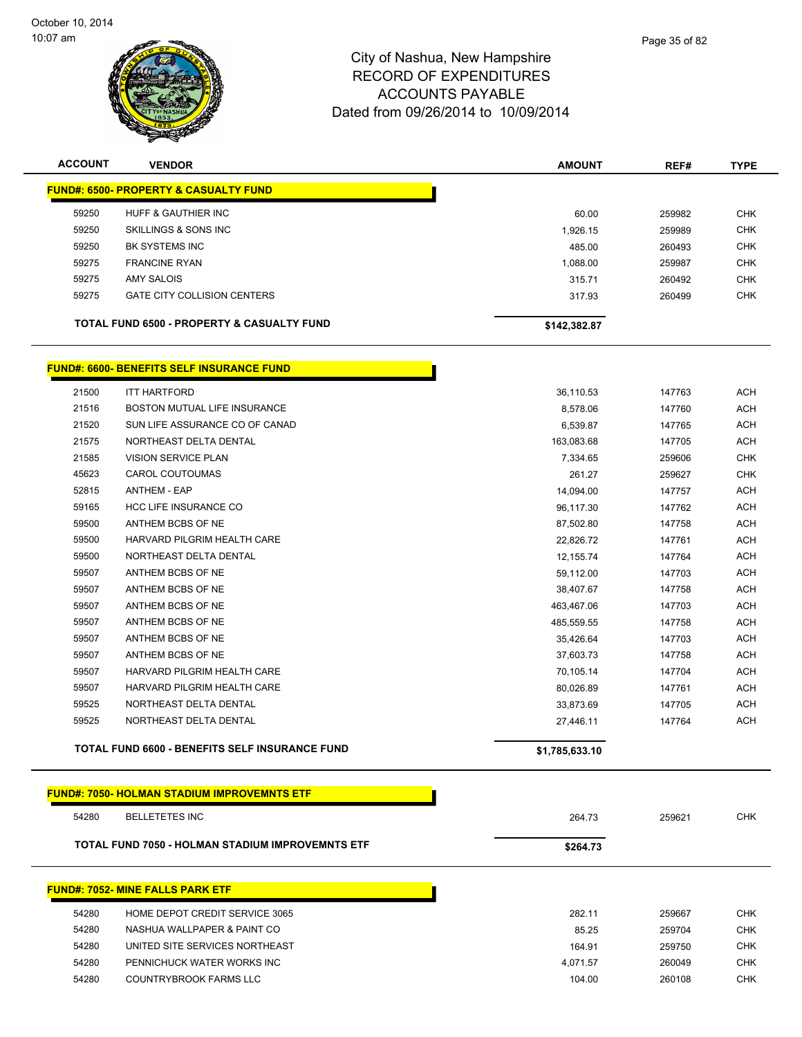# City of Nashua, New Hampshire
## RECORD OF EXPENDITURES
## ACCOUNTS PAYABLE
### Dated from 09/26/2014 to 10/09/2014

| ACCOUNT | VENDOR | AMOUNT | REF# | TYPE |
|---|---|---|---|---|
| **FUND#: 6500- PROPERTY & CASUALTY FUND** | | | | |
| 59250 | HUFF & GAUTHIER INC | 60.00 | 259982 | CHK |
| 59250 | SKILLINGS & SONS INC | 1,926.15 | 259989 | CHK |
| 59250 | BK SYSTEMS INC | 485.00 | 260493 | CHK |
| 59275 | FRANCINE RYAN | 1,088.00 | 259987 | CHK |
| 59275 | AMY SALOIS | 315.71 | 260492 | CHK |
| 59275 | GATE CITY COLLISION CENTERS | 317.93 | 260499 | CHK |
| | **TOTAL FUND 6500 - PROPERTY & CASUALTY FUND** | **$142,382.87** | | |
| **FUND#: 6600- BENEFITS SELF INSURANCE FUND** | | | | |
| 21500 | ITT HARTFORD | 36,110.53 | 147763 | ACH |
| 21516 | BOSTON MUTUAL LIFE INSURANCE | 8,578.06 | 147760 | ACH |
| 21520 | SUN LIFE ASSURANCE CO OF CANAD | 6,539.87 | 147765 | ACH |
| 21575 | NORTHEAST DELTA DENTAL | 163,083.68 | 147705 | ACH |
| 21585 | VISION SERVICE PLAN | 7,334.65 | 259606 | CHK |
| 45623 | CAROL COUTOUMAS | 261.27 | 259627 | CHK |
| 52815 | ANTHEM - EAP | 14,094.00 | 147757 | ACH |
| 59165 | HCC LIFE INSURANCE CO | 96,117.30 | 147762 | ACH |
| 59500 | ANTHEM BCBS OF NE | 87,502.80 | 147758 | ACH |
| 59500 | HARVARD PILGRIM HEALTH CARE | 22,826.72 | 147761 | ACH |
| 59500 | NORTHEAST DELTA DENTAL | 12,155.74 | 147764 | ACH |
| 59507 | ANTHEM BCBS OF NE | 59,112.00 | 147703 | ACH |
| 59507 | ANTHEM BCBS OF NE | 38,407.67 | 147758 | ACH |
| 59507 | ANTHEM BCBS OF NE | 463,467.06 | 147703 | ACH |
| 59507 | ANTHEM BCBS OF NE | 485,559.55 | 147758 | ACH |
| 59507 | ANTHEM BCBS OF NE | 35,426.64 | 147703 | ACH |
| 59507 | ANTHEM BCBS OF NE | 37,603.73 | 147758 | ACH |
| 59507 | HARVARD PILGRIM HEALTH CARE | 70,105.14 | 147704 | ACH |
| 59507 | HARVARD PILGRIM HEALTH CARE | 80,026.89 | 147761 | ACH |
| 59525 | NORTHEAST DELTA DENTAL | 33,873.69 | 147705 | ACH |
| 59525 | NORTHEAST DELTA DENTAL | 27,446.11 | 147764 | ACH |
| | **TOTAL FUND 6600 - BENEFITS SELF INSURANCE FUND** | **$1,785,633.10** | | |
| **FUND#: 7050- HOLMAN STADIUM IMPROVEMNTS ETF** | | | | |
| 54280 | BELLETETES INC | 264.73 | 259621 | CHK |
| | **TOTAL FUND 7050 - HOLMAN STADIUM IMPROVEMNTS ETF** | **$264.73** | | |
| **FUND#: 7052- MINE FALLS PARK ETF** | | | | |
| 54280 | HOME DEPOT CREDIT SERVICE 3065 | 282.11 | 259667 | CHK |
| 54280 | NASHUA WALLPAPER & PAINT CO | 85.25 | 259704 | CHK |
| 54280 | UNITED SITE SERVICES NORTHEAST | 164.91 | 259750 | CHK |
| 54280 | PENNICHUCK WATER WORKS INC | 4,071.57 | 260049 | CHK |
| 54280 | COUNTRYBROOK FARMS LLC | 104.00 | 260108 | CHK |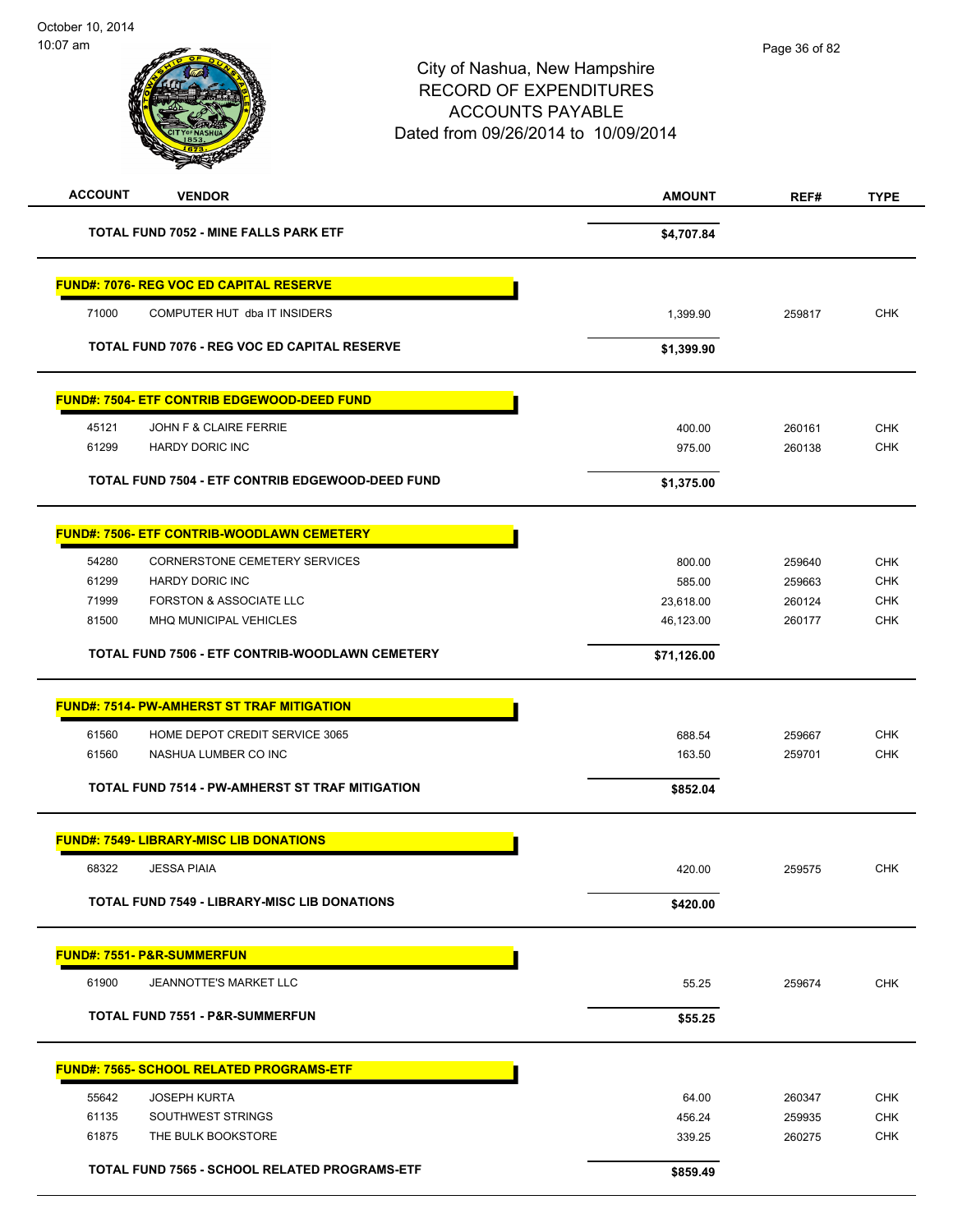City of Nashua, New Hampshire
RECORD OF EXPENDITURES
ACCOUNTS PAYABLE
Dated from 09/26/2014 to 10/09/2014

| ACCOUNT | VENDOR | AMOUNT | REF# | TYPE |
|---|---|---|---|---|
| | **TOTAL FUND 7052 - MINE FALLS PARK ETF** | **$4,707.84** | | |
| | **FUND#: 7076- REG VOC ED CAPITAL RESERVE** | | | |
| 71000 | COMPUTER HUT dba IT INSIDERS | 1,399.90 | 259817 | CHK |
| | **TOTAL FUND 7076 - REG VOC ED CAPITAL RESERVE** | **$1,399.90** | | |
| | **FUND#: 7504- ETF CONTRIB EDGEWOOD-DEED FUND** | | | |
| 45121 | JOHN F & CLAIRE FERRIE | 400.00 | 260161 | CHK |
| 61299 | HARDY DORIC INC | 975.00 | 260138 | CHK |
| | **TOTAL FUND 7504 - ETF CONTRIB EDGEWOOD-DEED FUND** | **$1,375.00** | | |
| | **FUND#: 7506- ETF CONTRIB-WOODLAWN CEMETERY** | | | |
| 54280 | CORNERSTONE CEMETERY SERVICES | 800.00 | 259640 | CHK |
| 61299 | HARDY DORIC INC | 585.00 | 259663 | CHK |
| 71999 | FORSTON & ASSOCIATE LLC | 23,618.00 | 260124 | CHK |
| 81500 | MHQ MUNICIPAL VEHICLES | 46,123.00 | 260177 | CHK |
| | **TOTAL FUND 7506 - ETF CONTRIB-WOODLAWN CEMETERY** | **$71,126.00** | | |
| | **FUND#: 7514- PW-AMHERST ST TRAF MITIGATION** | | | |
| 61560 | HOME DEPOT CREDIT SERVICE 3065 | 688.54 | 259667 | CHK |
| 61560 | NASHUA LUMBER CO INC | 163.50 | 259701 | CHK |
| | **TOTAL FUND 7514 - PW-AMHERST ST TRAF MITIGATION** | **$852.04** | | |
| | **FUND#: 7549- LIBRARY-MISC LIB DONATIONS** | | | |
| 68322 | JESSA PIAIA | 420.00 | 259575 | CHK |
| | **TOTAL FUND 7549 - LIBRARY-MISC LIB DONATIONS** | **$420.00** | | |
| | **FUND#: 7551- P&R-SUMMERFUN** | | | |
| 61900 | JEANNOTTE'S MARKET LLC | 55.25 | 259674 | CHK |
| | **TOTAL FUND 7551 - P&R-SUMMERFUN** | **$55.25** | | |
| | **FUND#: 7565- SCHOOL RELATED PROGRAMS-ETF** | | | |
| 55642 | JOSEPH KURTA | 64.00 | 260347 | CHK |
| 61135 | SOUTHWEST STRINGS | 456.24 | 259935 | CHK |
| 61875 | THE BULK BOOKSTORE | 339.25 | 260275 | CHK |
| | **TOTAL FUND 7565 - SCHOOL RELATED PROGRAMS-ETF** | **$859.49** | | |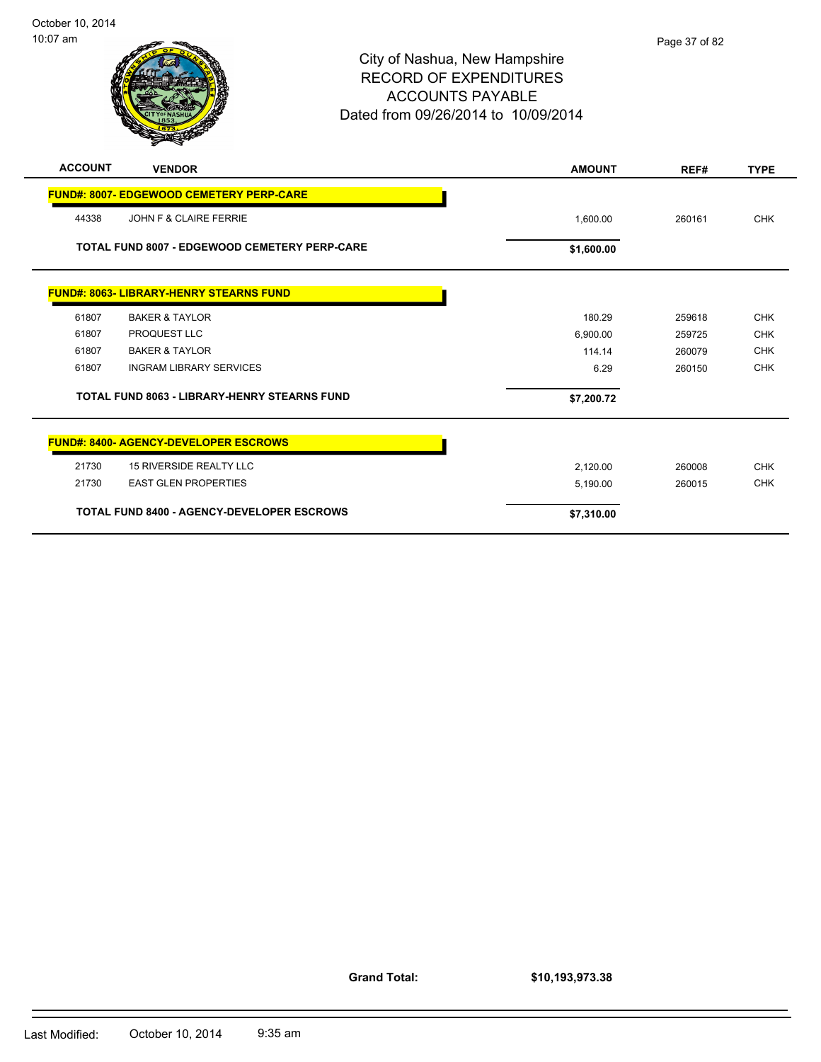# City of Nashua, New Hampshire
## RECORD OF EXPENDITURES
## ACCOUNTS PAYABLE
### Dated from 09/26/2014 to 10/09/2014

| ACCOUNT | VENDOR | AMOUNT | REF# | TYPE |
|---|---|---|---|---|
| **FUND#: 8007- EDGEWOOD CEMETERY PERP-CARE** | | | | |
| 44338 | JOHN F & CLAIRE FERRIE | 1,600.00 | 260161 | CHK |
| | **TOTAL FUND 8007 - EDGEWOOD CEMETERY PERP-CARE** | **$1,600.00** | | |
| **FUND#: 8063- LIBRARY-HENRY STEARNS FUND** | | | | |
| 61807 | BAKER & TAYLOR | 180.29 | 259618 | CHK |
| 61807 | PROQUEST LLC | 6,900.00 | 259725 | CHK |
| 61807 | BAKER & TAYLOR | 114.14 | 260079 | CHK |
| 61807 | INGRAM LIBRARY SERVICES | 6.29 | 260150 | CHK |
| | **TOTAL FUND 8063 - LIBRARY-HENRY STEARNS FUND** | **$7,200.72** | | |
| **FUND#: 8400- AGENCY-DEVELOPER ESCROWS** | | | | |
| 21730 | 15 RIVERSIDE REALTY LLC | 2,120.00 | 260008 | CHK |
| 21730 | EAST GLEN PROPERTIES | 5,190.00 | 260015 | CHK |
| | **TOTAL FUND 8400 - AGENCY-DEVELOPER ESCROWS** | **$7,310.00** | | |

**Grand Total: $10,193,973.38**

Last Modified: October 10, 2014 9:35 am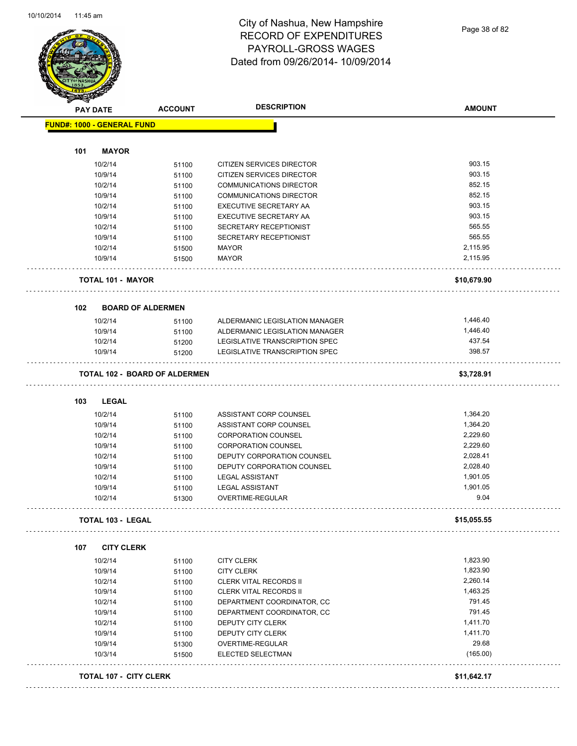# City of Nashua, New Hampshire
## RECORD OF EXPENDITURES
## PAYROLL-GROSS WAGES
## Dated from 09/26/2014- 10/09/2014

**FUND#: 1000 - GENERAL FUND**

### 101 MAYOR

| PAY DATE | ACCOUNT | DESCRIPTION | AMOUNT |
|---|---|---|---|
| 10/2/14 | 51100 | CITIZEN SERVICES DIRECTOR | 903.15 |
| 10/9/14 | 51100 | CITIZEN SERVICES DIRECTOR | 903.15 |
| 10/2/14 | 51100 | COMMUNICATIONS DIRECTOR | 852.15 |
| 10/9/14 | 51100 | COMMUNICATIONS DIRECTOR | 852.15 |
| 10/2/14 | 51100 | EXECUTIVE SECRETARY AA | 903.15 |
| 10/9/14 | 51100 | EXECUTIVE SECRETARY AA | 903.15 |
| 10/2/14 | 51100 | SECRETARY RECEPTIONIST | 565.55 |
| 10/9/14 | 51100 | SECRETARY RECEPTIONIST | 565.55 |
| 10/2/14 | 51500 | MAYOR | 2,115.95 |
| 10/9/14 | 51500 | MAYOR | 2,115.95 |
| **TOTAL 101 - MAYOR** | | | **$10,679.90** |

### 102 BOARD OF ALDERMEN

| PAY DATE | ACCOUNT | DESCRIPTION | AMOUNT |
|---|---|---|---|
| 10/2/14 | 51100 | ALDERMANIC LEGISLATION MANAGER | 1,446.40 |
| 10/9/14 | 51100 | ALDERMANIC LEGISLATION MANAGER | 1,446.40 |
| 10/2/14 | 51200 | LEGISLATIVE TRANSCRIPTION SPEC | 437.54 |
| 10/9/14 | 51200 | LEGISLATIVE TRANSCRIPTION SPEC | 398.57 |
| **TOTAL 102 - BOARD OF ALDERMEN** | | | **$3,728.91** |

### 103 LEGAL

| PAY DATE | ACCOUNT | DESCRIPTION | AMOUNT |
|---|---|---|---|
| 10/2/14 | 51100 | ASSISTANT CORP COUNSEL | 1,364.20 |
| 10/9/14 | 51100 | ASSISTANT CORP COUNSEL | 1,364.20 |
| 10/2/14 | 51100 | CORPORATION COUNSEL | 2,229.60 |
| 10/9/14 | 51100 | CORPORATION COUNSEL | 2,229.60 |
| 10/2/14 | 51100 | DEPUTY CORPORATION COUNSEL | 2,028.41 |
| 10/9/14 | 51100 | DEPUTY CORPORATION COUNSEL | 2,028.40 |
| 10/2/14 | 51100 | LEGAL ASSISTANT | 1,901.05 |
| 10/9/14 | 51100 | LEGAL ASSISTANT | 1,901.05 |
| 10/2/14 | 51300 | OVERTIME-REGULAR | 9.04 |
| **TOTAL 103 - LEGAL** | | | **$15,055.55** |

### 107 CITY CLERK

| PAY DATE | ACCOUNT | DESCRIPTION | AMOUNT |
|---|---|---|---|
| 10/2/14 | 51100 | CITY CLERK | 1,823.90 |
| 10/9/14 | 51100 | CITY CLERK | 1,823.90 |
| 10/2/14 | 51100 | CLERK VITAL RECORDS II | 2,260.14 |
| 10/9/14 | 51100 | CLERK VITAL RECORDS II | 1,463.25 |
| 10/2/14 | 51100 | DEPARTMENT COORDINATOR, CC | 791.45 |
| 10/9/14 | 51100 | DEPARTMENT COORDINATOR, CC | 791.45 |
| 10/2/14 | 51100 | DEPUTY CITY CLERK | 1,411.70 |
| 10/9/14 | 51100 | DEPUTY CITY CLERK | 1,411.70 |
| 10/9/14 | 51300 | OVERTIME-REGULAR | 29.68 |
| 10/3/14 | 51500 | ELECTED SELECTMAN | (165.00) |
| **TOTAL 107 - CITY CLERK** | | | **$11,642.17** |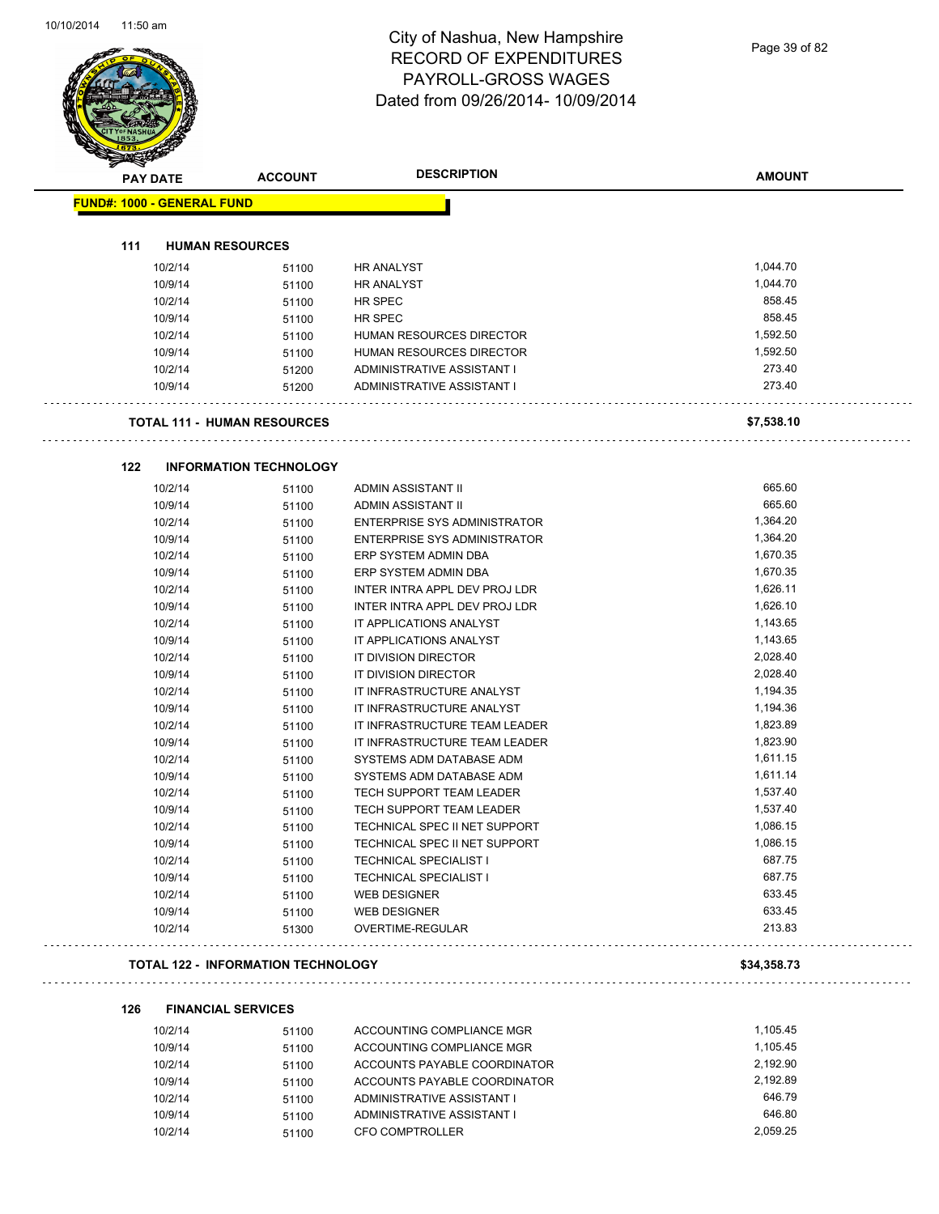# City of Nashua, New Hampshire
## RECORD OF EXPENDITURES
## PAYROLL-GROSS WAGES
## Dated from 09/26/2014- 10/09/2014

| PAY DATE | ACCOUNT | DESCRIPTION | AMOUNT |
|---|---|---|---|
| **FUND#: 1000 - GENERAL FUND** | | | |
| **111 HUMAN RESOURCES** | | | |
| 10/2/14 | 51100 | HR ANALYST | 1,044.70 |
| 10/9/14 | 51100 | HR ANALYST | 1,044.70 |
| 10/2/14 | 51100 | HR SPEC | 858.45 |
| 10/9/14 | 51100 | HR SPEC | 858.45 |
| 10/2/14 | 51100 | HUMAN RESOURCES DIRECTOR | 1,592.50 |
| 10/9/14 | 51100 | HUMAN RESOURCES DIRECTOR | 1,592.50 |
| 10/2/14 | 51200 | ADMINISTRATIVE ASSISTANT I | 273.40 |
| 10/9/14 | 51200 | ADMINISTRATIVE ASSISTANT I | 273.40 |
| **TOTAL 111 - HUMAN RESOURCES** | | | **$7,538.10** |
| **122 INFORMATION TECHNOLOGY** | | | |
| 10/2/14 | 51100 | ADMIN ASSISTANT II | 665.60 |
| 10/9/14 | 51100 | ADMIN ASSISTANT II | 665.60 |
| 10/2/14 | 51100 | ENTERPRISE SYS ADMINISTRATOR | 1,364.20 |
| 10/9/14 | 51100 | ENTERPRISE SYS ADMINISTRATOR | 1,364.20 |
| 10/2/14 | 51100 | ERP SYSTEM ADMIN DBA | 1,670.35 |
| 10/9/14 | 51100 | ERP SYSTEM ADMIN DBA | 1,670.35 |
| 10/2/14 | 51100 | INTER INTRA APPL DEV PROJ LDR | 1,626.11 |
| 10/9/14 | 51100 | INTER INTRA APPL DEV PROJ LDR | 1,626.10 |
| 10/2/14 | 51100 | IT APPLICATIONS ANALYST | 1,143.65 |
| 10/9/14 | 51100 | IT APPLICATIONS ANALYST | 1,143.65 |
| 10/2/14 | 51100 | IT DIVISION DIRECTOR | 2,028.40 |
| 10/9/14 | 51100 | IT DIVISION DIRECTOR | 2,028.40 |
| 10/2/14 | 51100 | IT INFRASTRUCTURE ANALYST | 1,194.35 |
| 10/9/14 | 51100 | IT INFRASTRUCTURE ANALYST | 1,194.36 |
| 10/2/14 | 51100 | IT INFRASTRUCTURE TEAM LEADER | 1,823.89 |
| 10/9/14 | 51100 | IT INFRASTRUCTURE TEAM LEADER | 1,823.90 |
| 10/2/14 | 51100 | SYSTEMS ADM DATABASE ADM | 1,611.15 |
| 10/9/14 | 51100 | SYSTEMS ADM DATABASE ADM | 1,611.14 |
| 10/2/14 | 51100 | TECH SUPPORT TEAM LEADER | 1,537.40 |
| 10/9/14 | 51100 | TECH SUPPORT TEAM LEADER | 1,537.40 |
| 10/2/14 | 51100 | TECHNICAL SPEC II NET SUPPORT | 1,086.15 |
| 10/9/14 | 51100 | TECHNICAL SPEC II NET SUPPORT | 1,086.15 |
| 10/2/14 | 51100 | TECHNICAL SPECIALIST I | 687.75 |
| 10/9/14 | 51100 | TECHNICAL SPECIALIST I | 687.75 |
| 10/2/14 | 51100 | WEB DESIGNER | 633.45 |
| 10/9/14 | 51100 | WEB DESIGNER | 633.45 |
| 10/2/14 | 51300 | OVERTIME-REGULAR | 213.83 |
| **TOTAL 122 - INFORMATION TECHNOLOGY** | | | **$34,358.73** |
| **126 FINANCIAL SERVICES** | | | |
| 10/2/14 | 51100 | ACCOUNTING COMPLIANCE MGR | 1,105.45 |
| 10/9/14 | 51100 | ACCOUNTING COMPLIANCE MGR | 1,105.45 |
| 10/2/14 | 51100 | ACCOUNTS PAYABLE COORDINATOR | 2,192.90 |
| 10/9/14 | 51100 | ACCOUNTS PAYABLE COORDINATOR | 2,192.89 |
| 10/2/14 | 51100 | ADMINISTRATIVE ASSISTANT I | 646.79 |
| 10/9/14 | 51100 | ADMINISTRATIVE ASSISTANT I | 646.80 |
| 10/2/14 | 51100 | CFO COMPTROLLER | 2,059.25 |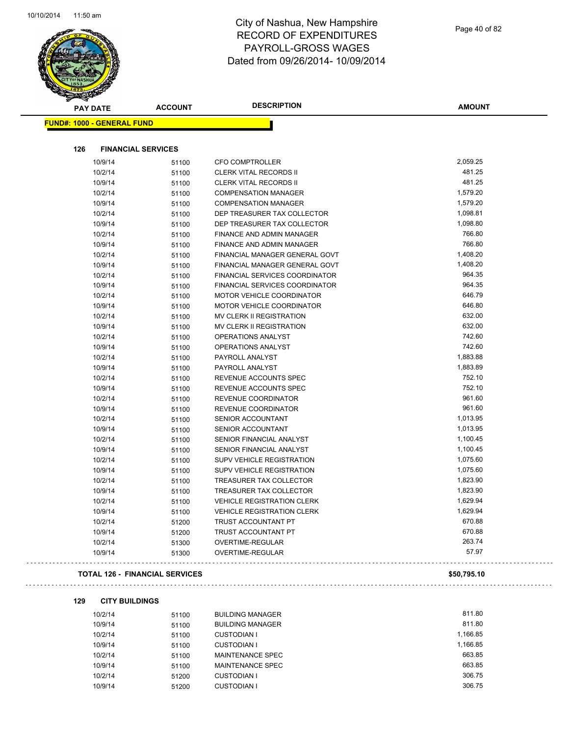# City of Nashua, New Hampshire
## RECORD OF EXPENDITURES
## PAYROLL-GROSS WAGES
## Dated from 09/26/2014- 10/09/2014

**FUND#: 1000 - GENERAL FUND**

### 126 FINANCIAL SERVICES

| PAY DATE | ACCOUNT | DESCRIPTION | AMOUNT |
|---|---|---|---|
| 10/9/14 | 51100 | CFO COMPTROLLER | 2,059.25 |
| 10/2/14 | 51100 | CLERK VITAL RECORDS II | 481.25 |
| 10/9/14 | 51100 | CLERK VITAL RECORDS II | 481.25 |
| 10/2/14 | 51100 | COMPENSATION MANAGER | 1,579.20 |
| 10/9/14 | 51100 | COMPENSATION MANAGER | 1,579.20 |
| 10/2/14 | 51100 | DEP TREASURER TAX COLLECTOR | 1,098.81 |
| 10/9/14 | 51100 | DEP TREASURER TAX COLLECTOR | 1,098.80 |
| 10/2/14 | 51100 | FINANCE AND ADMIN MANAGER | 766.80 |
| 10/9/14 | 51100 | FINANCE AND ADMIN MANAGER | 766.80 |
| 10/2/14 | 51100 | FINANCIAL MANAGER GENERAL GOVT | 1,408.20 |
| 10/9/14 | 51100 | FINANCIAL MANAGER GENERAL GOVT | 1,408.20 |
| 10/2/14 | 51100 | FINANCIAL SERVICES COORDINATOR | 964.35 |
| 10/9/14 | 51100 | FINANCIAL SERVICES COORDINATOR | 964.35 |
| 10/2/14 | 51100 | MOTOR VEHICLE COORDINATOR | 646.79 |
| 10/9/14 | 51100 | MOTOR VEHICLE COORDINATOR | 646.80 |
| 10/2/14 | 51100 | MV CLERK II REGISTRATION | 632.00 |
| 10/9/14 | 51100 | MV CLERK II REGISTRATION | 632.00 |
| 10/2/14 | 51100 | OPERATIONS ANALYST | 742.60 |
| 10/9/14 | 51100 | OPERATIONS ANALYST | 742.60 |
| 10/2/14 | 51100 | PAYROLL ANALYST | 1,883.88 |
| 10/9/14 | 51100 | PAYROLL ANALYST | 1,883.89 |
| 10/2/14 | 51100 | REVENUE ACCOUNTS SPEC | 752.10 |
| 10/9/14 | 51100 | REVENUE ACCOUNTS SPEC | 752.10 |
| 10/2/14 | 51100 | REVENUE COORDINATOR | 961.60 |
| 10/9/14 | 51100 | REVENUE COORDINATOR | 961.60 |
| 10/2/14 | 51100 | SENIOR ACCOUNTANT | 1,013.95 |
| 10/9/14 | 51100 | SENIOR ACCOUNTANT | 1,013.95 |
| 10/2/14 | 51100 | SENIOR FINANCIAL ANALYST | 1,100.45 |
| 10/9/14 | 51100 | SENIOR FINANCIAL ANALYST | 1,100.45 |
| 10/2/14 | 51100 | SUPV VEHICLE REGISTRATION | 1,075.60 |
| 10/9/14 | 51100 | SUPV VEHICLE REGISTRATION | 1,075.60 |
| 10/2/14 | 51100 | TREASURER TAX COLLECTOR | 1,823.90 |
| 10/9/14 | 51100 | TREASURER TAX COLLECTOR | 1,823.90 |
| 10/2/14 | 51100 | VEHICLE REGISTRATION CLERK | 1,629.94 |
| 10/9/14 | 51100 | VEHICLE REGISTRATION CLERK | 1,629.94 |
| 10/2/14 | 51200 | TRUST ACCOUNTANT PT | 670.88 |
| 10/9/14 | 51200 | TRUST ACCOUNTANT PT | 670.88 |
| 10/2/14 | 51300 | OVERTIME-REGULAR | 263.74 |
| 10/9/14 | 51300 | OVERTIME-REGULAR | 57.97 |

**TOTAL 126 - FINANCIAL SERVICES** **$50,795.10**

### 129 CITY BUILDINGS

| PAY DATE | ACCOUNT | DESCRIPTION | AMOUNT |
|---|---|---|---|
| 10/2/14 | 51100 | BUILDING MANAGER | 811.80 |
| 10/9/14 | 51100 | BUILDING MANAGER | 811.80 |
| 10/2/14 | 51100 | CUSTODIAN I | 1,166.85 |
| 10/9/14 | 51100 | CUSTODIAN I | 1,166.85 |
| 10/2/14 | 51100 | MAINTENANCE SPEC | 663.85 |
| 10/9/14 | 51100 | MAINTENANCE SPEC | 663.85 |
| 10/2/14 | 51200 | CUSTODIAN I | 306.75 |
| 10/9/14 | 51200 | CUSTODIAN I | 306.75 |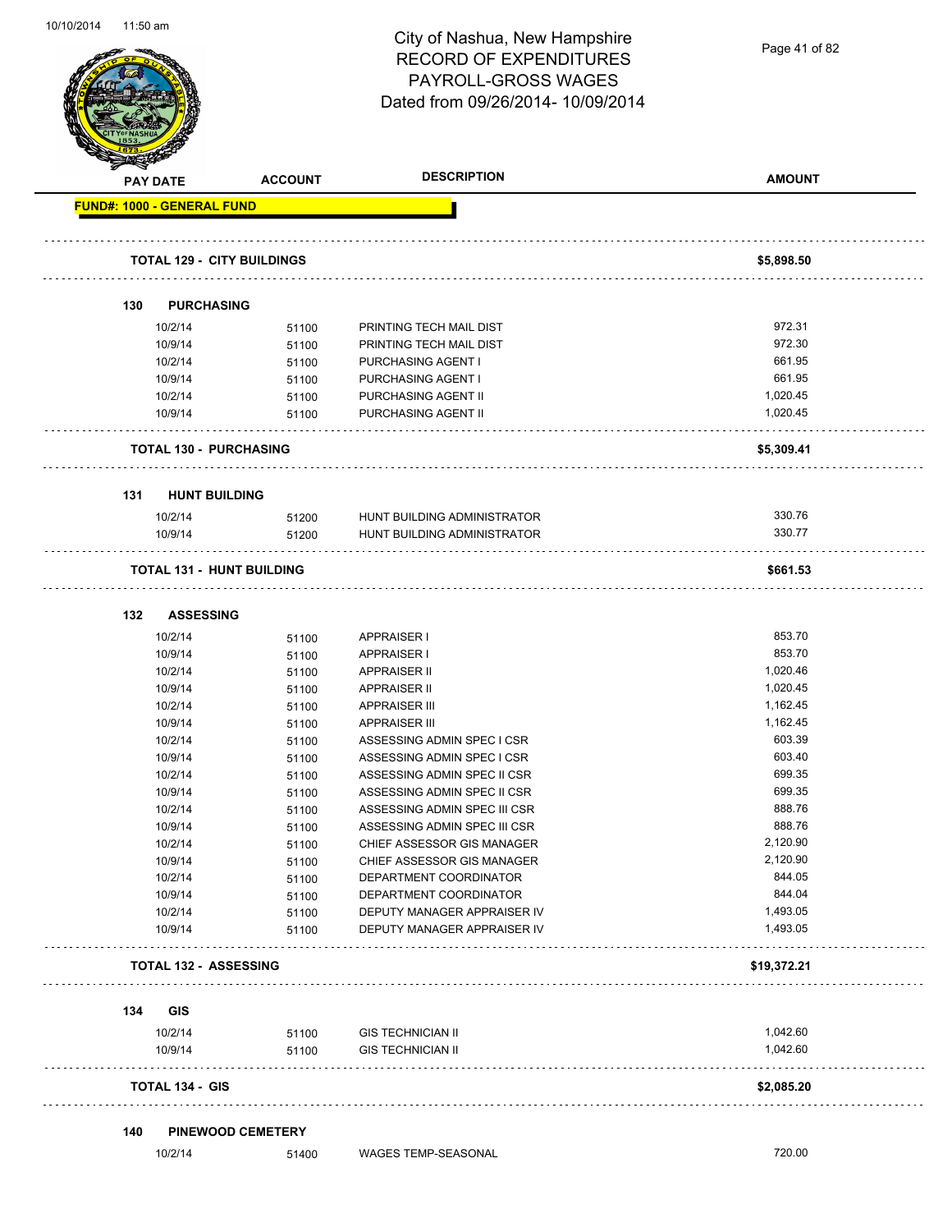# City of Nashua, New Hampshire
## RECORD OF EXPENDITURES
## PAYROLL-GROSS WAGES
## Dated from 09/26/2014- 10/09/2014

| PAY DATE | ACCOUNT | DESCRIPTION | AMOUNT |
|---|---|---|---|
| **FUND#: 1000 - GENERAL FUND** | | | |
| **TOTAL 129 - CITY BUILDINGS** | | | **$5,898.50** |
| **130 PURCHASING** | | | |
| 10/2/14 | 51100 | PRINTING TECH MAIL DIST | 972.31 |
| 10/9/14 | 51100 | PRINTING TECH MAIL DIST | 972.30 |
| 10/2/14 | 51100 | PURCHASING AGENT I | 661.95 |
| 10/9/14 | 51100 | PURCHASING AGENT I | 661.95 |
| 10/2/14 | 51100 | PURCHASING AGENT II | 1,020.45 |
| 10/9/14 | 51100 | PURCHASING AGENT II | 1,020.45 |
| **TOTAL 130 - PURCHASING** | | | **$5,309.41** |
| **131 HUNT BUILDING** | | | |
| 10/2/14 | 51200 | HUNT BUILDING ADMINISTRATOR | 330.76 |
| 10/9/14 | 51200 | HUNT BUILDING ADMINISTRATOR | 330.77 |
| **TOTAL 131 - HUNT BUILDING** | | | **$661.53** |
| **132 ASSESSING** | | | |
| 10/2/14 | 51100 | APPRAISER I | 853.70 |
| 10/9/14 | 51100 | APPRAISER I | 853.70 |
| 10/2/14 | 51100 | APPRAISER II | 1,020.46 |
| 10/9/14 | 51100 | APPRAISER II | 1,020.45 |
| 10/2/14 | 51100 | APPRAISER III | 1,162.45 |
| 10/9/14 | 51100 | APPRAISER III | 1,162.45 |
| 10/2/14 | 51100 | ASSESSING ADMIN SPEC I CSR | 603.39 |
| 10/9/14 | 51100 | ASSESSING ADMIN SPEC I CSR | 603.40 |
| 10/2/14 | 51100 | ASSESSING ADMIN SPEC II CSR | 699.35 |
| 10/9/14 | 51100 | ASSESSING ADMIN SPEC II CSR | 699.35 |
| 10/2/14 | 51100 | ASSESSING ADMIN SPEC III CSR | 888.76 |
| 10/9/14 | 51100 | ASSESSING ADMIN SPEC III CSR | 888.76 |
| 10/2/14 | 51100 | CHIEF ASSESSOR GIS MANAGER | 2,120.90 |
| 10/9/14 | 51100 | CHIEF ASSESSOR GIS MANAGER | 2,120.90 |
| 10/2/14 | 51100 | DEPARTMENT COORDINATOR | 844.05 |
| 10/9/14 | 51100 | DEPARTMENT COORDINATOR | 844.04 |
| 10/2/14 | 51100 | DEPUTY MANAGER APPRAISER IV | 1,493.05 |
| 10/9/14 | 51100 | DEPUTY MANAGER APPRAISER IV | 1,493.05 |
| **TOTAL 132 - ASSESSING** | | | **$19,372.21** |
| **134 GIS** | | | |
| 10/2/14 | 51100 | GIS TECHNICIAN II | 1,042.60 |
| 10/9/14 | 51100 | GIS TECHNICIAN II | 1,042.60 |
| **TOTAL 134 - GIS** | | | **$2,085.20** |
| **140 PINEWOOD CEMETERY** | | | |
| 10/2/14 | 51400 | WAGES TEMP-SEASONAL | 720.00 |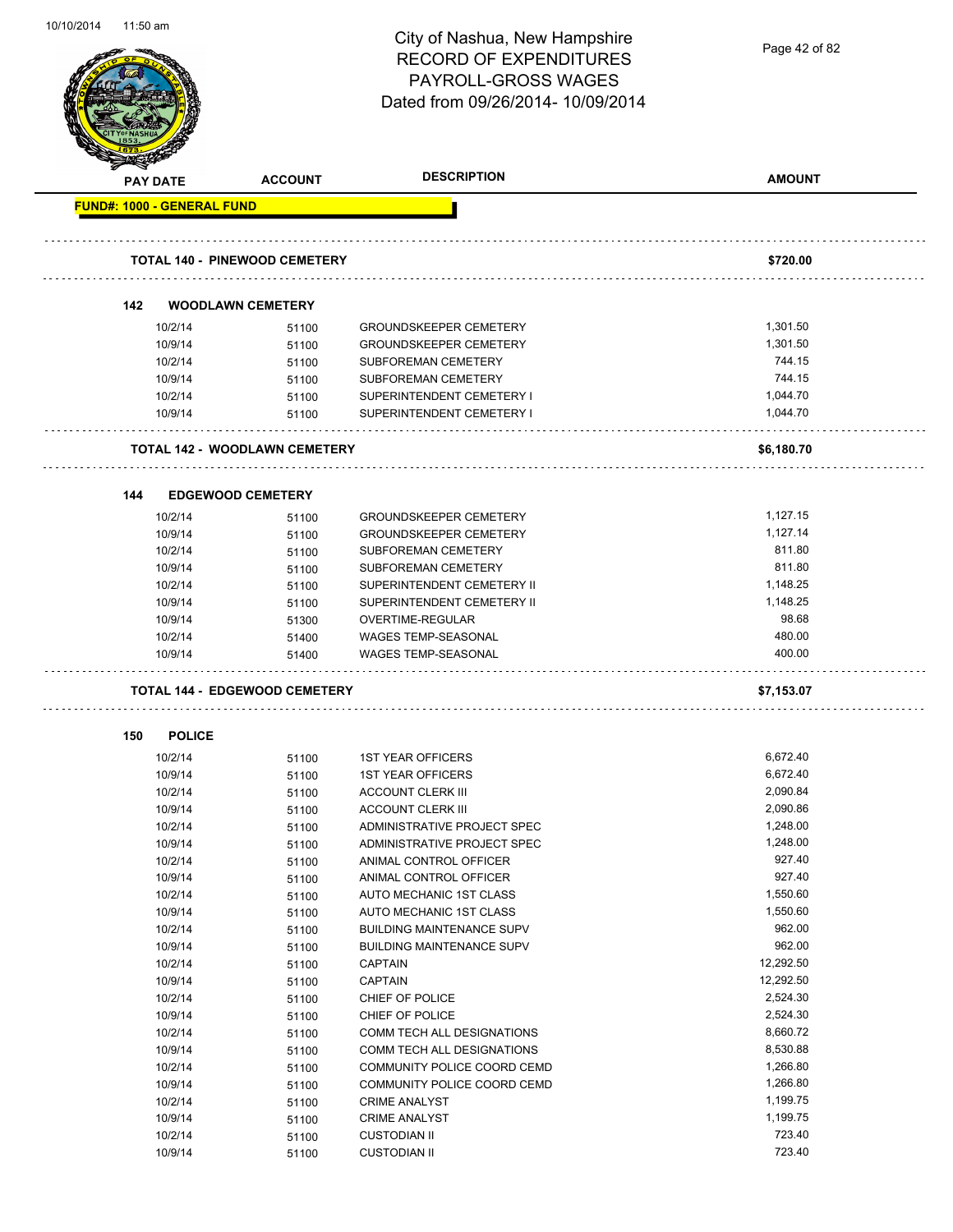# City of Nashua, New Hampshire
# RECORD OF EXPENDITURES
# PAYROLL-GROSS WAGES
Dated from 09/26/2014- 10/09/2014

| PAY DATE | ACCOUNT | DESCRIPTION | AMOUNT |
|---|---|---|---|
| **FUND#: 1000 - GENERAL FUND** | | | |
| **TOTAL 140 - PINEWOOD CEMETERY** | | | **$720.00** |
| **142 WOODLAWN CEMETERY** | | | |
| 10/2/14 | 51100 | GROUNDSKEEPER CEMETERY | 1,301.50 |
| 10/9/14 | 51100 | GROUNDSKEEPER CEMETERY | 1,301.50 |
| 10/2/14 | 51100 | SUBFOREMAN CEMETERY | 744.15 |
| 10/9/14 | 51100 | SUBFOREMAN CEMETERY | 744.15 |
| 10/2/14 | 51100 | SUPERINTENDENT CEMETERY I | 1,044.70 |
| 10/9/14 | 51100 | SUPERINTENDENT CEMETERY I | 1,044.70 |
| **TOTAL 142 - WOODLAWN CEMETERY** | | | **$6,180.70** |
| **144 EDGEWOOD CEMETERY** | | | |
| 10/2/14 | 51100 | GROUNDSKEEPER CEMETERY | 1,127.15 |
| 10/9/14 | 51100 | GROUNDSKEEPER CEMETERY | 1,127.14 |
| 10/2/14 | 51100 | SUBFOREMAN CEMETERY | 811.80 |
| 10/9/14 | 51100 | SUBFOREMAN CEMETERY | 811.80 |
| 10/2/14 | 51100 | SUPERINTENDENT CEMETERY II | 1,148.25 |
| 10/9/14 | 51100 | SUPERINTENDENT CEMETERY II | 1,148.25 |
| 10/9/14 | 51300 | OVERTIME-REGULAR | 98.68 |
| 10/2/14 | 51400 | WAGES TEMP-SEASONAL | 480.00 |
| 10/9/14 | 51400 | WAGES TEMP-SEASONAL | 400.00 |
| **TOTAL 144 - EDGEWOOD CEMETERY** | | | **$7,153.07** |
| **150 POLICE** | | | |
| 10/2/14 | 51100 | 1ST YEAR OFFICERS | 6,672.40 |
| 10/9/14 | 51100 | 1ST YEAR OFFICERS | 6,672.40 |
| 10/2/14 | 51100 | ACCOUNT CLERK III | 2,090.84 |
| 10/9/14 | 51100 | ACCOUNT CLERK III | 2,090.86 |
| 10/2/14 | 51100 | ADMINISTRATIVE PROJECT SPEC | 1,248.00 |
| 10/9/14 | 51100 | ADMINISTRATIVE PROJECT SPEC | 1,248.00 |
| 10/2/14 | 51100 | ANIMAL CONTROL OFFICER | 927.40 |
| 10/9/14 | 51100 | ANIMAL CONTROL OFFICER | 927.40 |
| 10/2/14 | 51100 | AUTO MECHANIC 1ST CLASS | 1,550.60 |
| 10/9/14 | 51100 | AUTO MECHANIC 1ST CLASS | 1,550.60 |
| 10/2/14 | 51100 | BUILDING MAINTENANCE SUPV | 962.00 |
| 10/9/14 | 51100 | BUILDING MAINTENANCE SUPV | 962.00 |
| 10/2/14 | 51100 | CAPTAIN | 12,292.50 |
| 10/9/14 | 51100 | CAPTAIN | 12,292.50 |
| 10/2/14 | 51100 | CHIEF OF POLICE | 2,524.30 |
| 10/9/14 | 51100 | CHIEF OF POLICE | 2,524.30 |
| 10/2/14 | 51100 | COMM TECH ALL DESIGNATIONS | 8,660.72 |
| 10/9/14 | 51100 | COMM TECH ALL DESIGNATIONS | 8,530.88 |
| 10/2/14 | 51100 | COMMUNITY POLICE COORD CEMD | 1,266.80 |
| 10/9/14 | 51100 | COMMUNITY POLICE COORD CEMD | 1,266.80 |
| 10/2/14 | 51100 | CRIME ANALYST | 1,199.75 |
| 10/9/14 | 51100 | CRIME ANALYST | 1,199.75 |
| 10/2/14 | 51100 | CUSTODIAN II | 723.40 |
| 10/9/14 | 51100 | CUSTODIAN II | 723.40 |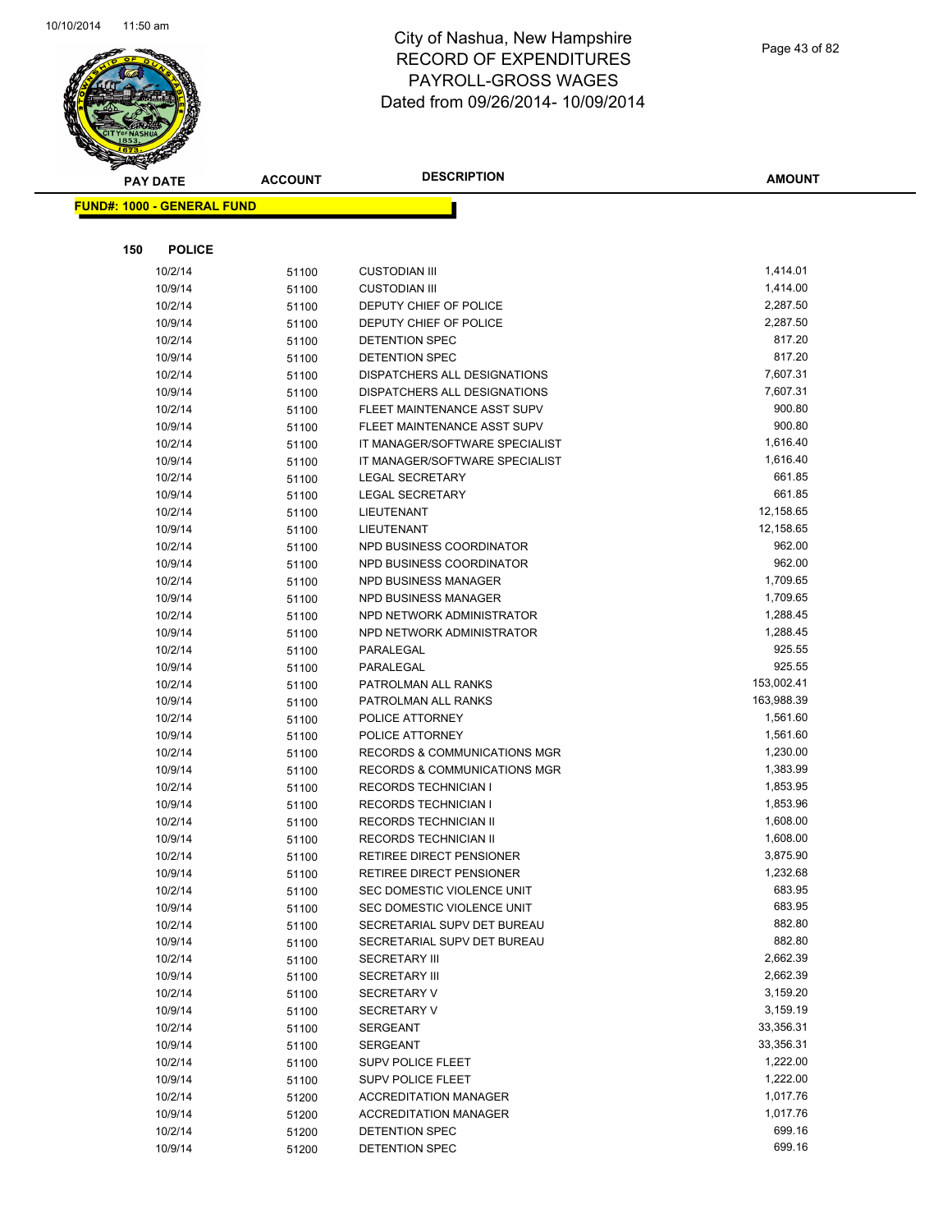# City of Nashua, New Hampshire
## RECORD OF EXPENDITURES
## PAYROLL-GROSS WAGES
## Dated from 09/26/2014- 10/09/2014

**FUND#: 1000 - GENERAL FUND**

**150 POLICE**

| PAY DATE | ACCOUNT | DESCRIPTION | AMOUNT |
|---|---|---|---|
| 10/2/14 | 51100 | CUSTODIAN III | 1,414.01 |
| 10/9/14 | 51100 | CUSTODIAN III | 1,414.00 |
| 10/2/14 | 51100 | DEPUTY CHIEF OF POLICE | 2,287.50 |
| 10/9/14 | 51100 | DEPUTY CHIEF OF POLICE | 2,287.50 |
| 10/2/14 | 51100 | DETENTION SPEC | 817.20 |
| 10/9/14 | 51100 | DETENTION SPEC | 817.20 |
| 10/2/14 | 51100 | DISPATCHERS ALL DESIGNATIONS | 7,607.31 |
| 10/9/14 | 51100 | DISPATCHERS ALL DESIGNATIONS | 7,607.31 |
| 10/2/14 | 51100 | FLEET MAINTENANCE ASST SUPV | 900.80 |
| 10/9/14 | 51100 | FLEET MAINTENANCE ASST SUPV | 900.80 |
| 10/2/14 | 51100 | IT MANAGER/SOFTWARE SPECIALIST | 1,616.40 |
| 10/9/14 | 51100 | IT MANAGER/SOFTWARE SPECIALIST | 1,616.40 |
| 10/2/14 | 51100 | LEGAL SECRETARY | 661.85 |
| 10/9/14 | 51100 | LEGAL SECRETARY | 661.85 |
| 10/2/14 | 51100 | LIEUTENANT | 12,158.65 |
| 10/9/14 | 51100 | LIEUTENANT | 12,158.65 |
| 10/2/14 | 51100 | NPD BUSINESS COORDINATOR | 962.00 |
| 10/9/14 | 51100 | NPD BUSINESS COORDINATOR | 962.00 |
| 10/2/14 | 51100 | NPD BUSINESS MANAGER | 1,709.65 |
| 10/9/14 | 51100 | NPD BUSINESS MANAGER | 1,709.65 |
| 10/2/14 | 51100 | NPD NETWORK ADMINISTRATOR | 1,288.45 |
| 10/9/14 | 51100 | NPD NETWORK ADMINISTRATOR | 1,288.45 |
| 10/2/14 | 51100 | PARALEGAL | 925.55 |
| 10/9/14 | 51100 | PARALEGAL | 925.55 |
| 10/2/14 | 51100 | PATROLMAN ALL RANKS | 153,002.41 |
| 10/9/14 | 51100 | PATROLMAN ALL RANKS | 163,988.39 |
| 10/2/14 | 51100 | POLICE ATTORNEY | 1,561.60 |
| 10/9/14 | 51100 | POLICE ATTORNEY | 1,561.60 |
| 10/2/14 | 51100 | RECORDS & COMMUNICATIONS MGR | 1,230.00 |
| 10/9/14 | 51100 | RECORDS & COMMUNICATIONS MGR | 1,383.99 |
| 10/2/14 | 51100 | RECORDS TECHNICIAN I | 1,853.95 |
| 10/9/14 | 51100 | RECORDS TECHNICIAN I | 1,853.96 |
| 10/2/14 | 51100 | RECORDS TECHNICIAN II | 1,608.00 |
| 10/9/14 | 51100 | RECORDS TECHNICIAN II | 1,608.00 |
| 10/2/14 | 51100 | RETIREE DIRECT PENSIONER | 3,875.90 |
| 10/9/14 | 51100 | RETIREE DIRECT PENSIONER | 1,232.68 |
| 10/2/14 | 51100 | SEC DOMESTIC VIOLENCE UNIT | 683.95 |
| 10/9/14 | 51100 | SEC DOMESTIC VIOLENCE UNIT | 683.95 |
| 10/2/14 | 51100 | SECRETARIAL SUPV DET BUREAU | 882.80 |
| 10/9/14 | 51100 | SECRETARIAL SUPV DET BUREAU | 882.80 |
| 10/2/14 | 51100 | SECRETARY III | 2,662.39 |
| 10/9/14 | 51100 | SECRETARY III | 2,662.39 |
| 10/2/14 | 51100 | SECRETARY V | 3,159.20 |
| 10/9/14 | 51100 | SECRETARY V | 3,159.19 |
| 10/2/14 | 51100 | SERGEANT | 33,356.31 |
| 10/9/14 | 51100 | SERGEANT | 33,356.31 |
| 10/2/14 | 51100 | SUPV POLICE FLEET | 1,222.00 |
| 10/9/14 | 51100 | SUPV POLICE FLEET | 1,222.00 |
| 10/2/14 | 51200 | ACCREDITATION MANAGER | 1,017.76 |
| 10/9/14 | 51200 | ACCREDITATION MANAGER | 1,017.76 |
| 10/2/14 | 51200 | DETENTION SPEC | 699.16 |
| 10/9/14 | 51200 | DETENTION SPEC | 699.16 |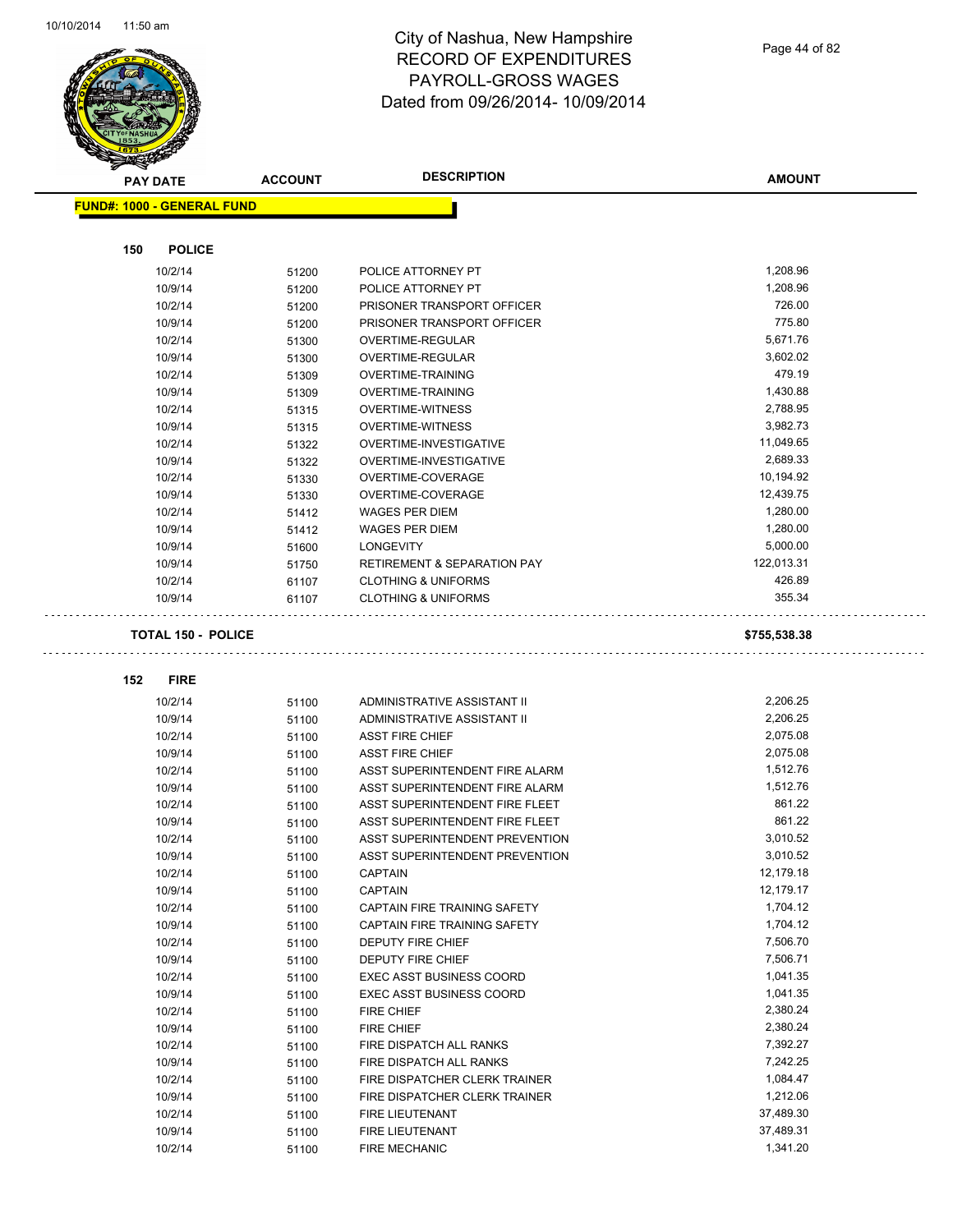# City of Nashua, New Hampshire
## RECORD OF EXPENDITURES
## PAYROLL-GROSS WAGES
## Dated from 09/26/2014- 10/09/2014

**FUND#: 1000 - GENERAL FUND**

### 150 POLICE

| PAY DATE | ACCOUNT | DESCRIPTION | AMOUNT |
|---|---|---|---|
| 10/2/14 | 51200 | POLICE ATTORNEY PT | 1,208.96 |
| 10/9/14 | 51200 | POLICE ATTORNEY PT | 1,208.96 |
| 10/2/14 | 51200 | PRISONER TRANSPORT OFFICER | 726.00 |
| 10/9/14 | 51200 | PRISONER TRANSPORT OFFICER | 775.80 |
| 10/2/14 | 51300 | OVERTIME-REGULAR | 5,671.76 |
| 10/9/14 | 51300 | OVERTIME-REGULAR | 3,602.02 |
| 10/2/14 | 51309 | OVERTIME-TRAINING | 479.19 |
| 10/9/14 | 51309 | OVERTIME-TRAINING | 1,430.88 |
| 10/2/14 | 51315 | OVERTIME-WITNESS | 2,788.95 |
| 10/9/14 | 51315 | OVERTIME-WITNESS | 3,982.73 |
| 10/2/14 | 51322 | OVERTIME-INVESTIGATIVE | 11,049.65 |
| 10/9/14 | 51322 | OVERTIME-INVESTIGATIVE | 2,689.33 |
| 10/2/14 | 51330 | OVERTIME-COVERAGE | 10,194.92 |
| 10/9/14 | 51330 | OVERTIME-COVERAGE | 12,439.75 |
| 10/2/14 | 51412 | WAGES PER DIEM | 1,280.00 |
| 10/9/14 | 51412 | WAGES PER DIEM | 1,280.00 |
| 10/9/14 | 51600 | LONGEVITY | 5,000.00 |
| 10/9/14 | 51750 | RETIREMENT & SEPARATION PAY | 122,013.31 |
| 10/2/14 | 61107 | CLOTHING & UNIFORMS | 426.89 |
| 10/9/14 | 61107 | CLOTHING & UNIFORMS | 355.34 |

**TOTAL 150 - POLICE** **$755,538.38**

### 152 FIRE

| PAY DATE | ACCOUNT | DESCRIPTION | AMOUNT |
|---|---|---|---|
| 10/2/14 | 51100 | ADMINISTRATIVE ASSISTANT II | 2,206.25 |
| 10/9/14 | 51100 | ADMINISTRATIVE ASSISTANT II | 2,206.25 |
| 10/2/14 | 51100 | ASST FIRE CHIEF | 2,075.08 |
| 10/9/14 | 51100 | ASST FIRE CHIEF | 2,075.08 |
| 10/2/14 | 51100 | ASST SUPERINTENDENT FIRE ALARM | 1,512.76 |
| 10/9/14 | 51100 | ASST SUPERINTENDENT FIRE ALARM | 1,512.76 |
| 10/2/14 | 51100 | ASST SUPERINTENDENT FIRE FLEET | 861.22 |
| 10/9/14 | 51100 | ASST SUPERINTENDENT FIRE FLEET | 861.22 |
| 10/2/14 | 51100 | ASST SUPERINTENDENT PREVENTION | 3,010.52 |
| 10/9/14 | 51100 | ASST SUPERINTENDENT PREVENTION | 3,010.52 |
| 10/2/14 | 51100 | CAPTAIN | 12,179.18 |
| 10/9/14 | 51100 | CAPTAIN | 12,179.17 |
| 10/2/14 | 51100 | CAPTAIN FIRE TRAINING SAFETY | 1,704.12 |
| 10/9/14 | 51100 | CAPTAIN FIRE TRAINING SAFETY | 1,704.12 |
| 10/2/14 | 51100 | DEPUTY FIRE CHIEF | 7,506.70 |
| 10/9/14 | 51100 | DEPUTY FIRE CHIEF | 7,506.71 |
| 10/2/14 | 51100 | EXEC ASST BUSINESS COORD | 1,041.35 |
| 10/9/14 | 51100 | EXEC ASST BUSINESS COORD | 1,041.35 |
| 10/2/14 | 51100 | FIRE CHIEF | 2,380.24 |
| 10/9/14 | 51100 | FIRE CHIEF | 2,380.24 |
| 10/2/14 | 51100 | FIRE DISPATCH ALL RANKS | 7,392.27 |
| 10/9/14 | 51100 | FIRE DISPATCH ALL RANKS | 7,242.25 |
| 10/2/14 | 51100 | FIRE DISPATCHER CLERK TRAINER | 1,084.47 |
| 10/9/14 | 51100 | FIRE DISPATCHER CLERK TRAINER | 1,212.06 |
| 10/2/14 | 51100 | FIRE LIEUTENANT | 37,489.30 |
| 10/9/14 | 51100 | FIRE LIEUTENANT | 37,489.31 |
| 10/2/14 | 51100 | FIRE MECHANIC | 1,341.20 |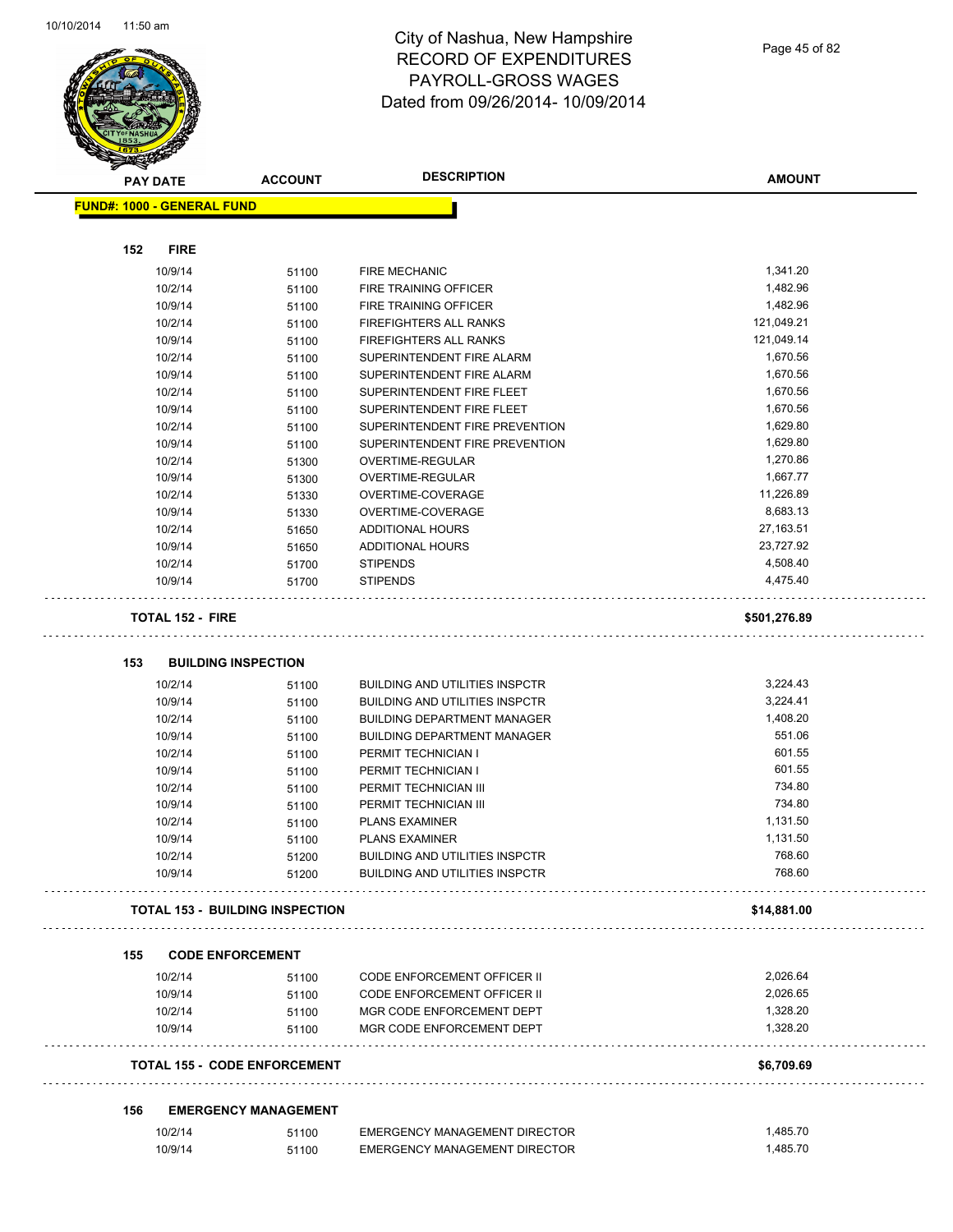# City of Nashua, New Hampshire
# RECORD OF EXPENDITURES
# PAYROLL-GROSS WAGES
# Dated from 09/26/2014- 10/09/2014

| PAY DATE | ACCOUNT | DESCRIPTION | AMOUNT |
|---|---|---|---|
| **FUND#: 1000 - GENERAL FUND** | | | |
| **152 FIRE** | | | |
| 10/9/14 | 51100 | FIRE MECHANIC | 1,341.20 |
| 10/2/14 | 51100 | FIRE TRAINING OFFICER | 1,482.96 |
| 10/9/14 | 51100 | FIRE TRAINING OFFICER | 1,482.96 |
| 10/2/14 | 51100 | FIREFIGHTERS ALL RANKS | 121,049.21 |
| 10/9/14 | 51100 | FIREFIGHTERS ALL RANKS | 121,049.14 |
| 10/2/14 | 51100 | SUPERINTENDENT FIRE ALARM | 1,670.56 |
| 10/9/14 | 51100 | SUPERINTENDENT FIRE ALARM | 1,670.56 |
| 10/2/14 | 51100 | SUPERINTENDENT FIRE FLEET | 1,670.56 |
| 10/9/14 | 51100 | SUPERINTENDENT FIRE FLEET | 1,670.56 |
| 10/2/14 | 51100 | SUPERINTENDENT FIRE PREVENTION | 1,629.80 |
| 10/9/14 | 51100 | SUPERINTENDENT FIRE PREVENTION | 1,629.80 |
| 10/2/14 | 51300 | OVERTIME-REGULAR | 1,270.86 |
| 10/9/14 | 51300 | OVERTIME-REGULAR | 1,667.77 |
| 10/2/14 | 51330 | OVERTIME-COVERAGE | 11,226.89 |
| 10/9/14 | 51330 | OVERTIME-COVERAGE | 8,683.13 |
| 10/2/14 | 51650 | ADDITIONAL HOURS | 27,163.51 |
| 10/9/14 | 51650 | ADDITIONAL HOURS | 23,727.92 |
| 10/2/14 | 51700 | STIPENDS | 4,508.40 |
| 10/9/14 | 51700 | STIPENDS | 4,475.40 |
| **TOTAL 152 - FIRE** | | | **$501,276.89** |
| **153 BUILDING INSPECTION** | | | |
| 10/2/14 | 51100 | BUILDING AND UTILITIES INSPCTR | 3,224.43 |
| 10/9/14 | 51100 | BUILDING AND UTILITIES INSPCTR | 3,224.41 |
| 10/2/14 | 51100 | BUILDING DEPARTMENT MANAGER | 1,408.20 |
| 10/9/14 | 51100 | BUILDING DEPARTMENT MANAGER | 551.06 |
| 10/2/14 | 51100 | PERMIT TECHNICIAN I | 601.55 |
| 10/9/14 | 51100 | PERMIT TECHNICIAN I | 601.55 |
| 10/2/14 | 51100 | PERMIT TECHNICIAN III | 734.80 |
| 10/9/14 | 51100 | PERMIT TECHNICIAN III | 734.80 |
| 10/2/14 | 51100 | PLANS EXAMINER | 1,131.50 |
| 10/9/14 | 51100 | PLANS EXAMINER | 1,131.50 |
| 10/2/14 | 51200 | BUILDING AND UTILITIES INSPCTR | 768.60 |
| 10/9/14 | 51200 | BUILDING AND UTILITIES INSPCTR | 768.60 |
| **TOTAL 153 - BUILDING INSPECTION** | | | **$14,881.00** |
| **155 CODE ENFORCEMENT** | | | |
| 10/2/14 | 51100 | CODE ENFORCEMENT OFFICER II | 2,026.64 |
| 10/9/14 | 51100 | CODE ENFORCEMENT OFFICER II | 2,026.65 |
| 10/2/14 | 51100 | MGR CODE ENFORCEMENT DEPT | 1,328.20 |
| 10/9/14 | 51100 | MGR CODE ENFORCEMENT DEPT | 1,328.20 |
| **TOTAL 155 - CODE ENFORCEMENT** | | | **$6,709.69** |
| **156 EMERGENCY MANAGEMENT** | | | |
| 10/2/14 | 51100 | EMERGENCY MANAGEMENT DIRECTOR | 1,485.70 |
| 10/9/14 | 51100 | EMERGENCY MANAGEMENT DIRECTOR | 1,485.70 |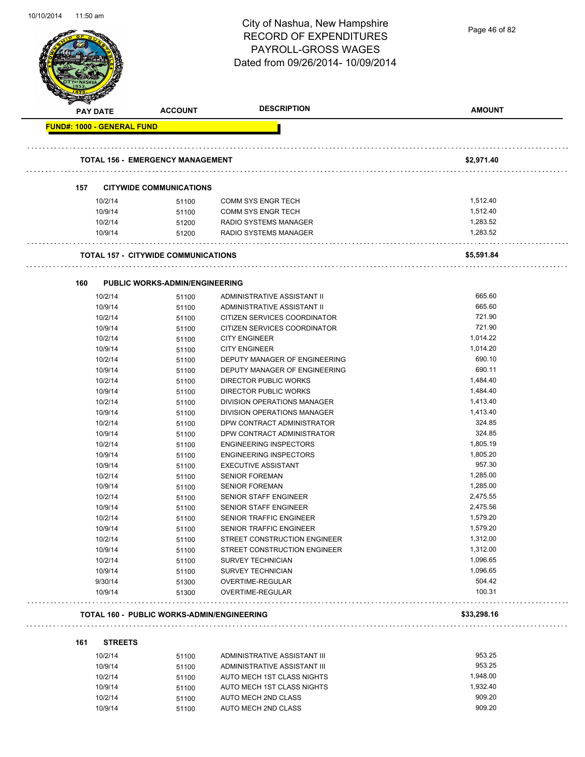# City of Nashua, New Hampshire
## RECORD OF EXPENDITURES
## PAYROLL-GROSS WAGES
## Dated from 09/26/2014- 10/09/2014

| PAY DATE | ACCOUNT | DESCRIPTION | AMOUNT |
|---|---|---|---|
| **FUND#: 1000 - GENERAL FUND** | | | |
| **TOTAL 156 - EMERGENCY MANAGEMENT** | | | **$2,971.40** |
| **157 CITYWIDE COMMUNICATIONS** | | | |
| 10/2/14 | 51100 | COMM SYS ENGR TECH | 1,512.40 |
| 10/9/14 | 51100 | COMM SYS ENGR TECH | 1,512.40 |
| 10/2/14 | 51200 | RADIO SYSTEMS MANAGER | 1,283.52 |
| 10/9/14 | 51200 | RADIO SYSTEMS MANAGER | 1,283.52 |
| **TOTAL 157 - CITYWIDE COMMUNICATIONS** | | | **$5,591.84** |
| **160 PUBLIC WORKS-ADMIN/ENGINEERING** | | | |
| 10/2/14 | 51100 | ADMINISTRATIVE ASSISTANT II | 665.60 |
| 10/9/14 | 51100 | ADMINISTRATIVE ASSISTANT II | 665.60 |
| 10/2/14 | 51100 | CITIZEN SERVICES COORDINATOR | 721.90 |
| 10/9/14 | 51100 | CITIZEN SERVICES COORDINATOR | 721.90 |
| 10/2/14 | 51100 | CITY ENGINEER | 1,014.22 |
| 10/9/14 | 51100 | CITY ENGINEER | 1,014.20 |
| 10/2/14 | 51100 | DEPUTY MANAGER OF ENGINEERING | 690.10 |
| 10/9/14 | 51100 | DEPUTY MANAGER OF ENGINEERING | 690.11 |
| 10/2/14 | 51100 | DIRECTOR PUBLIC WORKS | 1,484.40 |
| 10/9/14 | 51100 | DIRECTOR PUBLIC WORKS | 1,484.40 |
| 10/2/14 | 51100 | DIVISION OPERATIONS MANAGER | 1,413.40 |
| 10/9/14 | 51100 | DIVISION OPERATIONS MANAGER | 1,413.40 |
| 10/2/14 | 51100 | DPW CONTRACT ADMINISTRATOR | 324.85 |
| 10/9/14 | 51100 | DPW CONTRACT ADMINISTRATOR | 324.85 |
| 10/2/14 | 51100 | ENGINEERING INSPECTORS | 1,805.19 |
| 10/9/14 | 51100 | ENGINEERING INSPECTORS | 1,805.20 |
| 10/9/14 | 51100 | EXECUTIVE ASSISTANT | 957.30 |
| 10/2/14 | 51100 | SENIOR FOREMAN | 1,285.00 |
| 10/9/14 | 51100 | SENIOR FOREMAN | 1,285.00 |
| 10/2/14 | 51100 | SENIOR STAFF ENGINEER | 2,475.55 |
| 10/9/14 | 51100 | SENIOR STAFF ENGINEER | 2,475.56 |
| 10/2/14 | 51100 | SENIOR TRAFFIC ENGINEER | 1,579.20 |
| 10/9/14 | 51100 | SENIOR TRAFFIC ENGINEER | 1,579.20 |
| 10/2/14 | 51100 | STREET CONSTRUCTION ENGINEER | 1,312.00 |
| 10/9/14 | 51100 | STREET CONSTRUCTION ENGINEER | 1,312.00 |
| 10/2/14 | 51100 | SURVEY TECHNICIAN | 1,096.65 |
| 10/9/14 | 51100 | SURVEY TECHNICIAN | 1,096.65 |
| 9/30/14 | 51300 | OVERTIME-REGULAR | 504.42 |
| 10/9/14 | 51300 | OVERTIME-REGULAR | 100.31 |
| **TOTAL 160 - PUBLIC WORKS-ADMIN/ENGINEERING** | | | **$33,298.16** |
| **161 STREETS** | | | |
| 10/2/14 | 51100 | ADMINISTRATIVE ASSISTANT III | 953.25 |
| 10/9/14 | 51100 | ADMINISTRATIVE ASSISTANT III | 953.25 |
| 10/2/14 | 51100 | AUTO MECH 1ST CLASS NIGHTS | 1,948.00 |
| 10/9/14 | 51100 | AUTO MECH 1ST CLASS NIGHTS | 1,932.40 |
| 10/2/14 | 51100 | AUTO MECH 2ND CLASS | 909.20 |
| 10/9/14 | 51100 | AUTO MECH 2ND CLASS | 909.20 |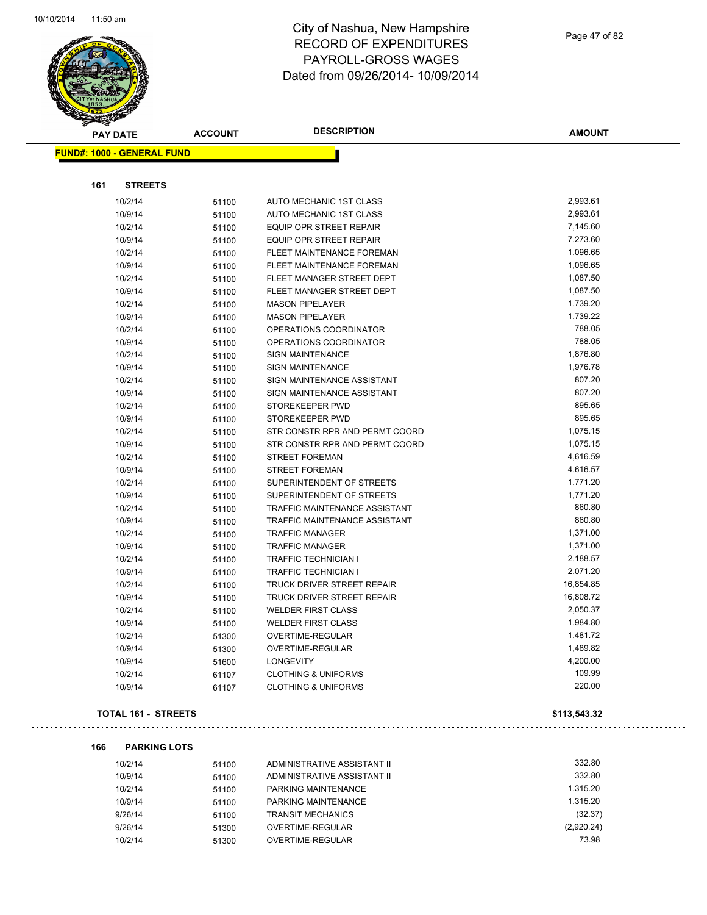# City of Nashua, New Hampshire
## RECORD OF EXPENDITURES
## PAYROLL-GROSS WAGES
## Dated from 09/26/2014- 10/09/2014

**FUND#: 1000 - GENERAL FUND**

### 161 STREETS

| PAY DATE | ACCOUNT | DESCRIPTION | AMOUNT |
|---|---|---|---|
| 10/2/14 | 51100 | AUTO MECHANIC 1ST CLASS | 2,993.61 |
| 10/9/14 | 51100 | AUTO MECHANIC 1ST CLASS | 2,993.61 |
| 10/2/14 | 51100 | EQUIP OPR STREET REPAIR | 7,145.60 |
| 10/9/14 | 51100 | EQUIP OPR STREET REPAIR | 7,273.60 |
| 10/2/14 | 51100 | FLEET MAINTENANCE FOREMAN | 1,096.65 |
| 10/9/14 | 51100 | FLEET MAINTENANCE FOREMAN | 1,096.65 |
| 10/2/14 | 51100 | FLEET MANAGER STREET DEPT | 1,087.50 |
| 10/9/14 | 51100 | FLEET MANAGER STREET DEPT | 1,087.50 |
| 10/2/14 | 51100 | MASON PIPELAYER | 1,739.20 |
| 10/9/14 | 51100 | MASON PIPELAYER | 1,739.22 |
| 10/2/14 | 51100 | OPERATIONS COORDINATOR | 788.05 |
| 10/9/14 | 51100 | OPERATIONS COORDINATOR | 788.05 |
| 10/2/14 | 51100 | SIGN MAINTENANCE | 1,876.80 |
| 10/9/14 | 51100 | SIGN MAINTENANCE | 1,976.78 |
| 10/2/14 | 51100 | SIGN MAINTENANCE ASSISTANT | 807.20 |
| 10/9/14 | 51100 | SIGN MAINTENANCE ASSISTANT | 807.20 |
| 10/2/14 | 51100 | STOREKEEPER PWD | 895.65 |
| 10/9/14 | 51100 | STOREKEEPER PWD | 895.65 |
| 10/2/14 | 51100 | STR CONSTR RPR AND PERMT COORD | 1,075.15 |
| 10/9/14 | 51100 | STR CONSTR RPR AND PERMT COORD | 1,075.15 |
| 10/2/14 | 51100 | STREET FOREMAN | 4,616.59 |
| 10/9/14 | 51100 | STREET FOREMAN | 4,616.57 |
| 10/2/14 | 51100 | SUPERINTENDENT OF STREETS | 1,771.20 |
| 10/9/14 | 51100 | SUPERINTENDENT OF STREETS | 1,771.20 |
| 10/2/14 | 51100 | TRAFFIC MAINTENANCE ASSISTANT | 860.80 |
| 10/9/14 | 51100 | TRAFFIC MAINTENANCE ASSISTANT | 860.80 |
| 10/2/14 | 51100 | TRAFFIC MANAGER | 1,371.00 |
| 10/9/14 | 51100 | TRAFFIC MANAGER | 1,371.00 |
| 10/2/14 | 51100 | TRAFFIC TECHNICIAN I | 2,188.57 |
| 10/9/14 | 51100 | TRAFFIC TECHNICIAN I | 2,071.20 |
| 10/2/14 | 51100 | TRUCK DRIVER STREET REPAIR | 16,854.85 |
| 10/9/14 | 51100 | TRUCK DRIVER STREET REPAIR | 16,808.72 |
| 10/2/14 | 51100 | WELDER FIRST CLASS | 2,050.37 |
| 10/9/14 | 51100 | WELDER FIRST CLASS | 1,984.80 |
| 10/2/14 | 51300 | OVERTIME-REGULAR | 1,481.72 |
| 10/9/14 | 51300 | OVERTIME-REGULAR | 1,489.82 |
| 10/9/14 | 51600 | LONGEVITY | 4,200.00 |
| 10/2/14 | 61107 | CLOTHING & UNIFORMS | 109.99 |
| 10/9/14 | 61107 | CLOTHING & UNIFORMS | 220.00 |

**TOTAL 161 - STREETS** **$113,543.32**

### 166 PARKING LOTS

| PAY DATE | ACCOUNT | DESCRIPTION | AMOUNT |
|---|---|---|---|
| 10/2/14 | 51100 | ADMINISTRATIVE ASSISTANT II | 332.80 |
| 10/9/14 | 51100 | ADMINISTRATIVE ASSISTANT II | 332.80 |
| 10/2/14 | 51100 | PARKING MAINTENANCE | 1,315.20 |
| 10/9/14 | 51100 | PARKING MAINTENANCE | 1,315.20 |
| 9/26/14 | 51100 | TRANSIT MECHANICS | (32.37) |
| 9/26/14 | 51300 | OVERTIME-REGULAR | (2,920.24) |
| 10/2/14 | 51300 | OVERTIME-REGULAR | 73.98 |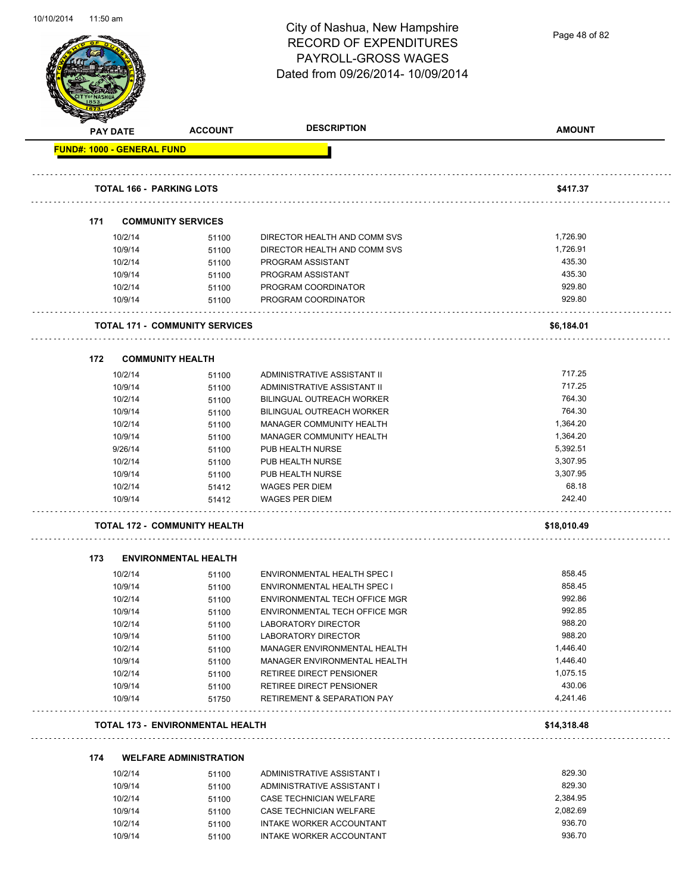# City of Nashua, New Hampshire
## RECORD OF EXPENDITURES
## PAYROLL-GROSS WAGES
### Dated from 09/26/2014- 10/09/2014

| PAY DATE | ACCOUNT | DESCRIPTION | AMOUNT |
|---|---|---|---|
| **FUND#: 1000 - GENERAL FUND** | | | |
| **TOTAL 166 - PARKING LOTS** | | | **$417.37** |
| **171 COMMUNITY SERVICES** | | | |
| 10/2/14 | 51100 | DIRECTOR HEALTH AND COMM SVS | 1,726.90 |
| 10/9/14 | 51100 | DIRECTOR HEALTH AND COMM SVS | 1,726.91 |
| 10/2/14 | 51100 | PROGRAM ASSISTANT | 435.30 |
| 10/9/14 | 51100 | PROGRAM ASSISTANT | 435.30 |
| 10/2/14 | 51100 | PROGRAM COORDINATOR | 929.80 |
| 10/9/14 | 51100 | PROGRAM COORDINATOR | 929.80 |
| **TOTAL 171 - COMMUNITY SERVICES** | | | **$6,184.01** |
| **172 COMMUNITY HEALTH** | | | |
| 10/2/14 | 51100 | ADMINISTRATIVE ASSISTANT II | 717.25 |
| 10/9/14 | 51100 | ADMINISTRATIVE ASSISTANT II | 717.25 |
| 10/2/14 | 51100 | BILINGUAL OUTREACH WORKER | 764.30 |
| 10/9/14 | 51100 | BILINGUAL OUTREACH WORKER | 764.30 |
| 10/2/14 | 51100 | MANAGER COMMUNITY HEALTH | 1,364.20 |
| 10/9/14 | 51100 | MANAGER COMMUNITY HEALTH | 1,364.20 |
| 9/26/14 | 51100 | PUB HEALTH NURSE | 5,392.51 |
| 10/2/14 | 51100 | PUB HEALTH NURSE | 3,307.95 |
| 10/9/14 | 51100 | PUB HEALTH NURSE | 3,307.95 |
| 10/2/14 | 51412 | WAGES PER DIEM | 68.18 |
| 10/9/14 | 51412 | WAGES PER DIEM | 242.40 |
| **TOTAL 172 - COMMUNITY HEALTH** | | | **$18,010.49** |
| **173 ENVIRONMENTAL HEALTH** | | | |
| 10/2/14 | 51100 | ENVIRONMENTAL HEALTH SPEC I | 858.45 |
| 10/9/14 | 51100 | ENVIRONMENTAL HEALTH SPEC I | 858.45 |
| 10/2/14 | 51100 | ENVIRONMENTAL TECH OFFICE MGR | 992.86 |
| 10/9/14 | 51100 | ENVIRONMENTAL TECH OFFICE MGR | 992.85 |
| 10/2/14 | 51100 | LABORATORY DIRECTOR | 988.20 |
| 10/9/14 | 51100 | LABORATORY DIRECTOR | 988.20 |
| 10/2/14 | 51100 | MANAGER ENVIRONMENTAL HEALTH | 1,446.40 |
| 10/9/14 | 51100 | MANAGER ENVIRONMENTAL HEALTH | 1,446.40 |
| 10/2/14 | 51100 | RETIREE DIRECT PENSIONER | 1,075.15 |
| 10/9/14 | 51100 | RETIREE DIRECT PENSIONER | 430.06 |
| 10/9/14 | 51750 | RETIREMENT & SEPARATION PAY | 4,241.46 |
| **TOTAL 173 - ENVIRONMENTAL HEALTH** | | | **$14,318.48** |
| **174 WELFARE ADMINISTRATION** | | | |
| 10/2/14 | 51100 | ADMINISTRATIVE ASSISTANT I | 829.30 |
| 10/9/14 | 51100 | ADMINISTRATIVE ASSISTANT I | 829.30 |
| 10/2/14 | 51100 | CASE TECHNICIAN WELFARE | 2,384.95 |
| 10/9/14 | 51100 | CASE TECHNICIAN WELFARE | 2,082.69 |
| 10/2/14 | 51100 | INTAKE WORKER ACCOUNTANT | 936.70 |
| 10/9/14 | 51100 | INTAKE WORKER ACCOUNTANT | 936.70 |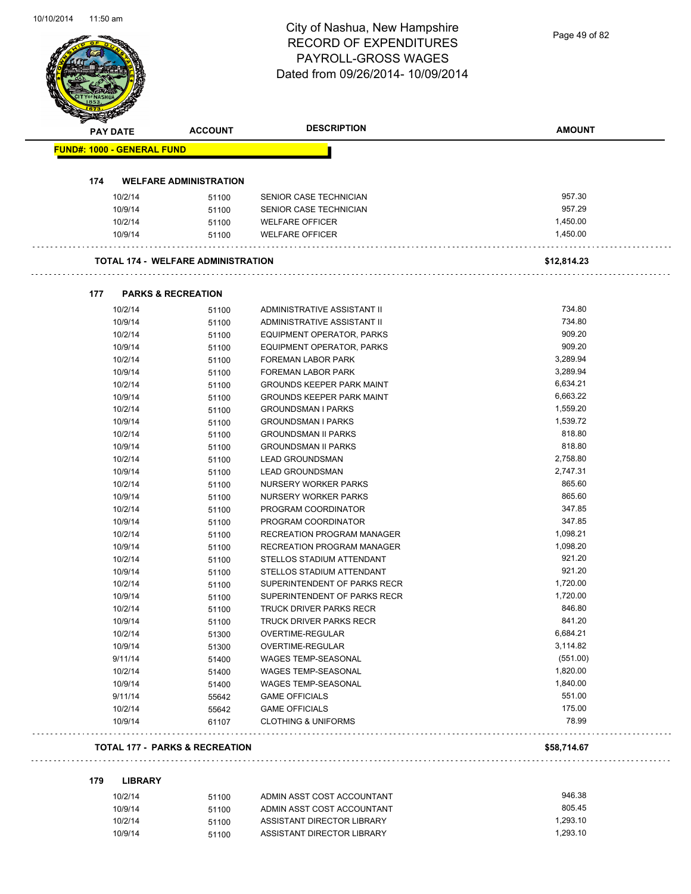# City of Nashua, New Hampshire
## RECORD OF EXPENDITURES
## PAYROLL-GROSS WAGES
## Dated from 09/26/2014- 10/09/2014

**FUND#: 1000 - GENERAL FUND**

### 174 WELFARE ADMINISTRATION

| PAY DATE | ACCOUNT | DESCRIPTION | AMOUNT |
|---|---|---|---|
| 10/2/14 | 51100 | SENIOR CASE TECHNICIAN | 957.30 |
| 10/9/14 | 51100 | SENIOR CASE TECHNICIAN | 957.29 |
| 10/2/14 | 51100 | WELFARE OFFICER | 1,450.00 |
| 10/9/14 | 51100 | WELFARE OFFICER | 1,450.00 |

**TOTAL 174 - WELFARE ADMINISTRATION** **$12,814.23**

### 177 PARKS & RECREATION

| PAY DATE | ACCOUNT | DESCRIPTION | AMOUNT |
|---|---|---|---|
| 10/2/14 | 51100 | ADMINISTRATIVE ASSISTANT II | 734.80 |
| 10/9/14 | 51100 | ADMINISTRATIVE ASSISTANT II | 734.80 |
| 10/2/14 | 51100 | EQUIPMENT OPERATOR, PARKS | 909.20 |
| 10/9/14 | 51100 | EQUIPMENT OPERATOR, PARKS | 909.20 |
| 10/2/14 | 51100 | FOREMAN LABOR PARK | 3,289.94 |
| 10/9/14 | 51100 | FOREMAN LABOR PARK | 3,289.94 |
| 10/2/14 | 51100 | GROUNDS KEEPER PARK MAINT | 6,634.21 |
| 10/9/14 | 51100 | GROUNDS KEEPER PARK MAINT | 6,663.22 |
| 10/2/14 | 51100 | GROUNDSMAN I PARKS | 1,559.20 |
| 10/9/14 | 51100 | GROUNDSMAN I PARKS | 1,539.72 |
| 10/2/14 | 51100 | GROUNDSMAN II PARKS | 818.80 |
| 10/9/14 | 51100 | GROUNDSMAN II PARKS | 818.80 |
| 10/2/14 | 51100 | LEAD GROUNDSMAN | 2,758.80 |
| 10/9/14 | 51100 | LEAD GROUNDSMAN | 2,747.31 |
| 10/2/14 | 51100 | NURSERY WORKER PARKS | 865.60 |
| 10/9/14 | 51100 | NURSERY WORKER PARKS | 865.60 |
| 10/2/14 | 51100 | PROGRAM COORDINATOR | 347.85 |
| 10/9/14 | 51100 | PROGRAM COORDINATOR | 347.85 |
| 10/2/14 | 51100 | RECREATION PROGRAM MANAGER | 1,098.21 |
| 10/9/14 | 51100 | RECREATION PROGRAM MANAGER | 1,098.20 |
| 10/2/14 | 51100 | STELLOS STADIUM ATTENDANT | 921.20 |
| 10/9/14 | 51100 | STELLOS STADIUM ATTENDANT | 921.20 |
| 10/2/14 | 51100 | SUPERINTENDENT OF PARKS RECR | 1,720.00 |
| 10/9/14 | 51100 | SUPERINTENDENT OF PARKS RECR | 1,720.00 |
| 10/2/14 | 51100 | TRUCK DRIVER PARKS RECR | 846.80 |
| 10/9/14 | 51100 | TRUCK DRIVER PARKS RECR | 841.20 |
| 10/2/14 | 51300 | OVERTIME-REGULAR | 6,684.21 |
| 10/9/14 | 51300 | OVERTIME-REGULAR | 3,114.82 |
| 9/11/14 | 51400 | WAGES TEMP-SEASONAL | (551.00) |
| 10/2/14 | 51400 | WAGES TEMP-SEASONAL | 1,820.00 |
| 10/9/14 | 51400 | WAGES TEMP-SEASONAL | 1,840.00 |
| 9/11/14 | 55642 | GAME OFFICIALS | 551.00 |
| 10/2/14 | 55642 | GAME OFFICIALS | 175.00 |
| 10/9/14 | 61107 | CLOTHING & UNIFORMS | 78.99 |

**TOTAL 177 - PARKS & RECREATION** **$58,714.67**

### 179 LIBRARY

| PAY DATE | ACCOUNT | DESCRIPTION | AMOUNT |
|---|---|---|---|
| 10/2/14 | 51100 | ADMIN ASST COST ACCOUNTANT | 946.38 |
| 10/9/14 | 51100 | ADMIN ASST COST ACCOUNTANT | 805.45 |
| 10/2/14 | 51100 | ASSISTANT DIRECTOR LIBRARY | 1,293.10 |
| 10/9/14 | 51100 | ASSISTANT DIRECTOR LIBRARY | 1,293.10 |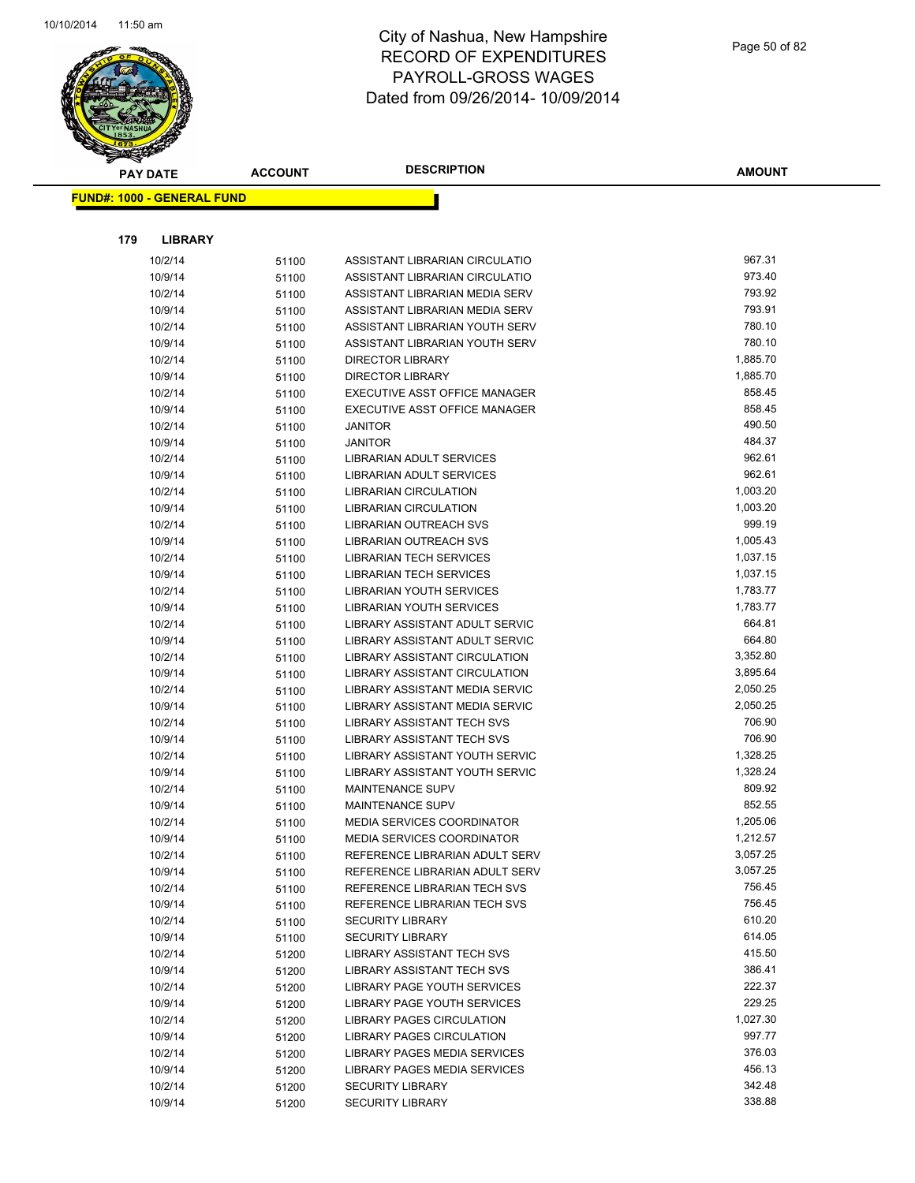# City of Nashua, New Hampshire
## RECORD OF EXPENDITURES
## PAYROLL-GROSS WAGES
## Dated from 09/26/2014- 10/09/2014

**FUND#: 1000 - GENERAL FUND**

**179 LIBRARY**

| PAY DATE | ACCOUNT | DESCRIPTION | AMOUNT |
|---|---|---|---|
| 10/2/14 | 51100 | ASSISTANT LIBRARIAN CIRCULATIO | 967.31 |
| 10/9/14 | 51100 | ASSISTANT LIBRARIAN CIRCULATIO | 973.40 |
| 10/2/14 | 51100 | ASSISTANT LIBRARIAN MEDIA SERV | 793.92 |
| 10/9/14 | 51100 | ASSISTANT LIBRARIAN MEDIA SERV | 793.91 |
| 10/2/14 | 51100 | ASSISTANT LIBRARIAN YOUTH SERV | 780.10 |
| 10/9/14 | 51100 | ASSISTANT LIBRARIAN YOUTH SERV | 780.10 |
| 10/2/14 | 51100 | DIRECTOR LIBRARY | 1,885.70 |
| 10/9/14 | 51100 | DIRECTOR LIBRARY | 1,885.70 |
| 10/2/14 | 51100 | EXECUTIVE ASST OFFICE MANAGER | 858.45 |
| 10/9/14 | 51100 | EXECUTIVE ASST OFFICE MANAGER | 858.45 |
| 10/2/14 | 51100 | JANITOR | 490.50 |
| 10/9/14 | 51100 | JANITOR | 484.37 |
| 10/2/14 | 51100 | LIBRARIAN ADULT SERVICES | 962.61 |
| 10/9/14 | 51100 | LIBRARIAN ADULT SERVICES | 962.61 |
| 10/2/14 | 51100 | LIBRARIAN CIRCULATION | 1,003.20 |
| 10/9/14 | 51100 | LIBRARIAN CIRCULATION | 1,003.20 |
| 10/2/14 | 51100 | LIBRARIAN OUTREACH SVS | 999.19 |
| 10/9/14 | 51100 | LIBRARIAN OUTREACH SVS | 1,005.43 |
| 10/2/14 | 51100 | LIBRARIAN TECH SERVICES | 1,037.15 |
| 10/9/14 | 51100 | LIBRARIAN TECH SERVICES | 1,037.15 |
| 10/2/14 | 51100 | LIBRARIAN YOUTH SERVICES | 1,783.77 |
| 10/9/14 | 51100 | LIBRARIAN YOUTH SERVICES | 1,783.77 |
| 10/2/14 | 51100 | LIBRARY ASSISTANT ADULT SERVIC | 664.81 |
| 10/9/14 | 51100 | LIBRARY ASSISTANT ADULT SERVIC | 664.80 |
| 10/2/14 | 51100 | LIBRARY ASSISTANT CIRCULATION | 3,352.80 |
| 10/9/14 | 51100 | LIBRARY ASSISTANT CIRCULATION | 3,895.64 |
| 10/2/14 | 51100 | LIBRARY ASSISTANT MEDIA SERVIC | 2,050.25 |
| 10/9/14 | 51100 | LIBRARY ASSISTANT MEDIA SERVIC | 2,050.25 |
| 10/2/14 | 51100 | LIBRARY ASSISTANT TECH SVS | 706.90 |
| 10/9/14 | 51100 | LIBRARY ASSISTANT TECH SVS | 706.90 |
| 10/2/14 | 51100 | LIBRARY ASSISTANT YOUTH SERVIC | 1,328.25 |
| 10/9/14 | 51100 | LIBRARY ASSISTANT YOUTH SERVIC | 1,328.24 |
| 10/2/14 | 51100 | MAINTENANCE SUPV | 809.92 |
| 10/9/14 | 51100 | MAINTENANCE SUPV | 852.55 |
| 10/2/14 | 51100 | MEDIA SERVICES COORDINATOR | 1,205.06 |
| 10/9/14 | 51100 | MEDIA SERVICES COORDINATOR | 1,212.57 |
| 10/2/14 | 51100 | REFERENCE LIBRARIAN ADULT SERV | 3,057.25 |
| 10/9/14 | 51100 | REFERENCE LIBRARIAN ADULT SERV | 3,057.25 |
| 10/2/14 | 51100 | REFERENCE LIBRARIAN TECH SVS | 756.45 |
| 10/9/14 | 51100 | REFERENCE LIBRARIAN TECH SVS | 756.45 |
| 10/2/14 | 51100 | SECURITY LIBRARY | 610.20 |
| 10/9/14 | 51100 | SECURITY LIBRARY | 614.05 |
| 10/2/14 | 51200 | LIBRARY ASSISTANT TECH SVS | 415.50 |
| 10/9/14 | 51200 | LIBRARY ASSISTANT TECH SVS | 386.41 |
| 10/2/14 | 51200 | LIBRARY PAGE YOUTH SERVICES | 222.37 |
| 10/9/14 | 51200 | LIBRARY PAGE YOUTH SERVICES | 229.25 |
| 10/2/14 | 51200 | LIBRARY PAGES CIRCULATION | 1,027.30 |
| 10/9/14 | 51200 | LIBRARY PAGES CIRCULATION | 997.77 |
| 10/2/14 | 51200 | LIBRARY PAGES MEDIA SERVICES | 376.03 |
| 10/9/14 | 51200 | LIBRARY PAGES MEDIA SERVICES | 456.13 |
| 10/2/14 | 51200 | SECURITY LIBRARY | 342.48 |
| 10/9/14 | 51200 | SECURITY LIBRARY | 338.88 |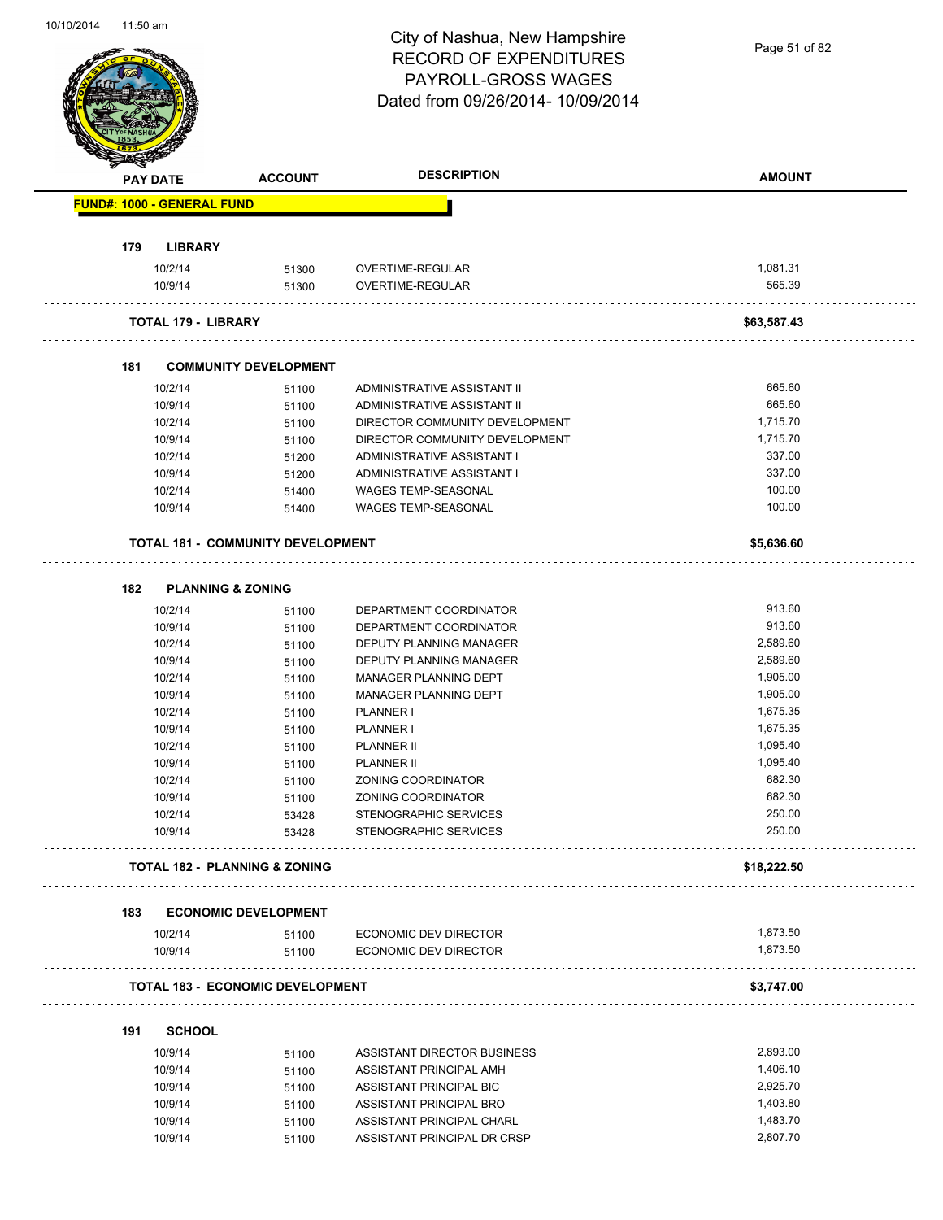# City of Nashua, New Hampshire
## RECORD OF EXPENDITURES
## PAYROLL-GROSS WAGES
## Dated from 09/26/2014- 10/09/2014

| PAY DATE | ACCOUNT | DESCRIPTION | AMOUNT |
|---|---|---|---|
| **FUND#: 1000 - GENERAL FUND** | | | |
| **179 LIBRARY** | | | |
| 10/2/14 | 51300 | OVERTIME-REGULAR | 1,081.31 |
| 10/9/14 | 51300 | OVERTIME-REGULAR | 565.39 |
| **TOTAL 179 - LIBRARY** | | | **$63,587.43** |
| **181 COMMUNITY DEVELOPMENT** | | | |
| 10/2/14 | 51100 | ADMINISTRATIVE ASSISTANT II | 665.60 |
| 10/9/14 | 51100 | ADMINISTRATIVE ASSISTANT II | 665.60 |
| 10/2/14 | 51100 | DIRECTOR COMMUNITY DEVELOPMENT | 1,715.70 |
| 10/9/14 | 51100 | DIRECTOR COMMUNITY DEVELOPMENT | 1,715.70 |
| 10/2/14 | 51200 | ADMINISTRATIVE ASSISTANT I | 337.00 |
| 10/9/14 | 51200 | ADMINISTRATIVE ASSISTANT I | 337.00 |
| 10/2/14 | 51400 | WAGES TEMP-SEASONAL | 100.00 |
| 10/9/14 | 51400 | WAGES TEMP-SEASONAL | 100.00 |
| **TOTAL 181 - COMMUNITY DEVELOPMENT** | | | **$5,636.60** |
| **182 PLANNING & ZONING** | | | |
| 10/2/14 | 51100 | DEPARTMENT COORDINATOR | 913.60 |
| 10/9/14 | 51100 | DEPARTMENT COORDINATOR | 913.60 |
| 10/2/14 | 51100 | DEPUTY PLANNING MANAGER | 2,589.60 |
| 10/9/14 | 51100 | DEPUTY PLANNING MANAGER | 2,589.60 |
| 10/2/14 | 51100 | MANAGER PLANNING DEPT | 1,905.00 |
| 10/9/14 | 51100 | MANAGER PLANNING DEPT | 1,905.00 |
| 10/2/14 | 51100 | PLANNER I | 1,675.35 |
| 10/9/14 | 51100 | PLANNER I | 1,675.35 |
| 10/2/14 | 51100 | PLANNER II | 1,095.40 |
| 10/9/14 | 51100 | PLANNER II | 1,095.40 |
| 10/2/14 | 51100 | ZONING COORDINATOR | 682.30 |
| 10/9/14 | 51100 | ZONING COORDINATOR | 682.30 |
| 10/2/14 | 53428 | STENOGRAPHIC SERVICES | 250.00 |
| 10/9/14 | 53428 | STENOGRAPHIC SERVICES | 250.00 |
| **TOTAL 182 - PLANNING & ZONING** | | | **$18,222.50** |
| **183 ECONOMIC DEVELOPMENT** | | | |
| 10/2/14 | 51100 | ECONOMIC DEV DIRECTOR | 1,873.50 |
| 10/9/14 | 51100 | ECONOMIC DEV DIRECTOR | 1,873.50 |
| **TOTAL 183 - ECONOMIC DEVELOPMENT** | | | **$3,747.00** |
| **191 SCHOOL** | | | |
| 10/9/14 | 51100 | ASSISTANT DIRECTOR BUSINESS | 2,893.00 |
| 10/9/14 | 51100 | ASSISTANT PRINCIPAL AMH | 1,406.10 |
| 10/9/14 | 51100 | ASSISTANT PRINCIPAL BIC | 2,925.70 |
| 10/9/14 | 51100 | ASSISTANT PRINCIPAL BRO | 1,403.80 |
| 10/9/14 | 51100 | ASSISTANT PRINCIPAL CHARL | 1,483.70 |
| 10/9/14 | 51100 | ASSISTANT PRINCIPAL DR CRSP | 2,807.70 |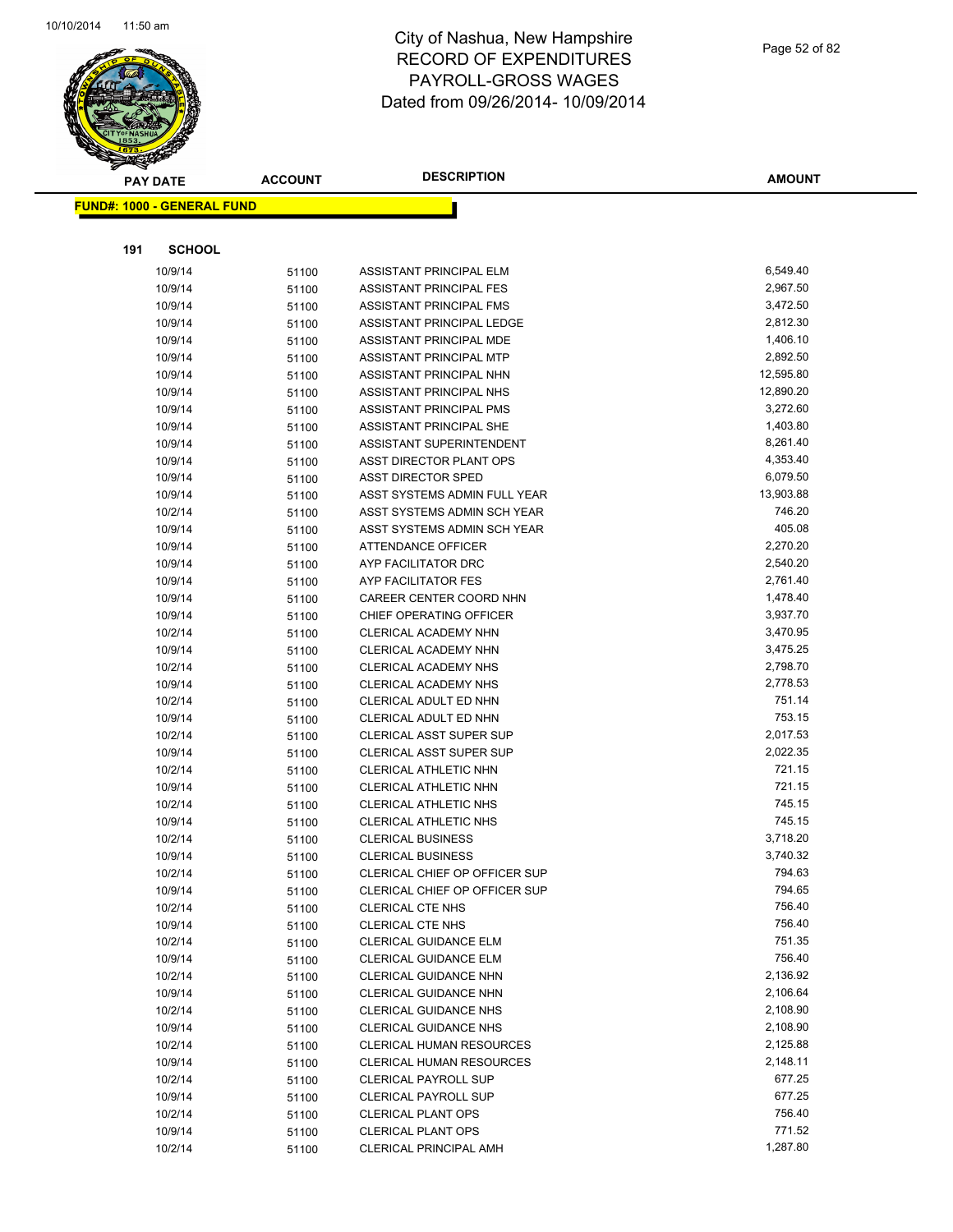# City of Nashua, New Hampshire
## RECORD OF EXPENDITURES
## PAYROLL-GROSS WAGES
## Dated from 09/26/2014- 10/09/2014

**FUND#: 1000 - GENERAL FUND**

**191 SCHOOL**

| PAY DATE | ACCOUNT | DESCRIPTION | AMOUNT |
|---|---|---|---|
| 10/9/14 | 51100 | ASSISTANT PRINCIPAL ELM | 6,549.40 |
| 10/9/14 | 51100 | ASSISTANT PRINCIPAL FES | 2,967.50 |
| 10/9/14 | 51100 | ASSISTANT PRINCIPAL FMS | 3,472.50 |
| 10/9/14 | 51100 | ASSISTANT PRINCIPAL LEDGE | 2,812.30 |
| 10/9/14 | 51100 | ASSISTANT PRINCIPAL MDE | 1,406.10 |
| 10/9/14 | 51100 | ASSISTANT PRINCIPAL MTP | 2,892.50 |
| 10/9/14 | 51100 | ASSISTANT PRINCIPAL NHN | 12,595.80 |
| 10/9/14 | 51100 | ASSISTANT PRINCIPAL NHS | 12,890.20 |
| 10/9/14 | 51100 | ASSISTANT PRINCIPAL PMS | 3,272.60 |
| 10/9/14 | 51100 | ASSISTANT PRINCIPAL SHE | 1,403.80 |
| 10/9/14 | 51100 | ASSISTANT SUPERINTENDENT | 8,261.40 |
| 10/9/14 | 51100 | ASST DIRECTOR PLANT OPS | 4,353.40 |
| 10/9/14 | 51100 | ASST DIRECTOR SPED | 6,079.50 |
| 10/9/14 | 51100 | ASST SYSTEMS ADMIN FULL YEAR | 13,903.88 |
| 10/2/14 | 51100 | ASST SYSTEMS ADMIN SCH YEAR | 746.20 |
| 10/9/14 | 51100 | ASST SYSTEMS ADMIN SCH YEAR | 405.08 |
| 10/9/14 | 51100 | ATTENDANCE OFFICER | 2,270.20 |
| 10/9/14 | 51100 | AYP FACILITATOR DRC | 2,540.20 |
| 10/9/14 | 51100 | AYP FACILITATOR FES | 2,761.40 |
| 10/9/14 | 51100 | CAREER CENTER COORD NHN | 1,478.40 |
| 10/9/14 | 51100 | CHIEF OPERATING OFFICER | 3,937.70 |
| 10/2/14 | 51100 | CLERICAL ACADEMY NHN | 3,470.95 |
| 10/9/14 | 51100 | CLERICAL ACADEMY NHN | 3,475.25 |
| 10/2/14 | 51100 | CLERICAL ACADEMY NHS | 2,798.70 |
| 10/9/14 | 51100 | CLERICAL ACADEMY NHS | 2,778.53 |
| 10/2/14 | 51100 | CLERICAL ADULT ED NHN | 751.14 |
| 10/9/14 | 51100 | CLERICAL ADULT ED NHN | 753.15 |
| 10/2/14 | 51100 | CLERICAL ASST SUPER SUP | 2,017.53 |
| 10/9/14 | 51100 | CLERICAL ASST SUPER SUP | 2,022.35 |
| 10/2/14 | 51100 | CLERICAL ATHLETIC NHN | 721.15 |
| 10/9/14 | 51100 | CLERICAL ATHLETIC NHN | 721.15 |
| 10/2/14 | 51100 | CLERICAL ATHLETIC NHS | 745.15 |
| 10/9/14 | 51100 | CLERICAL ATHLETIC NHS | 745.15 |
| 10/2/14 | 51100 | CLERICAL BUSINESS | 3,718.20 |
| 10/9/14 | 51100 | CLERICAL BUSINESS | 3,740.32 |
| 10/2/14 | 51100 | CLERICAL CHIEF OP OFFICER SUP | 794.63 |
| 10/9/14 | 51100 | CLERICAL CHIEF OP OFFICER SUP | 794.65 |
| 10/2/14 | 51100 | CLERICAL CTE NHS | 756.40 |
| 10/9/14 | 51100 | CLERICAL CTE NHS | 756.40 |
| 10/2/14 | 51100 | CLERICAL GUIDANCE ELM | 751.35 |
| 10/9/14 | 51100 | CLERICAL GUIDANCE ELM | 756.40 |
| 10/2/14 | 51100 | CLERICAL GUIDANCE NHN | 2,136.92 |
| 10/9/14 | 51100 | CLERICAL GUIDANCE NHN | 2,106.64 |
| 10/2/14 | 51100 | CLERICAL GUIDANCE NHS | 2,108.90 |
| 10/9/14 | 51100 | CLERICAL GUIDANCE NHS | 2,108.90 |
| 10/2/14 | 51100 | CLERICAL HUMAN RESOURCES | 2,125.88 |
| 10/9/14 | 51100 | CLERICAL HUMAN RESOURCES | 2,148.11 |
| 10/2/14 | 51100 | CLERICAL PAYROLL SUP | 677.25 |
| 10/9/14 | 51100 | CLERICAL PAYROLL SUP | 677.25 |
| 10/2/14 | 51100 | CLERICAL PLANT OPS | 756.40 |
| 10/9/14 | 51100 | CLERICAL PLANT OPS | 771.52 |
| 10/2/14 | 51100 | CLERICAL PRINCIPAL AMH | 1,287.80 |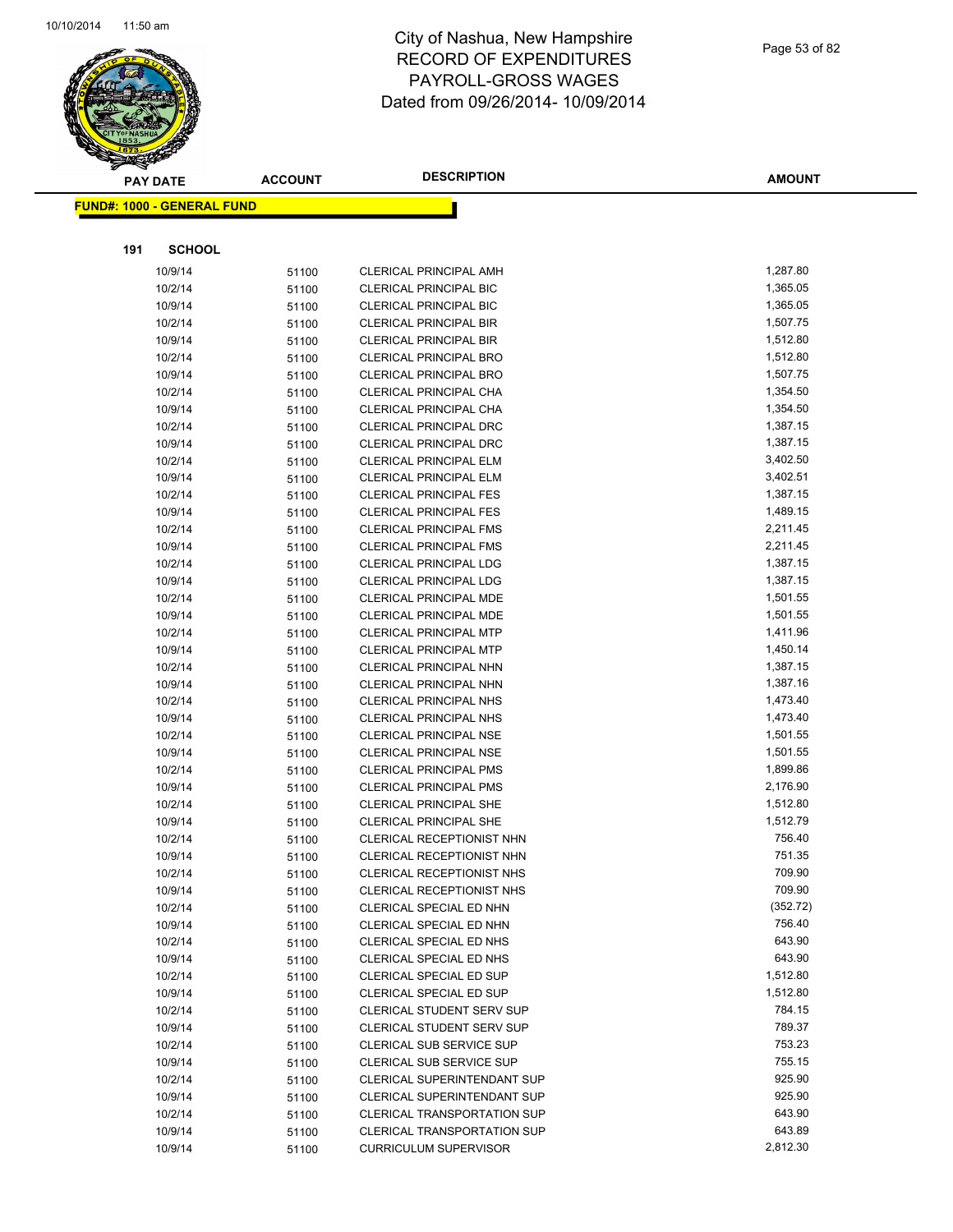# City of Nashua, New Hampshire
# RECORD OF EXPENDITURES
# PAYROLL-GROSS WAGES
# Dated from 09/26/2014- 10/09/2014

**FUND#: 1000 - GENERAL FUND**

**191 SCHOOL**

| PAY DATE | ACCOUNT | DESCRIPTION | AMOUNT |
|---|---|---|---|
| 10/9/14 | 51100 | CLERICAL PRINCIPAL AMH | 1,287.80 |
| 10/2/14 | 51100 | CLERICAL PRINCIPAL BIC | 1,365.05 |
| 10/9/14 | 51100 | CLERICAL PRINCIPAL BIC | 1,365.05 |
| 10/2/14 | 51100 | CLERICAL PRINCIPAL BIR | 1,507.75 |
| 10/9/14 | 51100 | CLERICAL PRINCIPAL BIR | 1,512.80 |
| 10/2/14 | 51100 | CLERICAL PRINCIPAL BRO | 1,512.80 |
| 10/9/14 | 51100 | CLERICAL PRINCIPAL BRO | 1,507.75 |
| 10/2/14 | 51100 | CLERICAL PRINCIPAL CHA | 1,354.50 |
| 10/9/14 | 51100 | CLERICAL PRINCIPAL CHA | 1,354.50 |
| 10/2/14 | 51100 | CLERICAL PRINCIPAL DRC | 1,387.15 |
| 10/9/14 | 51100 | CLERICAL PRINCIPAL DRC | 1,387.15 |
| 10/2/14 | 51100 | CLERICAL PRINCIPAL ELM | 3,402.50 |
| 10/9/14 | 51100 | CLERICAL PRINCIPAL ELM | 3,402.51 |
| 10/2/14 | 51100 | CLERICAL PRINCIPAL FES | 1,387.15 |
| 10/9/14 | 51100 | CLERICAL PRINCIPAL FES | 1,489.15 |
| 10/2/14 | 51100 | CLERICAL PRINCIPAL FMS | 2,211.45 |
| 10/9/14 | 51100 | CLERICAL PRINCIPAL FMS | 2,211.45 |
| 10/2/14 | 51100 | CLERICAL PRINCIPAL LDG | 1,387.15 |
| 10/9/14 | 51100 | CLERICAL PRINCIPAL LDG | 1,387.15 |
| 10/2/14 | 51100 | CLERICAL PRINCIPAL MDE | 1,501.55 |
| 10/9/14 | 51100 | CLERICAL PRINCIPAL MDE | 1,501.55 |
| 10/2/14 | 51100 | CLERICAL PRINCIPAL MTP | 1,411.96 |
| 10/9/14 | 51100 | CLERICAL PRINCIPAL MTP | 1,450.14 |
| 10/2/14 | 51100 | CLERICAL PRINCIPAL NHN | 1,387.15 |
| 10/9/14 | 51100 | CLERICAL PRINCIPAL NHN | 1,387.16 |
| 10/2/14 | 51100 | CLERICAL PRINCIPAL NHS | 1,473.40 |
| 10/9/14 | 51100 | CLERICAL PRINCIPAL NHS | 1,473.40 |
| 10/2/14 | 51100 | CLERICAL PRINCIPAL NSE | 1,501.55 |
| 10/9/14 | 51100 | CLERICAL PRINCIPAL NSE | 1,501.55 |
| 10/2/14 | 51100 | CLERICAL PRINCIPAL PMS | 1,899.86 |
| 10/9/14 | 51100 | CLERICAL PRINCIPAL PMS | 2,176.90 |
| 10/2/14 | 51100 | CLERICAL PRINCIPAL SHE | 1,512.80 |
| 10/9/14 | 51100 | CLERICAL PRINCIPAL SHE | 1,512.79 |
| 10/2/14 | 51100 | CLERICAL RECEPTIONIST NHN | 756.40 |
| 10/9/14 | 51100 | CLERICAL RECEPTIONIST NHN | 751.35 |
| 10/2/14 | 51100 | CLERICAL RECEPTIONIST NHS | 709.90 |
| 10/9/14 | 51100 | CLERICAL RECEPTIONIST NHS | 709.90 |
| 10/2/14 | 51100 | CLERICAL SPECIAL ED NHN | (352.72) |
| 10/9/14 | 51100 | CLERICAL SPECIAL ED NHN | 756.40 |
| 10/2/14 | 51100 | CLERICAL SPECIAL ED NHS | 643.90 |
| 10/9/14 | 51100 | CLERICAL SPECIAL ED NHS | 643.90 |
| 10/2/14 | 51100 | CLERICAL SPECIAL ED SUP | 1,512.80 |
| 10/9/14 | 51100 | CLERICAL SPECIAL ED SUP | 1,512.80 |
| 10/2/14 | 51100 | CLERICAL STUDENT SERV SUP | 784.15 |
| 10/9/14 | 51100 | CLERICAL STUDENT SERV SUP | 789.37 |
| 10/2/14 | 51100 | CLERICAL SUB SERVICE SUP | 753.23 |
| 10/9/14 | 51100 | CLERICAL SUB SERVICE SUP | 755.15 |
| 10/2/14 | 51100 | CLERICAL SUPERINTENDANT SUP | 925.90 |
| 10/9/14 | 51100 | CLERICAL SUPERINTENDANT SUP | 925.90 |
| 10/2/14 | 51100 | CLERICAL TRANSPORTATION SUP | 643.90 |
| 10/9/14 | 51100 | CLERICAL TRANSPORTATION SUP | 643.89 |
| 10/9/14 | 51100 | CURRICULUM SUPERVISOR | 2,812.30 |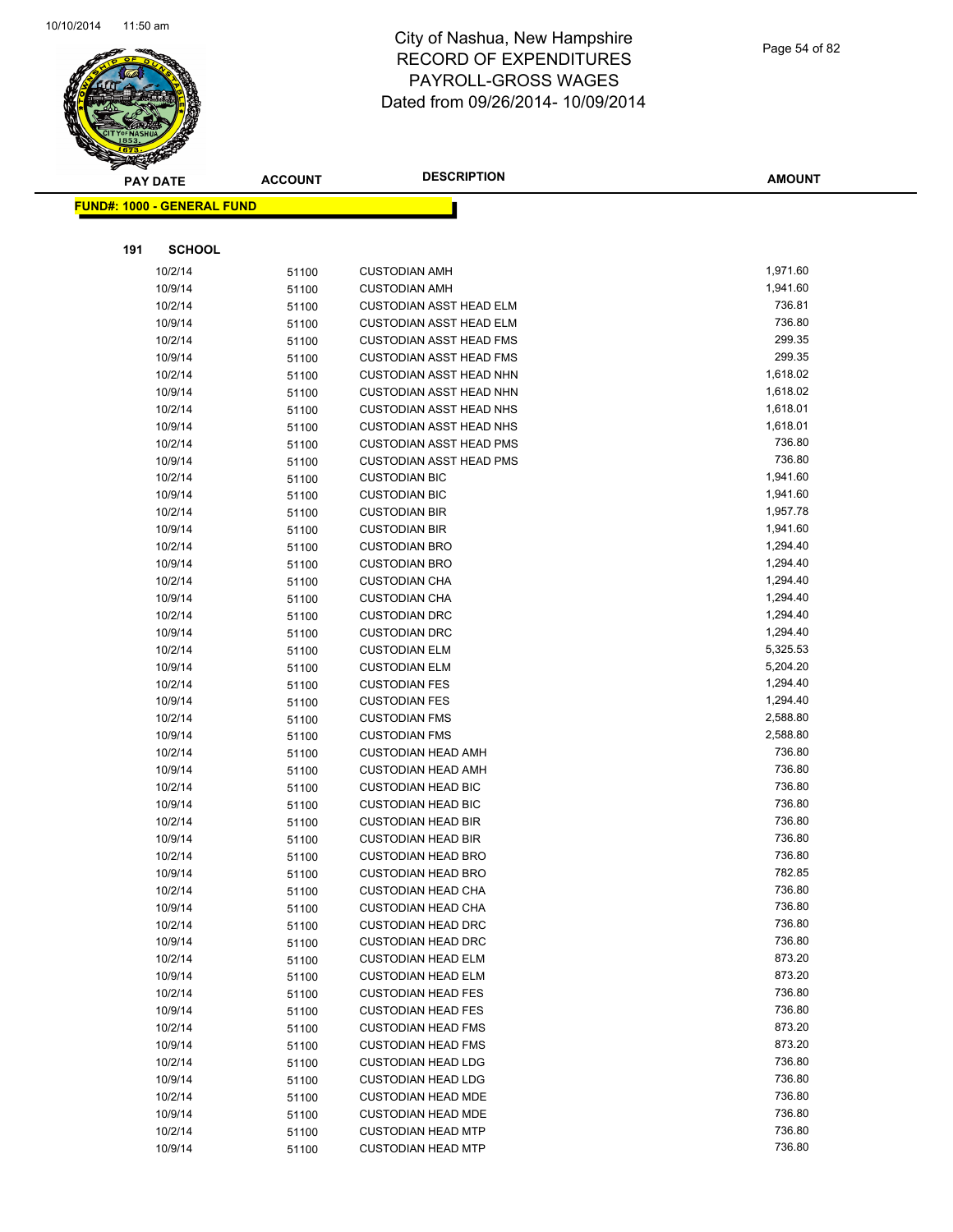# City of Nashua, New Hampshire
# RECORD OF EXPENDITURES
# PAYROLL-GROSS WAGES
# Dated from 09/26/2014- 10/09/2014

| PAY DATE | ACCOUNT | DESCRIPTION | AMOUNT |
|---|---|---|---|
| **FUND#: 1000 - GENERAL FUND** | | | |
| **191 SCHOOL** | | | |
| 10/2/14 | 51100 | CUSTODIAN AMH | 1,971.60 |
| 10/9/14 | 51100 | CUSTODIAN AMH | 1,941.60 |
| 10/2/14 | 51100 | CUSTODIAN ASST HEAD ELM | 736.81 |
| 10/9/14 | 51100 | CUSTODIAN ASST HEAD ELM | 736.80 |
| 10/2/14 | 51100 | CUSTODIAN ASST HEAD FMS | 299.35 |
| 10/9/14 | 51100 | CUSTODIAN ASST HEAD FMS | 299.35 |
| 10/2/14 | 51100 | CUSTODIAN ASST HEAD NHN | 1,618.02 |
| 10/9/14 | 51100 | CUSTODIAN ASST HEAD NHN | 1,618.02 |
| 10/2/14 | 51100 | CUSTODIAN ASST HEAD NHS | 1,618.01 |
| 10/9/14 | 51100 | CUSTODIAN ASST HEAD NHS | 1,618.01 |
| 10/2/14 | 51100 | CUSTODIAN ASST HEAD PMS | 736.80 |
| 10/9/14 | 51100 | CUSTODIAN ASST HEAD PMS | 736.80 |
| 10/2/14 | 51100 | CUSTODIAN BIC | 1,941.60 |
| 10/9/14 | 51100 | CUSTODIAN BIC | 1,941.60 |
| 10/2/14 | 51100 | CUSTODIAN BIR | 1,957.78 |
| 10/9/14 | 51100 | CUSTODIAN BIR | 1,941.60 |
| 10/2/14 | 51100 | CUSTODIAN BRO | 1,294.40 |
| 10/9/14 | 51100 | CUSTODIAN BRO | 1,294.40 |
| 10/2/14 | 51100 | CUSTODIAN CHA | 1,294.40 |
| 10/9/14 | 51100 | CUSTODIAN CHA | 1,294.40 |
| 10/2/14 | 51100 | CUSTODIAN DRC | 1,294.40 |
| 10/9/14 | 51100 | CUSTODIAN DRC | 1,294.40 |
| 10/2/14 | 51100 | CUSTODIAN ELM | 5,325.53 |
| 10/9/14 | 51100 | CUSTODIAN ELM | 5,204.20 |
| 10/2/14 | 51100 | CUSTODIAN FES | 1,294.40 |
| 10/9/14 | 51100 | CUSTODIAN FES | 1,294.40 |
| 10/2/14 | 51100 | CUSTODIAN FMS | 2,588.80 |
| 10/9/14 | 51100 | CUSTODIAN FMS | 2,588.80 |
| 10/2/14 | 51100 | CUSTODIAN HEAD AMH | 736.80 |
| 10/9/14 | 51100 | CUSTODIAN HEAD AMH | 736.80 |
| 10/2/14 | 51100 | CUSTODIAN HEAD BIC | 736.80 |
| 10/9/14 | 51100 | CUSTODIAN HEAD BIC | 736.80 |
| 10/2/14 | 51100 | CUSTODIAN HEAD BIR | 736.80 |
| 10/9/14 | 51100 | CUSTODIAN HEAD BIR | 736.80 |
| 10/2/14 | 51100 | CUSTODIAN HEAD BRO | 736.80 |
| 10/9/14 | 51100 | CUSTODIAN HEAD BRO | 782.85 |
| 10/2/14 | 51100 | CUSTODIAN HEAD CHA | 736.80 |
| 10/9/14 | 51100 | CUSTODIAN HEAD CHA | 736.80 |
| 10/2/14 | 51100 | CUSTODIAN HEAD DRC | 736.80 |
| 10/9/14 | 51100 | CUSTODIAN HEAD DRC | 736.80 |
| 10/2/14 | 51100 | CUSTODIAN HEAD ELM | 873.20 |
| 10/9/14 | 51100 | CUSTODIAN HEAD ELM | 873.20 |
| 10/2/14 | 51100 | CUSTODIAN HEAD FES | 736.80 |
| 10/9/14 | 51100 | CUSTODIAN HEAD FES | 736.80 |
| 10/2/14 | 51100 | CUSTODIAN HEAD FMS | 873.20 |
| 10/9/14 | 51100 | CUSTODIAN HEAD FMS | 873.20 |
| 10/2/14 | 51100 | CUSTODIAN HEAD LDG | 736.80 |
| 10/9/14 | 51100 | CUSTODIAN HEAD LDG | 736.80 |
| 10/2/14 | 51100 | CUSTODIAN HEAD MDE | 736.80 |
| 10/9/14 | 51100 | CUSTODIAN HEAD MDE | 736.80 |
| 10/2/14 | 51100 | CUSTODIAN HEAD MTP | 736.80 |
| 10/9/14 | 51100 | CUSTODIAN HEAD MTP | 736.80 |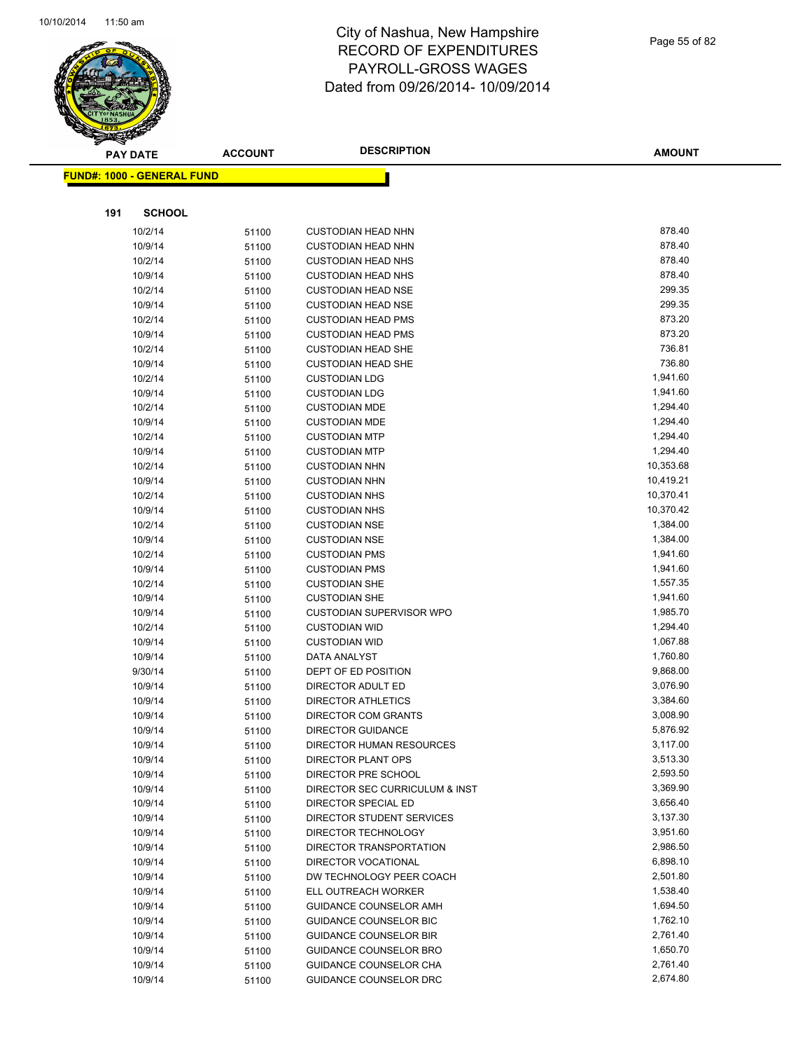# City of Nashua, New Hampshire
# RECORD OF EXPENDITURES
# PAYROLL-GROSS WAGES
# Dated from 09/26/2014- 10/09/2014

**FUND#: 1000 - GENERAL FUND**

**191 SCHOOL**

| PAY DATE | ACCOUNT | DESCRIPTION | AMOUNT |
|---|---|---|---|
| 10/2/14 | 51100 | CUSTODIAN HEAD NHN | 878.40 |
| 10/9/14 | 51100 | CUSTODIAN HEAD NHN | 878.40 |
| 10/2/14 | 51100 | CUSTODIAN HEAD NHS | 878.40 |
| 10/9/14 | 51100 | CUSTODIAN HEAD NHS | 878.40 |
| 10/2/14 | 51100 | CUSTODIAN HEAD NSE | 299.35 |
| 10/9/14 | 51100 | CUSTODIAN HEAD NSE | 299.35 |
| 10/2/14 | 51100 | CUSTODIAN HEAD PMS | 873.20 |
| 10/9/14 | 51100 | CUSTODIAN HEAD PMS | 873.20 |
| 10/2/14 | 51100 | CUSTODIAN HEAD SHE | 736.81 |
| 10/9/14 | 51100 | CUSTODIAN HEAD SHE | 736.80 |
| 10/2/14 | 51100 | CUSTODIAN LDG | 1,941.60 |
| 10/9/14 | 51100 | CUSTODIAN LDG | 1,941.60 |
| 10/2/14 | 51100 | CUSTODIAN MDE | 1,294.40 |
| 10/9/14 | 51100 | CUSTODIAN MDE | 1,294.40 |
| 10/2/14 | 51100 | CUSTODIAN MTP | 1,294.40 |
| 10/9/14 | 51100 | CUSTODIAN MTP | 1,294.40 |
| 10/2/14 | 51100 | CUSTODIAN NHN | 10,353.68 |
| 10/9/14 | 51100 | CUSTODIAN NHN | 10,419.21 |
| 10/2/14 | 51100 | CUSTODIAN NHS | 10,370.41 |
| 10/9/14 | 51100 | CUSTODIAN NHS | 10,370.42 |
| 10/2/14 | 51100 | CUSTODIAN NSE | 1,384.00 |
| 10/9/14 | 51100 | CUSTODIAN NSE | 1,384.00 |
| 10/2/14 | 51100 | CUSTODIAN PMS | 1,941.60 |
| 10/9/14 | 51100 | CUSTODIAN PMS | 1,941.60 |
| 10/2/14 | 51100 | CUSTODIAN SHE | 1,557.35 |
| 10/9/14 | 51100 | CUSTODIAN SHE | 1,941.60 |
| 10/9/14 | 51100 | CUSTODIAN SUPERVISOR WPO | 1,985.70 |
| 10/2/14 | 51100 | CUSTODIAN WID | 1,294.40 |
| 10/9/14 | 51100 | CUSTODIAN WID | 1,067.88 |
| 10/9/14 | 51100 | DATA ANALYST | 1,760.80 |
| 9/30/14 | 51100 | DEPT OF ED POSITION | 9,868.00 |
| 10/9/14 | 51100 | DIRECTOR ADULT ED | 3,076.90 |
| 10/9/14 | 51100 | DIRECTOR ATHLETICS | 3,384.60 |
| 10/9/14 | 51100 | DIRECTOR COM GRANTS | 3,008.90 |
| 10/9/14 | 51100 | DIRECTOR GUIDANCE | 5,876.92 |
| 10/9/14 | 51100 | DIRECTOR HUMAN RESOURCES | 3,117.00 |
| 10/9/14 | 51100 | DIRECTOR PLANT OPS | 3,513.30 |
| 10/9/14 | 51100 | DIRECTOR PRE SCHOOL | 2,593.50 |
| 10/9/14 | 51100 | DIRECTOR SEC CURRICULUM & INST | 3,369.90 |
| 10/9/14 | 51100 | DIRECTOR SPECIAL ED | 3,656.40 |
| 10/9/14 | 51100 | DIRECTOR STUDENT SERVICES | 3,137.30 |
| 10/9/14 | 51100 | DIRECTOR TECHNOLOGY | 3,951.60 |
| 10/9/14 | 51100 | DIRECTOR TRANSPORTATION | 2,986.50 |
| 10/9/14 | 51100 | DIRECTOR VOCATIONAL | 6,898.10 |
| 10/9/14 | 51100 | DW TECHNOLOGY PEER COACH | 2,501.80 |
| 10/9/14 | 51100 | ELL OUTREACH WORKER | 1,538.40 |
| 10/9/14 | 51100 | GUIDANCE COUNSELOR AMH | 1,694.50 |
| 10/9/14 | 51100 | GUIDANCE COUNSELOR BIC | 1,762.10 |
| 10/9/14 | 51100 | GUIDANCE COUNSELOR BIR | 2,761.40 |
| 10/9/14 | 51100 | GUIDANCE COUNSELOR BRO | 1,650.70 |
| 10/9/14 | 51100 | GUIDANCE COUNSELOR CHA | 2,761.40 |
| 10/9/14 | 51100 | GUIDANCE COUNSELOR DRC | 2,674.80 |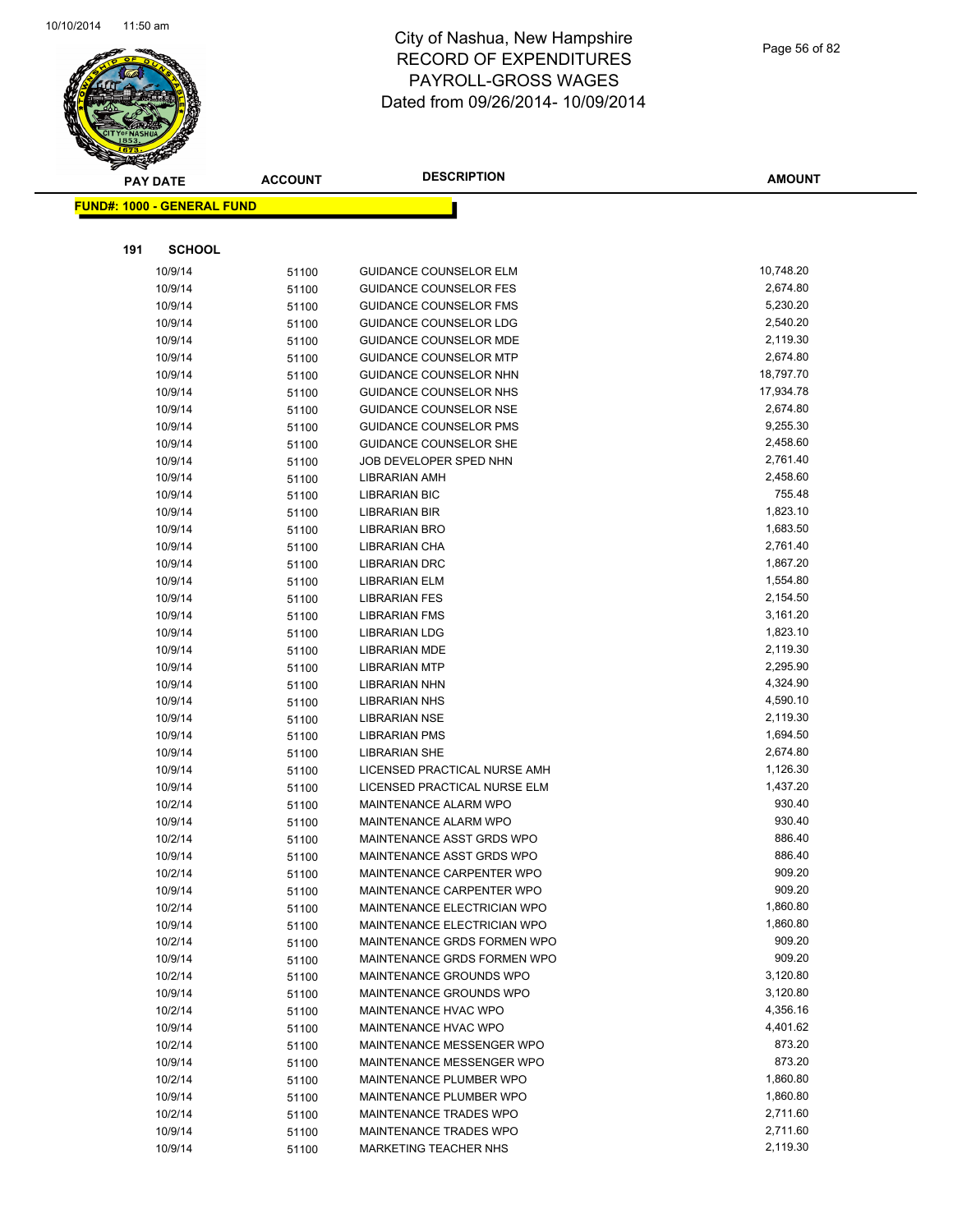# City of Nashua, New Hampshire
# RECORD OF EXPENDITURES
# PAYROLL-GROSS WAGES
# Dated from 09/26/2014- 10/09/2014

**FUND#: 1000 - GENERAL FUND**

**191 SCHOOL**

| PAY DATE | ACCOUNT | DESCRIPTION | AMOUNT |
|---|---|---|---|
| 10/9/14 | 51100 | GUIDANCE COUNSELOR ELM | 10,748.20 |
| 10/9/14 | 51100 | GUIDANCE COUNSELOR FES | 2,674.80 |
| 10/9/14 | 51100 | GUIDANCE COUNSELOR FMS | 5,230.20 |
| 10/9/14 | 51100 | GUIDANCE COUNSELOR LDG | 2,540.20 |
| 10/9/14 | 51100 | GUIDANCE COUNSELOR MDE | 2,119.30 |
| 10/9/14 | 51100 | GUIDANCE COUNSELOR MTP | 2,674.80 |
| 10/9/14 | 51100 | GUIDANCE COUNSELOR NHN | 18,797.70 |
| 10/9/14 | 51100 | GUIDANCE COUNSELOR NHS | 17,934.78 |
| 10/9/14 | 51100 | GUIDANCE COUNSELOR NSE | 2,674.80 |
| 10/9/14 | 51100 | GUIDANCE COUNSELOR PMS | 9,255.30 |
| 10/9/14 | 51100 | GUIDANCE COUNSELOR SHE | 2,458.60 |
| 10/9/14 | 51100 | JOB DEVELOPER SPED NHN | 2,761.40 |
| 10/9/14 | 51100 | LIBRARIAN AMH | 2,458.60 |
| 10/9/14 | 51100 | LIBRARIAN BIC | 755.48 |
| 10/9/14 | 51100 | LIBRARIAN BIR | 1,823.10 |
| 10/9/14 | 51100 | LIBRARIAN BRO | 1,683.50 |
| 10/9/14 | 51100 | LIBRARIAN CHA | 2,761.40 |
| 10/9/14 | 51100 | LIBRARIAN DRC | 1,867.20 |
| 10/9/14 | 51100 | LIBRARIAN ELM | 1,554.80 |
| 10/9/14 | 51100 | LIBRARIAN FES | 2,154.50 |
| 10/9/14 | 51100 | LIBRARIAN FMS | 3,161.20 |
| 10/9/14 | 51100 | LIBRARIAN LDG | 1,823.10 |
| 10/9/14 | 51100 | LIBRARIAN MDE | 2,119.30 |
| 10/9/14 | 51100 | LIBRARIAN MTP | 2,295.90 |
| 10/9/14 | 51100 | LIBRARIAN NHN | 4,324.90 |
| 10/9/14 | 51100 | LIBRARIAN NHS | 4,590.10 |
| 10/9/14 | 51100 | LIBRARIAN NSE | 2,119.30 |
| 10/9/14 | 51100 | LIBRARIAN PMS | 1,694.50 |
| 10/9/14 | 51100 | LIBRARIAN SHE | 2,674.80 |
| 10/9/14 | 51100 | LICENSED PRACTICAL NURSE AMH | 1,126.30 |
| 10/9/14 | 51100 | LICENSED PRACTICAL NURSE ELM | 1,437.20 |
| 10/2/14 | 51100 | MAINTENANCE ALARM WPO | 930.40 |
| 10/9/14 | 51100 | MAINTENANCE ALARM WPO | 930.40 |
| 10/2/14 | 51100 | MAINTENANCE ASST GRDS WPO | 886.40 |
| 10/9/14 | 51100 | MAINTENANCE ASST GRDS WPO | 886.40 |
| 10/2/14 | 51100 | MAINTENANCE CARPENTER WPO | 909.20 |
| 10/9/14 | 51100 | MAINTENANCE CARPENTER WPO | 909.20 |
| 10/2/14 | 51100 | MAINTENANCE ELECTRICIAN WPO | 1,860.80 |
| 10/9/14 | 51100 | MAINTENANCE ELECTRICIAN WPO | 1,860.80 |
| 10/2/14 | 51100 | MAINTENANCE GRDS FORMEN WPO | 909.20 |
| 10/9/14 | 51100 | MAINTENANCE GRDS FORMEN WPO | 909.20 |
| 10/2/14 | 51100 | MAINTENANCE GROUNDS WPO | 3,120.80 |
| 10/9/14 | 51100 | MAINTENANCE GROUNDS WPO | 3,120.80 |
| 10/2/14 | 51100 | MAINTENANCE HVAC WPO | 4,356.16 |
| 10/9/14 | 51100 | MAINTENANCE HVAC WPO | 4,401.62 |
| 10/2/14 | 51100 | MAINTENANCE MESSENGER WPO | 873.20 |
| 10/9/14 | 51100 | MAINTENANCE MESSENGER WPO | 873.20 |
| 10/2/14 | 51100 | MAINTENANCE PLUMBER WPO | 1,860.80 |
| 10/9/14 | 51100 | MAINTENANCE PLUMBER WPO | 1,860.80 |
| 10/2/14 | 51100 | MAINTENANCE TRADES WPO | 2,711.60 |
| 10/9/14 | 51100 | MAINTENANCE TRADES WPO | 2,711.60 |
| 10/9/14 | 51100 | MARKETING TEACHER NHS | 2,119.30 |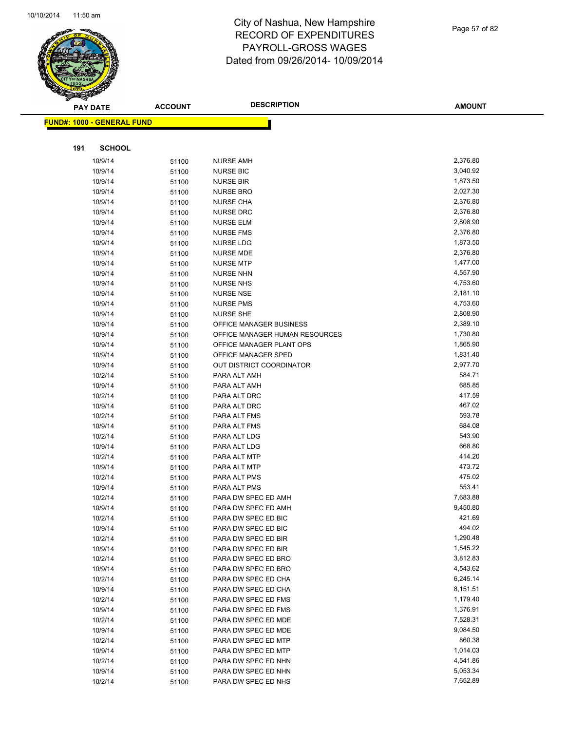# City of Nashua, New Hampshire
# RECORD OF EXPENDITURES
# PAYROLL-GROSS WAGES
# Dated from 09/26/2014- 10/09/2014

**FUND#: 1000 - GENERAL FUND**

**191 SCHOOL**

| PAY DATE | ACCOUNT | DESCRIPTION | AMOUNT |
|---|---|---|---|
| 10/9/14 | 51100 | NURSE AMH | 2,376.80 |
| 10/9/14 | 51100 | NURSE BIC | 3,040.92 |
| 10/9/14 | 51100 | NURSE BIR | 1,873.50 |
| 10/9/14 | 51100 | NURSE BRO | 2,027.30 |
| 10/9/14 | 51100 | NURSE CHA | 2,376.80 |
| 10/9/14 | 51100 | NURSE DRC | 2,376.80 |
| 10/9/14 | 51100 | NURSE ELM | 2,808.90 |
| 10/9/14 | 51100 | NURSE FMS | 2,376.80 |
| 10/9/14 | 51100 | NURSE LDG | 1,873.50 |
| 10/9/14 | 51100 | NURSE MDE | 2,376.80 |
| 10/9/14 | 51100 | NURSE MTP | 1,477.00 |
| 10/9/14 | 51100 | NURSE NHN | 4,557.90 |
| 10/9/14 | 51100 | NURSE NHS | 4,753.60 |
| 10/9/14 | 51100 | NURSE NSE | 2,181.10 |
| 10/9/14 | 51100 | NURSE PMS | 4,753.60 |
| 10/9/14 | 51100 | NURSE SHE | 2,808.90 |
| 10/9/14 | 51100 | OFFICE MANAGER BUSINESS | 2,389.10 |
| 10/9/14 | 51100 | OFFICE MANAGER HUMAN RESOURCES | 1,730.80 |
| 10/9/14 | 51100 | OFFICE MANAGER PLANT OPS | 1,865.90 |
| 10/9/14 | 51100 | OFFICE MANAGER SPED | 1,831.40 |
| 10/9/14 | 51100 | OUT DISTRICT COORDINATOR | 2,977.70 |
| 10/2/14 | 51100 | PARA ALT AMH | 584.71 |
| 10/9/14 | 51100 | PARA ALT AMH | 685.85 |
| 10/2/14 | 51100 | PARA ALT DRC | 417.59 |
| 10/9/14 | 51100 | PARA ALT DRC | 467.02 |
| 10/2/14 | 51100 | PARA ALT FMS | 593.78 |
| 10/9/14 | 51100 | PARA ALT FMS | 684.08 |
| 10/2/14 | 51100 | PARA ALT LDG | 543.90 |
| 10/9/14 | 51100 | PARA ALT LDG | 668.80 |
| 10/2/14 | 51100 | PARA ALT MTP | 414.20 |
| 10/9/14 | 51100 | PARA ALT MTP | 473.72 |
| 10/2/14 | 51100 | PARA ALT PMS | 475.02 |
| 10/9/14 | 51100 | PARA ALT PMS | 553.41 |
| 10/2/14 | 51100 | PARA DW SPEC ED AMH | 7,683.88 |
| 10/9/14 | 51100 | PARA DW SPEC ED AMH | 9,450.80 |
| 10/2/14 | 51100 | PARA DW SPEC ED BIC | 421.69 |
| 10/9/14 | 51100 | PARA DW SPEC ED BIC | 494.02 |
| 10/2/14 | 51100 | PARA DW SPEC ED BIR | 1,290.48 |
| 10/9/14 | 51100 | PARA DW SPEC ED BIR | 1,545.22 |
| 10/2/14 | 51100 | PARA DW SPEC ED BRO | 3,812.83 |
| 10/9/14 | 51100 | PARA DW SPEC ED BRO | 4,543.62 |
| 10/2/14 | 51100 | PARA DW SPEC ED CHA | 6,245.14 |
| 10/9/14 | 51100 | PARA DW SPEC ED CHA | 8,151.51 |
| 10/2/14 | 51100 | PARA DW SPEC ED FMS | 1,179.40 |
| 10/9/14 | 51100 | PARA DW SPEC ED FMS | 1,376.91 |
| 10/2/14 | 51100 | PARA DW SPEC ED MDE | 7,528.31 |
| 10/9/14 | 51100 | PARA DW SPEC ED MDE | 9,084.50 |
| 10/2/14 | 51100 | PARA DW SPEC ED MTP | 860.38 |
| 10/9/14 | 51100 | PARA DW SPEC ED MTP | 1,014.03 |
| 10/2/14 | 51100 | PARA DW SPEC ED NHN | 4,541.86 |
| 10/9/14 | 51100 | PARA DW SPEC ED NHN | 5,053.34 |
| 10/2/14 | 51100 | PARA DW SPEC ED NHS | 7,652.89 |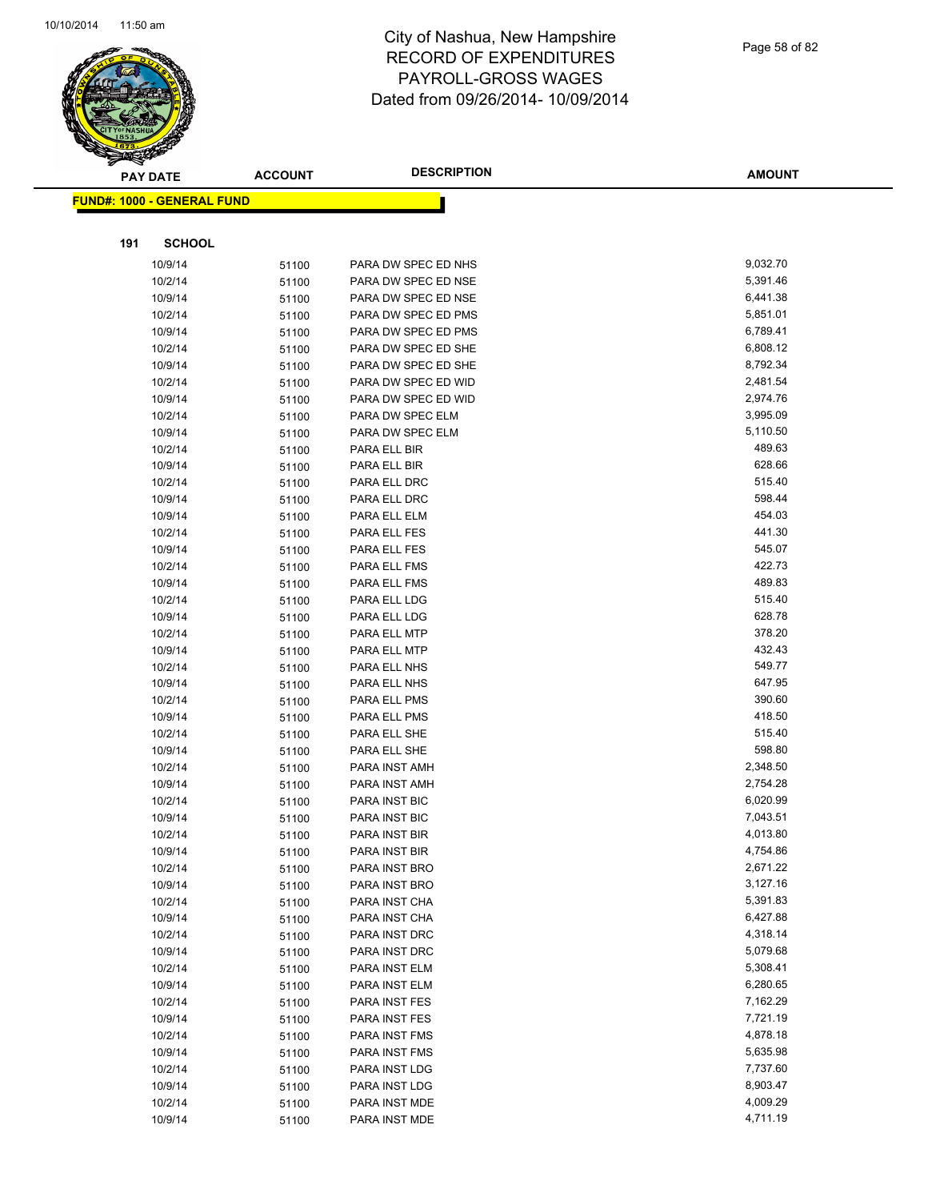# City of Nashua, New Hampshire
## RECORD OF EXPENDITURES
## PAYROLL-GROSS WAGES
## Dated from 09/26/2014- 10/09/2014

**FUND#: 1000 - GENERAL FUND**

**191 SCHOOL**

| PAY DATE | ACCOUNT | DESCRIPTION | AMOUNT |
|---|---|---|---|
| 10/9/14 | 51100 | PARA DW SPEC ED NHS | 9,032.70 |
| 10/2/14 | 51100 | PARA DW SPEC ED NSE | 5,391.46 |
| 10/9/14 | 51100 | PARA DW SPEC ED NSE | 6,441.38 |
| 10/2/14 | 51100 | PARA DW SPEC ED PMS | 5,851.01 |
| 10/9/14 | 51100 | PARA DW SPEC ED PMS | 6,789.41 |
| 10/2/14 | 51100 | PARA DW SPEC ED SHE | 6,808.12 |
| 10/9/14 | 51100 | PARA DW SPEC ED SHE | 8,792.34 |
| 10/2/14 | 51100 | PARA DW SPEC ED WID | 2,481.54 |
| 10/9/14 | 51100 | PARA DW SPEC ED WID | 2,974.76 |
| 10/2/14 | 51100 | PARA DW SPEC ELM | 3,995.09 |
| 10/9/14 | 51100 | PARA DW SPEC ELM | 5,110.50 |
| 10/2/14 | 51100 | PARA ELL BIR | 489.63 |
| 10/9/14 | 51100 | PARA ELL BIR | 628.66 |
| 10/2/14 | 51100 | PARA ELL DRC | 515.40 |
| 10/9/14 | 51100 | PARA ELL DRC | 598.44 |
| 10/9/14 | 51100 | PARA ELL ELM | 454.03 |
| 10/2/14 | 51100 | PARA ELL FES | 441.30 |
| 10/9/14 | 51100 | PARA ELL FES | 545.07 |
| 10/2/14 | 51100 | PARA ELL FMS | 422.73 |
| 10/9/14 | 51100 | PARA ELL FMS | 489.83 |
| 10/2/14 | 51100 | PARA ELL LDG | 515.40 |
| 10/9/14 | 51100 | PARA ELL LDG | 628.78 |
| 10/2/14 | 51100 | PARA ELL MTP | 378.20 |
| 10/9/14 | 51100 | PARA ELL MTP | 432.43 |
| 10/2/14 | 51100 | PARA ELL NHS | 549.77 |
| 10/9/14 | 51100 | PARA ELL NHS | 647.95 |
| 10/2/14 | 51100 | PARA ELL PMS | 390.60 |
| 10/9/14 | 51100 | PARA ELL PMS | 418.50 |
| 10/2/14 | 51100 | PARA ELL SHE | 515.40 |
| 10/9/14 | 51100 | PARA ELL SHE | 598.80 |
| 10/2/14 | 51100 | PARA INST AMH | 2,348.50 |
| 10/9/14 | 51100 | PARA INST AMH | 2,754.28 |
| 10/2/14 | 51100 | PARA INST BIC | 6,020.99 |
| 10/9/14 | 51100 | PARA INST BIC | 7,043.51 |
| 10/2/14 | 51100 | PARA INST BIR | 4,013.80 |
| 10/9/14 | 51100 | PARA INST BIR | 4,754.86 |
| 10/2/14 | 51100 | PARA INST BRO | 2,671.22 |
| 10/9/14 | 51100 | PARA INST BRO | 3,127.16 |
| 10/2/14 | 51100 | PARA INST CHA | 5,391.83 |
| 10/9/14 | 51100 | PARA INST CHA | 6,427.88 |
| 10/2/14 | 51100 | PARA INST DRC | 4,318.14 |
| 10/9/14 | 51100 | PARA INST DRC | 5,079.68 |
| 10/2/14 | 51100 | PARA INST ELM | 5,308.41 |
| 10/9/14 | 51100 | PARA INST ELM | 6,280.65 |
| 10/2/14 | 51100 | PARA INST FES | 7,162.29 |
| 10/9/14 | 51100 | PARA INST FES | 7,721.19 |
| 10/2/14 | 51100 | PARA INST FMS | 4,878.18 |
| 10/9/14 | 51100 | PARA INST FMS | 5,635.98 |
| 10/2/14 | 51100 | PARA INST LDG | 7,737.60 |
| 10/9/14 | 51100 | PARA INST LDG | 8,903.47 |
| 10/2/14 | 51100 | PARA INST MDE | 4,009.29 |
| 10/9/14 | 51100 | PARA INST MDE | 4,711.19 |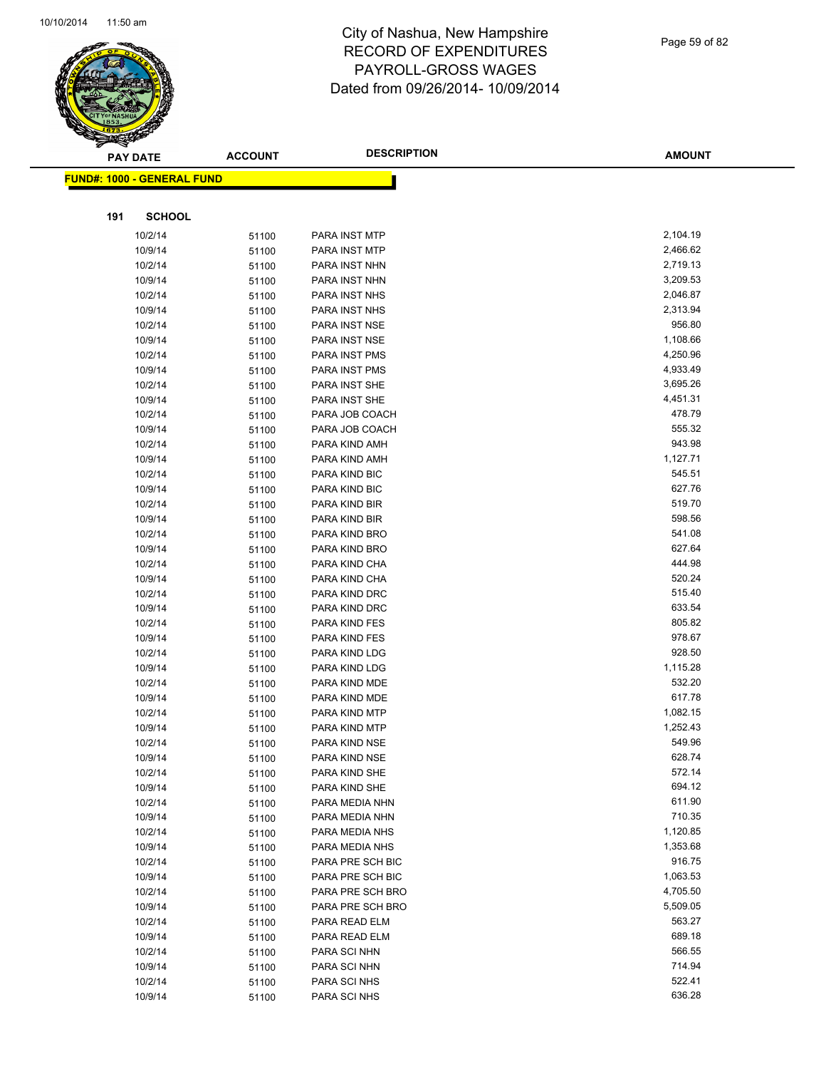# City of Nashua, New Hampshire
# RECORD OF EXPENDITURES
# PAYROLL-GROSS WAGES
# Dated from 09/26/2014- 10/09/2014

**FUND#: 1000 - GENERAL FUND**

**191 SCHOOL**

| PAY DATE | ACCOUNT | DESCRIPTION | AMOUNT |
|---|---|---|---|
| 10/2/14 | 51100 | PARA INST MTP | 2,104.19 |
| 10/9/14 | 51100 | PARA INST MTP | 2,466.62 |
| 10/2/14 | 51100 | PARA INST NHN | 2,719.13 |
| 10/9/14 | 51100 | PARA INST NHN | 3,209.53 |
| 10/2/14 | 51100 | PARA INST NHS | 2,046.87 |
| 10/9/14 | 51100 | PARA INST NHS | 2,313.94 |
| 10/2/14 | 51100 | PARA INST NSE | 956.80 |
| 10/9/14 | 51100 | PARA INST NSE | 1,108.66 |
| 10/2/14 | 51100 | PARA INST PMS | 4,250.96 |
| 10/9/14 | 51100 | PARA INST PMS | 4,933.49 |
| 10/2/14 | 51100 | PARA INST SHE | 3,695.26 |
| 10/9/14 | 51100 | PARA INST SHE | 4,451.31 |
| 10/2/14 | 51100 | PARA JOB COACH | 478.79 |
| 10/9/14 | 51100 | PARA JOB COACH | 555.32 |
| 10/2/14 | 51100 | PARA KIND AMH | 943.98 |
| 10/9/14 | 51100 | PARA KIND AMH | 1,127.71 |
| 10/2/14 | 51100 | PARA KIND BIC | 545.51 |
| 10/9/14 | 51100 | PARA KIND BIC | 627.76 |
| 10/2/14 | 51100 | PARA KIND BIR | 519.70 |
| 10/9/14 | 51100 | PARA KIND BIR | 598.56 |
| 10/2/14 | 51100 | PARA KIND BRO | 541.08 |
| 10/9/14 | 51100 | PARA KIND BRO | 627.64 |
| 10/2/14 | 51100 | PARA KIND CHA | 444.98 |
| 10/9/14 | 51100 | PARA KIND CHA | 520.24 |
| 10/2/14 | 51100 | PARA KIND DRC | 515.40 |
| 10/9/14 | 51100 | PARA KIND DRC | 633.54 |
| 10/2/14 | 51100 | PARA KIND FES | 805.82 |
| 10/9/14 | 51100 | PARA KIND FES | 978.67 |
| 10/2/14 | 51100 | PARA KIND LDG | 928.50 |
| 10/9/14 | 51100 | PARA KIND LDG | 1,115.28 |
| 10/2/14 | 51100 | PARA KIND MDE | 532.20 |
| 10/9/14 | 51100 | PARA KIND MDE | 617.78 |
| 10/2/14 | 51100 | PARA KIND MTP | 1,082.15 |
| 10/9/14 | 51100 | PARA KIND MTP | 1,252.43 |
| 10/2/14 | 51100 | PARA KIND NSE | 549.96 |
| 10/9/14 | 51100 | PARA KIND NSE | 628.74 |
| 10/2/14 | 51100 | PARA KIND SHE | 572.14 |
| 10/9/14 | 51100 | PARA KIND SHE | 694.12 |
| 10/2/14 | 51100 | PARA MEDIA NHN | 611.90 |
| 10/9/14 | 51100 | PARA MEDIA NHN | 710.35 |
| 10/2/14 | 51100 | PARA MEDIA NHS | 1,120.85 |
| 10/9/14 | 51100 | PARA MEDIA NHS | 1,353.68 |
| 10/2/14 | 51100 | PARA PRE SCH BIC | 916.75 |
| 10/9/14 | 51100 | PARA PRE SCH BIC | 1,063.53 |
| 10/2/14 | 51100 | PARA PRE SCH BRO | 4,705.50 |
| 10/9/14 | 51100 | PARA PRE SCH BRO | 5,509.05 |
| 10/2/14 | 51100 | PARA READ ELM | 563.27 |
| 10/9/14 | 51100 | PARA READ ELM | 689.18 |
| 10/2/14 | 51100 | PARA SCI NHN | 566.55 |
| 10/9/14 | 51100 | PARA SCI NHN | 714.94 |
| 10/2/14 | 51100 | PARA SCI NHS | 522.41 |
| 10/9/14 | 51100 | PARA SCI NHS | 636.28 |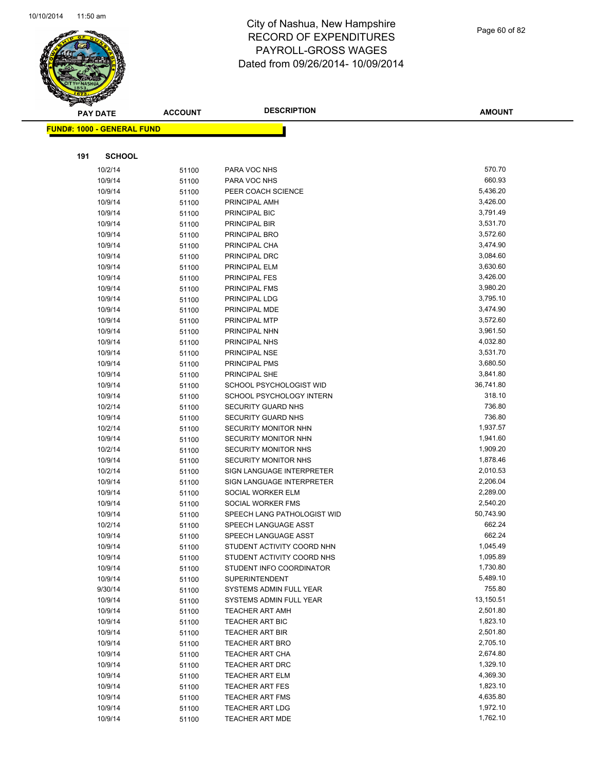City of Nashua, New Hampshire
RECORD OF EXPENDITURES
PAYROLL-GROSS WAGES
Dated from 09/26/2014- 10/09/2014

**FUND#: 1000 - GENERAL FUND**

**191 SCHOOL**

| PAY DATE | ACCOUNT | DESCRIPTION | AMOUNT |
|---|---|---|---|
| 10/2/14 | 51100 | PARA VOC NHS | 570.70 |
| 10/9/14 | 51100 | PARA VOC NHS | 660.93 |
| 10/9/14 | 51100 | PEER COACH SCIENCE | 5,436.20 |
| 10/9/14 | 51100 | PRINCIPAL AMH | 3,426.00 |
| 10/9/14 | 51100 | PRINCIPAL BIC | 3,791.49 |
| 10/9/14 | 51100 | PRINCIPAL BIR | 3,531.70 |
| 10/9/14 | 51100 | PRINCIPAL BRO | 3,572.60 |
| 10/9/14 | 51100 | PRINCIPAL CHA | 3,474.90 |
| 10/9/14 | 51100 | PRINCIPAL DRC | 3,084.60 |
| 10/9/14 | 51100 | PRINCIPAL ELM | 3,630.60 |
| 10/9/14 | 51100 | PRINCIPAL FES | 3,426.00 |
| 10/9/14 | 51100 | PRINCIPAL FMS | 3,980.20 |
| 10/9/14 | 51100 | PRINCIPAL LDG | 3,795.10 |
| 10/9/14 | 51100 | PRINCIPAL MDE | 3,474.90 |
| 10/9/14 | 51100 | PRINCIPAL MTP | 3,572.60 |
| 10/9/14 | 51100 | PRINCIPAL NHN | 3,961.50 |
| 10/9/14 | 51100 | PRINCIPAL NHS | 4,032.80 |
| 10/9/14 | 51100 | PRINCIPAL NSE | 3,531.70 |
| 10/9/14 | 51100 | PRINCIPAL PMS | 3,680.50 |
| 10/9/14 | 51100 | PRINCIPAL SHE | 3,841.80 |
| 10/9/14 | 51100 | SCHOOL PSYCHOLOGIST WID | 36,741.80 |
| 10/9/14 | 51100 | SCHOOL PSYCHOLOGY INTERN | 318.10 |
| 10/2/14 | 51100 | SECURITY GUARD NHS | 736.80 |
| 10/9/14 | 51100 | SECURITY GUARD NHS | 736.80 |
| 10/2/14 | 51100 | SECURITY MONITOR NHN | 1,937.57 |
| 10/9/14 | 51100 | SECURITY MONITOR NHN | 1,941.60 |
| 10/2/14 | 51100 | SECURITY MONITOR NHS | 1,909.20 |
| 10/9/14 | 51100 | SECURITY MONITOR NHS | 1,878.46 |
| 10/2/14 | 51100 | SIGN LANGUAGE INTERPRETER | 2,010.53 |
| 10/9/14 | 51100 | SIGN LANGUAGE INTERPRETER | 2,206.04 |
| 10/9/14 | 51100 | SOCIAL WORKER ELM | 2,289.00 |
| 10/9/14 | 51100 | SOCIAL WORKER FMS | 2,540.20 |
| 10/9/14 | 51100 | SPEECH LANG PATHOLOGIST WID | 50,743.90 |
| 10/2/14 | 51100 | SPEECH LANGUAGE ASST | 662.24 |
| 10/9/14 | 51100 | SPEECH LANGUAGE ASST | 662.24 |
| 10/9/14 | 51100 | STUDENT ACTIVITY COORD NHN | 1,045.49 |
| 10/9/14 | 51100 | STUDENT ACTIVITY COORD NHS | 1,095.89 |
| 10/9/14 | 51100 | STUDENT INFO COORDINATOR | 1,730.80 |
| 10/9/14 | 51100 | SUPERINTENDENT | 5,489.10 |
| 9/30/14 | 51100 | SYSTEMS ADMIN FULL YEAR | 755.80 |
| 10/9/14 | 51100 | SYSTEMS ADMIN FULL YEAR | 13,150.51 |
| 10/9/14 | 51100 | TEACHER ART AMH | 2,501.80 |
| 10/9/14 | 51100 | TEACHER ART BIC | 1,823.10 |
| 10/9/14 | 51100 | TEACHER ART BIR | 2,501.80 |
| 10/9/14 | 51100 | TEACHER ART BRO | 2,705.10 |
| 10/9/14 | 51100 | TEACHER ART CHA | 2,674.80 |
| 10/9/14 | 51100 | TEACHER ART DRC | 1,329.10 |
| 10/9/14 | 51100 | TEACHER ART ELM | 4,369.30 |
| 10/9/14 | 51100 | TEACHER ART FES | 1,823.10 |
| 10/9/14 | 51100 | TEACHER ART FMS | 4,635.80 |
| 10/9/14 | 51100 | TEACHER ART LDG | 1,972.10 |
| 10/9/14 | 51100 | TEACHER ART MDE | 1,762.10 |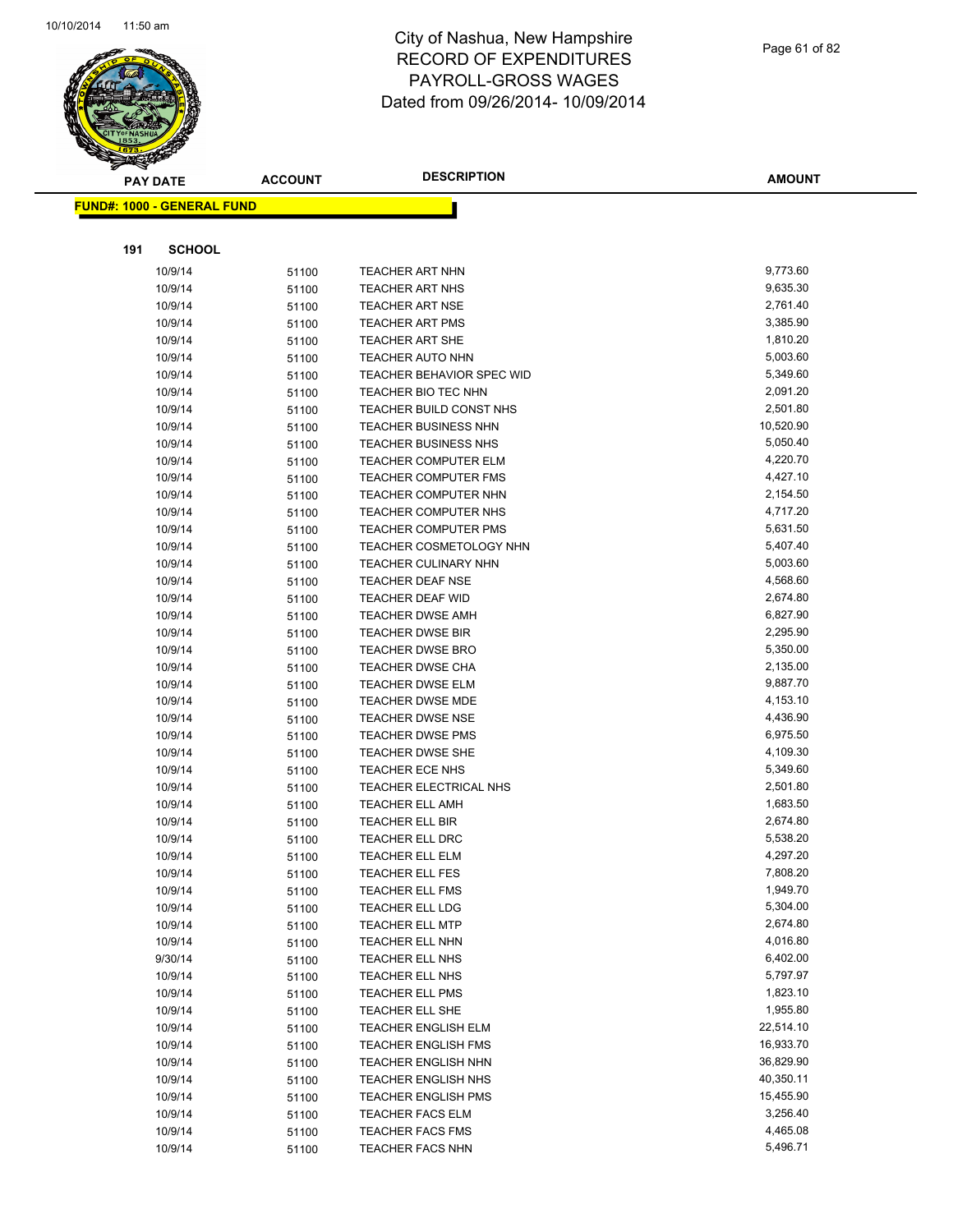# City of Nashua, New Hampshire
# RECORD OF EXPENDITURES
# PAYROLL-GROSS WAGES
# Dated from 09/26/2014- 10/09/2014

**FUND#: 1000 - GENERAL FUND**

**191 SCHOOL**

| PAY DATE | ACCOUNT | DESCRIPTION | AMOUNT |
|---|---|---|---|
| 10/9/14 | 51100 | TEACHER ART NHN | 9,773.60 |
| 10/9/14 | 51100 | TEACHER ART NHS | 9,635.30 |
| 10/9/14 | 51100 | TEACHER ART NSE | 2,761.40 |
| 10/9/14 | 51100 | TEACHER ART PMS | 3,385.90 |
| 10/9/14 | 51100 | TEACHER ART SHE | 1,810.20 |
| 10/9/14 | 51100 | TEACHER AUTO NHN | 5,003.60 |
| 10/9/14 | 51100 | TEACHER BEHAVIOR SPEC WID | 5,349.60 |
| 10/9/14 | 51100 | TEACHER BIO TEC NHN | 2,091.20 |
| 10/9/14 | 51100 | TEACHER BUILD CONST NHS | 2,501.80 |
| 10/9/14 | 51100 | TEACHER BUSINESS NHN | 10,520.90 |
| 10/9/14 | 51100 | TEACHER BUSINESS NHS | 5,050.40 |
| 10/9/14 | 51100 | TEACHER COMPUTER ELM | 4,220.70 |
| 10/9/14 | 51100 | TEACHER COMPUTER FMS | 4,427.10 |
| 10/9/14 | 51100 | TEACHER COMPUTER NHN | 2,154.50 |
| 10/9/14 | 51100 | TEACHER COMPUTER NHS | 4,717.20 |
| 10/9/14 | 51100 | TEACHER COMPUTER PMS | 5,631.50 |
| 10/9/14 | 51100 | TEACHER COSMETOLOGY NHN | 5,407.40 |
| 10/9/14 | 51100 | TEACHER CULINARY NHN | 5,003.60 |
| 10/9/14 | 51100 | TEACHER DEAF NSE | 4,568.60 |
| 10/9/14 | 51100 | TEACHER DEAF WID | 2,674.80 |
| 10/9/14 | 51100 | TEACHER DWSE AMH | 6,827.90 |
| 10/9/14 | 51100 | TEACHER DWSE BIR | 2,295.90 |
| 10/9/14 | 51100 | TEACHER DWSE BRO | 5,350.00 |
| 10/9/14 | 51100 | TEACHER DWSE CHA | 2,135.00 |
| 10/9/14 | 51100 | TEACHER DWSE ELM | 9,887.70 |
| 10/9/14 | 51100 | TEACHER DWSE MDE | 4,153.10 |
| 10/9/14 | 51100 | TEACHER DWSE NSE | 4,436.90 |
| 10/9/14 | 51100 | TEACHER DWSE PMS | 6,975.50 |
| 10/9/14 | 51100 | TEACHER DWSE SHE | 4,109.30 |
| 10/9/14 | 51100 | TEACHER ECE NHS | 5,349.60 |
| 10/9/14 | 51100 | TEACHER ELECTRICAL NHS | 2,501.80 |
| 10/9/14 | 51100 | TEACHER ELL AMH | 1,683.50 |
| 10/9/14 | 51100 | TEACHER ELL BIR | 2,674.80 |
| 10/9/14 | 51100 | TEACHER ELL DRC | 5,538.20 |
| 10/9/14 | 51100 | TEACHER ELL ELM | 4,297.20 |
| 10/9/14 | 51100 | TEACHER ELL FES | 7,808.20 |
| 10/9/14 | 51100 | TEACHER ELL FMS | 1,949.70 |
| 10/9/14 | 51100 | TEACHER ELL LDG | 5,304.00 |
| 10/9/14 | 51100 | TEACHER ELL MTP | 2,674.80 |
| 10/9/14 | 51100 | TEACHER ELL NHN | 4,016.80 |
| 9/30/14 | 51100 | TEACHER ELL NHS | 6,402.00 |
| 10/9/14 | 51100 | TEACHER ELL NHS | 5,797.97 |
| 10/9/14 | 51100 | TEACHER ELL PMS | 1,823.10 |
| 10/9/14 | 51100 | TEACHER ELL SHE | 1,955.80 |
| 10/9/14 | 51100 | TEACHER ENGLISH ELM | 22,514.10 |
| 10/9/14 | 51100 | TEACHER ENGLISH FMS | 16,933.70 |
| 10/9/14 | 51100 | TEACHER ENGLISH NHN | 36,829.90 |
| 10/9/14 | 51100 | TEACHER ENGLISH NHS | 40,350.11 |
| 10/9/14 | 51100 | TEACHER ENGLISH PMS | 15,455.90 |
| 10/9/14 | 51100 | TEACHER FACS ELM | 3,256.40 |
| 10/9/14 | 51100 | TEACHER FACS FMS | 4,465.08 |
| 10/9/14 | 51100 | TEACHER FACS NHN | 5,496.71 |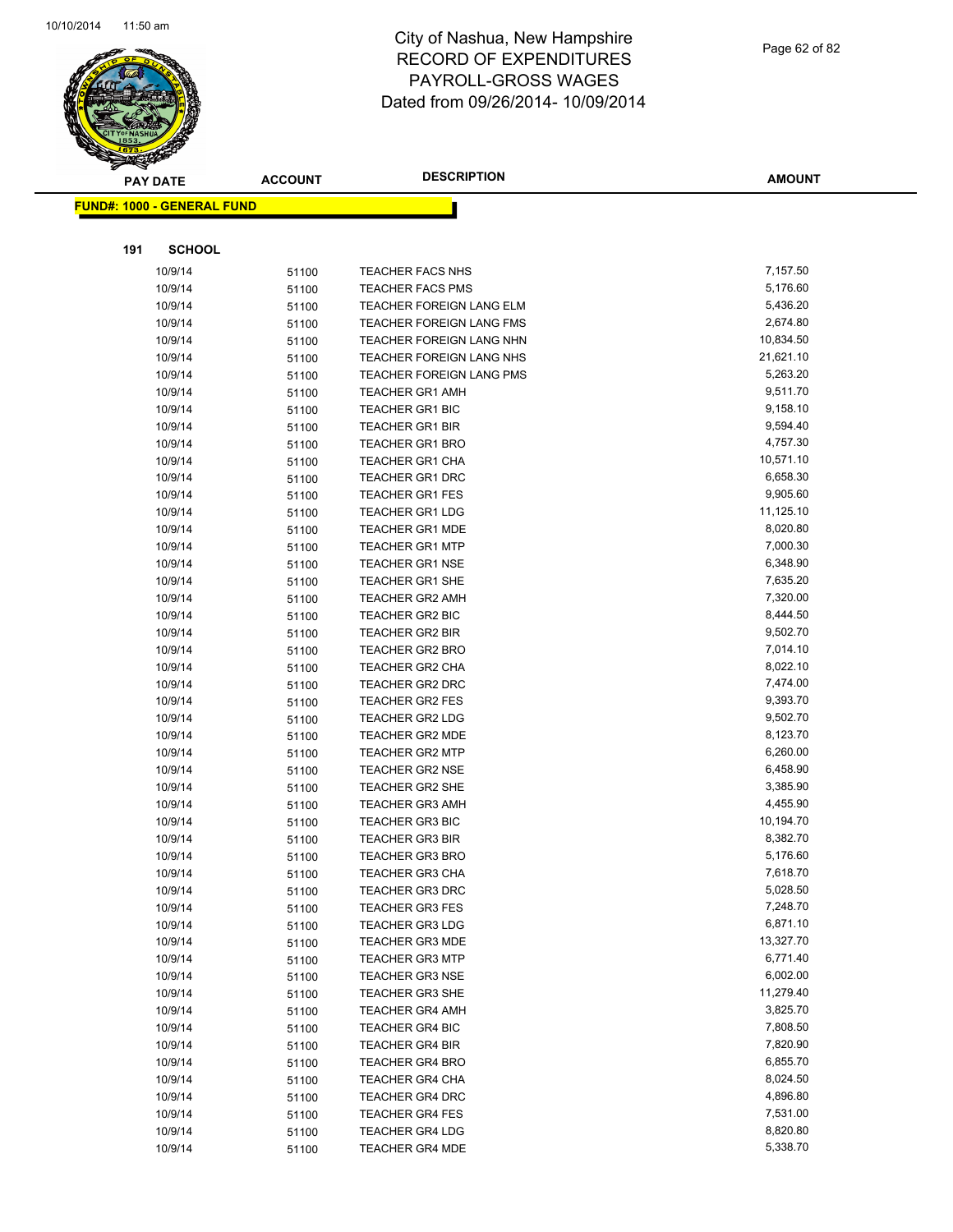# City of Nashua, New Hampshire
# RECORD OF EXPENDITURES
# PAYROLL-GROSS WAGES
# Dated from 09/26/2014- 10/09/2014

**FUND#: 1000 - GENERAL FUND**

**191 SCHOOL**

| PAY DATE | ACCOUNT | DESCRIPTION | AMOUNT |
|---|---|---|---|
| 10/9/14 | 51100 | TEACHER FACS NHS | 7,157.50 |
| 10/9/14 | 51100 | TEACHER FACS PMS | 5,176.60 |
| 10/9/14 | 51100 | TEACHER FOREIGN LANG ELM | 5,436.20 |
| 10/9/14 | 51100 | TEACHER FOREIGN LANG FMS | 2,674.80 |
| 10/9/14 | 51100 | TEACHER FOREIGN LANG NHN | 10,834.50 |
| 10/9/14 | 51100 | TEACHER FOREIGN LANG NHS | 21,621.10 |
| 10/9/14 | 51100 | TEACHER FOREIGN LANG PMS | 5,263.20 |
| 10/9/14 | 51100 | TEACHER GR1 AMH | 9,511.70 |
| 10/9/14 | 51100 | TEACHER GR1 BIC | 9,158.10 |
| 10/9/14 | 51100 | TEACHER GR1 BIR | 9,594.40 |
| 10/9/14 | 51100 | TEACHER GR1 BRO | 4,757.30 |
| 10/9/14 | 51100 | TEACHER GR1 CHA | 10,571.10 |
| 10/9/14 | 51100 | TEACHER GR1 DRC | 6,658.30 |
| 10/9/14 | 51100 | TEACHER GR1 FES | 9,905.60 |
| 10/9/14 | 51100 | TEACHER GR1 LDG | 11,125.10 |
| 10/9/14 | 51100 | TEACHER GR1 MDE | 8,020.80 |
| 10/9/14 | 51100 | TEACHER GR1 MTP | 7,000.30 |
| 10/9/14 | 51100 | TEACHER GR1 NSE | 6,348.90 |
| 10/9/14 | 51100 | TEACHER GR1 SHE | 7,635.20 |
| 10/9/14 | 51100 | TEACHER GR2 AMH | 7,320.00 |
| 10/9/14 | 51100 | TEACHER GR2 BIC | 8,444.50 |
| 10/9/14 | 51100 | TEACHER GR2 BIR | 9,502.70 |
| 10/9/14 | 51100 | TEACHER GR2 BRO | 7,014.10 |
| 10/9/14 | 51100 | TEACHER GR2 CHA | 8,022.10 |
| 10/9/14 | 51100 | TEACHER GR2 DRC | 7,474.00 |
| 10/9/14 | 51100 | TEACHER GR2 FES | 9,393.70 |
| 10/9/14 | 51100 | TEACHER GR2 LDG | 9,502.70 |
| 10/9/14 | 51100 | TEACHER GR2 MDE | 8,123.70 |
| 10/9/14 | 51100 | TEACHER GR2 MTP | 6,260.00 |
| 10/9/14 | 51100 | TEACHER GR2 NSE | 6,458.90 |
| 10/9/14 | 51100 | TEACHER GR2 SHE | 3,385.90 |
| 10/9/14 | 51100 | TEACHER GR3 AMH | 4,455.90 |
| 10/9/14 | 51100 | TEACHER GR3 BIC | 10,194.70 |
| 10/9/14 | 51100 | TEACHER GR3 BIR | 8,382.70 |
| 10/9/14 | 51100 | TEACHER GR3 BRO | 5,176.60 |
| 10/9/14 | 51100 | TEACHER GR3 CHA | 7,618.70 |
| 10/9/14 | 51100 | TEACHER GR3 DRC | 5,028.50 |
| 10/9/14 | 51100 | TEACHER GR3 FES | 7,248.70 |
| 10/9/14 | 51100 | TEACHER GR3 LDG | 6,871.10 |
| 10/9/14 | 51100 | TEACHER GR3 MDE | 13,327.70 |
| 10/9/14 | 51100 | TEACHER GR3 MTP | 6,771.40 |
| 10/9/14 | 51100 | TEACHER GR3 NSE | 6,002.00 |
| 10/9/14 | 51100 | TEACHER GR3 SHE | 11,279.40 |
| 10/9/14 | 51100 | TEACHER GR4 AMH | 3,825.70 |
| 10/9/14 | 51100 | TEACHER GR4 BIC | 7,808.50 |
| 10/9/14 | 51100 | TEACHER GR4 BIR | 7,820.90 |
| 10/9/14 | 51100 | TEACHER GR4 BRO | 6,855.70 |
| 10/9/14 | 51100 | TEACHER GR4 CHA | 8,024.50 |
| 10/9/14 | 51100 | TEACHER GR4 DRC | 4,896.80 |
| 10/9/14 | 51100 | TEACHER GR4 FES | 7,531.00 |
| 10/9/14 | 51100 | TEACHER GR4 LDG | 8,820.80 |
| 10/9/14 | 51100 | TEACHER GR4 MDE | 5,338.70 |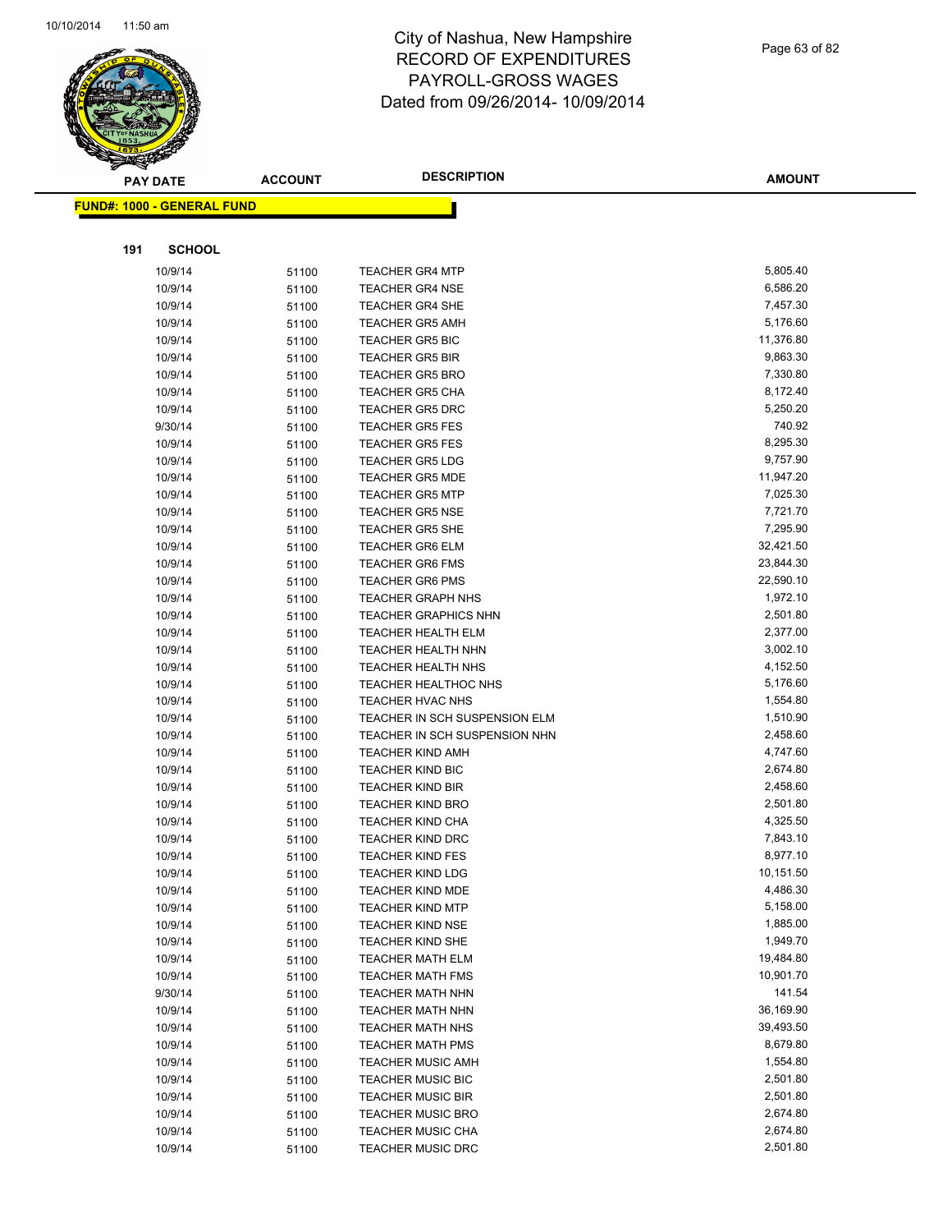# City of Nashua, New Hampshire
# RECORD OF EXPENDITURES
# PAYROLL-GROSS WAGES
# Dated from 09/26/2014- 10/09/2014

**FUND#: 1000 - GENERAL FUND**

**191 SCHOOL**

| PAY DATE | ACCOUNT | DESCRIPTION | AMOUNT |
|---|---|---|---|
| 10/9/14 | 51100 | TEACHER GR4 MTP | 5,805.40 |
| 10/9/14 | 51100 | TEACHER GR4 NSE | 6,586.20 |
| 10/9/14 | 51100 | TEACHER GR4 SHE | 7,457.30 |
| 10/9/14 | 51100 | TEACHER GR5 AMH | 5,176.60 |
| 10/9/14 | 51100 | TEACHER GR5 BIC | 11,376.80 |
| 10/9/14 | 51100 | TEACHER GR5 BIR | 9,863.30 |
| 10/9/14 | 51100 | TEACHER GR5 BRO | 7,330.80 |
| 10/9/14 | 51100 | TEACHER GR5 CHA | 8,172.40 |
| 10/9/14 | 51100 | TEACHER GR5 DRC | 5,250.20 |
| 9/30/14 | 51100 | TEACHER GR5 FES | 740.92 |
| 10/9/14 | 51100 | TEACHER GR5 FES | 8,295.30 |
| 10/9/14 | 51100 | TEACHER GR5 LDG | 9,757.90 |
| 10/9/14 | 51100 | TEACHER GR5 MDE | 11,947.20 |
| 10/9/14 | 51100 | TEACHER GR5 MTP | 7,025.30 |
| 10/9/14 | 51100 | TEACHER GR5 NSE | 7,721.70 |
| 10/9/14 | 51100 | TEACHER GR5 SHE | 7,295.90 |
| 10/9/14 | 51100 | TEACHER GR6 ELM | 32,421.50 |
| 10/9/14 | 51100 | TEACHER GR6 FMS | 23,844.30 |
| 10/9/14 | 51100 | TEACHER GR6 PMS | 22,590.10 |
| 10/9/14 | 51100 | TEACHER GRAPH NHS | 1,972.10 |
| 10/9/14 | 51100 | TEACHER GRAPHICS NHN | 2,501.80 |
| 10/9/14 | 51100 | TEACHER HEALTH ELM | 2,377.00 |
| 10/9/14 | 51100 | TEACHER HEALTH NHN | 3,002.10 |
| 10/9/14 | 51100 | TEACHER HEALTH NHS | 4,152.50 |
| 10/9/14 | 51100 | TEACHER HEALTHOC NHS | 5,176.60 |
| 10/9/14 | 51100 | TEACHER HVAC NHS | 1,554.80 |
| 10/9/14 | 51100 | TEACHER IN SCH SUSPENSION ELM | 1,510.90 |
| 10/9/14 | 51100 | TEACHER IN SCH SUSPENSION NHN | 2,458.60 |
| 10/9/14 | 51100 | TEACHER KIND AMH | 4,747.60 |
| 10/9/14 | 51100 | TEACHER KIND BIC | 2,674.80 |
| 10/9/14 | 51100 | TEACHER KIND BIR | 2,458.60 |
| 10/9/14 | 51100 | TEACHER KIND BRO | 2,501.80 |
| 10/9/14 | 51100 | TEACHER KIND CHA | 4,325.50 |
| 10/9/14 | 51100 | TEACHER KIND DRC | 7,843.10 |
| 10/9/14 | 51100 | TEACHER KIND FES | 8,977.10 |
| 10/9/14 | 51100 | TEACHER KIND LDG | 10,151.50 |
| 10/9/14 | 51100 | TEACHER KIND MDE | 4,486.30 |
| 10/9/14 | 51100 | TEACHER KIND MTP | 5,158.00 |
| 10/9/14 | 51100 | TEACHER KIND NSE | 1,885.00 |
| 10/9/14 | 51100 | TEACHER KIND SHE | 1,949.70 |
| 10/9/14 | 51100 | TEACHER MATH ELM | 19,484.80 |
| 10/9/14 | 51100 | TEACHER MATH FMS | 10,901.70 |
| 9/30/14 | 51100 | TEACHER MATH NHN | 141.54 |
| 10/9/14 | 51100 | TEACHER MATH NHN | 36,169.90 |
| 10/9/14 | 51100 | TEACHER MATH NHS | 39,493.50 |
| 10/9/14 | 51100 | TEACHER MATH PMS | 8,679.80 |
| 10/9/14 | 51100 | TEACHER MUSIC AMH | 1,554.80 |
| 10/9/14 | 51100 | TEACHER MUSIC BIC | 2,501.80 |
| 10/9/14 | 51100 | TEACHER MUSIC BIR | 2,501.80 |
| 10/9/14 | 51100 | TEACHER MUSIC BRO | 2,674.80 |
| 10/9/14 | 51100 | TEACHER MUSIC CHA | 2,674.80 |
| 10/9/14 | 51100 | TEACHER MUSIC DRC | 2,501.80 |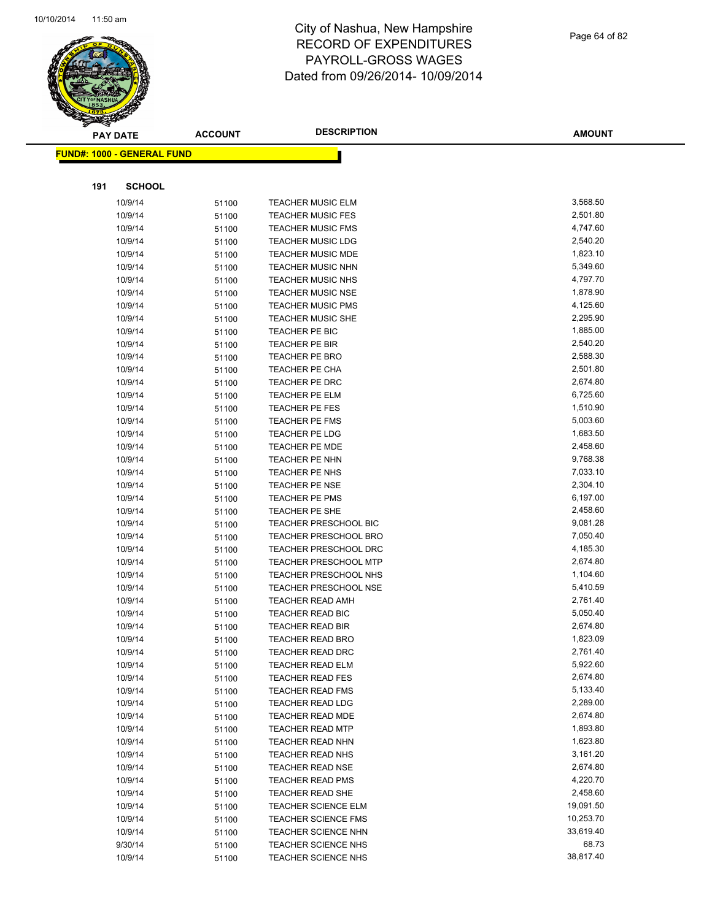# City of Nashua, New Hampshire
# RECORD OF EXPENDITURES
# PAYROLL-GROSS WAGES
# Dated from 09/26/2014- 10/09/2014

**FUND#: 1000 - GENERAL FUND**

**191 SCHOOL**

| PAY DATE | ACCOUNT | DESCRIPTION | AMOUNT |
|---|---|---|---|
| 10/9/14 | 51100 | TEACHER MUSIC ELM | 3,568.50 |
| 10/9/14 | 51100 | TEACHER MUSIC FES | 2,501.80 |
| 10/9/14 | 51100 | TEACHER MUSIC FMS | 4,747.60 |
| 10/9/14 | 51100 | TEACHER MUSIC LDG | 2,540.20 |
| 10/9/14 | 51100 | TEACHER MUSIC MDE | 1,823.10 |
| 10/9/14 | 51100 | TEACHER MUSIC NHN | 5,349.60 |
| 10/9/14 | 51100 | TEACHER MUSIC NHS | 4,797.70 |
| 10/9/14 | 51100 | TEACHER MUSIC NSE | 1,878.90 |
| 10/9/14 | 51100 | TEACHER MUSIC PMS | 4,125.60 |
| 10/9/14 | 51100 | TEACHER MUSIC SHE | 2,295.90 |
| 10/9/14 | 51100 | TEACHER PE BIC | 1,885.00 |
| 10/9/14 | 51100 | TEACHER PE BIR | 2,540.20 |
| 10/9/14 | 51100 | TEACHER PE BRO | 2,588.30 |
| 10/9/14 | 51100 | TEACHER PE CHA | 2,501.80 |
| 10/9/14 | 51100 | TEACHER PE DRC | 2,674.80 |
| 10/9/14 | 51100 | TEACHER PE ELM | 6,725.60 |
| 10/9/14 | 51100 | TEACHER PE FES | 1,510.90 |
| 10/9/14 | 51100 | TEACHER PE FMS | 5,003.60 |
| 10/9/14 | 51100 | TEACHER PE LDG | 1,683.50 |
| 10/9/14 | 51100 | TEACHER PE MDE | 2,458.60 |
| 10/9/14 | 51100 | TEACHER PE NHN | 9,768.38 |
| 10/9/14 | 51100 | TEACHER PE NHS | 7,033.10 |
| 10/9/14 | 51100 | TEACHER PE NSE | 2,304.10 |
| 10/9/14 | 51100 | TEACHER PE PMS | 6,197.00 |
| 10/9/14 | 51100 | TEACHER PE SHE | 2,458.60 |
| 10/9/14 | 51100 | TEACHER PRESCHOOL BIC | 9,081.28 |
| 10/9/14 | 51100 | TEACHER PRESCHOOL BRO | 7,050.40 |
| 10/9/14 | 51100 | TEACHER PRESCHOOL DRC | 4,185.30 |
| 10/9/14 | 51100 | TEACHER PRESCHOOL MTP | 2,674.80 |
| 10/9/14 | 51100 | TEACHER PRESCHOOL NHS | 1,104.60 |
| 10/9/14 | 51100 | TEACHER PRESCHOOL NSE | 5,410.59 |
| 10/9/14 | 51100 | TEACHER READ AMH | 2,761.40 |
| 10/9/14 | 51100 | TEACHER READ BIC | 5,050.40 |
| 10/9/14 | 51100 | TEACHER READ BIR | 2,674.80 |
| 10/9/14 | 51100 | TEACHER READ BRO | 1,823.09 |
| 10/9/14 | 51100 | TEACHER READ DRC | 2,761.40 |
| 10/9/14 | 51100 | TEACHER READ ELM | 5,922.60 |
| 10/9/14 | 51100 | TEACHER READ FES | 2,674.80 |
| 10/9/14 | 51100 | TEACHER READ FMS | 5,133.40 |
| 10/9/14 | 51100 | TEACHER READ LDG | 2,289.00 |
| 10/9/14 | 51100 | TEACHER READ MDE | 2,674.80 |
| 10/9/14 | 51100 | TEACHER READ MTP | 1,893.80 |
| 10/9/14 | 51100 | TEACHER READ NHN | 1,623.80 |
| 10/9/14 | 51100 | TEACHER READ NHS | 3,161.20 |
| 10/9/14 | 51100 | TEACHER READ NSE | 2,674.80 |
| 10/9/14 | 51100 | TEACHER READ PMS | 4,220.70 |
| 10/9/14 | 51100 | TEACHER READ SHE | 2,458.60 |
| 10/9/14 | 51100 | TEACHER SCIENCE ELM | 19,091.50 |
| 10/9/14 | 51100 | TEACHER SCIENCE FMS | 10,253.70 |
| 10/9/14 | 51100 | TEACHER SCIENCE NHN | 33,619.40 |
| 9/30/14 | 51100 | TEACHER SCIENCE NHS | 68.73 |
| 10/9/14 | 51100 | TEACHER SCIENCE NHS | 38,817.40 |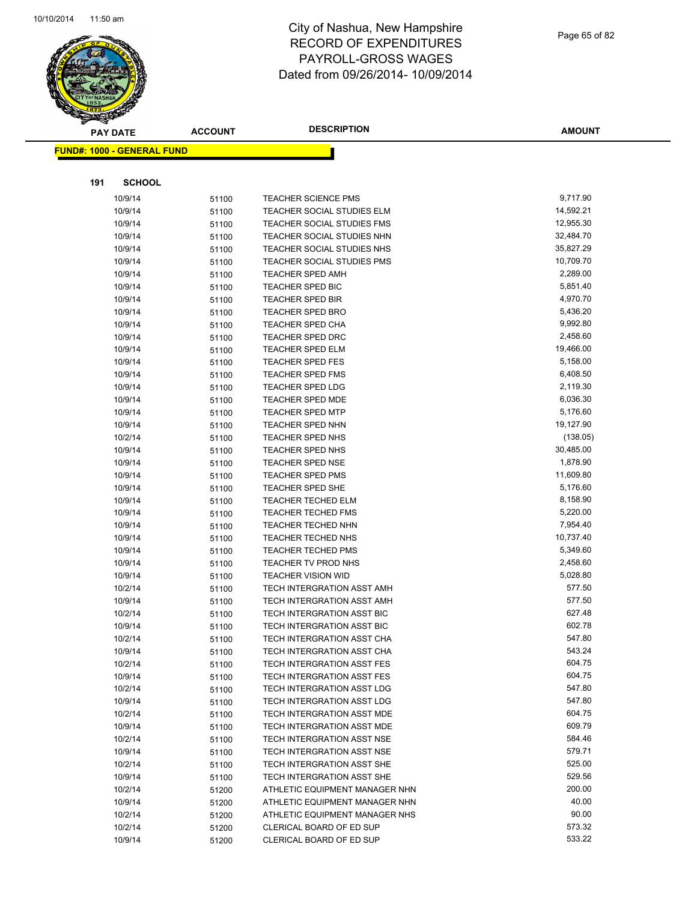# City of Nashua, New Hampshire
# RECORD OF EXPENDITURES
# PAYROLL-GROSS WAGES
# Dated from 09/26/2014- 10/09/2014

**FUND#: 1000 - GENERAL FUND**

**191 SCHOOL**

| PAY DATE | ACCOUNT | DESCRIPTION | AMOUNT |
|---|---|---|---|
| 10/9/14 | 51100 | TEACHER SCIENCE PMS | 9,717.90 |
| 10/9/14 | 51100 | TEACHER SOCIAL STUDIES ELM | 14,592.21 |
| 10/9/14 | 51100 | TEACHER SOCIAL STUDIES FMS | 12,955.30 |
| 10/9/14 | 51100 | TEACHER SOCIAL STUDIES NHN | 32,484.70 |
| 10/9/14 | 51100 | TEACHER SOCIAL STUDIES NHS | 35,827.29 |
| 10/9/14 | 51100 | TEACHER SOCIAL STUDIES PMS | 10,709.70 |
| 10/9/14 | 51100 | TEACHER SPED AMH | 2,289.00 |
| 10/9/14 | 51100 | TEACHER SPED BIC | 5,851.40 |
| 10/9/14 | 51100 | TEACHER SPED BIR | 4,970.70 |
| 10/9/14 | 51100 | TEACHER SPED BRO | 5,436.20 |
| 10/9/14 | 51100 | TEACHER SPED CHA | 9,992.80 |
| 10/9/14 | 51100 | TEACHER SPED DRC | 2,458.60 |
| 10/9/14 | 51100 | TEACHER SPED ELM | 19,466.00 |
| 10/9/14 | 51100 | TEACHER SPED FES | 5,158.00 |
| 10/9/14 | 51100 | TEACHER SPED FMS | 6,408.50 |
| 10/9/14 | 51100 | TEACHER SPED LDG | 2,119.30 |
| 10/9/14 | 51100 | TEACHER SPED MDE | 6,036.30 |
| 10/9/14 | 51100 | TEACHER SPED MTP | 5,176.60 |
| 10/9/14 | 51100 | TEACHER SPED NHN | 19,127.90 |
| 10/2/14 | 51100 | TEACHER SPED NHS | (138.05) |
| 10/9/14 | 51100 | TEACHER SPED NHS | 30,485.00 |
| 10/9/14 | 51100 | TEACHER SPED NSE | 1,878.90 |
| 10/9/14 | 51100 | TEACHER SPED PMS | 11,609.80 |
| 10/9/14 | 51100 | TEACHER SPED SHE | 5,176.60 |
| 10/9/14 | 51100 | TEACHER TECHED ELM | 8,158.90 |
| 10/9/14 | 51100 | TEACHER TECHED FMS | 5,220.00 |
| 10/9/14 | 51100 | TEACHER TECHED NHN | 7,954.40 |
| 10/9/14 | 51100 | TEACHER TECHED NHS | 10,737.40 |
| 10/9/14 | 51100 | TEACHER TECHED PMS | 5,349.60 |
| 10/9/14 | 51100 | TEACHER TV PROD NHS | 2,458.60 |
| 10/9/14 | 51100 | TEACHER VISION WID | 5,028.80 |
| 10/2/14 | 51100 | TECH INTERGRATION ASST AMH | 577.50 |
| 10/9/14 | 51100 | TECH INTERGRATION ASST AMH | 577.50 |
| 10/2/14 | 51100 | TECH INTERGRATION ASST BIC | 627.48 |
| 10/9/14 | 51100 | TECH INTERGRATION ASST BIC | 602.78 |
| 10/2/14 | 51100 | TECH INTERGRATION ASST CHA | 547.80 |
| 10/9/14 | 51100 | TECH INTERGRATION ASST CHA | 543.24 |
| 10/2/14 | 51100 | TECH INTERGRATION ASST FES | 604.75 |
| 10/9/14 | 51100 | TECH INTERGRATION ASST FES | 604.75 |
| 10/2/14 | 51100 | TECH INTERGRATION ASST LDG | 547.80 |
| 10/9/14 | 51100 | TECH INTERGRATION ASST LDG | 547.80 |
| 10/2/14 | 51100 | TECH INTERGRATION ASST MDE | 604.75 |
| 10/9/14 | 51100 | TECH INTERGRATION ASST MDE | 609.79 |
| 10/2/14 | 51100 | TECH INTERGRATION ASST NSE | 584.46 |
| 10/9/14 | 51100 | TECH INTERGRATION ASST NSE | 579.71 |
| 10/2/14 | 51100 | TECH INTERGRATION ASST SHE | 525.00 |
| 10/9/14 | 51100 | TECH INTERGRATION ASST SHE | 529.56 |
| 10/2/14 | 51200 | ATHLETIC EQUIPMENT MANAGER NHN | 200.00 |
| 10/9/14 | 51200 | ATHLETIC EQUIPMENT MANAGER NHN | 40.00 |
| 10/2/14 | 51200 | ATHLETIC EQUIPMENT MANAGER NHS | 90.00 |
| 10/2/14 | 51200 | CLERICAL BOARD OF ED SUP | 573.32 |
| 10/9/14 | 51200 | CLERICAL BOARD OF ED SUP | 533.22 |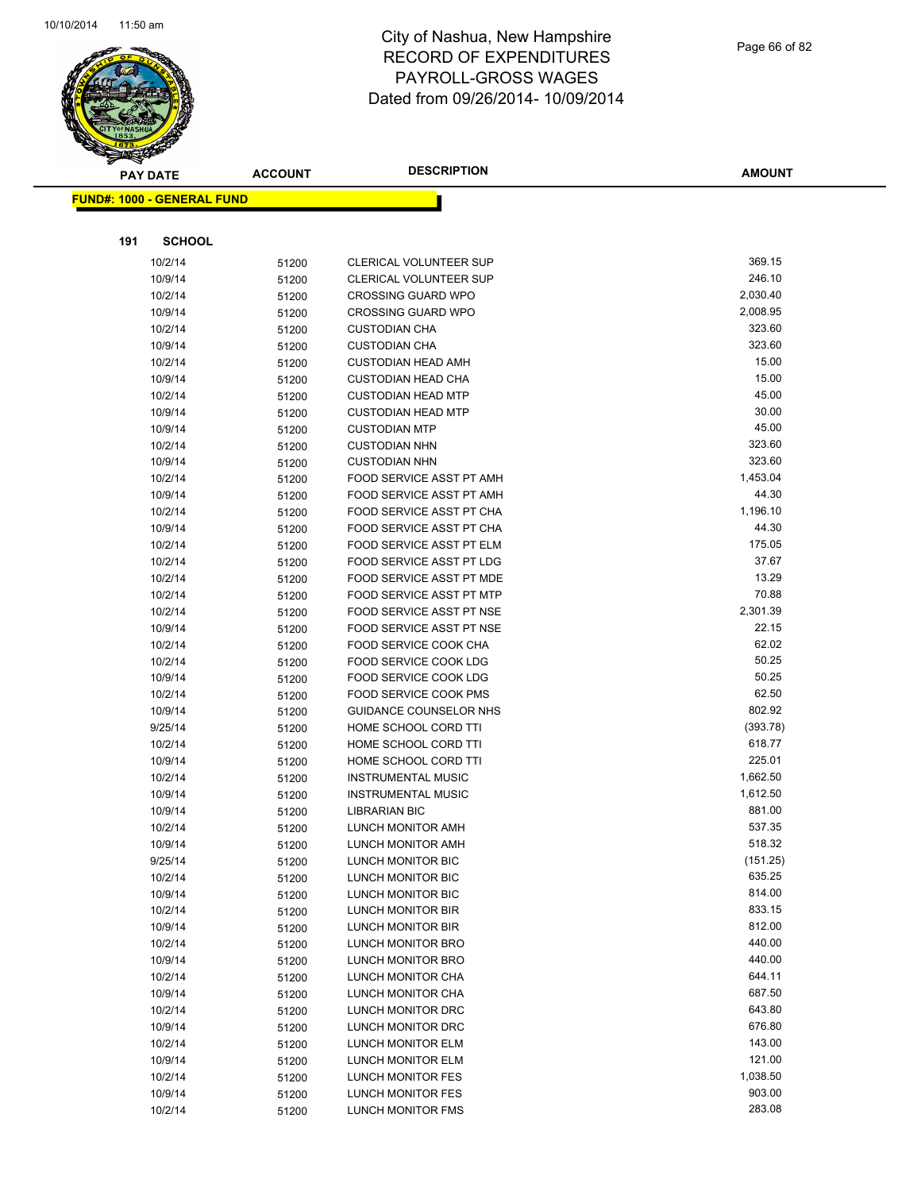# City of Nashua, New Hampshire
## RECORD OF EXPENDITURES
## PAYROLL-GROSS WAGES
## Dated from 09/26/2014- 10/09/2014

**FUND#: 1000 - GENERAL FUND**

**191 SCHOOL**

| PAY DATE | ACCOUNT | DESCRIPTION | AMOUNT |
|---|---|---|---|
| 10/2/14 | 51200 | CLERICAL VOLUNTEER SUP | 369.15 |
| 10/9/14 | 51200 | CLERICAL VOLUNTEER SUP | 246.10 |
| 10/2/14 | 51200 | CROSSING GUARD WPO | 2,030.40 |
| 10/9/14 | 51200 | CROSSING GUARD WPO | 2,008.95 |
| 10/2/14 | 51200 | CUSTODIAN CHA | 323.60 |
| 10/9/14 | 51200 | CUSTODIAN CHA | 323.60 |
| 10/2/14 | 51200 | CUSTODIAN HEAD AMH | 15.00 |
| 10/9/14 | 51200 | CUSTODIAN HEAD CHA | 15.00 |
| 10/2/14 | 51200 | CUSTODIAN HEAD MTP | 45.00 |
| 10/9/14 | 51200 | CUSTODIAN HEAD MTP | 30.00 |
| 10/9/14 | 51200 | CUSTODIAN MTP | 45.00 |
| 10/2/14 | 51200 | CUSTODIAN NHN | 323.60 |
| 10/9/14 | 51200 | CUSTODIAN NHN | 323.60 |
| 10/2/14 | 51200 | FOOD SERVICE ASST PT AMH | 1,453.04 |
| 10/9/14 | 51200 | FOOD SERVICE ASST PT AMH | 44.30 |
| 10/2/14 | 51200 | FOOD SERVICE ASST PT CHA | 1,196.10 |
| 10/9/14 | 51200 | FOOD SERVICE ASST PT CHA | 44.30 |
| 10/2/14 | 51200 | FOOD SERVICE ASST PT ELM | 175.05 |
| 10/2/14 | 51200 | FOOD SERVICE ASST PT LDG | 37.67 |
| 10/2/14 | 51200 | FOOD SERVICE ASST PT MDE | 13.29 |
| 10/2/14 | 51200 | FOOD SERVICE ASST PT MTP | 70.88 |
| 10/2/14 | 51200 | FOOD SERVICE ASST PT NSE | 2,301.39 |
| 10/9/14 | 51200 | FOOD SERVICE ASST PT NSE | 22.15 |
| 10/2/14 | 51200 | FOOD SERVICE COOK CHA | 62.02 |
| 10/2/14 | 51200 | FOOD SERVICE COOK LDG | 50.25 |
| 10/9/14 | 51200 | FOOD SERVICE COOK LDG | 50.25 |
| 10/2/14 | 51200 | FOOD SERVICE COOK PMS | 62.50 |
| 10/9/14 | 51200 | GUIDANCE COUNSELOR NHS | 802.92 |
| 9/25/14 | 51200 | HOME SCHOOL CORD TTI | (393.78) |
| 10/2/14 | 51200 | HOME SCHOOL CORD TTI | 618.77 |
| 10/9/14 | 51200 | HOME SCHOOL CORD TTI | 225.01 |
| 10/2/14 | 51200 | INSTRUMENTAL MUSIC | 1,662.50 |
| 10/9/14 | 51200 | INSTRUMENTAL MUSIC | 1,612.50 |
| 10/9/14 | 51200 | LIBRARIAN BIC | 881.00 |
| 10/2/14 | 51200 | LUNCH MONITOR AMH | 537.35 |
| 10/9/14 | 51200 | LUNCH MONITOR AMH | 518.32 |
| 9/25/14 | 51200 | LUNCH MONITOR BIC | (151.25) |
| 10/2/14 | 51200 | LUNCH MONITOR BIC | 635.25 |
| 10/9/14 | 51200 | LUNCH MONITOR BIC | 814.00 |
| 10/2/14 | 51200 | LUNCH MONITOR BIR | 833.15 |
| 10/9/14 | 51200 | LUNCH MONITOR BIR | 812.00 |
| 10/2/14 | 51200 | LUNCH MONITOR BRO | 440.00 |
| 10/9/14 | 51200 | LUNCH MONITOR BRO | 440.00 |
| 10/2/14 | 51200 | LUNCH MONITOR CHA | 644.11 |
| 10/9/14 | 51200 | LUNCH MONITOR CHA | 687.50 |
| 10/2/14 | 51200 | LUNCH MONITOR DRC | 643.80 |
| 10/9/14 | 51200 | LUNCH MONITOR DRC | 676.80 |
| 10/2/14 | 51200 | LUNCH MONITOR ELM | 143.00 |
| 10/9/14 | 51200 | LUNCH MONITOR ELM | 121.00 |
| 10/2/14 | 51200 | LUNCH MONITOR FES | 1,038.50 |
| 10/9/14 | 51200 | LUNCH MONITOR FES | 903.00 |
| 10/2/14 | 51200 | LUNCH MONITOR FMS | 283.08 |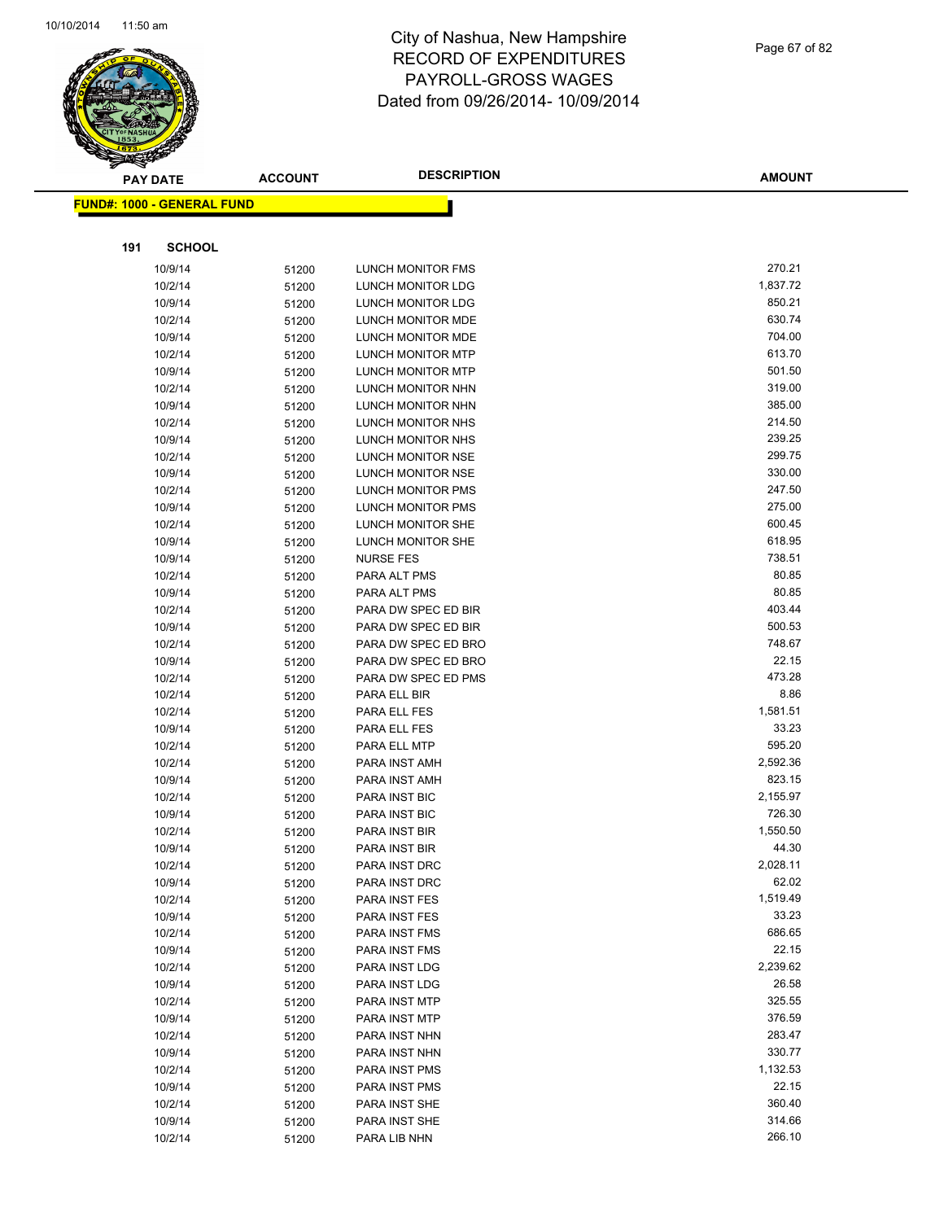# City of Nashua, New Hampshire
# RECORD OF EXPENDITURES
# PAYROLL-GROSS WAGES
# Dated from 09/26/2014- 10/09/2014

**FUND#: 1000 - GENERAL FUND**

**191 SCHOOL**

| PAY DATE | ACCOUNT | DESCRIPTION | AMOUNT |
|---|---|---|---|
| 10/9/14 | 51200 | LUNCH MONITOR FMS | 270.21 |
| 10/2/14 | 51200 | LUNCH MONITOR LDG | 1,837.72 |
| 10/9/14 | 51200 | LUNCH MONITOR LDG | 850.21 |
| 10/2/14 | 51200 | LUNCH MONITOR MDE | 630.74 |
| 10/9/14 | 51200 | LUNCH MONITOR MDE | 704.00 |
| 10/2/14 | 51200 | LUNCH MONITOR MTP | 613.70 |
| 10/9/14 | 51200 | LUNCH MONITOR MTP | 501.50 |
| 10/2/14 | 51200 | LUNCH MONITOR NHN | 319.00 |
| 10/9/14 | 51200 | LUNCH MONITOR NHN | 385.00 |
| 10/2/14 | 51200 | LUNCH MONITOR NHS | 214.50 |
| 10/9/14 | 51200 | LUNCH MONITOR NHS | 239.25 |
| 10/2/14 | 51200 | LUNCH MONITOR NSE | 299.75 |
| 10/9/14 | 51200 | LUNCH MONITOR NSE | 330.00 |
| 10/2/14 | 51200 | LUNCH MONITOR PMS | 247.50 |
| 10/9/14 | 51200 | LUNCH MONITOR PMS | 275.00 |
| 10/2/14 | 51200 | LUNCH MONITOR SHE | 600.45 |
| 10/9/14 | 51200 | LUNCH MONITOR SHE | 618.95 |
| 10/9/14 | 51200 | NURSE FES | 738.51 |
| 10/2/14 | 51200 | PARA ALT PMS | 80.85 |
| 10/9/14 | 51200 | PARA ALT PMS | 80.85 |
| 10/2/14 | 51200 | PARA DW SPEC ED BIR | 403.44 |
| 10/9/14 | 51200 | PARA DW SPEC ED BIR | 500.53 |
| 10/2/14 | 51200 | PARA DW SPEC ED BRO | 748.67 |
| 10/9/14 | 51200 | PARA DW SPEC ED BRO | 22.15 |
| 10/2/14 | 51200 | PARA DW SPEC ED PMS | 473.28 |
| 10/2/14 | 51200 | PARA ELL BIR | 8.86 |
| 10/2/14 | 51200 | PARA ELL FES | 1,581.51 |
| 10/9/14 | 51200 | PARA ELL FES | 33.23 |
| 10/2/14 | 51200 | PARA ELL MTP | 595.20 |
| 10/2/14 | 51200 | PARA INST AMH | 2,592.36 |
| 10/9/14 | 51200 | PARA INST AMH | 823.15 |
| 10/2/14 | 51200 | PARA INST BIC | 2,155.97 |
| 10/9/14 | 51200 | PARA INST BIC | 726.30 |
| 10/2/14 | 51200 | PARA INST BIR | 1,550.50 |
| 10/9/14 | 51200 | PARA INST BIR | 44.30 |
| 10/2/14 | 51200 | PARA INST DRC | 2,028.11 |
| 10/9/14 | 51200 | PARA INST DRC | 62.02 |
| 10/2/14 | 51200 | PARA INST FES | 1,519.49 |
| 10/9/14 | 51200 | PARA INST FES | 33.23 |
| 10/2/14 | 51200 | PARA INST FMS | 686.65 |
| 10/9/14 | 51200 | PARA INST FMS | 22.15 |
| 10/2/14 | 51200 | PARA INST LDG | 2,239.62 |
| 10/9/14 | 51200 | PARA INST LDG | 26.58 |
| 10/2/14 | 51200 | PARA INST MTP | 325.55 |
| 10/9/14 | 51200 | PARA INST MTP | 376.59 |
| 10/2/14 | 51200 | PARA INST NHN | 283.47 |
| 10/9/14 | 51200 | PARA INST NHN | 330.77 |
| 10/2/14 | 51200 | PARA INST PMS | 1,132.53 |
| 10/9/14 | 51200 | PARA INST PMS | 22.15 |
| 10/2/14 | 51200 | PARA INST SHE | 360.40 |
| 10/9/14 | 51200 | PARA INST SHE | 314.66 |
| 10/2/14 | 51200 | PARA LIB NHN | 266.10 |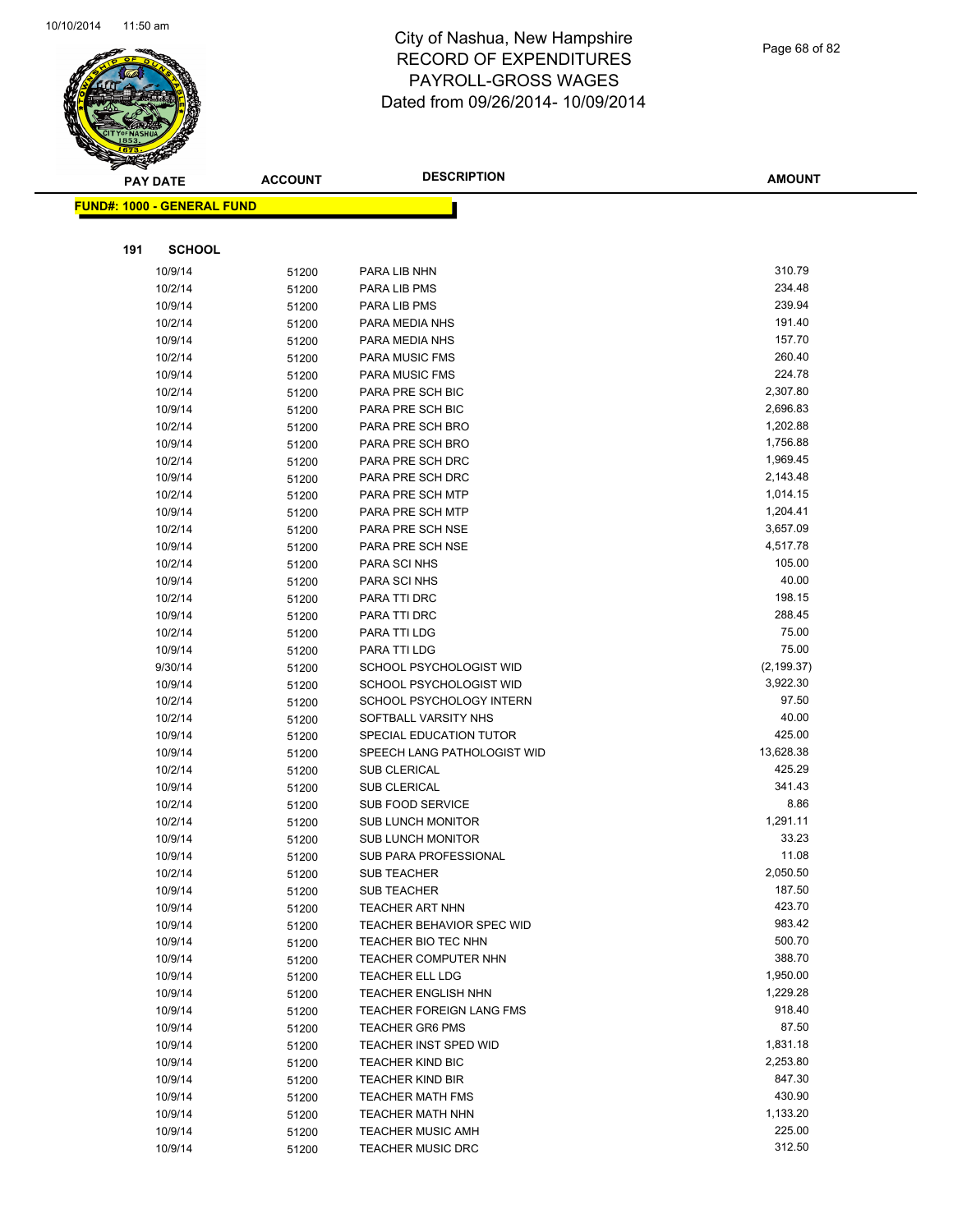# City of Nashua, New Hampshire
## RECORD OF EXPENDITURES
## PAYROLL-GROSS WAGES
## Dated from 09/26/2014- 10/09/2014

**FUND#: 1000 - GENERAL FUND**

**191 SCHOOL**

| PAY DATE | ACCOUNT | DESCRIPTION | AMOUNT |
|---|---|---|---|
| 10/9/14 | 51200 | PARA LIB NHN | 310.79 |
| 10/2/14 | 51200 | PARA LIB PMS | 234.48 |
| 10/9/14 | 51200 | PARA LIB PMS | 239.94 |
| 10/2/14 | 51200 | PARA MEDIA NHS | 191.40 |
| 10/9/14 | 51200 | PARA MEDIA NHS | 157.70 |
| 10/2/14 | 51200 | PARA MUSIC FMS | 260.40 |
| 10/9/14 | 51200 | PARA MUSIC FMS | 224.78 |
| 10/2/14 | 51200 | PARA PRE SCH BIC | 2,307.80 |
| 10/9/14 | 51200 | PARA PRE SCH BIC | 2,696.83 |
| 10/2/14 | 51200 | PARA PRE SCH BRO | 1,202.88 |
| 10/9/14 | 51200 | PARA PRE SCH BRO | 1,756.88 |
| 10/2/14 | 51200 | PARA PRE SCH DRC | 1,969.45 |
| 10/9/14 | 51200 | PARA PRE SCH DRC | 2,143.48 |
| 10/2/14 | 51200 | PARA PRE SCH MTP | 1,014.15 |
| 10/9/14 | 51200 | PARA PRE SCH MTP | 1,204.41 |
| 10/2/14 | 51200 | PARA PRE SCH NSE | 3,657.09 |
| 10/9/14 | 51200 | PARA PRE SCH NSE | 4,517.78 |
| 10/2/14 | 51200 | PARA SCI NHS | 105.00 |
| 10/9/14 | 51200 | PARA SCI NHS | 40.00 |
| 10/2/14 | 51200 | PARA TTI DRC | 198.15 |
| 10/9/14 | 51200 | PARA TTI DRC | 288.45 |
| 10/2/14 | 51200 | PARA TTI LDG | 75.00 |
| 10/9/14 | 51200 | PARA TTI LDG | 75.00 |
| 9/30/14 | 51200 | SCHOOL PSYCHOLOGIST WID | (2,199.37) |
| 10/9/14 | 51200 | SCHOOL PSYCHOLOGIST WID | 3,922.30 |
| 10/2/14 | 51200 | SCHOOL PSYCHOLOGY INTERN | 97.50 |
| 10/2/14 | 51200 | SOFTBALL VARSITY NHS | 40.00 |
| 10/9/14 | 51200 | SPECIAL EDUCATION TUTOR | 425.00 |
| 10/9/14 | 51200 | SPEECH LANG PATHOLOGIST WID | 13,628.38 |
| 10/2/14 | 51200 | SUB CLERICAL | 425.29 |
| 10/9/14 | 51200 | SUB CLERICAL | 341.43 |
| 10/2/14 | 51200 | SUB FOOD SERVICE | 8.86 |
| 10/2/14 | 51200 | SUB LUNCH MONITOR | 1,291.11 |
| 10/9/14 | 51200 | SUB LUNCH MONITOR | 33.23 |
| 10/9/14 | 51200 | SUB PARA PROFESSIONAL | 11.08 |
| 10/2/14 | 51200 | SUB TEACHER | 2,050.50 |
| 10/9/14 | 51200 | SUB TEACHER | 187.50 |
| 10/9/14 | 51200 | TEACHER ART NHN | 423.70 |
| 10/9/14 | 51200 | TEACHER BEHAVIOR SPEC WID | 983.42 |
| 10/9/14 | 51200 | TEACHER BIO TEC NHN | 500.70 |
| 10/9/14 | 51200 | TEACHER COMPUTER NHN | 388.70 |
| 10/9/14 | 51200 | TEACHER ELL LDG | 1,950.00 |
| 10/9/14 | 51200 | TEACHER ENGLISH NHN | 1,229.28 |
| 10/9/14 | 51200 | TEACHER FOREIGN LANG FMS | 918.40 |
| 10/9/14 | 51200 | TEACHER GR6 PMS | 87.50 |
| 10/9/14 | 51200 | TEACHER INST SPED WID | 1,831.18 |
| 10/9/14 | 51200 | TEACHER KIND BIC | 2,253.80 |
| 10/9/14 | 51200 | TEACHER KIND BIR | 847.30 |
| 10/9/14 | 51200 | TEACHER MATH FMS | 430.90 |
| 10/9/14 | 51200 | TEACHER MATH NHN | 1,133.20 |
| 10/9/14 | 51200 | TEACHER MUSIC AMH | 225.00 |
| 10/9/14 | 51200 | TEACHER MUSIC DRC | 312.50 |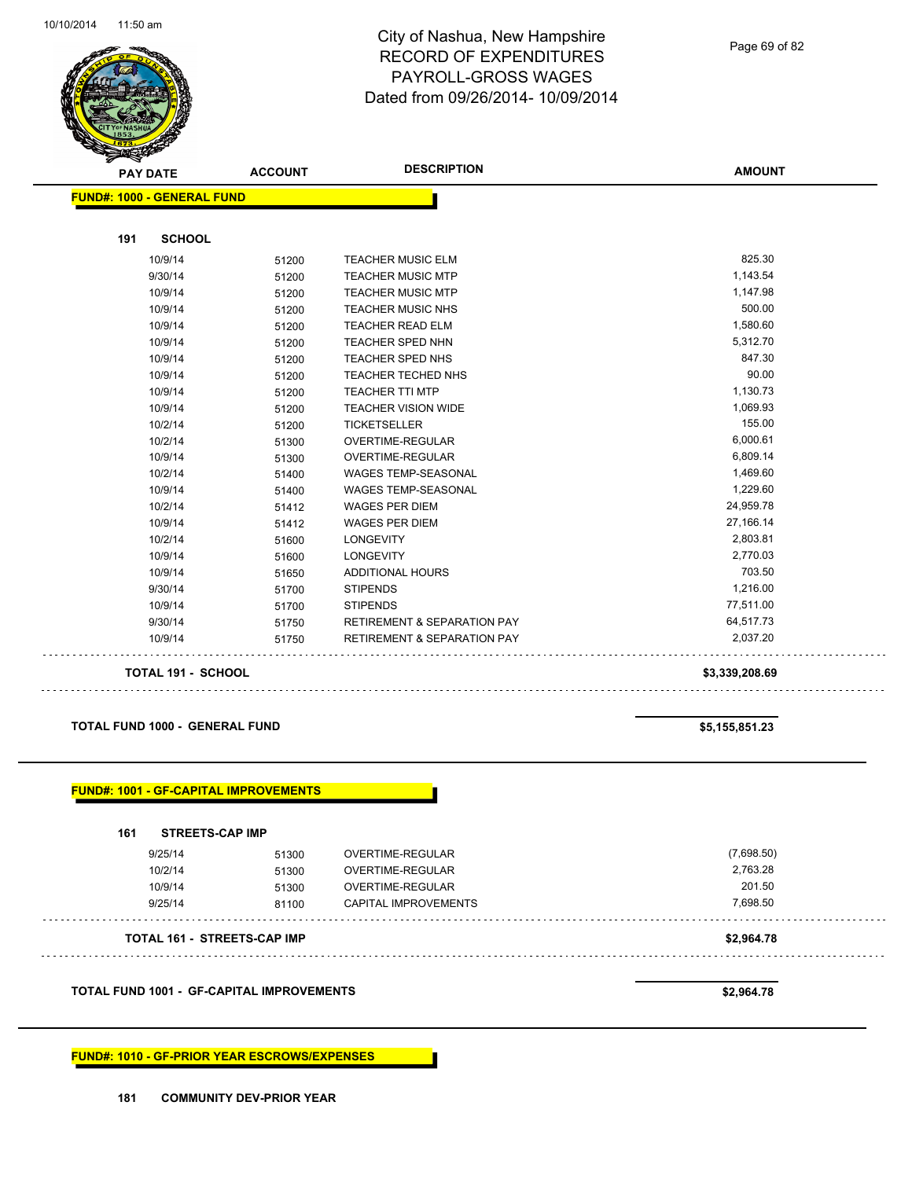# City of Nashua, New Hampshire
## RECORD OF EXPENDITURES
## PAYROLL-GROSS WAGES
## Dated from 09/26/2014- 10/09/2014

10/10/2014 11:50 am

**FUND#: 1000 - GENERAL FUND**

**191 SCHOOL**

| PAY DATE | ACCOUNT | DESCRIPTION | AMOUNT |
|---|---|---|---|
| 10/9/14 | 51200 | TEACHER MUSIC ELM | 825.30 |
| 9/30/14 | 51200 | TEACHER MUSIC MTP | 1,143.54 |
| 10/9/14 | 51200 | TEACHER MUSIC MTP | 1,147.98 |
| 10/9/14 | 51200 | TEACHER MUSIC NHS | 500.00 |
| 10/9/14 | 51200 | TEACHER READ ELM | 1,580.60 |
| 10/9/14 | 51200 | TEACHER SPED NHN | 5,312.70 |
| 10/9/14 | 51200 | TEACHER SPED NHS | 847.30 |
| 10/9/14 | 51200 | TEACHER TECHED NHS | 90.00 |
| 10/9/14 | 51200 | TEACHER TTI MTP | 1,130.73 |
| 10/9/14 | 51200 | TEACHER VISION WIDE | 1,069.93 |
| 10/2/14 | 51200 | TICKETSELLER | 155.00 |
| 10/2/14 | 51300 | OVERTIME-REGULAR | 6,000.61 |
| 10/9/14 | 51300 | OVERTIME-REGULAR | 6,809.14 |
| 10/2/14 | 51400 | WAGES TEMP-SEASONAL | 1,469.60 |
| 10/9/14 | 51400 | WAGES TEMP-SEASONAL | 1,229.60 |
| 10/2/14 | 51412 | WAGES PER DIEM | 24,959.78 |
| 10/9/14 | 51412 | WAGES PER DIEM | 27,166.14 |
| 10/2/14 | 51600 | LONGEVITY | 2,803.81 |
| 10/9/14 | 51600 | LONGEVITY | 2,770.03 |
| 10/9/14 | 51650 | ADDITIONAL HOURS | 703.50 |
| 9/30/14 | 51700 | STIPENDS | 1,216.00 |
| 10/9/14 | 51700 | STIPENDS | 77,511.00 |
| 9/30/14 | 51750 | RETIREMENT & SEPARATION PAY | 64,517.73 |
| 10/9/14 | 51750 | RETIREMENT & SEPARATION PAY | 2,037.20 |

**TOTAL 191 - SCHOOL** **$3,339,208.69**

**TOTAL FUND 1000 - GENERAL FUND** **$5,155,851.23**

**FUND#: 1001 - GF-CAPITAL IMPROVEMENTS**

**161 STREETS-CAP IMP**

| PAY DATE | ACCOUNT | DESCRIPTION | AMOUNT |
|---|---|---|---|
| 9/25/14 | 51300 | OVERTIME-REGULAR | (7,698.50) |
| 10/2/14 | 51300 | OVERTIME-REGULAR | 2,763.28 |
| 10/9/14 | 51300 | OVERTIME-REGULAR | 201.50 |
| 9/25/14 | 81100 | CAPITAL IMPROVEMENTS | 7,698.50 |

**TOTAL 161 - STREETS-CAP IMP** **$2,964.78**

**TOTAL FUND 1001 - GF-CAPITAL IMPROVEMENTS** **$2,964.78**

**FUND#: 1010 - GF-PRIOR YEAR ESCROWS/EXPENSES**

**181 COMMUNITY DEV-PRIOR YEAR**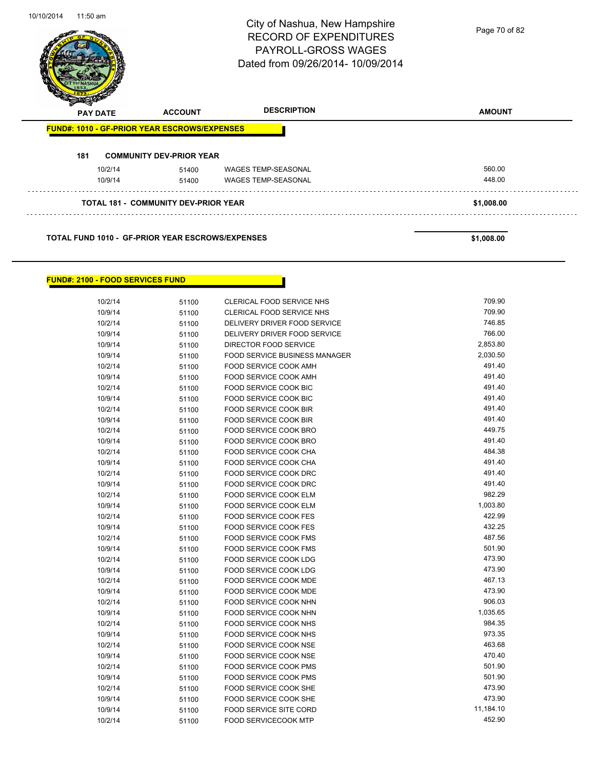# City of Nashua, New Hampshire
## RECORD OF EXPENDITURES
## PAYROLL-GROSS WAGES
## Dated from 09/26/2014- 10/09/2014

| PAY DATE | ACCOUNT | DESCRIPTION | AMOUNT |
|---|---|---|---|

**FUND#: 1010 - GF-PRIOR YEAR ESCROWS/EXPENSES**

**181 COMMUNITY DEV-PRIOR YEAR**

| PAY DATE | ACCOUNT | DESCRIPTION | AMOUNT |
|---|---|---|---|
| 10/2/14 | 51400 | WAGES TEMP-SEASONAL | 560.00 |
| 10/9/14 | 51400 | WAGES TEMP-SEASONAL | 448.00 |

**TOTAL 181 - COMMUNITY DEV-PRIOR YEAR** **$1,008.00**

**TOTAL FUND 1010 - GF-PRIOR YEAR ESCROWS/EXPENSES** **$1,008.00**

**FUND#: 2100 - FOOD SERVICES FUND**

| PAY DATE | ACCOUNT | DESCRIPTION | AMOUNT |
|---|---|---|---|
| 10/2/14 | 51100 | CLERICAL FOOD SERVICE NHS | 709.90 |
| 10/9/14 | 51100 | CLERICAL FOOD SERVICE NHS | 709.90 |
| 10/2/14 | 51100 | DELIVERY DRIVER FOOD SERVICE | 746.85 |
| 10/9/14 | 51100 | DELIVERY DRIVER FOOD SERVICE | 766.00 |
| 10/9/14 | 51100 | DIRECTOR FOOD SERVICE | 2,853.80 |
| 10/9/14 | 51100 | FOOD SERVICE BUSINESS MANAGER | 2,030.50 |
| 10/2/14 | 51100 | FOOD SERVICE COOK AMH | 491.40 |
| 10/9/14 | 51100 | FOOD SERVICE COOK AMH | 491.40 |
| 10/2/14 | 51100 | FOOD SERVICE COOK BIC | 491.40 |
| 10/9/14 | 51100 | FOOD SERVICE COOK BIC | 491.40 |
| 10/2/14 | 51100 | FOOD SERVICE COOK BIR | 491.40 |
| 10/9/14 | 51100 | FOOD SERVICE COOK BIR | 491.40 |
| 10/2/14 | 51100 | FOOD SERVICE COOK BRO | 449.75 |
| 10/9/14 | 51100 | FOOD SERVICE COOK BRO | 491.40 |
| 10/2/14 | 51100 | FOOD SERVICE COOK CHA | 484.38 |
| 10/9/14 | 51100 | FOOD SERVICE COOK CHA | 491.40 |
| 10/2/14 | 51100 | FOOD SERVICE COOK DRC | 491.40 |
| 10/9/14 | 51100 | FOOD SERVICE COOK DRC | 491.40 |
| 10/2/14 | 51100 | FOOD SERVICE COOK ELM | 982.29 |
| 10/9/14 | 51100 | FOOD SERVICE COOK ELM | 1,003.80 |
| 10/2/14 | 51100 | FOOD SERVICE COOK FES | 422.99 |
| 10/9/14 | 51100 | FOOD SERVICE COOK FES | 432.25 |
| 10/2/14 | 51100 | FOOD SERVICE COOK FMS | 487.56 |
| 10/9/14 | 51100 | FOOD SERVICE COOK FMS | 501.90 |
| 10/2/14 | 51100 | FOOD SERVICE COOK LDG | 473.90 |
| 10/9/14 | 51100 | FOOD SERVICE COOK LDG | 473.90 |
| 10/2/14 | 51100 | FOOD SERVICE COOK MDE | 467.13 |
| 10/9/14 | 51100 | FOOD SERVICE COOK MDE | 473.90 |
| 10/2/14 | 51100 | FOOD SERVICE COOK NHN | 906.03 |
| 10/9/14 | 51100 | FOOD SERVICE COOK NHN | 1,035.65 |
| 10/2/14 | 51100 | FOOD SERVICE COOK NHS | 984.35 |
| 10/9/14 | 51100 | FOOD SERVICE COOK NHS | 973.35 |
| 10/2/14 | 51100 | FOOD SERVICE COOK NSE | 463.68 |
| 10/9/14 | 51100 | FOOD SERVICE COOK NSE | 470.40 |
| 10/2/14 | 51100 | FOOD SERVICE COOK PMS | 501.90 |
| 10/9/14 | 51100 | FOOD SERVICE COOK PMS | 501.90 |
| 10/2/14 | 51100 | FOOD SERVICE COOK SHE | 473.90 |
| 10/9/14 | 51100 | FOOD SERVICE COOK SHE | 473.90 |
| 10/9/14 | 51100 | FOOD SERVICE SITE CORD | 11,184.10 |
| 10/2/14 | 51100 | FOOD SERVICECOOK MTP | 452.90 |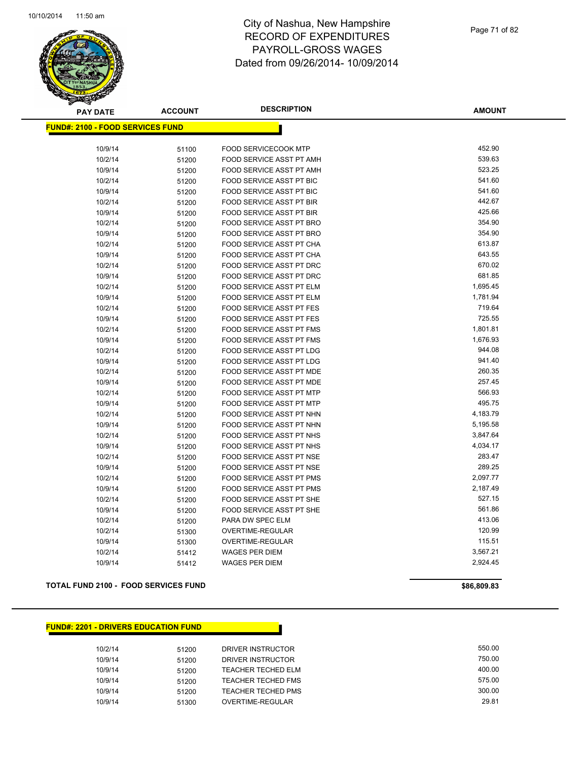# City of Nashua, New Hampshire
# RECORD OF EXPENDITURES
# PAYROLL-GROSS WAGES
# Dated from 09/26/2014- 10/09/2014

| PAY DATE | ACCOUNT | DESCRIPTION | AMOUNT |
|---|---|---|---|
| **FUND#: 2100 - FOOD SERVICES FUND** | | | |
| 10/9/14 | 51100 | FOOD SERVICECOOK MTP | 452.90 |
| 10/2/14 | 51200 | FOOD SERVICE ASST PT AMH | 539.63 |
| 10/9/14 | 51200 | FOOD SERVICE ASST PT AMH | 523.25 |
| 10/2/14 | 51200 | FOOD SERVICE ASST PT BIC | 541.60 |
| 10/9/14 | 51200 | FOOD SERVICE ASST PT BIC | 541.60 |
| 10/2/14 | 51200 | FOOD SERVICE ASST PT BIR | 442.67 |
| 10/9/14 | 51200 | FOOD SERVICE ASST PT BIR | 425.66 |
| 10/2/14 | 51200 | FOOD SERVICE ASST PT BRO | 354.90 |
| 10/9/14 | 51200 | FOOD SERVICE ASST PT BRO | 354.90 |
| 10/2/14 | 51200 | FOOD SERVICE ASST PT CHA | 613.87 |
| 10/9/14 | 51200 | FOOD SERVICE ASST PT CHA | 643.55 |
| 10/2/14 | 51200 | FOOD SERVICE ASST PT DRC | 670.02 |
| 10/9/14 | 51200 | FOOD SERVICE ASST PT DRC | 681.85 |
| 10/2/14 | 51200 | FOOD SERVICE ASST PT ELM | 1,695.45 |
| 10/9/14 | 51200 | FOOD SERVICE ASST PT ELM | 1,781.94 |
| 10/2/14 | 51200 | FOOD SERVICE ASST PT FES | 719.64 |
| 10/9/14 | 51200 | FOOD SERVICE ASST PT FES | 725.55 |
| 10/2/14 | 51200 | FOOD SERVICE ASST PT FMS | 1,801.81 |
| 10/9/14 | 51200 | FOOD SERVICE ASST PT FMS | 1,676.93 |
| 10/2/14 | 51200 | FOOD SERVICE ASST PT LDG | 944.08 |
| 10/9/14 | 51200 | FOOD SERVICE ASST PT LDG | 941.40 |
| 10/2/14 | 51200 | FOOD SERVICE ASST PT MDE | 260.35 |
| 10/9/14 | 51200 | FOOD SERVICE ASST PT MDE | 257.45 |
| 10/2/14 | 51200 | FOOD SERVICE ASST PT MTP | 566.93 |
| 10/9/14 | 51200 | FOOD SERVICE ASST PT MTP | 495.75 |
| 10/2/14 | 51200 | FOOD SERVICE ASST PT NHN | 4,183.79 |
| 10/9/14 | 51200 | FOOD SERVICE ASST PT NHN | 5,195.58 |
| 10/2/14 | 51200 | FOOD SERVICE ASST PT NHS | 3,847.64 |
| 10/9/14 | 51200 | FOOD SERVICE ASST PT NHS | 4,034.17 |
| 10/2/14 | 51200 | FOOD SERVICE ASST PT NSE | 283.47 |
| 10/9/14 | 51200 | FOOD SERVICE ASST PT NSE | 289.25 |
| 10/2/14 | 51200 | FOOD SERVICE ASST PT PMS | 2,097.77 |
| 10/9/14 | 51200 | FOOD SERVICE ASST PT PMS | 2,187.49 |
| 10/2/14 | 51200 | FOOD SERVICE ASST PT SHE | 527.15 |
| 10/9/14 | 51200 | FOOD SERVICE ASST PT SHE | 561.86 |
| 10/2/14 | 51200 | PARA DW SPEC ELM | 413.06 |
| 10/2/14 | 51300 | OVERTIME-REGULAR | 120.99 |
| 10/9/14 | 51300 | OVERTIME-REGULAR | 115.51 |
| 10/2/14 | 51412 | WAGES PER DIEM | 3,567.21 |
| 10/9/14 | 51412 | WAGES PER DIEM | 2,924.45 |
| **TOTAL FUND 2100 - FOOD SERVICES FUND** | | | **$86,809.83** |

| PAY DATE | ACCOUNT | DESCRIPTION | AMOUNT |
|---|---|---|---|
| **FUND#: 2201 - DRIVERS EDUCATION FUND** | | | |
| 10/2/14 | 51200 | DRIVER INSTRUCTOR | 550.00 |
| 10/9/14 | 51200 | DRIVER INSTRUCTOR | 750.00 |
| 10/9/14 | 51200 | TEACHER TECHED ELM | 400.00 |
| 10/9/14 | 51200 | TEACHER TECHED FMS | 575.00 |
| 10/9/14 | 51200 | TEACHER TECHED PMS | 300.00 |
| 10/9/14 | 51300 | OVERTIME-REGULAR | 29.81 |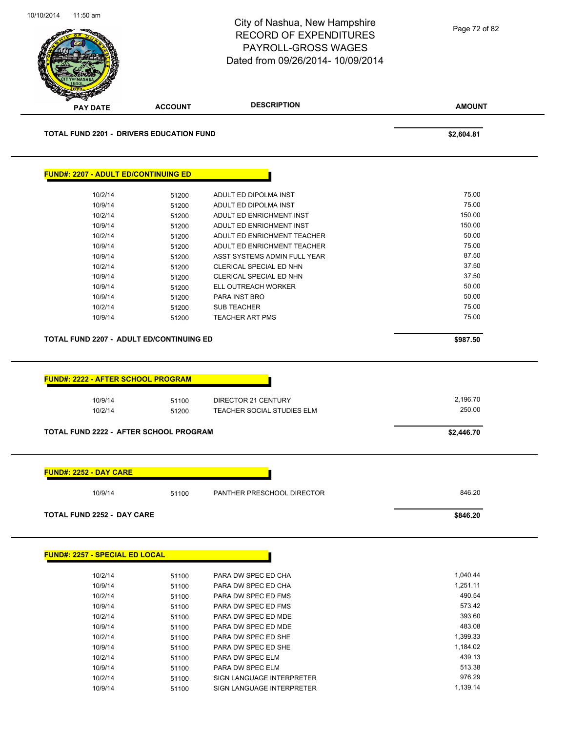# City of Nashua, New Hampshire
# RECORD OF EXPENDITURES
# PAYROLL-GROSS WAGES
# Dated from 09/26/2014- 10/09/2014

| PAY DATE | ACCOUNT | DESCRIPTION | AMOUNT |
|---|---|---|---|
| **TOTAL FUND 2201 - DRIVERS EDUCATION FUND** | | | **$2,604.81** |

**FUND#: 2207 - ADULT ED/CONTINUING ED**

| PAY DATE | ACCOUNT | DESCRIPTION | AMOUNT |
|---|---|---|---|
| 10/2/14 | 51200 | ADULT ED DIPOLMA INST | 75.00 |
| 10/9/14 | 51200 | ADULT ED DIPOLMA INST | 75.00 |
| 10/2/14 | 51200 | ADULT ED ENRICHMENT INST | 150.00 |
| 10/9/14 | 51200 | ADULT ED ENRICHMENT INST | 150.00 |
| 10/2/14 | 51200 | ADULT ED ENRICHMENT TEACHER | 50.00 |
| 10/9/14 | 51200 | ADULT ED ENRICHMENT TEACHER | 75.00 |
| 10/9/14 | 51200 | ASST SYSTEMS ADMIN FULL YEAR | 87.50 |
| 10/2/14 | 51200 | CLERICAL SPECIAL ED NHN | 37.50 |
| 10/9/14 | 51200 | CLERICAL SPECIAL ED NHN | 37.50 |
| 10/9/14 | 51200 | ELL OUTREACH WORKER | 50.00 |
| 10/9/14 | 51200 | PARA INST BRO | 50.00 |
| 10/2/14 | 51200 | SUB TEACHER | 75.00 |
| 10/9/14 | 51200 | TEACHER ART PMS | 75.00 |
| **TOTAL FUND 2207 - ADULT ED/CONTINUING ED** | | | **$987.50** |

**FUND#: 2222 - AFTER SCHOOL PROGRAM**

| PAY DATE | ACCOUNT | DESCRIPTION | AMOUNT |
|---|---|---|---|
| 10/9/14 | 51100 | DIRECTOR 21 CENTURY | 2,196.70 |
| 10/2/14 | 51200 | TEACHER SOCIAL STUDIES ELM | 250.00 |
| **TOTAL FUND 2222 - AFTER SCHOOL PROGRAM** | | | **$2,446.70** |

**FUND#: 2252 - DAY CARE**

| PAY DATE | ACCOUNT | DESCRIPTION | AMOUNT |
|---|---|---|---|
| 10/9/14 | 51100 | PANTHER PRESCHOOL DIRECTOR | 846.20 |
| **TOTAL FUND 2252 - DAY CARE** | | | **$846.20** |

**FUND#: 2257 - SPECIAL ED LOCAL**

| PAY DATE | ACCOUNT | DESCRIPTION | AMOUNT |
|---|---|---|---|
| 10/2/14 | 51100 | PARA DW SPEC ED CHA | 1,040.44 |
| 10/9/14 | 51100 | PARA DW SPEC ED CHA | 1,251.11 |
| 10/2/14 | 51100 | PARA DW SPEC ED FMS | 490.54 |
| 10/9/14 | 51100 | PARA DW SPEC ED FMS | 573.42 |
| 10/2/14 | 51100 | PARA DW SPEC ED MDE | 393.60 |
| 10/9/14 | 51100 | PARA DW SPEC ED MDE | 483.08 |
| 10/2/14 | 51100 | PARA DW SPEC ED SHE | 1,399.33 |
| 10/9/14 | 51100 | PARA DW SPEC ED SHE | 1,184.02 |
| 10/2/14 | 51100 | PARA DW SPEC ELM | 439.13 |
| 10/9/14 | 51100 | PARA DW SPEC ELM | 513.38 |
| 10/2/14 | 51100 | SIGN LANGUAGE INTERPRETER | 976.29 |
| 10/9/14 | 51100 | SIGN LANGUAGE INTERPRETER | 1,139.14 |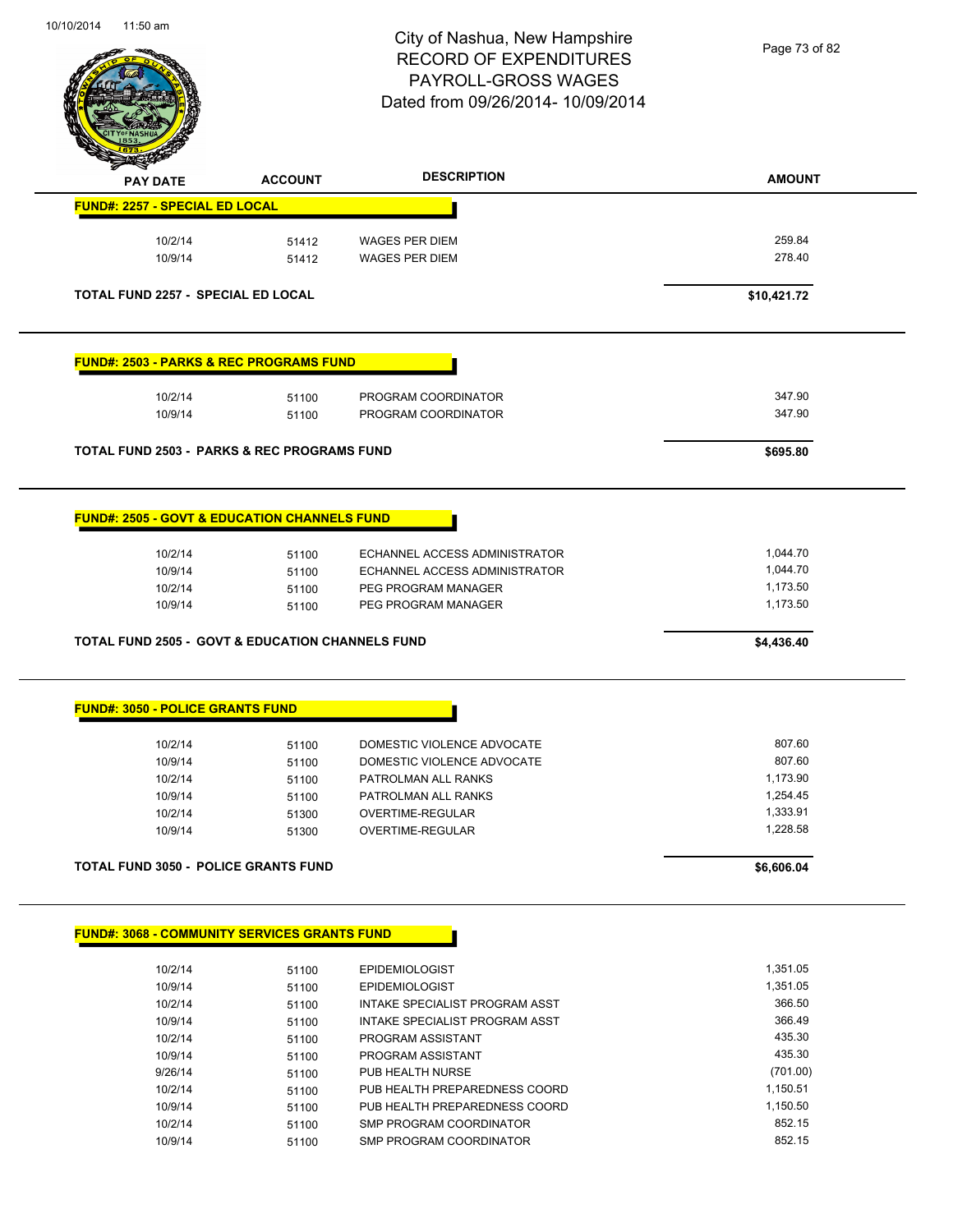# City of Nashua, New Hampshire
## RECORD OF EXPENDITURES
## PAYROLL-GROSS WAGES
## Dated from 09/26/2014- 10/09/2014

10/10/2014 11:50 am

| PAY DATE | ACCOUNT | DESCRIPTION | AMOUNT |
|---|---|---|---|
| **FUND#: 2257 - SPECIAL ED LOCAL** | | | |
| 10/2/14 | 51412 | WAGES PER DIEM | 259.84 |
| 10/9/14 | 51412 | WAGES PER DIEM | 278.40 |
| **TOTAL FUND 2257 - SPECIAL ED LOCAL** | | | **$10,421.72** |
| **FUND#: 2503 - PARKS & REC PROGRAMS FUND** | | | |
| 10/2/14 | 51100 | PROGRAM COORDINATOR | 347.90 |
| 10/9/14 | 51100 | PROGRAM COORDINATOR | 347.90 |
| **TOTAL FUND 2503 - PARKS & REC PROGRAMS FUND** | | | **$695.80** |
| **FUND#: 2505 - GOVT & EDUCATION CHANNELS FUND** | | | |
| 10/2/14 | 51100 | ECHANNEL ACCESS ADMINISTRATOR | 1,044.70 |
| 10/9/14 | 51100 | ECHANNEL ACCESS ADMINISTRATOR | 1,044.70 |
| 10/2/14 | 51100 | PEG PROGRAM MANAGER | 1,173.50 |
| 10/9/14 | 51100 | PEG PROGRAM MANAGER | 1,173.50 |
| **TOTAL FUND 2505 - GOVT & EDUCATION CHANNELS FUND** | | | **$4,436.40** |
| **FUND#: 3050 - POLICE GRANTS FUND** | | | |
| 10/2/14 | 51100 | DOMESTIC VIOLENCE ADVOCATE | 807.60 |
| 10/9/14 | 51100 | DOMESTIC VIOLENCE ADVOCATE | 807.60 |
| 10/2/14 | 51100 | PATROLMAN ALL RANKS | 1,173.90 |
| 10/9/14 | 51100 | PATROLMAN ALL RANKS | 1,254.45 |
| 10/2/14 | 51300 | OVERTIME-REGULAR | 1,333.91 |
| 10/9/14 | 51300 | OVERTIME-REGULAR | 1,228.58 |
| **TOTAL FUND 3050 - POLICE GRANTS FUND** | | | **$6,606.04** |
| **FUND#: 3068 - COMMUNITY SERVICES GRANTS FUND** | | | |
| 10/2/14 | 51100 | EPIDEMIOLOGIST | 1,351.05 |
| 10/9/14 | 51100 | EPIDEMIOLOGIST | 1,351.05 |
| 10/2/14 | 51100 | INTAKE SPECIALIST PROGRAM ASST | 366.50 |
| 10/9/14 | 51100 | INTAKE SPECIALIST PROGRAM ASST | 366.49 |
| 10/2/14 | 51100 | PROGRAM ASSISTANT | 435.30 |
| 10/9/14 | 51100 | PROGRAM ASSISTANT | 435.30 |
| 9/26/14 | 51100 | PUB HEALTH NURSE | (701.00) |
| 10/2/14 | 51100 | PUB HEALTH PREPAREDNESS COORD | 1,150.51 |
| 10/9/14 | 51100 | PUB HEALTH PREPAREDNESS COORD | 1,150.50 |
| 10/2/14 | 51100 | SMP PROGRAM COORDINATOR | 852.15 |
| 10/9/14 | 51100 | SMP PROGRAM COORDINATOR | 852.15 |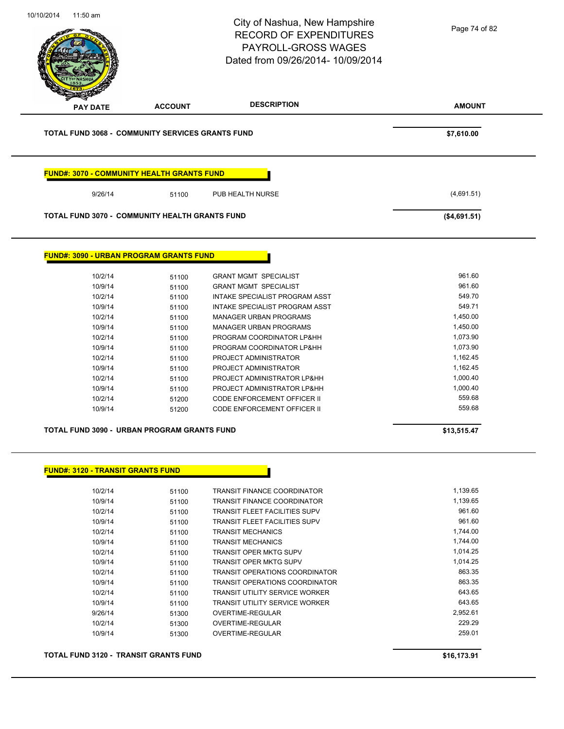City of Nashua, New Hampshire
RECORD OF EXPENDITURES
PAYROLL-GROSS WAGES
Dated from 09/26/2014- 10/09/2014

| PAY DATE | ACCOUNT | DESCRIPTION | AMOUNT |
|---|---|---|---|
| **TOTAL FUND 3068 - COMMUNITY SERVICES GRANTS FUND** | | | **$7,610.00** |

**FUND#: 3070 - COMMUNITY HEALTH GRANTS FUND**

| PAY DATE | ACCOUNT | DESCRIPTION | AMOUNT |
|---|---|---|---|
| 9/26/14 | 51100 | PUB HEALTH NURSE | (4,691.51) |
| **TOTAL FUND 3070 - COMMUNITY HEALTH GRANTS FUND** | | | **($4,691.51)** |

**FUND#: 3090 - URBAN PROGRAM GRANTS FUND**

| PAY DATE | ACCOUNT | DESCRIPTION | AMOUNT |
|---|---|---|---|
| 10/2/14 | 51100 | GRANT MGMT SPECIALIST | 961.60 |
| 10/9/14 | 51100 | GRANT MGMT SPECIALIST | 961.60 |
| 10/2/14 | 51100 | INTAKE SPECIALIST PROGRAM ASST | 549.70 |
| 10/9/14 | 51100 | INTAKE SPECIALIST PROGRAM ASST | 549.71 |
| 10/2/14 | 51100 | MANAGER URBAN PROGRAMS | 1,450.00 |
| 10/9/14 | 51100 | MANAGER URBAN PROGRAMS | 1,450.00 |
| 10/2/14 | 51100 | PROGRAM COORDINATOR LP&HH | 1,073.90 |
| 10/9/14 | 51100 | PROGRAM COORDINATOR LP&HH | 1,073.90 |
| 10/2/14 | 51100 | PROJECT ADMINISTRATOR | 1,162.45 |
| 10/9/14 | 51100 | PROJECT ADMINISTRATOR | 1,162.45 |
| 10/2/14 | 51100 | PROJECT ADMINISTRATOR LP&HH | 1,000.40 |
| 10/9/14 | 51100 | PROJECT ADMINISTRATOR LP&HH | 1,000.40 |
| 10/2/14 | 51200 | CODE ENFORCEMENT OFFICER II | 559.68 |
| 10/9/14 | 51200 | CODE ENFORCEMENT OFFICER II | 559.68 |
| **TOTAL FUND 3090 - URBAN PROGRAM GRANTS FUND** | | | **$13,515.47** |

**FUND#: 3120 - TRANSIT GRANTS FUND**

| PAY DATE | ACCOUNT | DESCRIPTION | AMOUNT |
|---|---|---|---|
| 10/2/14 | 51100 | TRANSIT FINANCE COORDINATOR | 1,139.65 |
| 10/9/14 | 51100 | TRANSIT FINANCE COORDINATOR | 1,139.65 |
| 10/2/14 | 51100 | TRANSIT FLEET FACILITIES SUPV | 961.60 |
| 10/9/14 | 51100 | TRANSIT FLEET FACILITIES SUPV | 961.60 |
| 10/2/14 | 51100 | TRANSIT MECHANICS | 1,744.00 |
| 10/9/14 | 51100 | TRANSIT MECHANICS | 1,744.00 |
| 10/2/14 | 51100 | TRANSIT OPER MKTG SUPV | 1,014.25 |
| 10/9/14 | 51100 | TRANSIT OPER MKTG SUPV | 1,014.25 |
| 10/2/14 | 51100 | TRANSIT OPERATIONS COORDINATOR | 863.35 |
| 10/9/14 | 51100 | TRANSIT OPERATIONS COORDINATOR | 863.35 |
| 10/2/14 | 51100 | TRANSIT UTILITY SERVICE WORKER | 643.65 |
| 10/9/14 | 51100 | TRANSIT UTILITY SERVICE WORKER | 643.65 |
| 9/26/14 | 51300 | OVERTIME-REGULAR | 2,952.61 |
| 10/2/14 | 51300 | OVERTIME-REGULAR | 229.29 |
| 10/9/14 | 51300 | OVERTIME-REGULAR | 259.01 |
| **TOTAL FUND 3120 - TRANSIT GRANTS FUND** | | | **$16,173.91** |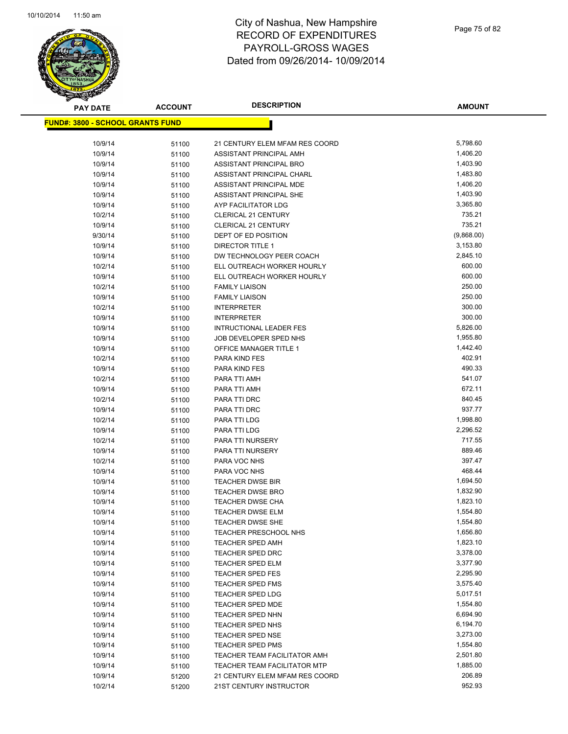# City of Nashua, New Hampshire
## RECORD OF EXPENDITURES
## PAYROLL-GROSS WAGES
## Dated from 09/26/2014- 10/09/2014

**FUND#: 3800 - SCHOOL GRANTS FUND**

| PAY DATE | ACCOUNT | DESCRIPTION | AMOUNT |
|---|---|---|---|
| 10/9/14 | 51100 | 21 CENTURY ELEM MFAM RES COORD | 5,798.60 |
| 10/9/14 | 51100 | ASSISTANT PRINCIPAL AMH | 1,406.20 |
| 10/9/14 | 51100 | ASSISTANT PRINCIPAL BRO | 1,403.90 |
| 10/9/14 | 51100 | ASSISTANT PRINCIPAL CHARL | 1,483.80 |
| 10/9/14 | 51100 | ASSISTANT PRINCIPAL MDE | 1,406.20 |
| 10/9/14 | 51100 | ASSISTANT PRINCIPAL SHE | 1,403.90 |
| 10/9/14 | 51100 | AYP FACILITATOR LDG | 3,365.80 |
| 10/2/14 | 51100 | CLERICAL 21 CENTURY | 735.21 |
| 10/9/14 | 51100 | CLERICAL 21 CENTURY | 735.21 |
| 9/30/14 | 51100 | DEPT OF ED POSITION | (9,868.00) |
| 10/9/14 | 51100 | DIRECTOR TITLE 1 | 3,153.80 |
| 10/9/14 | 51100 | DW TECHNOLOGY PEER COACH | 2,845.10 |
| 10/2/14 | 51100 | ELL OUTREACH WORKER HOURLY | 600.00 |
| 10/9/14 | 51100 | ELL OUTREACH WORKER HOURLY | 600.00 |
| 10/2/14 | 51100 | FAMILY LIAISON | 250.00 |
| 10/9/14 | 51100 | FAMILY LIAISON | 250.00 |
| 10/2/14 | 51100 | INTERPRETER | 300.00 |
| 10/9/14 | 51100 | INTERPRETER | 300.00 |
| 10/9/14 | 51100 | INTRUCTIONAL LEADER FES | 5,826.00 |
| 10/9/14 | 51100 | JOB DEVELOPER SPED NHS | 1,955.80 |
| 10/9/14 | 51100 | OFFICE MANAGER TITLE 1 | 1,442.40 |
| 10/2/14 | 51100 | PARA KIND FES | 402.91 |
| 10/9/14 | 51100 | PARA KIND FES | 490.33 |
| 10/2/14 | 51100 | PARA TTI AMH | 541.07 |
| 10/9/14 | 51100 | PARA TTI AMH | 672.11 |
| 10/2/14 | 51100 | PARA TTI DRC | 840.45 |
| 10/9/14 | 51100 | PARA TTI DRC | 937.77 |
| 10/2/14 | 51100 | PARA TTI LDG | 1,998.80 |
| 10/9/14 | 51100 | PARA TTI LDG | 2,296.52 |
| 10/2/14 | 51100 | PARA TTI NURSERY | 717.55 |
| 10/9/14 | 51100 | PARA TTI NURSERY | 889.46 |
| 10/2/14 | 51100 | PARA VOC NHS | 397.47 |
| 10/9/14 | 51100 | PARA VOC NHS | 468.44 |
| 10/9/14 | 51100 | TEACHER DWSE BIR | 1,694.50 |
| 10/9/14 | 51100 | TEACHER DWSE BRO | 1,832.90 |
| 10/9/14 | 51100 | TEACHER DWSE CHA | 1,823.10 |
| 10/9/14 | 51100 | TEACHER DWSE ELM | 1,554.80 |
| 10/9/14 | 51100 | TEACHER DWSE SHE | 1,554.80 |
| 10/9/14 | 51100 | TEACHER PRESCHOOL NHS | 1,656.80 |
| 10/9/14 | 51100 | TEACHER SPED AMH | 1,823.10 |
| 10/9/14 | 51100 | TEACHER SPED DRC | 3,378.00 |
| 10/9/14 | 51100 | TEACHER SPED ELM | 3,377.90 |
| 10/9/14 | 51100 | TEACHER SPED FES | 2,295.90 |
| 10/9/14 | 51100 | TEACHER SPED FMS | 3,575.40 |
| 10/9/14 | 51100 | TEACHER SPED LDG | 5,017.51 |
| 10/9/14 | 51100 | TEACHER SPED MDE | 1,554.80 |
| 10/9/14 | 51100 | TEACHER SPED NHN | 6,694.90 |
| 10/9/14 | 51100 | TEACHER SPED NHS | 6,194.70 |
| 10/9/14 | 51100 | TEACHER SPED NSE | 3,273.00 |
| 10/9/14 | 51100 | TEACHER SPED PMS | 1,554.80 |
| 10/9/14 | 51100 | TEACHER TEAM FACILITATOR AMH | 2,501.80 |
| 10/9/14 | 51100 | TEACHER TEAM FACILITATOR MTP | 1,885.00 |
| 10/9/14 | 51200 | 21 CENTURY ELEM MFAM RES COORD | 206.89 |
| 10/2/14 | 51200 | 21ST CENTURY INSTRUCTOR | 952.93 |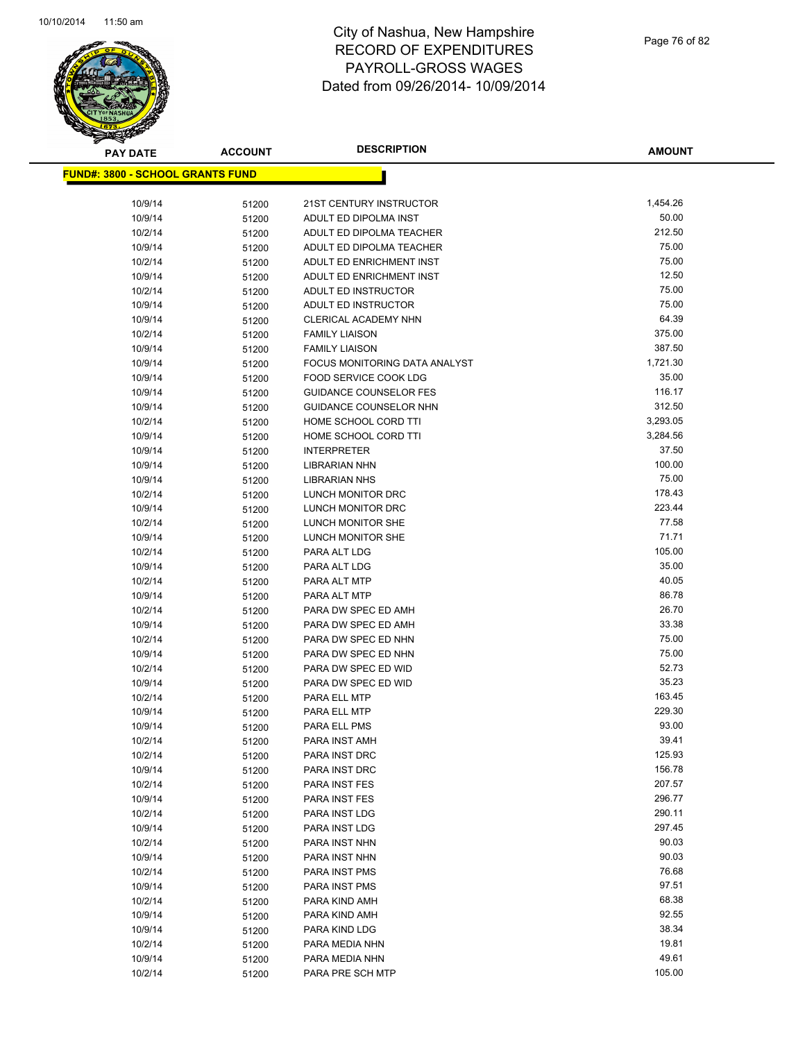# City of Nashua, New Hampshire
# RECORD OF EXPENDITURES
# PAYROLL-GROSS WAGES
# Dated from 09/26/2014- 10/09/2014

**FUND#: 3800 - SCHOOL GRANTS FUND**

| PAY DATE | ACCOUNT | DESCRIPTION | AMOUNT |
|---|---|---|---|
| 10/9/14 | 51200 | 21ST CENTURY INSTRUCTOR | 1,454.26 |
| 10/9/14 | 51200 | ADULT ED DIPOLMA INST | 50.00 |
| 10/2/14 | 51200 | ADULT ED DIPOLMA TEACHER | 212.50 |
| 10/9/14 | 51200 | ADULT ED DIPOLMA TEACHER | 75.00 |
| 10/2/14 | 51200 | ADULT ED ENRICHMENT INST | 75.00 |
| 10/9/14 | 51200 | ADULT ED ENRICHMENT INST | 12.50 |
| 10/2/14 | 51200 | ADULT ED INSTRUCTOR | 75.00 |
| 10/9/14 | 51200 | ADULT ED INSTRUCTOR | 75.00 |
| 10/9/14 | 51200 | CLERICAL ACADEMY NHN | 64.39 |
| 10/2/14 | 51200 | FAMILY LIAISON | 375.00 |
| 10/9/14 | 51200 | FAMILY LIAISON | 387.50 |
| 10/9/14 | 51200 | FOCUS MONITORING DATA ANALYST | 1,721.30 |
| 10/9/14 | 51200 | FOOD SERVICE COOK LDG | 35.00 |
| 10/9/14 | 51200 | GUIDANCE COUNSELOR FES | 116.17 |
| 10/9/14 | 51200 | GUIDANCE COUNSELOR NHN | 312.50 |
| 10/2/14 | 51200 | HOME SCHOOL CORD TTI | 3,293.05 |
| 10/9/14 | 51200 | HOME SCHOOL CORD TTI | 3,284.56 |
| 10/9/14 | 51200 | INTERPRETER | 37.50 |
| 10/9/14 | 51200 | LIBRARIAN NHN | 100.00 |
| 10/9/14 | 51200 | LIBRARIAN NHS | 75.00 |
| 10/2/14 | 51200 | LUNCH MONITOR DRC | 178.43 |
| 10/9/14 | 51200 | LUNCH MONITOR DRC | 223.44 |
| 10/2/14 | 51200 | LUNCH MONITOR SHE | 77.58 |
| 10/9/14 | 51200 | LUNCH MONITOR SHE | 71.71 |
| 10/2/14 | 51200 | PARA ALT LDG | 105.00 |
| 10/9/14 | 51200 | PARA ALT LDG | 35.00 |
| 10/2/14 | 51200 | PARA ALT MTP | 40.05 |
| 10/9/14 | 51200 | PARA ALT MTP | 86.78 |
| 10/2/14 | 51200 | PARA DW SPEC ED AMH | 26.70 |
| 10/9/14 | 51200 | PARA DW SPEC ED AMH | 33.38 |
| 10/2/14 | 51200 | PARA DW SPEC ED NHN | 75.00 |
| 10/9/14 | 51200 | PARA DW SPEC ED NHN | 75.00 |
| 10/2/14 | 51200 | PARA DW SPEC ED WID | 52.73 |
| 10/9/14 | 51200 | PARA DW SPEC ED WID | 35.23 |
| 10/2/14 | 51200 | PARA ELL MTP | 163.45 |
| 10/9/14 | 51200 | PARA ELL MTP | 229.30 |
| 10/9/14 | 51200 | PARA ELL PMS | 93.00 |
| 10/2/14 | 51200 | PARA INST AMH | 39.41 |
| 10/2/14 | 51200 | PARA INST DRC | 125.93 |
| 10/9/14 | 51200 | PARA INST DRC | 156.78 |
| 10/2/14 | 51200 | PARA INST FES | 207.57 |
| 10/9/14 | 51200 | PARA INST FES | 296.77 |
| 10/2/14 | 51200 | PARA INST LDG | 290.11 |
| 10/9/14 | 51200 | PARA INST LDG | 297.45 |
| 10/2/14 | 51200 | PARA INST NHN | 90.03 |
| 10/9/14 | 51200 | PARA INST NHN | 90.03 |
| 10/2/14 | 51200 | PARA INST PMS | 76.68 |
| 10/9/14 | 51200 | PARA INST PMS | 97.51 |
| 10/2/14 | 51200 | PARA KIND AMH | 68.38 |
| 10/9/14 | 51200 | PARA KIND AMH | 92.55 |
| 10/9/14 | 51200 | PARA KIND LDG | 38.34 |
| 10/2/14 | 51200 | PARA MEDIA NHN | 19.81 |
| 10/9/14 | 51200 | PARA MEDIA NHN | 49.61 |
| 10/2/14 | 51200 | PARA PRE SCH MTP | 105.00 |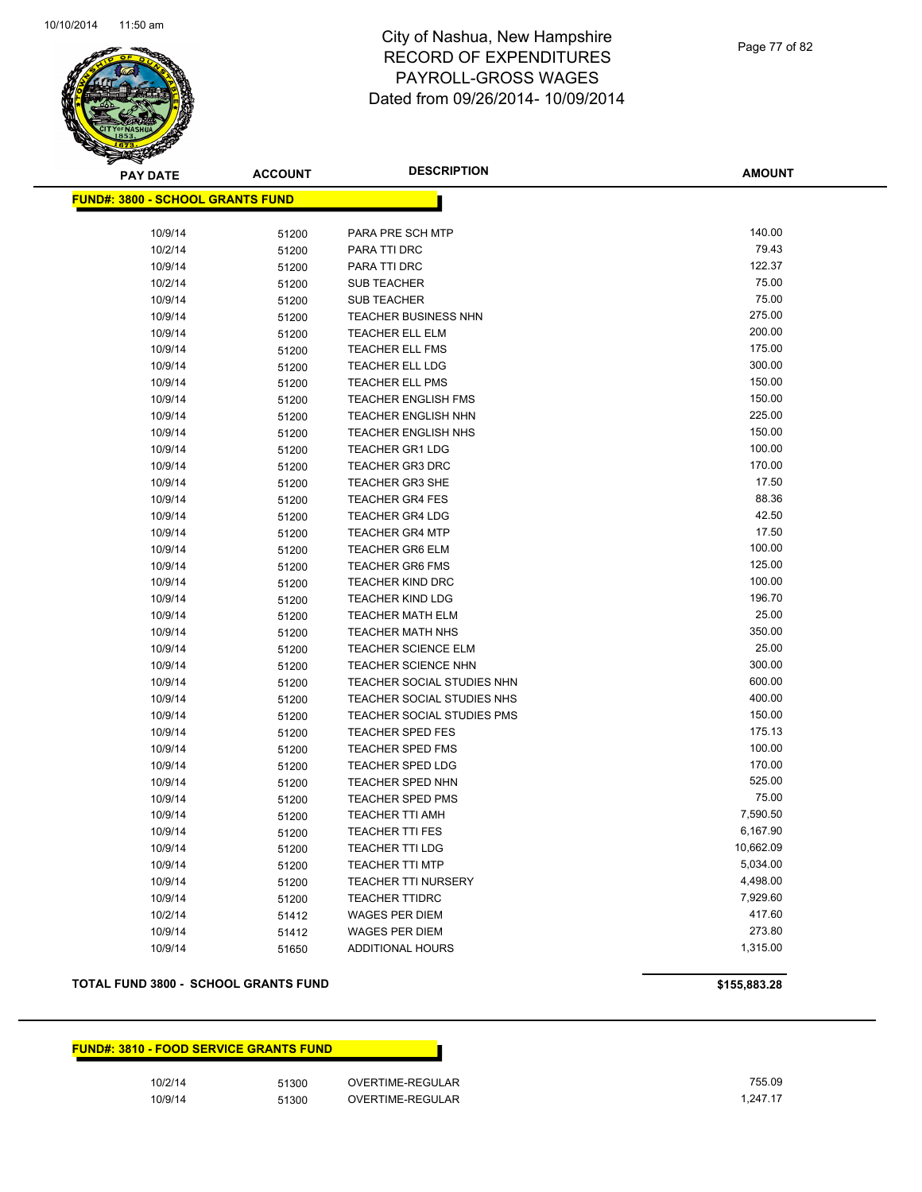# City of Nashua, New Hampshire
# RECORD OF EXPENDITURES
# PAYROLL-GROSS WAGES
# Dated from 09/26/2014- 10/09/2014

## FUND#: 3800 - SCHOOL GRANTS FUND

| PAY DATE | ACCOUNT | DESCRIPTION | AMOUNT |
|---|---|---|---|
| 10/9/14 | 51200 | PARA PRE SCH MTP | 140.00 |
| 10/2/14 | 51200 | PARA TTI DRC | 79.43 |
| 10/9/14 | 51200 | PARA TTI DRC | 122.37 |
| 10/2/14 | 51200 | SUB TEACHER | 75.00 |
| 10/9/14 | 51200 | SUB TEACHER | 75.00 |
| 10/9/14 | 51200 | TEACHER BUSINESS NHN | 275.00 |
| 10/9/14 | 51200 | TEACHER ELL ELM | 200.00 |
| 10/9/14 | 51200 | TEACHER ELL FMS | 175.00 |
| 10/9/14 | 51200 | TEACHER ELL LDG | 300.00 |
| 10/9/14 | 51200 | TEACHER ELL PMS | 150.00 |
| 10/9/14 | 51200 | TEACHER ENGLISH FMS | 150.00 |
| 10/9/14 | 51200 | TEACHER ENGLISH NHN | 225.00 |
| 10/9/14 | 51200 | TEACHER ENGLISH NHS | 150.00 |
| 10/9/14 | 51200 | TEACHER GR1 LDG | 100.00 |
| 10/9/14 | 51200 | TEACHER GR3 DRC | 170.00 |
| 10/9/14 | 51200 | TEACHER GR3 SHE | 17.50 |
| 10/9/14 | 51200 | TEACHER GR4 FES | 88.36 |
| 10/9/14 | 51200 | TEACHER GR4 LDG | 42.50 |
| 10/9/14 | 51200 | TEACHER GR4 MTP | 17.50 |
| 10/9/14 | 51200 | TEACHER GR6 ELM | 100.00 |
| 10/9/14 | 51200 | TEACHER GR6 FMS | 125.00 |
| 10/9/14 | 51200 | TEACHER KIND DRC | 100.00 |
| 10/9/14 | 51200 | TEACHER KIND LDG | 196.70 |
| 10/9/14 | 51200 | TEACHER MATH ELM | 25.00 |
| 10/9/14 | 51200 | TEACHER MATH NHS | 350.00 |
| 10/9/14 | 51200 | TEACHER SCIENCE ELM | 25.00 |
| 10/9/14 | 51200 | TEACHER SCIENCE NHN | 300.00 |
| 10/9/14 | 51200 | TEACHER SOCIAL STUDIES NHN | 600.00 |
| 10/9/14 | 51200 | TEACHER SOCIAL STUDIES NHS | 400.00 |
| 10/9/14 | 51200 | TEACHER SOCIAL STUDIES PMS | 150.00 |
| 10/9/14 | 51200 | TEACHER SPED FES | 175.13 |
| 10/9/14 | 51200 | TEACHER SPED FMS | 100.00 |
| 10/9/14 | 51200 | TEACHER SPED LDG | 170.00 |
| 10/9/14 | 51200 | TEACHER SPED NHN | 525.00 |
| 10/9/14 | 51200 | TEACHER SPED PMS | 75.00 |
| 10/9/14 | 51200 | TEACHER TTI AMH | 7,590.50 |
| 10/9/14 | 51200 | TEACHER TTI FES | 6,167.90 |
| 10/9/14 | 51200 | TEACHER TTI LDG | 10,662.09 |
| 10/9/14 | 51200 | TEACHER TTI MTP | 5,034.00 |
| 10/9/14 | 51200 | TEACHER TTI NURSERY | 4,498.00 |
| 10/9/14 | 51200 | TEACHER TTIDRC | 7,929.60 |
| 10/2/14 | 51412 | WAGES PER DIEM | 417.60 |
| 10/9/14 | 51412 | WAGES PER DIEM | 273.80 |
| 10/9/14 | 51650 | ADDITIONAL HOURS | 1,315.00 |

**TOTAL FUND 3800 - SCHOOL GRANTS FUND** **$155,883.28**

## FUND#: 3810 - FOOD SERVICE GRANTS FUND

| PAY DATE | ACCOUNT | DESCRIPTION | AMOUNT |
|---|---|---|---|
| 10/2/14 | 51300 | OVERTIME-REGULAR | 755.09 |
| 10/9/14 | 51300 | OVERTIME-REGULAR | 1,247.17 |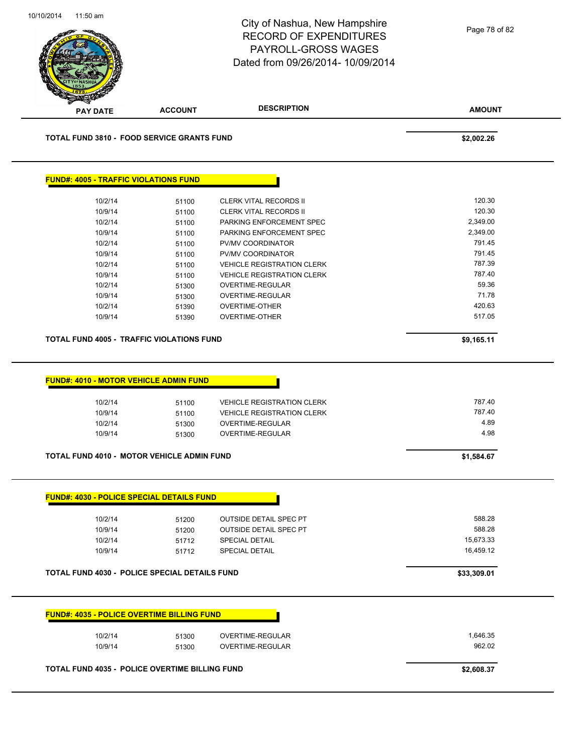City of Nashua, New Hampshire
RECORD OF EXPENDITURES
PAYROLL-GROSS WAGES
Dated from 09/26/2014- 10/09/2014

| PAY DATE | ACCOUNT | DESCRIPTION | AMOUNT |
|---|---|---|---|

**TOTAL FUND 3810 - FOOD SERVICE GRANTS FUND** **$2,002.26**

## FUND#: 4005 - TRAFFIC VIOLATIONS FUND

| PAY DATE | ACCOUNT | DESCRIPTION | AMOUNT |
|---|---|---|---|
| 10/2/14 | 51100 | CLERK VITAL RECORDS II | 120.30 |
| 10/9/14 | 51100 | CLERK VITAL RECORDS II | 120.30 |
| 10/2/14 | 51100 | PARKING ENFORCEMENT SPEC | 2,349.00 |
| 10/9/14 | 51100 | PARKING ENFORCEMENT SPEC | 2,349.00 |
| 10/2/14 | 51100 | PV/MV COORDINATOR | 791.45 |
| 10/9/14 | 51100 | PV/MV COORDINATOR | 791.45 |
| 10/2/14 | 51100 | VEHICLE REGISTRATION CLERK | 787.39 |
| 10/9/14 | 51100 | VEHICLE REGISTRATION CLERK | 787.40 |
| 10/2/14 | 51300 | OVERTIME-REGULAR | 59.36 |
| 10/9/14 | 51300 | OVERTIME-REGULAR | 71.78 |
| 10/2/14 | 51390 | OVERTIME-OTHER | 420.63 |
| 10/9/14 | 51390 | OVERTIME-OTHER | 517.05 |

**TOTAL FUND 4005 - TRAFFIC VIOLATIONS FUND** **$9,165.11**

## FUND#: 4010 - MOTOR VEHICLE ADMIN FUND

| PAY DATE | ACCOUNT | DESCRIPTION | AMOUNT |
|---|---|---|---|
| 10/2/14 | 51100 | VEHICLE REGISTRATION CLERK | 787.40 |
| 10/9/14 | 51100 | VEHICLE REGISTRATION CLERK | 787.40 |
| 10/2/14 | 51300 | OVERTIME-REGULAR | 4.89 |
| 10/9/14 | 51300 | OVERTIME-REGULAR | 4.98 |

**TOTAL FUND 4010 - MOTOR VEHICLE ADMIN FUND** **$1,584.67**

## FUND#: 4030 - POLICE SPECIAL DETAILS FUND

| PAY DATE | ACCOUNT | DESCRIPTION | AMOUNT |
|---|---|---|---|
| 10/2/14 | 51200 | OUTSIDE DETAIL SPEC PT | 588.28 |
| 10/9/14 | 51200 | OUTSIDE DETAIL SPEC PT | 588.28 |
| 10/2/14 | 51712 | SPECIAL DETAIL | 15,673.33 |
| 10/9/14 | 51712 | SPECIAL DETAIL | 16,459.12 |

**TOTAL FUND 4030 - POLICE SPECIAL DETAILS FUND** **$33,309.01**

## FUND#: 4035 - POLICE OVERTIME BILLING FUND

| PAY DATE | ACCOUNT | DESCRIPTION | AMOUNT |
|---|---|---|---|
| 10/2/14 | 51300 | OVERTIME-REGULAR | 1,646.35 |
| 10/9/14 | 51300 | OVERTIME-REGULAR | 962.02 |

**TOTAL FUND 4035 - POLICE OVERTIME BILLING FUND** **$2,608.37**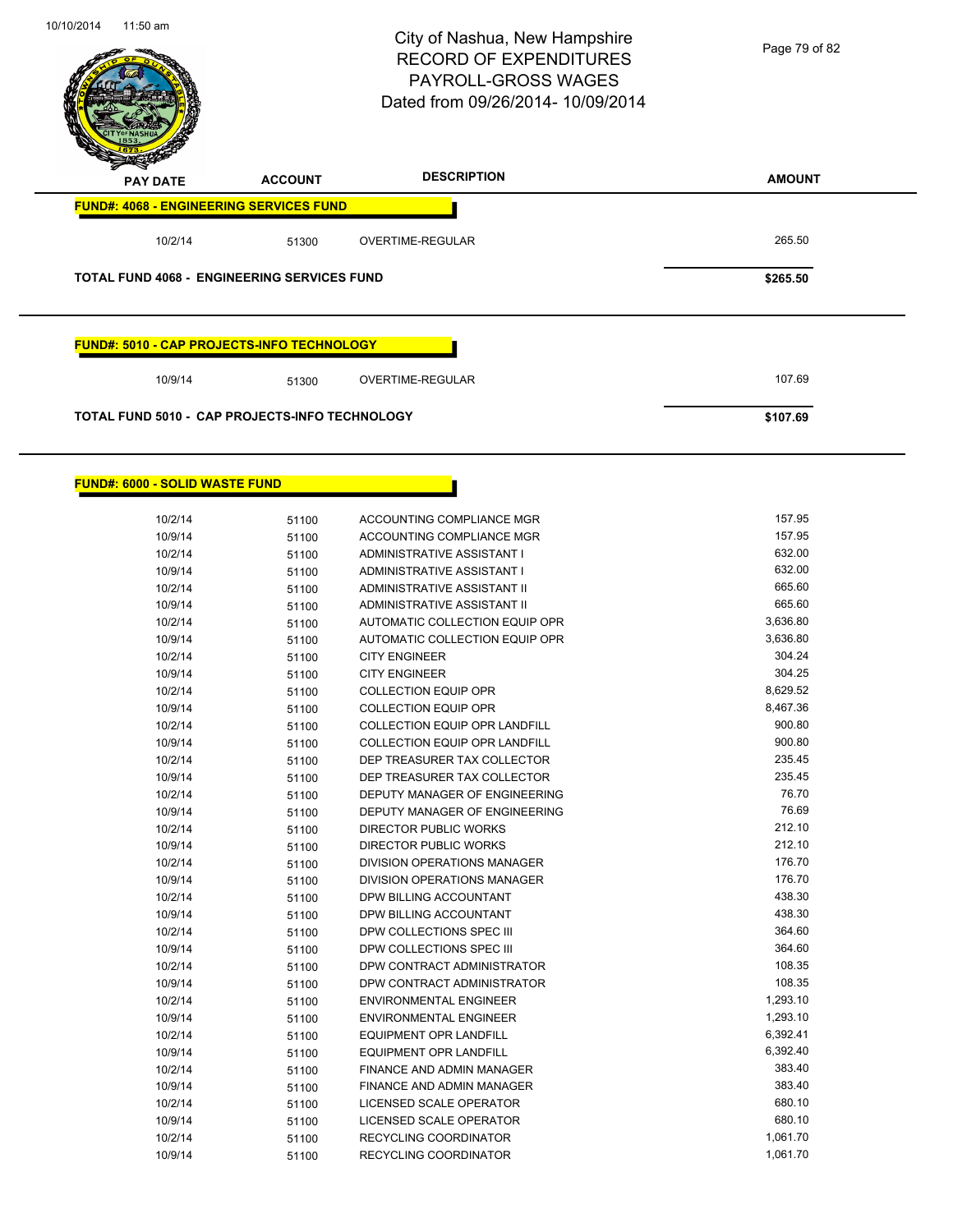# City of Nashua, New Hampshire
# RECORD OF EXPENDITURES
# PAYROLL-GROSS WAGES
# Dated from 09/26/2014- 10/09/2014

| PAY DATE | ACCOUNT | DESCRIPTION | AMOUNT |
|---|---|---|---|
| **FUND#: 4068 - ENGINEERING SERVICES FUND** | | | |
| 10/2/14 | 51300 | OVERTIME-REGULAR | 265.50 |
| **TOTAL FUND 4068 - ENGINEERING SERVICES FUND** | | | **$265.50** |

| PAY DATE | ACCOUNT | DESCRIPTION | AMOUNT |
|---|---|---|---|
| **FUND#: 5010 - CAP PROJECTS-INFO TECHNOLOGY** | | | |
| 10/9/14 | 51300 | OVERTIME-REGULAR | 107.69 |
| **TOTAL FUND 5010 - CAP PROJECTS-INFO TECHNOLOGY** | | | **$107.69** |

**FUND#: 6000 - SOLID WASTE FUND**

| PAY DATE | ACCOUNT | DESCRIPTION | AMOUNT |
|---|---|---|---|
| 10/2/14 | 51100 | ACCOUNTING COMPLIANCE MGR | 157.95 |
| 10/9/14 | 51100 | ACCOUNTING COMPLIANCE MGR | 157.95 |
| 10/2/14 | 51100 | ADMINISTRATIVE ASSISTANT I | 632.00 |
| 10/9/14 | 51100 | ADMINISTRATIVE ASSISTANT I | 632.00 |
| 10/2/14 | 51100 | ADMINISTRATIVE ASSISTANT II | 665.60 |
| 10/9/14 | 51100 | ADMINISTRATIVE ASSISTANT II | 665.60 |
| 10/2/14 | 51100 | AUTOMATIC COLLECTION EQUIP OPR | 3,636.80 |
| 10/9/14 | 51100 | AUTOMATIC COLLECTION EQUIP OPR | 3,636.80 |
| 10/2/14 | 51100 | CITY ENGINEER | 304.24 |
| 10/9/14 | 51100 | CITY ENGINEER | 304.25 |
| 10/2/14 | 51100 | COLLECTION EQUIP OPR | 8,629.52 |
| 10/9/14 | 51100 | COLLECTION EQUIP OPR | 8,467.36 |
| 10/2/14 | 51100 | COLLECTION EQUIP OPR LANDFILL | 900.80 |
| 10/9/14 | 51100 | COLLECTION EQUIP OPR LANDFILL | 900.80 |
| 10/2/14 | 51100 | DEP TREASURER TAX COLLECTOR | 235.45 |
| 10/9/14 | 51100 | DEP TREASURER TAX COLLECTOR | 235.45 |
| 10/2/14 | 51100 | DEPUTY MANAGER OF ENGINEERING | 76.70 |
| 10/9/14 | 51100 | DEPUTY MANAGER OF ENGINEERING | 76.69 |
| 10/2/14 | 51100 | DIRECTOR PUBLIC WORKS | 212.10 |
| 10/9/14 | 51100 | DIRECTOR PUBLIC WORKS | 212.10 |
| 10/2/14 | 51100 | DIVISION OPERATIONS MANAGER | 176.70 |
| 10/9/14 | 51100 | DIVISION OPERATIONS MANAGER | 176.70 |
| 10/2/14 | 51100 | DPW BILLING ACCOUNTANT | 438.30 |
| 10/9/14 | 51100 | DPW BILLING ACCOUNTANT | 438.30 |
| 10/2/14 | 51100 | DPW COLLECTIONS SPEC III | 364.60 |
| 10/9/14 | 51100 | DPW COLLECTIONS SPEC III | 364.60 |
| 10/2/14 | 51100 | DPW CONTRACT ADMINISTRATOR | 108.35 |
| 10/9/14 | 51100 | DPW CONTRACT ADMINISTRATOR | 108.35 |
| 10/2/14 | 51100 | ENVIRONMENTAL ENGINEER | 1,293.10 |
| 10/9/14 | 51100 | ENVIRONMENTAL ENGINEER | 1,293.10 |
| 10/2/14 | 51100 | EQUIPMENT OPR LANDFILL | 6,392.41 |
| 10/9/14 | 51100 | EQUIPMENT OPR LANDFILL | 6,392.40 |
| 10/2/14 | 51100 | FINANCE AND ADMIN MANAGER | 383.40 |
| 10/9/14 | 51100 | FINANCE AND ADMIN MANAGER | 383.40 |
| 10/2/14 | 51100 | LICENSED SCALE OPERATOR | 680.10 |
| 10/9/14 | 51100 | LICENSED SCALE OPERATOR | 680.10 |
| 10/2/14 | 51100 | RECYCLING COORDINATOR | 1,061.70 |
| 10/9/14 | 51100 | RECYCLING COORDINATOR | 1,061.70 |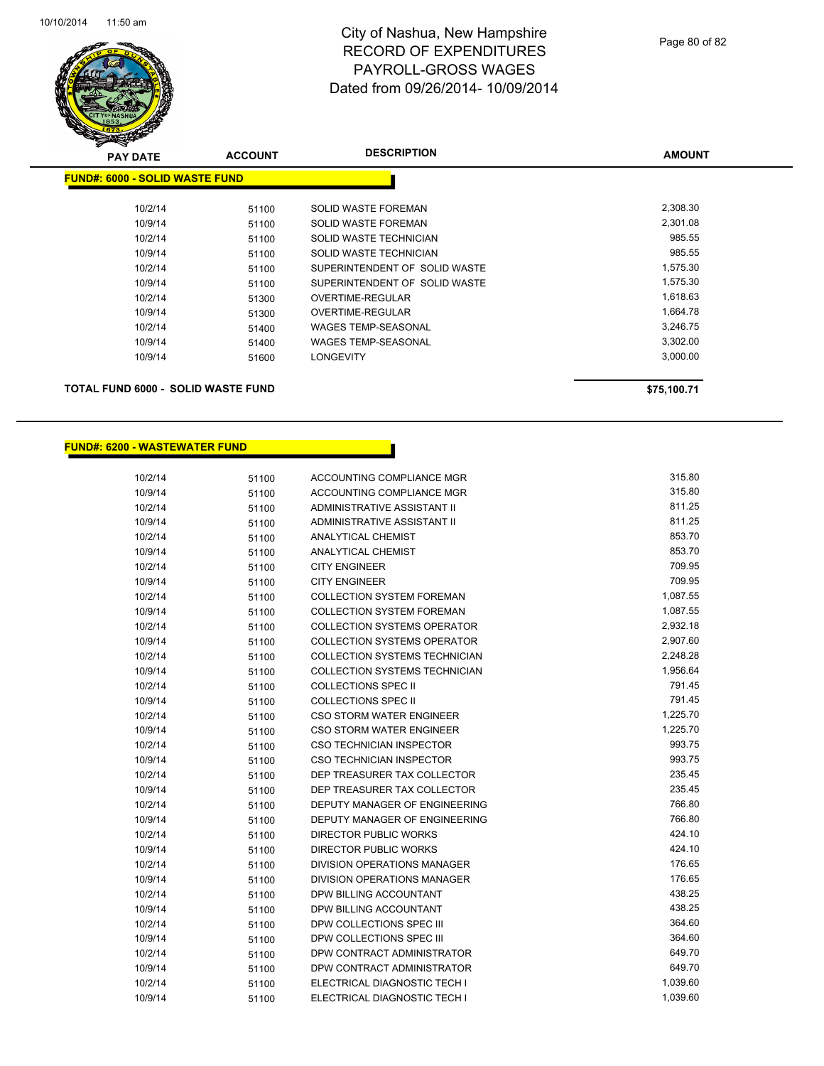# City of Nashua, New Hampshire
# RECORD OF EXPENDITURES
# PAYROLL-GROSS WAGES
# Dated from 09/26/2014- 10/09/2014

## FUND#: 6000 - SOLID WASTE FUND

| PAY DATE | ACCOUNT | DESCRIPTION | AMOUNT |
|---|---|---|---|
| 10/2/14 | 51100 | SOLID WASTE FOREMAN | 2,308.30 |
| 10/9/14 | 51100 | SOLID WASTE FOREMAN | 2,301.08 |
| 10/2/14 | 51100 | SOLID WASTE TECHNICIAN | 985.55 |
| 10/9/14 | 51100 | SOLID WASTE TECHNICIAN | 985.55 |
| 10/2/14 | 51100 | SUPERINTENDENT OF SOLID WASTE | 1,575.30 |
| 10/9/14 | 51100 | SUPERINTENDENT OF SOLID WASTE | 1,575.30 |
| 10/2/14 | 51300 | OVERTIME-REGULAR | 1,618.63 |
| 10/9/14 | 51300 | OVERTIME-REGULAR | 1,664.78 |
| 10/2/14 | 51400 | WAGES TEMP-SEASONAL | 3,246.75 |
| 10/9/14 | 51400 | WAGES TEMP-SEASONAL | 3,302.00 |
| 10/9/14 | 51600 | LONGEVITY | 3,000.00 |

**TOTAL FUND 6000 - SOLID WASTE FUND** **$75,100.71**

## FUND#: 6200 - WASTEWATER FUND

| PAY DATE | ACCOUNT | DESCRIPTION | AMOUNT |
|---|---|---|---|
| 10/2/14 | 51100 | ACCOUNTING COMPLIANCE MGR | 315.80 |
| 10/9/14 | 51100 | ACCOUNTING COMPLIANCE MGR | 315.80 |
| 10/2/14 | 51100 | ADMINISTRATIVE ASSISTANT II | 811.25 |
| 10/9/14 | 51100 | ADMINISTRATIVE ASSISTANT II | 811.25 |
| 10/2/14 | 51100 | ANALYTICAL CHEMIST | 853.70 |
| 10/9/14 | 51100 | ANALYTICAL CHEMIST | 853.70 |
| 10/2/14 | 51100 | CITY ENGINEER | 709.95 |
| 10/9/14 | 51100 | CITY ENGINEER | 709.95 |
| 10/2/14 | 51100 | COLLECTION SYSTEM FOREMAN | 1,087.55 |
| 10/9/14 | 51100 | COLLECTION SYSTEM FOREMAN | 1,087.55 |
| 10/2/14 | 51100 | COLLECTION SYSTEMS OPERATOR | 2,932.18 |
| 10/9/14 | 51100 | COLLECTION SYSTEMS OPERATOR | 2,907.60 |
| 10/2/14 | 51100 | COLLECTION SYSTEMS TECHNICIAN | 2,248.28 |
| 10/9/14 | 51100 | COLLECTION SYSTEMS TECHNICIAN | 1,956.64 |
| 10/2/14 | 51100 | COLLECTIONS SPEC II | 791.45 |
| 10/9/14 | 51100 | COLLECTIONS SPEC II | 791.45 |
| 10/2/14 | 51100 | CSO STORM WATER ENGINEER | 1,225.70 |
| 10/9/14 | 51100 | CSO STORM WATER ENGINEER | 1,225.70 |
| 10/2/14 | 51100 | CSO TECHNICIAN INSPECTOR | 993.75 |
| 10/9/14 | 51100 | CSO TECHNICIAN INSPECTOR | 993.75 |
| 10/2/14 | 51100 | DEP TREASURER TAX COLLECTOR | 235.45 |
| 10/9/14 | 51100 | DEP TREASURER TAX COLLECTOR | 235.45 |
| 10/2/14 | 51100 | DEPUTY MANAGER OF ENGINEERING | 766.80 |
| 10/9/14 | 51100 | DEPUTY MANAGER OF ENGINEERING | 766.80 |
| 10/2/14 | 51100 | DIRECTOR PUBLIC WORKS | 424.10 |
| 10/9/14 | 51100 | DIRECTOR PUBLIC WORKS | 424.10 |
| 10/2/14 | 51100 | DIVISION OPERATIONS MANAGER | 176.65 |
| 10/9/14 | 51100 | DIVISION OPERATIONS MANAGER | 176.65 |
| 10/2/14 | 51100 | DPW BILLING ACCOUNTANT | 438.25 |
| 10/9/14 | 51100 | DPW BILLING ACCOUNTANT | 438.25 |
| 10/2/14 | 51100 | DPW COLLECTIONS SPEC III | 364.60 |
| 10/9/14 | 51100 | DPW COLLECTIONS SPEC III | 364.60 |
| 10/2/14 | 51100 | DPW CONTRACT ADMINISTRATOR | 649.70 |
| 10/9/14 | 51100 | DPW CONTRACT ADMINISTRATOR | 649.70 |
| 10/2/14 | 51100 | ELECTRICAL DIAGNOSTIC TECH I | 1,039.60 |
| 10/9/14 | 51100 | ELECTRICAL DIAGNOSTIC TECH I | 1,039.60 |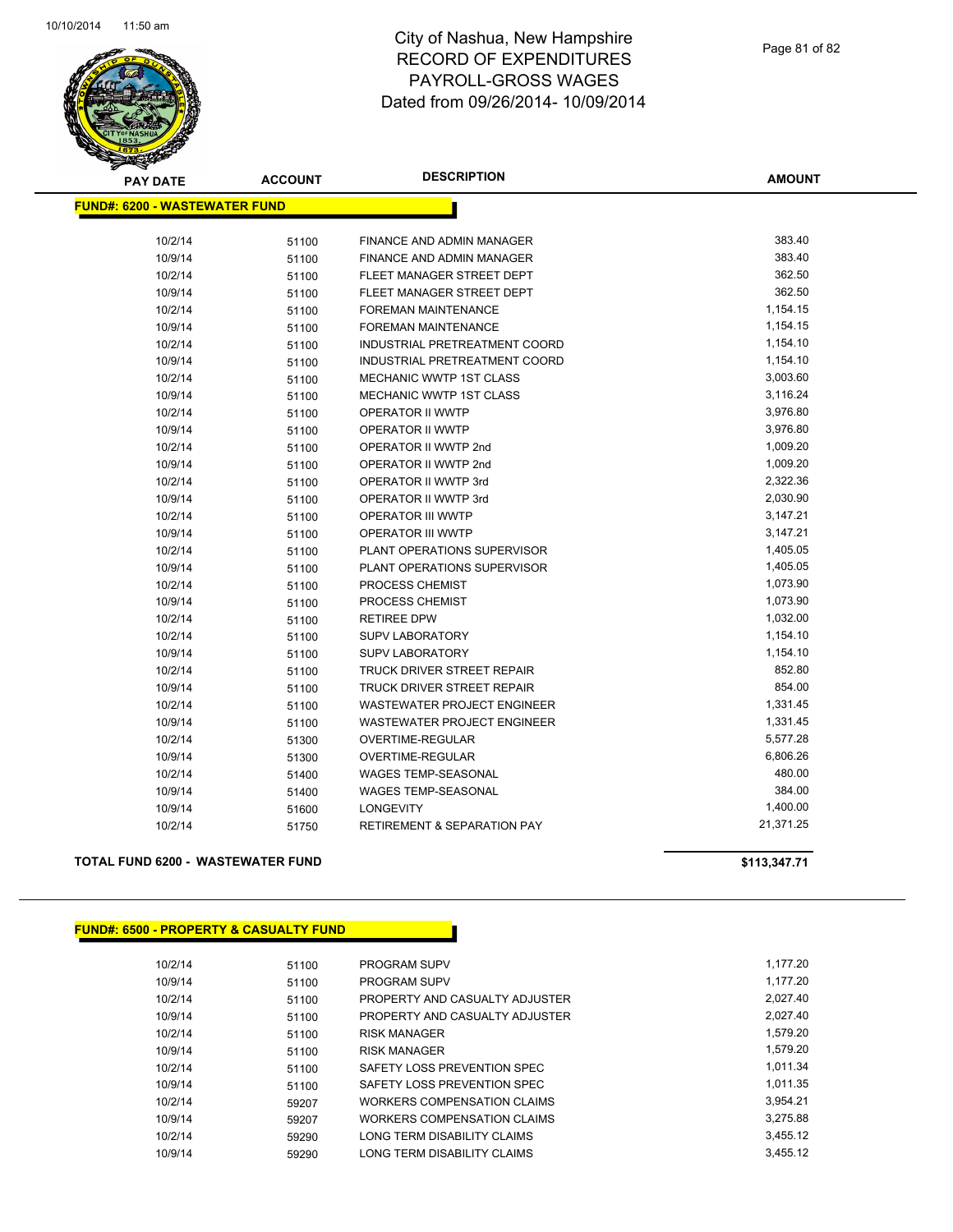# City of Nashua, New Hampshire
# RECORD OF EXPENDITURES
# PAYROLL-GROSS WAGES
# Dated from 09/26/2014- 10/09/2014

10/10/2014 11:50 am

| PAY DATE | ACCOUNT | DESCRIPTION | AMOUNT |
|---|---|---|---|
| **FUND#: 6200 - WASTEWATER FUND** | | | |
| 10/2/14 | 51100 | FINANCE AND ADMIN MANAGER | 383.40 |
| 10/9/14 | 51100 | FINANCE AND ADMIN MANAGER | 383.40 |
| 10/2/14 | 51100 | FLEET MANAGER STREET DEPT | 362.50 |
| 10/9/14 | 51100 | FLEET MANAGER STREET DEPT | 362.50 |
| 10/2/14 | 51100 | FOREMAN MAINTENANCE | 1,154.15 |
| 10/9/14 | 51100 | FOREMAN MAINTENANCE | 1,154.15 |
| 10/2/14 | 51100 | INDUSTRIAL PRETREATMENT COORD | 1,154.10 |
| 10/9/14 | 51100 | INDUSTRIAL PRETREATMENT COORD | 1,154.10 |
| 10/2/14 | 51100 | MECHANIC WWTP 1ST CLASS | 3,003.60 |
| 10/9/14 | 51100 | MECHANIC WWTP 1ST CLASS | 3,116.24 |
| 10/2/14 | 51100 | OPERATOR II WWTP | 3,976.80 |
| 10/9/14 | 51100 | OPERATOR II WWTP | 3,976.80 |
| 10/2/14 | 51100 | OPERATOR II WWTP 2nd | 1,009.20 |
| 10/9/14 | 51100 | OPERATOR II WWTP 2nd | 1,009.20 |
| 10/2/14 | 51100 | OPERATOR II WWTP 3rd | 2,322.36 |
| 10/9/14 | 51100 | OPERATOR II WWTP 3rd | 2,030.90 |
| 10/2/14 | 51100 | OPERATOR III WWTP | 3,147.21 |
| 10/9/14 | 51100 | OPERATOR III WWTP | 3,147.21 |
| 10/2/14 | 51100 | PLANT OPERATIONS SUPERVISOR | 1,405.05 |
| 10/9/14 | 51100 | PLANT OPERATIONS SUPERVISOR | 1,405.05 |
| 10/2/14 | 51100 | PROCESS CHEMIST | 1,073.90 |
| 10/9/14 | 51100 | PROCESS CHEMIST | 1,073.90 |
| 10/2/14 | 51100 | RETIREE DPW | 1,032.00 |
| 10/2/14 | 51100 | SUPV LABORATORY | 1,154.10 |
| 10/9/14 | 51100 | SUPV LABORATORY | 1,154.10 |
| 10/2/14 | 51100 | TRUCK DRIVER STREET REPAIR | 852.80 |
| 10/9/14 | 51100 | TRUCK DRIVER STREET REPAIR | 854.00 |
| 10/2/14 | 51100 | WASTEWATER PROJECT ENGINEER | 1,331.45 |
| 10/9/14 | 51100 | WASTEWATER PROJECT ENGINEER | 1,331.45 |
| 10/2/14 | 51300 | OVERTIME-REGULAR | 5,577.28 |
| 10/9/14 | 51300 | OVERTIME-REGULAR | 6,806.26 |
| 10/2/14 | 51400 | WAGES TEMP-SEASONAL | 480.00 |
| 10/9/14 | 51400 | WAGES TEMP-SEASONAL | 384.00 |
| 10/9/14 | 51600 | LONGEVITY | 1,400.00 |
| 10/2/14 | 51750 | RETIREMENT & SEPARATION PAY | 21,371.25 |
| **TOTAL FUND 6200 - WASTEWATER FUND** | | | **$113,347.71** |

| PAY DATE | ACCOUNT | DESCRIPTION | AMOUNT |
|---|---|---|---|
| **FUND#: 6500 - PROPERTY & CASUALTY FUND** | | | |
| 10/2/14 | 51100 | PROGRAM SUPV | 1,177.20 |
| 10/9/14 | 51100 | PROGRAM SUPV | 1,177.20 |
| 10/2/14 | 51100 | PROPERTY AND CASUALTY ADJUSTER | 2,027.40 |
| 10/9/14 | 51100 | PROPERTY AND CASUALTY ADJUSTER | 2,027.40 |
| 10/2/14 | 51100 | RISK MANAGER | 1,579.20 |
| 10/9/14 | 51100 | RISK MANAGER | 1,579.20 |
| 10/2/14 | 51100 | SAFETY LOSS PREVENTION SPEC | 1,011.34 |
| 10/9/14 | 51100 | SAFETY LOSS PREVENTION SPEC | 1,011.35 |
| 10/2/14 | 59207 | WORKERS COMPENSATION CLAIMS | 3,954.21 |
| 10/9/14 | 59207 | WORKERS COMPENSATION CLAIMS | 3,275.88 |
| 10/2/14 | 59290 | LONG TERM DISABILITY CLAIMS | 3,455.12 |
| 10/9/14 | 59290 | LONG TERM DISABILITY CLAIMS | 3,455.12 |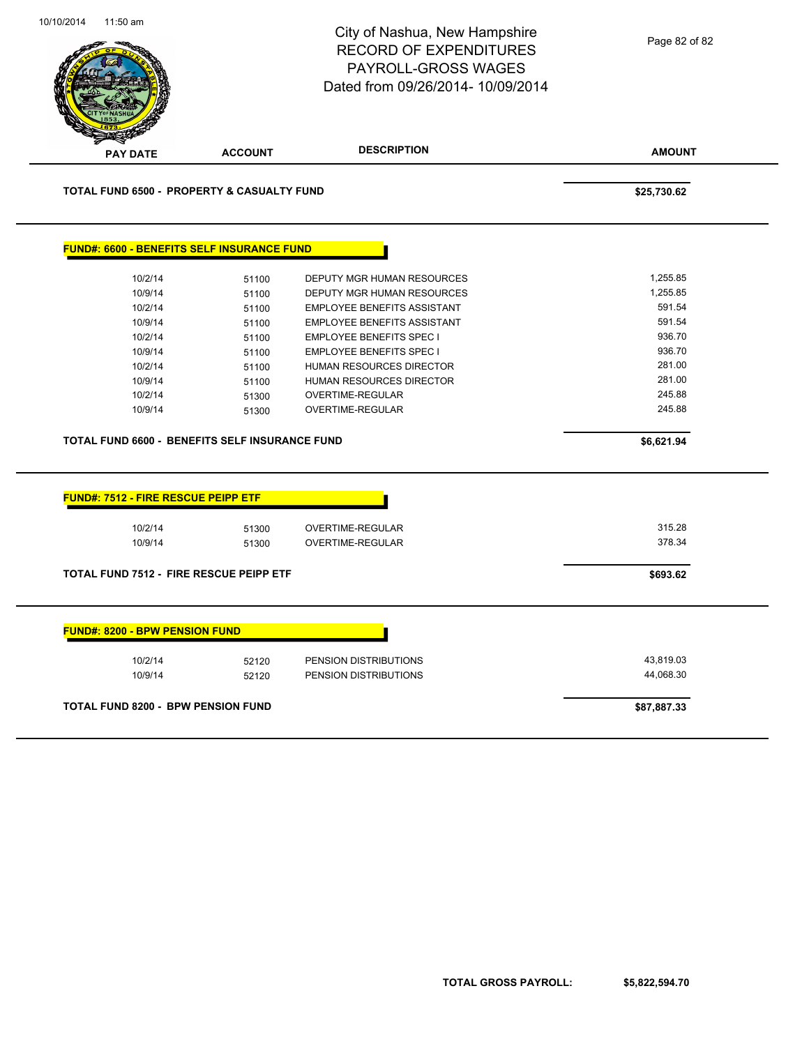City of Nashua, New Hampshire
RECORD OF EXPENDITURES
PAYROLL-GROSS WAGES
Dated from 09/26/2014- 10/09/2014

| PAY DATE | ACCOUNT | DESCRIPTION | AMOUNT |
|---|---|---|---|
| **TOTAL FUND 6500 - PROPERTY & CASUALTY FUND** | | | **$25,730.62** |

**FUND#: 6600 - BENEFITS SELF INSURANCE FUND**

| PAY DATE | ACCOUNT | DESCRIPTION | AMOUNT |
|---|---|---|---|
| 10/2/14 | 51100 | DEPUTY MGR HUMAN RESOURCES | 1,255.85 |
| 10/9/14 | 51100 | DEPUTY MGR HUMAN RESOURCES | 1,255.85 |
| 10/2/14 | 51100 | EMPLOYEE BENEFITS ASSISTANT | 591.54 |
| 10/9/14 | 51100 | EMPLOYEE BENEFITS ASSISTANT | 591.54 |
| 10/2/14 | 51100 | EMPLOYEE BENEFITS SPEC I | 936.70 |
| 10/9/14 | 51100 | EMPLOYEE BENEFITS SPEC I | 936.70 |
| 10/2/14 | 51100 | HUMAN RESOURCES DIRECTOR | 281.00 |
| 10/9/14 | 51100 | HUMAN RESOURCES DIRECTOR | 281.00 |
| 10/2/14 | 51300 | OVERTIME-REGULAR | 245.88 |
| 10/9/14 | 51300 | OVERTIME-REGULAR | 245.88 |
| **TOTAL FUND 6600 - BENEFITS SELF INSURANCE FUND** | | | **$6,621.94** |

**FUND#: 7512 - FIRE RESCUE PEIPP ETF**

| PAY DATE | ACCOUNT | DESCRIPTION | AMOUNT |
|---|---|---|---|
| 10/2/14 | 51300 | OVERTIME-REGULAR | 315.28 |
| 10/9/14 | 51300 | OVERTIME-REGULAR | 378.34 |
| **TOTAL FUND 7512 - FIRE RESCUE PEIPP ETF** | | | **$693.62** |

**FUND#: 8200 - BPW PENSION FUND**

| PAY DATE | ACCOUNT | DESCRIPTION | AMOUNT |
|---|---|---|---|
| 10/2/14 | 52120 | PENSION DISTRIBUTIONS | 43,819.03 |
| 10/9/14 | 52120 | PENSION DISTRIBUTIONS | 44,068.30 |
| **TOTAL FUND 8200 - BPW PENSION FUND** | | | **$87,887.33** |

**TOTAL GROSS PAYROLL: $5,822,594.70**